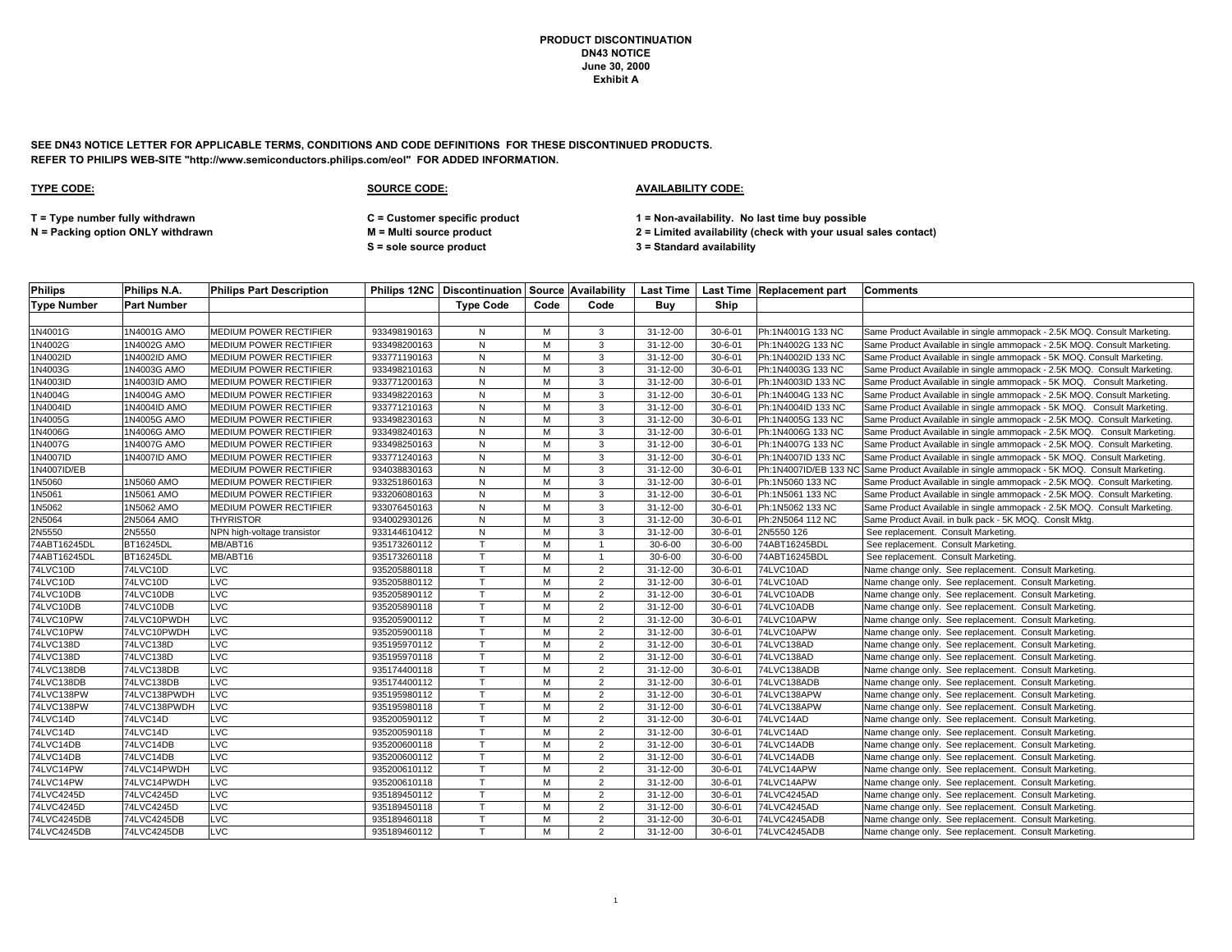**PRODUCT DISCONTINUATION**
**DN43 NOTICE**
**June 30, 2000**
**Exhibit A**

**SEE DN43 NOTICE LETTER FOR APPLICABLE TERMS, CONDITIONS AND CODE DEFINITIONS FOR THESE DISCONTINUED PRODUCTS.**
**REFER TO PHILIPS WEB-SITE "http://www.semiconductors.philips.com/eol" FOR ADDED INFORMATION.**

**TYPE CODE:**

**T = Type number fully withdrawn**
**N = Packing option ONLY withdrawn**

**SOURCE CODE:**

**C = Customer specific product**
**M = Multi source product**
**S = sole source product**

**AVAILABILITY CODE:**

**1 = Non-availability. No last time buy possible**
**2 = Limited availability (check with your usual sales contact)**
**3 = Standard availability**

| Philips Type Number | Philips N.A. Part Number | Philips Part Description | Philips 12NC | Discontinuation Type Code | Source Code | Availability Code | Last Time Buy | Last Time Ship | Replacement part | Comments |
|---|---|---|---|---|---|---|---|---|---|---|
| 1N4001G | 1N4001G AMO | MEDIUM POWER RECTIFIER | 933498190163 | N | M | 3 | 31-12-00 | 30-6-01 | Ph:1N4001G 133 NC | Same Product Available in single ammopack - 2.5K MOQ. Consult Marketing. |
| 1N4002G | 1N4002G AMO | MEDIUM POWER RECTIFIER | 933498200163 | N | M | 3 | 31-12-00 | 30-6-01 | Ph:1N4002G 133 NC | Same Product Available in single ammopack - 2.5K MOQ. Consult Marketing. |
| 1N4002ID | 1N4002ID AMO | MEDIUM POWER RECTIFIER | 933771190163 | N | M | 3 | 31-12-00 | 30-6-01 | Ph:1N4002ID 133 NC | Same Product Available in single ammopack - 5K MOQ. Consult Marketing. |
| 1N4003G | 1N4003G AMO | MEDIUM POWER RECTIFIER | 933498210163 | N | M | 3 | 31-12-00 | 30-6-01 | Ph:1N4003G 133 NC | Same Product Available in single ammopack - 2.5K MOQ. Consult Marketing. |
| 1N4003ID | 1N4003ID AMO | MEDIUM POWER RECTIFIER | 933771200163 | N | M | 3 | 31-12-00 | 30-6-01 | Ph:1N4003ID 133 NC | Same Product Available in single ammopack - 5K MOQ. Consult Marketing. |
| 1N4004G | 1N4004G AMO | MEDIUM POWER RECTIFIER | 933498220163 | N | M | 3 | 31-12-00 | 30-6-01 | Ph:1N4004G 133 NC | Same Product Available in single ammopack - 2.5K MOQ. Consult Marketing. |
| 1N4004ID | 1N4004ID AMO | MEDIUM POWER RECTIFIER | 933771210163 | N | M | 3 | 31-12-00 | 30-6-01 | Ph:1N4004ID 133 NC | Same Product Available in single ammopack - 5K MOQ. Consult Marketing. |
| 1N4005G | 1N4005G AMO | MEDIUM POWER RECTIFIER | 933498230163 | N | M | 3 | 31-12-00 | 30-6-01 | Ph:1N4005G 133 NC | Same Product Available in single ammopack - 2.5K MOQ. Consult Marketing. |
| 1N4006G | 1N4006G AMO | MEDIUM POWER RECTIFIER | 933498240163 | N | M | 3 | 31-12-00 | 30-6-01 | Ph:1N4006G 133 NC | Same Product Available in single ammopack - 2.5K MOQ. Consult Marketing. |
| 1N4007G | 1N4007G AMO | MEDIUM POWER RECTIFIER | 933498250163 | N | M | 3 | 31-12-00 | 30-6-01 | Ph:1N4007G 133 NC | Same Product Available in single ammopack - 2.5K MOQ. Consult Marketing. |
| 1N4007ID | 1N4007ID AMO | MEDIUM POWER RECTIFIER | 933771240163 | N | M | 3 | 31-12-00 | 30-6-01 | Ph:1N4007ID 133 NC | Same Product Available in single ammopack - 5K MOQ. Consult Marketing. |
| 1N4007ID/EB | | MEDIUM POWER RECTIFIER | 934038830163 | N | M | 3 | 31-12-00 | 30-6-01 | Ph:1N4007ID/EB 133 NC | Same Product Available in single ammopack - 5K MOQ. Consult Marketing. |
| 1N5060 | 1N5060 AMO | MEDIUM POWER RECTIFIER | 933251860163 | N | M | 3 | 31-12-00 | 30-6-01 | Ph:1N5060 133 NC | Same Product Available in single ammopack - 2.5K MOQ. Consult Marketing. |
| 1N5061 | 1N5061 AMO | MEDIUM POWER RECTIFIER | 933206080163 | N | M | 3 | 31-12-00 | 30-6-01 | Ph:1N5061 133 NC | Same Product Available in single ammopack - 2.5K MOQ. Consult Marketing. |
| 1N5062 | 1N5062 AMO | MEDIUM POWER RECTIFIER | 933076450163 | N | M | 3 | 31-12-00 | 30-6-01 | Ph:1N5062 133 NC | Same Product Available in single ammopack - 2.5K MOQ. Consult Marketing. |
| 2N5064 | 2N5064 AMO | THYRISTOR | 934002930126 | N | M | 3 | 31-12-00 | 30-6-01 | Ph:2N5064 112 NC | Same Product Avail. in bulk pack - 5K MOQ. Conslt Mktg. |
| 2N5550 | 2N5550 | NPN high-voltage transistor | 933144610412 | N | M | 3 | 31-12-00 | 30-6-01 | 2N5550 126 | See replacement. Consult Marketing. |
| 74ABT16245DL | BT16245DL | MB/ABT16 | 935173260112 | T | M | 1 | 30-6-00 | 30-6-00 | 74ABT16245BDL | See replacement. Consult Marketing. |
| 74ABT16245DL | BT16245DL | MB/ABT16 | 935173260118 | T | M | 1 | 30-6-00 | 30-6-00 | 74ABT16245BDL | See replacement. Consult Marketing. |
| 74LVC10D | 74LVC10D | LVC | 935205880118 | T | M | 2 | 31-12-00 | 30-6-01 | 74LVC10AD | Name change only. See replacement. Consult Marketing. |
| 74LVC10D | 74LVC10D | LVC | 935205880112 | T | M | 2 | 31-12-00 | 30-6-01 | 74LVC10AD | Name change only. See replacement. Consult Marketing. |
| 74LVC10DB | 74LVC10DB | LVC | 935205890112 | T | M | 2 | 31-12-00 | 30-6-01 | 74LVC10ADB | Name change only. See replacement. Consult Marketing. |
| 74LVC10DB | 74LVC10DB | LVC | 935205890118 | T | M | 2 | 31-12-00 | 30-6-01 | 74LVC10ADB | Name change only. See replacement. Consult Marketing. |
| 74LVC10PW | 74LVC10PWDH | LVC | 935205900112 | T | M | 2 | 31-12-00 | 30-6-01 | 74LVC10APW | Name change only. See replacement. Consult Marketing. |
| 74LVC10PW | 74LVC10PWDH | LVC | 935205900118 | T | M | 2 | 31-12-00 | 30-6-01 | 74LVC10APW | Name change only. See replacement. Consult Marketing. |
| 74LVC138D | 74LVC138D | LVC | 935195970112 | T | M | 2 | 31-12-00 | 30-6-01 | 74LVC138AD | Name change only. See replacement. Consult Marketing. |
| 74LVC138D | 74LVC138D | LVC | 935195970118 | T | M | 2 | 31-12-00 | 30-6-01 | 74LVC138AD | Name change only. See replacement. Consult Marketing. |
| 74LVC138DB | 74LVC138DB | LVC | 935174400118 | T | M | 2 | 31-12-00 | 30-6-01 | 74LVC138ADB | Name change only. See replacement. Consult Marketing. |
| 74LVC138DB | 74LVC138DB | LVC | 935174400112 | T | M | 2 | 31-12-00 | 30-6-01 | 74LVC138ADB | Name change only. See replacement. Consult Marketing. |
| 74LVC138PW | 74LVC138PWDH | LVC | 935195980112 | T | M | 2 | 31-12-00 | 30-6-01 | 74LVC138APW | Name change only. See replacement. Consult Marketing. |
| 74LVC138PW | 74LVC138PWDH | LVC | 935195980118 | T | M | 2 | 31-12-00 | 30-6-01 | 74LVC138APW | Name change only. See replacement. Consult Marketing. |
| 74LVC14D | 74LVC14D | LVC | 935200590112 | T | M | 2 | 31-12-00 | 30-6-01 | 74LVC14AD | Name change only. See replacement. Consult Marketing. |
| 74LVC14D | 74LVC14D | LVC | 935200590118 | T | M | 2 | 31-12-00 | 30-6-01 | 74LVC14AD | Name change only. See replacement. Consult Marketing. |
| 74LVC14DB | 74LVC14DB | LVC | 935200600118 | T | M | 2 | 31-12-00 | 30-6-01 | 74LVC14ADB | Name change only. See replacement. Consult Marketing. |
| 74LVC14DB | 74LVC14DB | LVC | 935200600112 | T | M | 2 | 31-12-00 | 30-6-01 | 74LVC14ADB | Name change only. See replacement. Consult Marketing. |
| 74LVC14PW | 74LVC14PWDH | LVC | 935200610112 | T | M | 2 | 31-12-00 | 30-6-01 | 74LVC14APW | Name change only. See replacement. Consult Marketing. |
| 74LVC14PW | 74LVC14PWDH | LVC | 935200610118 | T | M | 2 | 31-12-00 | 30-6-01 | 74LVC14APW | Name change only. See replacement. Consult Marketing. |
| 74LVC4245D | 74LVC4245D | LVC | 935189450112 | T | M | 2 | 31-12-00 | 30-6-01 | 74LVC4245AD | Name change only. See replacement. Consult Marketing. |
| 74LVC4245D | 74LVC4245D | LVC | 935189450118 | T | M | 2 | 31-12-00 | 30-6-01 | 74LVC4245AD | Name change only. See replacement. Consult Marketing. |
| 74LVC4245DB | 74LVC4245DB | LVC | 935189460118 | T | M | 2 | 31-12-00 | 30-6-01 | 74LVC4245ADB | Name change only. See replacement. Consult Marketing. |
| 74LVC4245DB | 74LVC4245DB | LVC | 935189460112 | T | M | 2 | 31-12-00 | 30-6-01 | 74LVC4245ADB | Name change only. See replacement. Consult Marketing. |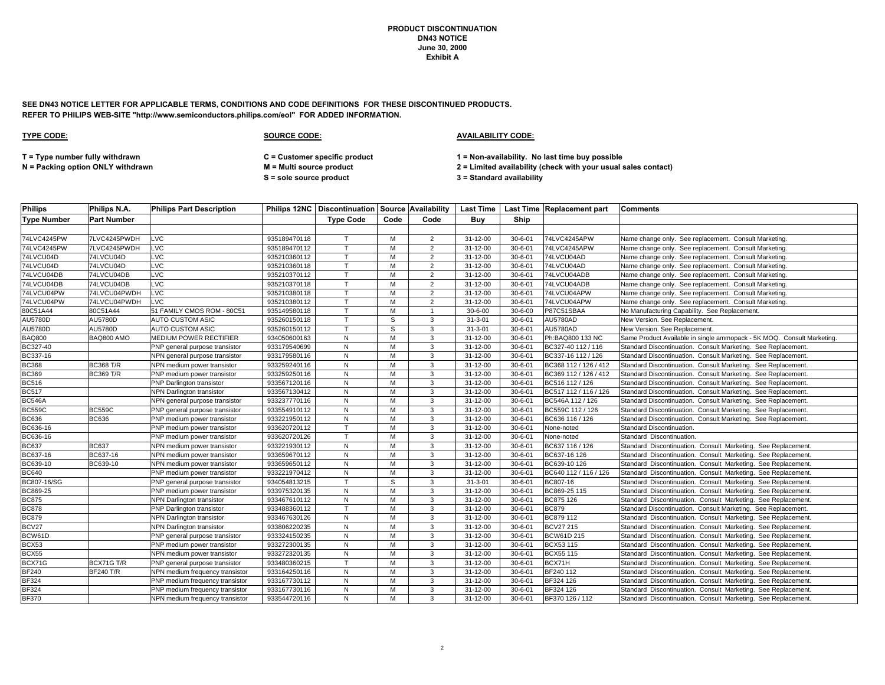**PRODUCT DISCONTINUATION**
**DN43 NOTICE**
**June 30, 2000**
**Exhibit A**

**SEE DN43 NOTICE LETTER FOR APPLICABLE TERMS, CONDITIONS AND CODE DEFINITIONS FOR THESE DISCONTINUED PRODUCTS.**
**REFER TO PHILIPS WEB-SITE "http://www.semiconductors.philips.com/eol" FOR ADDED INFORMATION.**

**TYPE CODE:**

**T = Type number fully withdrawn**
**N = Packing option ONLY withdrawn**

**SOURCE CODE:**

**C = Customer specific product**
**M = Multi source product**
**S = sole source product**

**AVAILABILITY CODE:**

**1 = Non-availability. No last time buy possible**
**2 = Limited availability (check with your usual sales contact)**
**3 = Standard availability**

| Philips Type Number | Philips N.A. Part Number | Philips Part Description | Philips 12NC | Discontinuation Type Code | Source Code | Availability Code | Last Time Buy | Last Time Ship | Replacement part | Comments |
|---|---|---|---|---|---|---|---|---|---|---|
| 74LVC4245PW | 7LVC4245PWDH | LVC | 935189470118 | T | M | 2 | 31-12-00 | 30-6-01 | 74LVC4245APW | Name change only. See replacement. Consult Marketing. |
| 74LVC4245PW | 7LVC4245PWDH | LVC | 935189470112 | T | M | 2 | 31-12-00 | 30-6-01 | 74LVC4245APW | Name change only. See replacement. Consult Marketing. |
| 74LVCU04D | 74LVCU04D | LVC | 935210360112 | T | M | 2 | 31-12-00 | 30-6-01 | 74LVCU04AD | Name change only. See replacement. Consult Marketing. |
| 74LVCU04D | 74LVCU04D | LVC | 935210360118 | T | M | 2 | 31-12-00 | 30-6-01 | 74LVCU04AD | Name change only. See replacement. Consult Marketing. |
| 74LVCU04DB | 74LVCU04DB | LVC | 935210370112 | T | M | 2 | 31-12-00 | 30-6-01 | 74LVCU04ADB | Name change only. See replacement. Consult Marketing. |
| 74LVCU04DB | 74LVCU04DB | LVC | 935210370118 | T | M | 2 | 31-12-00 | 30-6-01 | 74LVCU04ADB | Name change only. See replacement. Consult Marketing. |
| 74LVCU04PW | 74LVCU04PWDH | LVC | 935210380118 | T | M | 2 | 31-12-00 | 30-6-01 | 74LVCU04APW | Name change only. See replacement. Consult Marketing. |
| 74LVCU04PW | 74LVCU04PWDH | LVC | 935210380112 | T | M | 2 | 31-12-00 | 30-6-01 | 74LVCU04APW | Name change only. See replacement. Consult Marketing. |
| 80C51A44 | 80C51A44 | 51 FAMILY CMOS ROM - 80C51 | 935149580118 | T | M | 1 | 30-6-00 | 30-6-00 | P87C51SBAA | No Manufacturing Capability. See Replacement. |
| AU5780D | AU5780D | AUTO CUSTOM ASIC | 935260150118 | T | S | 3 | 31-3-01 | 30-6-01 | AU5780AD | New Version. See Replacement. |
| AU5780D | AU5780D | AUTO CUSTOM ASIC | 935260150112 | T | S | 3 | 31-3-01 | 30-6-01 | AU5780AD | New Version. See Replacement. |
| BAQ800 | BAQ800 AMO | MEDIUM POWER RECTIFIER | 934050600163 | N | M | 3 | 31-12-00 | 30-6-01 | Ph:BAQ800 133 NC | Same Product Available in single ammopack - 5K MOQ. Consult Marketing. |
| BC327-40 | | PNP general purpose transistor | 933179540699 | N | M | 3 | 31-12-00 | 30-6-01 | BC327-40 112 / 116 | Standard Discontinuation. Consult Marketing. See Replacement. |
| BC337-16 | | NPN general purpose transistor | 933179580116 | N | M | 3 | 31-12-00 | 30-6-01 | BC337-16 112 / 126 | Standard Discontinuation. Consult Marketing. See Replacement. |
| BC368 | BC368 T/R | NPN medium power transistor | 933259240116 | N | M | 3 | 31-12-00 | 30-6-01 | BC368 112 / 126 / 412 | Standard Discontinuation. Consult Marketing. See Replacement. |
| BC369 | BC369 T/R | PNP medium power transistor | 933259250116 | N | M | 3 | 31-12-00 | 30-6-01 | BC369 112 / 126 / 412 | Standard Discontinuation. Consult Marketing. See Replacement. |
| BC516 | | PNP Darlington transistor | 933567120116 | N | M | 3 | 31-12-00 | 30-6-01 | BC516 112 / 126 | Standard Discontinuation. Consult Marketing. See Replacement. |
| BC517 | | NPN Darlington transistor | 933567130412 | N | M | 3 | 31-12-00 | 30-6-01 | BC517 112 / 116 / 126 | Standard Discontinuation. Consult Marketing. See Replacement. |
| BC546A | | NPN general purpose transistor | 933237770116 | N | M | 3 | 31-12-00 | 30-6-01 | BC546A 112 / 126 | Standard Discontinuation. Consult Marketing. See Replacement. |
| BC559C | BC559C | PNP general purpose transistor | 933554910112 | N | M | 3 | 31-12-00 | 30-6-01 | BC559C 112 / 126 | Standard Discontinuation. Consult Marketing. See Replacement. |
| BC636 | BC636 | PNP medium power transistor | 933221950112 | N | M | 3 | 31-12-00 | 30-6-01 | BC636 116 / 126 | Standard Discontinuation. Consult Marketing. See Replacement. |
| BC636-16 | | PNP medium power transistor | 933620720112 | T | M | 3 | 31-12-00 | 30-6-01 | None-noted | Standard Discontinuation. |
| BC636-16 | | PNP medium power transistor | 933620720126 | T | M | 3 | 31-12-00 | 30-6-01 | None-noted | Standard Discontinuation. |
| BC637 | BC637 | NPN medium power transistor | 933221930112 | N | M | 3 | 31-12-00 | 30-6-01 | BC637 116 / 126 | Standard Discontinuation. Consult Marketing. See Replacement. |
| BC637-16 | BC637-16 | NPN medium power transistor | 933659670112 | N | M | 3 | 31-12-00 | 30-6-01 | BC637-16 126 | Standard Discontinuation. Consult Marketing. See Replacement. |
| BC639-10 | BC639-10 | NPN medium power transistor | 933659650112 | N | M | 3 | 31-12-00 | 30-6-01 | BC639-10 126 | Standard Discontinuation. Consult Marketing. See Replacement. |
| BC640 | | PNP medium power transistor | 933221970412 | N | M | 3 | 31-12-00 | 30-6-01 | BC640 112 / 116 / 126 | Standard Discontinuation. Consult Marketing. See Replacement. |
| BC807-16/SG | | PNP general purpose transistor | 934054813215 | T | S | 3 | 31-3-01 | 30-6-01 | BC807-16 | Standard Discontinuation. Consult Marketing. See Replacement. |
| BC869-25 | | PNP medium power transistor | 933975320135 | N | M | 3 | 31-12-00 | 30-6-01 | BC869-25 115 | Standard Discontinuation. Consult Marketing. See Replacement. |
| BC875 | | NPN Darlington transistor | 933467610112 | N | M | 3 | 31-12-00 | 30-6-01 | BC875 126 | Standard Discontinuation. Consult Marketing. See Replacement. |
| BC878 | | PNP Darlington transistor | 933488360112 | T | M | 3 | 31-12-00 | 30-6-01 | BC879 | Standard Discontinuation. Consult Marketing. See Replacement. |
| BC879 | | NPN Darlington transistor | 933467630126 | N | M | 3 | 31-12-00 | 30-6-01 | BC879 112 | Standard Discontinuation. Consult Marketing. See Replacement. |
| BCV27 | | NPN Darlington transistor | 933806220235 | N | M | 3 | 31-12-00 | 30-6-01 | BCV27 215 | Standard Discontinuation. Consult Marketing. See Replacement. |
| BCW61D | | PNP general purpose transistor | 933324150235 | N | M | 3 | 31-12-00 | 30-6-01 | BCW61D 215 | Standard Discontinuation. Consult Marketing. See Replacement. |
| BCX53 | | PNP medium power transistor | 933272300135 | N | M | 3 | 31-12-00 | 30-6-01 | BCX53 115 | Standard Discontinuation. Consult Marketing. See Replacement. |
| BCX55 | | NPN medium power transistor | 933272320135 | N | M | 3 | 31-12-00 | 30-6-01 | BCX55 115 | Standard Discontinuation. Consult Marketing. See Replacement. |
| BCX71G | BCX71G T/R | PNP general purpose transistor | 933480360215 | T | M | 3 | 31-12-00 | 30-6-01 | BCX71H | Standard Discontinuation. Consult Marketing. See Replacement. |
| BF240 | BF240 T/R | NPN medium frequency transistor | 933164250116 | N | M | 3 | 31-12-00 | 30-6-01 | BF240 112 | Standard Discontinuation. Consult Marketing. See Replacement. |
| BF324 | | PNP medium frequency transistor | 933167730112 | N | M | 3 | 31-12-00 | 30-6-01 | BF324 126 | Standard Discontinuation. Consult Marketing. See Replacement. |
| BF324 | | PNP medium frequency transistor | 933167730116 | N | M | 3 | 31-12-00 | 30-6-01 | BF324 126 | Standard Discontinuation. Consult Marketing. See Replacement. |
| BF370 | | NPN medium frequency transistor | 933544720116 | N | M | 3 | 31-12-00 | 30-6-01 | BF370 126 / 112 | Standard Discontinuation. Consult Marketing. See Replacement. |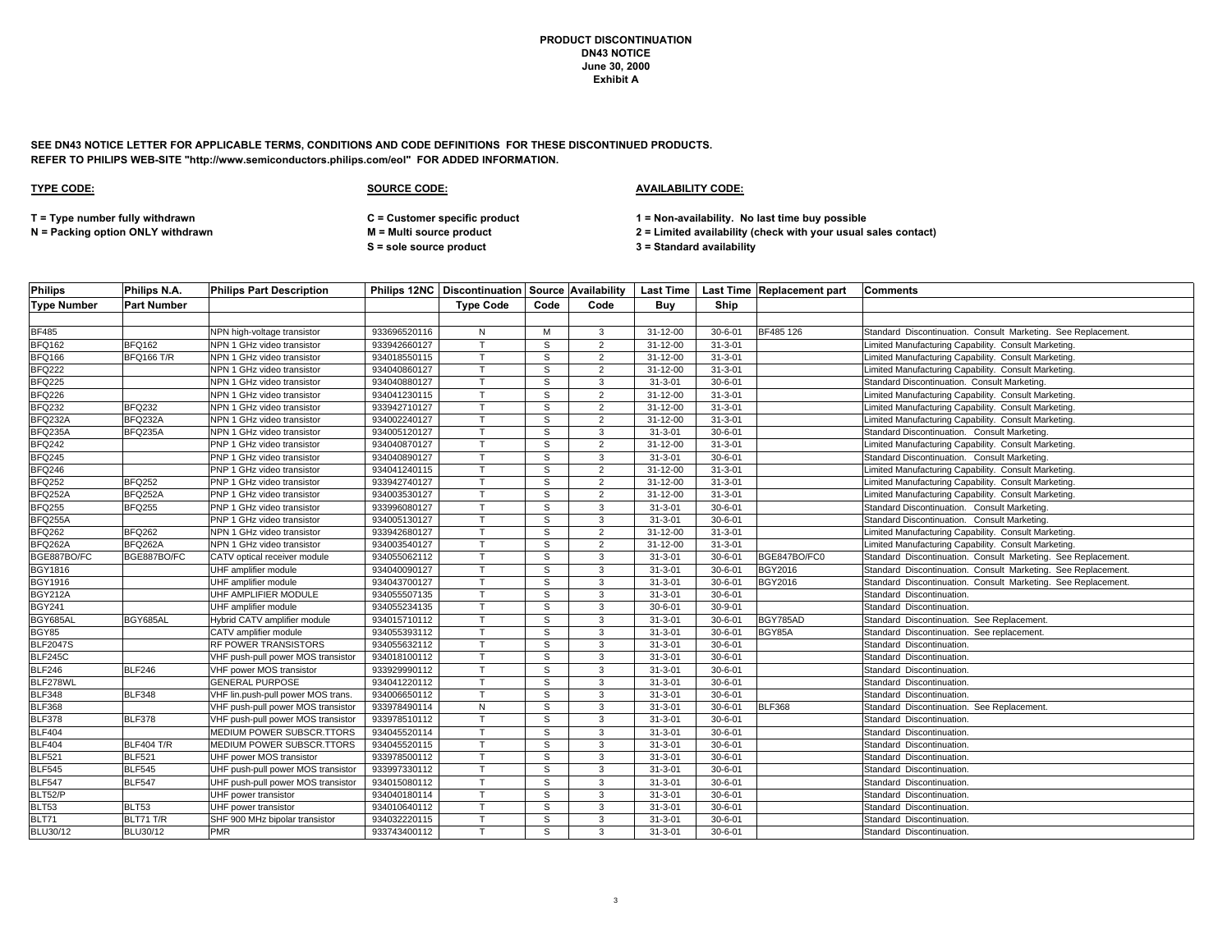**PRODUCT DISCONTINUATION**
**DN43 NOTICE**
**June 30, 2000**
**Exhibit A**

**SEE DN43 NOTICE LETTER FOR APPLICABLE TERMS, CONDITIONS AND CODE DEFINITIONS FOR THESE DISCONTINUED PRODUCTS.**
**REFER TO PHILIPS WEB-SITE "http://www.semiconductors.philips.com/eol" FOR ADDED INFORMATION.**

**TYPE CODE:**

T = Type number fully withdrawn
N = Packing option ONLY withdrawn

**SOURCE CODE:**

C = Customer specific product
M = Multi source product
S = sole source product

**AVAILABILITY CODE:**

1 = Non-availability. No last time buy possible
2 = Limited availability (check with your usual sales contact)
3 = Standard availability

| Philips Type Number | Philips N.A. Part Number | Philips Part Description | Philips 12NC | Discontinuation Type Code | Source Code | Availability Code | Last Time Buy | Last Time Ship | Replacement part | Comments |
|---|---|---|---|---|---|---|---|---|---|---|
| BF485 | | NPN high-voltage transistor | 933696520116 | N | M | 3 | 31-12-00 | 30-6-01 | BF485 126 | Standard Discontinuation. Consult Marketing. See Replacement. |
| BFQ162 | BFQ162 | NPN 1 GHz video transistor | 933942660127 | T | S | 2 | 31-12-00 | 31-3-01 | | Limited Manufacturing Capability. Consult Marketing. |
| BFQ166 | BFQ166 T/R | NPN 1 GHz video transistor | 934018550115 | T | S | 2 | 31-12-00 | 31-3-01 | | Limited Manufacturing Capability. Consult Marketing. |
| BFQ222 | | NPN 1 GHz video transistor | 934040860127 | T | S | 2 | 31-12-00 | 31-3-01 | | Limited Manufacturing Capability. Consult Marketing. |
| BFQ225 | | NPN 1 GHz video transistor | 934040880127 | T | S | 3 | 31-3-01 | 30-6-01 | | Standard Discontinuation. Consult Marketing. |
| BFQ226 | | NPN 1 GHz video transistor | 934041230115 | T | S | 2 | 31-12-00 | 31-3-01 | | Limited Manufacturing Capability. Consult Marketing. |
| BFQ232 | BFQ232 | NPN 1 GHz video transistor | 933942710127 | T | S | 2 | 31-12-00 | 31-3-01 | | Limited Manufacturing Capability. Consult Marketing. |
| BFQ232A | BFQ232A | NPN 1 GHz video transistor | 934002240127 | T | S | 2 | 31-12-00 | 31-3-01 | | Limited Manufacturing Capability. Consult Marketing. |
| BFQ235A | BFQ235A | NPN 1 GHz video transistor | 934005120127 | T | S | 3 | 31-3-01 | 30-6-01 | | Standard Discontinuation. Consult Marketing. |
| BFQ242 | | PNP 1 GHz video transistor | 934040870127 | T | S | 2 | 31-12-00 | 31-3-01 | | Limited Manufacturing Capability. Consult Marketing. |
| BFQ245 | | PNP 1 GHz video transistor | 934040890127 | T | S | 3 | 31-3-01 | 30-6-01 | | Standard Discontinuation. Consult Marketing. |
| BFQ246 | | PNP 1 GHz video transistor | 934041240115 | T | S | 2 | 31-12-00 | 31-3-01 | | Limited Manufacturing Capability. Consult Marketing. |
| BFQ252 | BFQ252 | PNP 1 GHz video transistor | 933942740127 | T | S | 2 | 31-12-00 | 31-3-01 | | Limited Manufacturing Capability. Consult Marketing. |
| BFQ252A | BFQ252A | PNP 1 GHz video transistor | 934003530127 | T | S | 2 | 31-12-00 | 31-3-01 | | Limited Manufacturing Capability. Consult Marketing. |
| BFQ255 | BFQ255 | PNP 1 GHz video transistor | 933996080127 | T | S | 3 | 31-3-01 | 30-6-01 | | Standard Discontinuation. Consult Marketing. |
| BFQ255A | | PNP 1 GHz video transistor | 934005130127 | T | S | 3 | 31-3-01 | 30-6-01 | | Standard Discontinuation. Consult Marketing. |
| BFQ262 | BFQ262 | NPN 1 GHz video transistor | 933942680127 | T | S | 2 | 31-12-00 | 31-3-01 | | Limited Manufacturing Capability. Consult Marketing. |
| BFQ262A | BFQ262A | NPN 1 GHz video transistor | 934003540127 | T | S | 2 | 31-12-00 | 31-3-01 | | Limited Manufacturing Capability. Consult Marketing. |
| BGE887BO/FC | BGE887BO/FC | CATV optical receiver module | 934055062112 | T | S | 3 | 31-3-01 | 30-6-01 | BGE847BO/FC0 | Standard Discontinuation. Consult Marketing. See Replacement. |
| BGY1816 | | UHF amplifier module | 934040090127 | T | S | 3 | 31-3-01 | 30-6-01 | BGY2016 | Standard Discontinuation. Consult Marketing. See Replacement. |
| BGY1916 | | UHF amplifier module | 934043700127 | T | S | 3 | 31-3-01 | 30-6-01 | BGY2016 | Standard Discontinuation. Consult Marketing. See Replacement. |
| BGY212A | | UHF AMPLIFIER MODULE | 934055507135 | T | S | 3 | 31-3-01 | 30-6-01 | | Standard Discontinuation. |
| BGY241 | | UHF amplifier module | 934055234135 | T | S | 3 | 30-6-01 | 30-9-01 | | Standard Discontinuation. |
| BGY685AL | BGY685AL | Hybrid CATV amplifier module | 934015710112 | T | S | 3 | 31-3-01 | 30-6-01 | BGY785AD | Standard Discontinuation. See Replacement. |
| BGY85 | | CATV amplifier module | 934055393112 | T | S | 3 | 31-3-01 | 30-6-01 | BGY85A | Standard Discontinuation. See replacement. |
| BLF2047S | | RF POWER TRANSISTORS | 934055632112 | T | S | 3 | 31-3-01 | 30-6-01 | | Standard Discontinuation. |
| BLF245C | | VHF push-pull power MOS transistor | 934018100112 | T | S | 3 | 31-3-01 | 30-6-01 | | Standard Discontinuation. |
| BLF246 | BLF246 | VHF power MOS transistor | 933929990112 | T | S | 3 | 31-3-01 | 30-6-01 | | Standard Discontinuation. |
| BLF278WL | | GENERAL PURPOSE | 934041220112 | T | S | 3 | 31-3-01 | 30-6-01 | | Standard Discontinuation. |
| BLF348 | BLF348 | VHF lin.push-pull power MOS trans. | 934006650112 | T | S | 3 | 31-3-01 | 30-6-01 | | Standard Discontinuation. |
| BLF368 | | VHF push-pull power MOS transistor | 933978490114 | N | S | 3 | 31-3-01 | 30-6-01 | BLF368 | Standard Discontinuation. See Replacement. |
| BLF378 | BLF378 | VHF push-pull power MOS transistor | 933978510112 | T | S | 3 | 31-3-01 | 30-6-01 | | Standard Discontinuation. |
| BLF404 | | MEDIUM POWER SUBSCR.TTORS | 934045520114 | T | S | 3 | 31-3-01 | 30-6-01 | | Standard Discontinuation. |
| BLF404 | BLF404 T/R | MEDIUM POWER SUBSCR.TTORS | 934045520115 | T | S | 3 | 31-3-01 | 30-6-01 | | Standard Discontinuation. |
| BLF521 | BLF521 | UHF power MOS transistor | 933978500112 | T | S | 3 | 31-3-01 | 30-6-01 | | Standard Discontinuation. |
| BLF545 | BLF545 | UHF push-pull power MOS transistor | 933997330112 | T | S | 3 | 31-3-01 | 30-6-01 | | Standard Discontinuation. |
| BLF547 | BLF547 | UHF push-pull power MOS transistor | 934015080112 | T | S | 3 | 31-3-01 | 30-6-01 | | Standard Discontinuation. |
| BLT52/P | | UHF power transistor | 934040180114 | T | S | 3 | 31-3-01 | 30-6-01 | | Standard Discontinuation. |
| BLT53 | BLT53 | UHF power transistor | 934010640112 | T | S | 3 | 31-3-01 | 30-6-01 | | Standard Discontinuation. |
| BLT71 | BLT71 T/R | SHF 900 MHz bipolar transistor | 934032220115 | T | S | 3 | 31-3-01 | 30-6-01 | | Standard Discontinuation. |
| BLU30/12 | BLU30/12 | PMR | 933743400112 | T | S | 3 | 31-3-01 | 30-6-01 | | Standard Discontinuation. |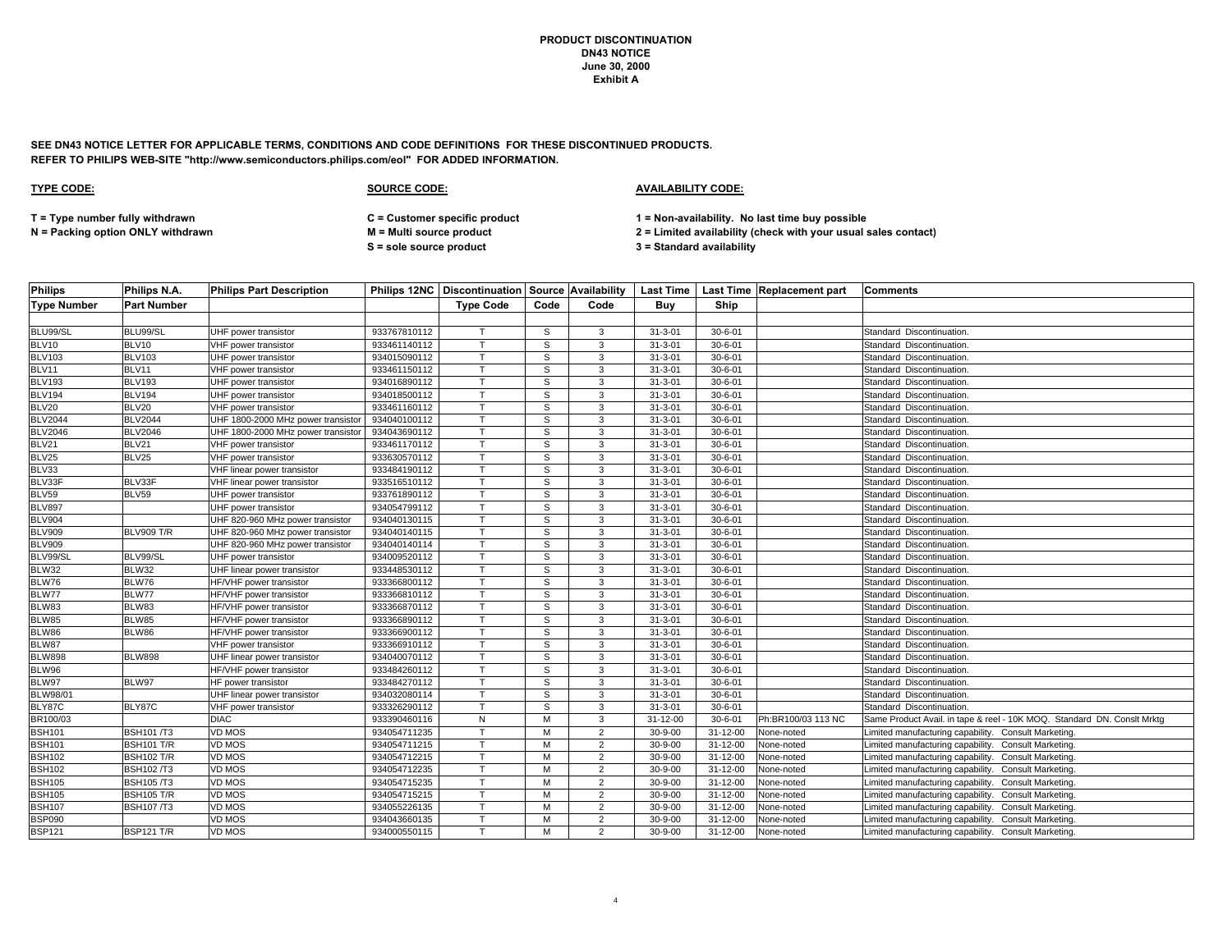**PRODUCT DISCONTINUATION**
**DN43 NOTICE**
**June 30, 2000**
**Exhibit A**

**SEE DN43 NOTICE LETTER FOR APPLICABLE TERMS, CONDITIONS AND CODE DEFINITIONS FOR THESE DISCONTINUED PRODUCTS.**
**REFER TO PHILIPS WEB-SITE "http://www.semiconductors.philips.com/eol" FOR ADDED INFORMATION.**

**TYPE CODE:**

**T = Type number fully withdrawn**
**N = Packing option ONLY withdrawn**

**SOURCE CODE:**

**C = Customer specific product**
**M = Multi source product**
**S = sole source product**

**AVAILABILITY CODE:**

**1 = Non-availability. No last time buy possible**
**2 = Limited availability (check with your usual sales contact)**
**3 = Standard availability**

| Philips Type Number | Philips N.A. Part Number | Philips Part Description | Philips 12NC | Discontinuation Type Code | Source Code | Availability Code | Last Time Buy | Last Time Ship | Replacement part | Comments |
|---|---|---|---|---|---|---|---|---|---|---|
| BLU99/SL | BLU99/SL | UHF power transistor | 933767810112 | T | S | 3 | 31-3-01 | 30-6-01 | | Standard Discontinuation. |
| BLV10 | BLV10 | VHF power transistor | 933461140112 | T | S | 3 | 31-3-01 | 30-6-01 | | Standard Discontinuation. |
| BLV103 | BLV103 | UHF power transistor | 934015090112 | T | S | 3 | 31-3-01 | 30-6-01 | | Standard Discontinuation. |
| BLV11 | BLV11 | VHF power transistor | 933461150112 | T | S | 3 | 31-3-01 | 30-6-01 | | Standard Discontinuation. |
| BLV193 | BLV193 | UHF power transistor | 934016890112 | T | S | 3 | 31-3-01 | 30-6-01 | | Standard Discontinuation. |
| BLV194 | BLV194 | UHF power transistor | 934018500112 | T | S | 3 | 31-3-01 | 30-6-01 | | Standard Discontinuation. |
| BLV20 | BLV20 | VHF power transistor | 933461160112 | T | S | 3 | 31-3-01 | 30-6-01 | | Standard Discontinuation. |
| BLV2044 | BLV2044 | UHF 1800-2000 MHz power transistor | 934040100112 | T | S | 3 | 31-3-01 | 30-6-01 | | Standard Discontinuation. |
| BLV2046 | BLV2046 | UHF 1800-2000 MHz power transistor | 934043690112 | T | S | 3 | 31-3-01 | 30-6-01 | | Standard Discontinuation. |
| BLV21 | BLV21 | VHF power transistor | 933461170112 | T | S | 3 | 31-3-01 | 30-6-01 | | Standard Discontinuation. |
| BLV25 | BLV25 | VHF power transistor | 933630570112 | T | S | 3 | 31-3-01 | 30-6-01 | | Standard Discontinuation. |
| BLV33 | | VHF linear power transistor | 933484190112 | T | S | 3 | 31-3-01 | 30-6-01 | | Standard Discontinuation. |
| BLV33F | BLV33F | VHF linear power transistor | 933516510112 | T | S | 3 | 31-3-01 | 30-6-01 | | Standard Discontinuation. |
| BLV59 | BLV59 | UHF power transistor | 933761890112 | T | S | 3 | 31-3-01 | 30-6-01 | | Standard Discontinuation. |
| BLV897 | | UHF power transistor | 934054799112 | T | S | 3 | 31-3-01 | 30-6-01 | | Standard Discontinuation. |
| BLV904 | | UHF 820-960 MHz power transistor | 934040130115 | T | S | 3 | 31-3-01 | 30-6-01 | | Standard Discontinuation. |
| BLV909 | BLV909 T/R | UHF 820-960 MHz power transistor | 934040140115 | T | S | 3 | 31-3-01 | 30-6-01 | | Standard Discontinuation. |
| BLV909 | | UHF 820-960 MHz power transistor | 934040140114 | T | S | 3 | 31-3-01 | 30-6-01 | | Standard Discontinuation. |
| BLV99/SL | BLV99/SL | UHF power transistor | 934009520112 | T | S | 3 | 31-3-01 | 30-6-01 | | Standard Discontinuation. |
| BLW32 | BLW32 | UHF linear power transistor | 933448530112 | T | S | 3 | 31-3-01 | 30-6-01 | | Standard Discontinuation. |
| BLW76 | BLW76 | HF/VHF power transistor | 933366800112 | T | S | 3 | 31-3-01 | 30-6-01 | | Standard Discontinuation. |
| BLW77 | BLW77 | HF/VHF power transistor | 933366810112 | T | S | 3 | 31-3-01 | 30-6-01 | | Standard Discontinuation. |
| BLW83 | BLW83 | HF/VHF power transistor | 933366870112 | T | S | 3 | 31-3-01 | 30-6-01 | | Standard Discontinuation. |
| BLW85 | BLW85 | HF/VHF power transistor | 933366890112 | T | S | 3 | 31-3-01 | 30-6-01 | | Standard Discontinuation. |
| BLW86 | BLW86 | HF/VHF power transistor | 933366900112 | T | S | 3 | 31-3-01 | 30-6-01 | | Standard Discontinuation. |
| BLW87 | | VHF power transistor | 933366910112 | T | S | 3 | 31-3-01 | 30-6-01 | | Standard Discontinuation. |
| BLW898 | BLW898 | UHF linear power transistor | 934040070112 | T | S | 3 | 31-3-01 | 30-6-01 | | Standard Discontinuation. |
| BLW96 | | HF/VHF power transistor | 933484260112 | T | S | 3 | 31-3-01 | 30-6-01 | | Standard Discontinuation. |
| BLW97 | BLW97 | HF power transistor | 933484270112 | T | S | 3 | 31-3-01 | 30-6-01 | | Standard Discontinuation. |
| BLW98/01 | | UHF linear power transistor | 934032080114 | T | S | 3 | 31-3-01 | 30-6-01 | | Standard Discontinuation. |
| BLY87C | BLY87C | VHF power transistor | 933326290112 | T | S | 3 | 31-3-01 | 30-6-01 | | Standard Discontinuation. |
| BR100/03 | | DIAC | 933390460116 | N | M | 3 | 31-12-00 | 30-6-01 | Ph:BR100/03 113 NC | Same Product Avail. in tape & reel - 10K MOQ. Standard DN. Conslt Mrktg |
| BSH101 | BSH101 /T3 | VD MOS | 934054711235 | T | M | 2 | 30-9-00 | 31-12-00 | None-noted | Limited manufacturing capability. Consult Marketing. |
| BSH101 | BSH101 T/R | VD MOS | 934054711215 | T | M | 2 | 30-9-00 | 31-12-00 | None-noted | Limited manufacturing capability. Consult Marketing. |
| BSH102 | BSH102 T/R | VD MOS | 934054712215 | T | M | 2 | 30-9-00 | 31-12-00 | None-noted | Limited manufacturing capability. Consult Marketing. |
| BSH102 | BSH102 /T3 | VD MOS | 934054712235 | T | M | 2 | 30-9-00 | 31-12-00 | None-noted | Limited manufacturing capability. Consult Marketing. |
| BSH105 | BSH105 /T3 | VD MOS | 934054715235 | T | M | 2 | 30-9-00 | 31-12-00 | None-noted | Limited manufacturing capability. Consult Marketing. |
| BSH105 | BSH105 T/R | VD MOS | 934054715215 | T | M | 2 | 30-9-00 | 31-12-00 | None-noted | Limited manufacturing capability. Consult Marketing. |
| BSH107 | BSH107 /T3 | VD MOS | 934055226135 | T | M | 2 | 30-9-00 | 31-12-00 | None-noted | Limited manufacturing capability. Consult Marketing. |
| BSP090 | | VD MOS | 934043660135 | T | M | 2 | 30-9-00 | 31-12-00 | None-noted | Limited manufacturing capability. Consult Marketing. |
| BSP121 | BSP121 T/R | VD MOS | 934000550115 | T | M | 2 | 30-9-00 | 31-12-00 | None-noted | Limited manufacturing capability. Consult Marketing. |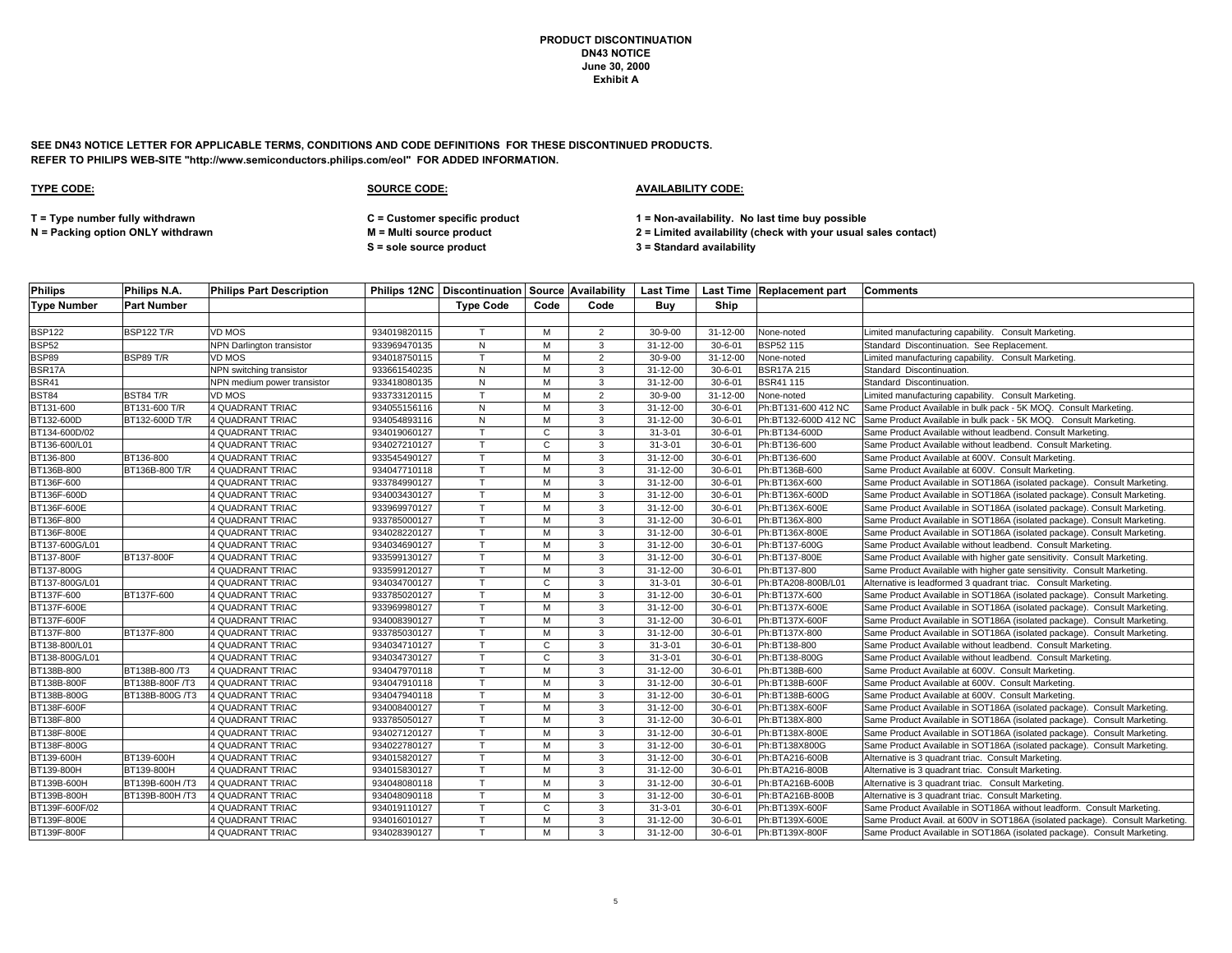**PRODUCT DISCONTINUATION**
**DN43 NOTICE**
**June 30, 2000**
**Exhibit A**

**SEE DN43 NOTICE LETTER FOR APPLICABLE TERMS, CONDITIONS AND CODE DEFINITIONS FOR THESE DISCONTINUED PRODUCTS.**
**REFER TO PHILIPS WEB-SITE "http://www.semiconductors.philips.com/eol" FOR ADDED INFORMATION.**

**TYPE CODE:**

**T = Type number fully withdrawn**
**N = Packing option ONLY withdrawn**

**SOURCE CODE:**

**C = Customer specific product**
**M = Multi source product**
**S = sole source product**

**AVAILABILITY CODE:**

**1 = Non-availability. No last time buy possible**
**2 = Limited availability (check with your usual sales contact)**
**3 = Standard availability**

| Philips Type Number | Philips N.A. Part Number | Philips Part Description | Philips 12NC | Discontinuation Type Code | Source Code | Availability Code | Last Time Buy | Last Time Ship | Replacement part | Comments |
|---|---|---|---|---|---|---|---|---|---|---|
| BSP122 | BSP122 T/R | VD MOS | 934019820115 | T | M | 2 | 30-9-00 | 31-12-00 | None-noted | Limited manufacturing capability. Consult Marketing. |
| BSP52 | | NPN Darlington transistor | 933969470135 | N | M | 3 | 31-12-00 | 30-6-01 | BSP52 115 | Standard Discontinuation. See Replacement. |
| BSP89 | BSP89 T/R | VD MOS | 934018750115 | T | M | 2 | 30-9-00 | 31-12-00 | None-noted | Limited manufacturing capability. Consult Marketing. |
| BSR17A | | NPN switching transistor | 933661540235 | N | M | 3 | 31-12-00 | 30-6-01 | BSR17A 215 | Standard Discontinuation. |
| BSR41 | | NPN medium power transistor | 933418080135 | N | M | 3 | 31-12-00 | 30-6-01 | BSR41 115 | Standard Discontinuation. |
| BST84 | BST84 T/R | VD MOS | 933733120115 | T | M | 2 | 30-9-00 | 31-12-00 | None-noted | Limited manufacturing capability. Consult Marketing. |
| BT131-600 | BT131-600 T/R | 4 QUADRANT TRIAC | 934055156116 | N | M | 3 | 31-12-00 | 30-6-01 | Ph:BT131-600 412 NC | Same Product Available in bulk pack - 5K MOQ. Consult Marketing. |
| BT132-600D | BT132-600D T/R | 4 QUADRANT TRIAC | 934054893116 | N | M | 3 | 31-12-00 | 30-6-01 | Ph:BT132-600D 412 NC | Same Product Available in bulk pack - 5K MOQ. Consult Marketing. |
| BT134-600D/02 | | 4 QUADRANT TRIAC | 934019060127 | T | C | 3 | 31-3-01 | 30-6-01 | Ph:BT134-600D | Same Product Available without leadbend. Consult Marketing. |
| BT136-600/L01 | | 4 QUADRANT TRIAC | 934027210127 | T | C | 3 | 31-3-01 | 30-6-01 | Ph:BT136-600 | Same Product Available without leadbend. Consult Marketing. |
| BT136-800 | BT136-800 | 4 QUADRANT TRIAC | 933545490127 | T | M | 3 | 31-12-00 | 30-6-01 | Ph:BT136-600 | Same Product Available at 600V. Consult Marketing. |
| BT136B-800 | BT136B-800 T/R | 4 QUADRANT TRIAC | 934047710118 | T | M | 3 | 31-12-00 | 30-6-01 | Ph:BT136B-600 | Same Product Available at 600V. Consult Marketing. |
| BT136F-600 | | 4 QUADRANT TRIAC | 933784990127 | T | M | 3 | 31-12-00 | 30-6-01 | Ph:BT136X-600 | Same Product Available in SOT186A (isolated package). Consult Marketing. |
| BT136F-600D | | 4 QUADRANT TRIAC | 934003430127 | T | M | 3 | 31-12-00 | 30-6-01 | Ph:BT136X-600D | Same Product Available in SOT186A (isolated package). Consult Marketing. |
| BT136F-600E | | 4 QUADRANT TRIAC | 933969970127 | T | M | 3 | 31-12-00 | 30-6-01 | Ph:BT136X-600E | Same Product Available in SOT186A (isolated package). Consult Marketing. |
| BT136F-800 | | 4 QUADRANT TRIAC | 933785000127 | T | M | 3 | 31-12-00 | 30-6-01 | Ph:BT136X-800 | Same Product Available in SOT186A (isolated package). Consult Marketing. |
| BT136F-800E | | 4 QUADRANT TRIAC | 934028220127 | T | M | 3 | 31-12-00 | 30-6-01 | Ph:BT136X-800E | Same Product Available in SOT186A (isolated package). Consult Marketing. |
| BT137-600G/L01 | | 4 QUADRANT TRIAC | 934034690127 | T | M | 3 | 31-12-00 | 30-6-01 | Ph:BT137-600G | Same Product Available without leadbend. Consult Marketing. |
| BT137-800F | BT137-800F | 4 QUADRANT TRIAC | 933599130127 | T | M | 3 | 31-12-00 | 30-6-01 | Ph:BT137-800E | Same Product Available with higher gate sensitivity. Consult Marketing. |
| BT137-800G | | 4 QUADRANT TRIAC | 933599120127 | T | M | 3 | 31-12-00 | 30-6-01 | Ph:BT137-800 | Same Product Available with higher gate sensitivity. Consult Marketing. |
| BT137-800G/L01 | | 4 QUADRANT TRIAC | 934034700127 | T | C | 3 | 31-3-01 | 30-6-01 | Ph:BTA208-800B/L01 | Alternative is leadformed 3 quadrant triac. Consult Marketing. |
| BT137F-600 | BT137F-600 | 4 QUADRANT TRIAC | 933785020127 | T | M | 3 | 31-12-00 | 30-6-01 | Ph:BT137X-600 | Same Product Available in SOT186A (isolated package). Consult Marketing. |
| BT137F-600E | | 4 QUADRANT TRIAC | 933969980127 | T | M | 3 | 31-12-00 | 30-6-01 | Ph:BT137X-600E | Same Product Available in SOT186A (isolated package). Consult Marketing. |
| BT137F-600F | | 4 QUADRANT TRIAC | 934008390127 | T | M | 3 | 31-12-00 | 30-6-01 | Ph:BT137X-600F | Same Product Available in SOT186A (isolated package). Consult Marketing. |
| BT137F-800 | BT137F-800 | 4 QUADRANT TRIAC | 933785030127 | T | M | 3 | 31-12-00 | 30-6-01 | Ph:BT137X-800 | Same Product Available in SOT186A (isolated package). Consult Marketing. |
| BT138-800/L01 | | 4 QUADRANT TRIAC | 934034710127 | T | C | 3 | 31-3-01 | 30-6-01 | Ph:BT138-800 | Same Product Available without leadbend. Consult Marketing. |
| BT138-800G/L01 | | 4 QUADRANT TRIAC | 934034730127 | T | C | 3 | 31-3-01 | 30-6-01 | Ph:BT138-800G | Same Product Available without leadbend. Consult Marketing. |
| BT138B-800 | BT138B-800 /T3 | 4 QUADRANT TRIAC | 934047970118 | T | M | 3 | 31-12-00 | 30-6-01 | Ph:BT138B-600 | Same Product Available at 600V. Consult Marketing. |
| BT138B-800F | BT138B-800F /T3 | 4 QUADRANT TRIAC | 934047910118 | T | M | 3 | 31-12-00 | 30-6-01 | Ph:BT138B-600F | Same Product Available at 600V. Consult Marketing. |
| BT138B-800G | BT138B-800G /T3 | 4 QUADRANT TRIAC | 934047940118 | T | M | 3 | 31-12-00 | 30-6-01 | Ph:BT138B-600G | Same Product Available at 600V. Consult Marketing. |
| BT138F-600F | | 4 QUADRANT TRIAC | 934008400127 | T | M | 3 | 31-12-00 | 30-6-01 | Ph:BT138X-600F | Same Product Available in SOT186A (isolated package). Consult Marketing. |
| BT138F-800 | | 4 QUADRANT TRIAC | 933785050127 | T | M | 3 | 31-12-00 | 30-6-01 | Ph:BT138X-800 | Same Product Available in SOT186A (isolated package). Consult Marketing. |
| BT138F-800E | | 4 QUADRANT TRIAC | 934027120127 | T | M | 3 | 31-12-00 | 30-6-01 | Ph:BT138X-800E | Same Product Available in SOT186A (isolated package). Consult Marketing. |
| BT138F-800G | | 4 QUADRANT TRIAC | 934022780127 | T | M | 3 | 31-12-00 | 30-6-01 | Ph:BT138X800G | Same Product Available in SOT186A (isolated package). Consult Marketing. |
| BT139-600H | BT139-600H | 4 QUADRANT TRIAC | 934015820127 | T | M | 3 | 31-12-00 | 30-6-01 | Ph:BTA216-600B | Alternative is 3 quadrant triac. Consult Marketing. |
| BT139-800H | BT139-800H | 4 QUADRANT TRIAC | 934015830127 | T | M | 3 | 31-12-00 | 30-6-01 | Ph:BTA216-800B | Alternative is 3 quadrant triac. Consult Marketing. |
| BT139B-600H | BT139B-600H /T3 | 4 QUADRANT TRIAC | 934048080118 | T | M | 3 | 31-12-00 | 30-6-01 | Ph:BTA216B-600B | Alternative is 3 quadrant triac. Consult Marketing. |
| BT139B-800H | BT139B-800H /T3 | 4 QUADRANT TRIAC | 934048090118 | T | M | 3 | 31-12-00 | 30-6-01 | Ph:BTA216B-800B | Alternative is 3 quadrant triac. Consult Marketing. |
| BT139F-600F/02 | | 4 QUADRANT TRIAC | 934019110127 | T | C | 3 | 31-3-01 | 30-6-01 | Ph:BT139X-600F | Same Product Available in SOT186A without leadform. Consult Marketing. |
| BT139F-800E | | 4 QUADRANT TRIAC | 934016010127 | T | M | 3 | 31-12-00 | 30-6-01 | Ph:BT139X-600E | Same Product Avail. at 600V in SOT186A (isolated package). Consult Marketing. |
| BT139F-800F | | 4 QUADRANT TRIAC | 934028390127 | T | M | 3 | 31-12-00 | 30-6-01 | Ph:BT139X-800F | Same Product Available in SOT186A (isolated package). Consult Marketing. |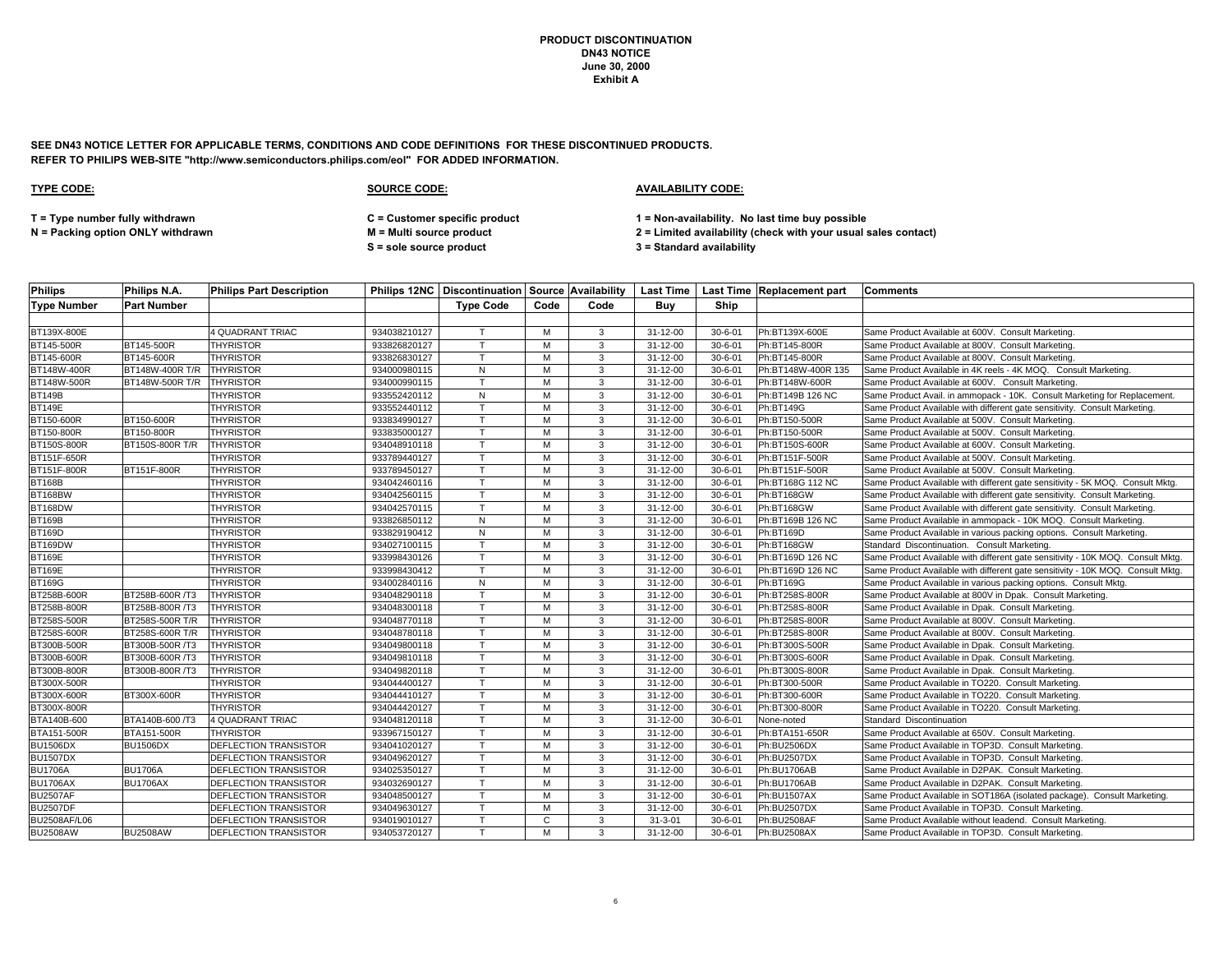**PRODUCT DISCONTINUATION**
**DN43 NOTICE**
**June 30, 2000**
**Exhibit A**

**SEE DN43 NOTICE LETTER FOR APPLICABLE TERMS, CONDITIONS AND CODE DEFINITIONS FOR THESE DISCONTINUED PRODUCTS.**
**REFER TO PHILIPS WEB-SITE "http://www.semiconductors.philips.com/eol" FOR ADDED INFORMATION.**

**TYPE CODE:**

**T = Type number fully withdrawn**
**N = Packing option ONLY withdrawn**

**SOURCE CODE:**

**C = Customer specific product**
**M = Multi source product**
**S = sole source product**

**AVAILABILITY CODE:**

**1 = Non-availability. No last time buy possible**
**2 = Limited availability (check with your usual sales contact)**
**3 = Standard availability**

| Philips Type Number | Philips N.A. Part Number | Philips Part Description | Philips 12NC | Discontinuation Type Code | Source Code | Availability Code | Last Time Buy | Last Time Ship | Replacement part | Comments |
|---|---|---|---|---|---|---|---|---|---|---|
| BT139X-800E | | 4 QUADRANT TRIAC | 934038210127 | T | M | 3 | 31-12-00 | 30-6-01 | Ph:BT139X-600E | Same Product Available at 600V. Consult Marketing. |
| BT145-500R | BT145-500R | THYRISTOR | 933826820127 | T | M | 3 | 31-12-00 | 30-6-01 | Ph:BT145-800R | Same Product Available at 800V. Consult Marketing. |
| BT145-600R | BT145-600R | THYRISTOR | 933826830127 | T | M | 3 | 31-12-00 | 30-6-01 | Ph:BT145-800R | Same Product Available at 800V. Consult Marketing. |
| BT148W-400R | BT148W-400R T/R | THYRISTOR | 934000980115 | N | M | 3 | 31-12-00 | 30-6-01 | Ph:BT148W-400R 135 | Same Product Available in 4K reels - 4K MOQ. Consult Marketing. |
| BT148W-500R | BT148W-500R T/R | THYRISTOR | 934000990115 | T | M | 3 | 31-12-00 | 30-6-01 | Ph:BT148W-600R | Same Product Available at 600V. Consult Marketing. |
| BT149B | | THYRISTOR | 933552420112 | N | M | 3 | 31-12-00 | 30-6-01 | Ph:BT149B 126 NC | Same Product Avail. in ammopack - 10K. Consult Marketing for Replacement. |
| BT149E | | THYRISTOR | 933552440112 | T | M | 3 | 31-12-00 | 30-6-01 | Ph:BT149G | Same Product Available with different gate sensitivity. Consult Marketing. |
| BT150-600R | BT150-600R | THYRISTOR | 933834990127 | T | M | 3 | 31-12-00 | 30-6-01 | Ph:BT150-500R | Same Product Available at 500V. Consult Marketing. |
| BT150-800R | BT150-800R | THYRISTOR | 933835000127 | T | M | 3 | 31-12-00 | 30-6-01 | Ph:BT150-500R | Same Product Available at 500V. Consult Marketing. |
| BT150S-800R | BT150S-800R T/R | THYRISTOR | 934048910118 | T | M | 3 | 31-12-00 | 30-6-01 | Ph:BT150S-600R | Same Product Available at 600V. Consult Marketing. |
| BT151F-650R | | THYRISTOR | 933789440127 | T | M | 3 | 31-12-00 | 30-6-01 | Ph:BT151F-500R | Same Product Available at 500V. Consult Marketing. |
| BT151F-800R | BT151F-800R | THYRISTOR | 933789450127 | T | M | 3 | 31-12-00 | 30-6-01 | Ph:BT151F-500R | Same Product Available at 500V. Consult Marketing. |
| BT168B | | THYRISTOR | 934042460116 | T | M | 3 | 31-12-00 | 30-6-01 | Ph:BT168G 112 NC | Same Product Available with different gate sensitivity - 5K MOQ. Consult Mktg. |
| BT168BW | | THYRISTOR | 934042560115 | T | M | 3 | 31-12-00 | 30-6-01 | Ph:BT168GW | Same Product Available with different gate sensitivity. Consult Marketing. |
| BT168DW | | THYRISTOR | 934042570115 | T | M | 3 | 31-12-00 | 30-6-01 | Ph:BT168GW | Same Product Available with different gate sensitivity. Consult Marketing. |
| BT169B | | THYRISTOR | 933826850112 | N | M | 3 | 31-12-00 | 30-6-01 | Ph:BT169B 126 NC | Same Product Available in ammopack - 10K MOQ. Consult Marketing. |
| BT169D | | THYRISTOR | 933829190412 | N | M | 3 | 31-12-00 | 30-6-01 | Ph:BT169D | Same Product Available in various packing options. Consult Marketing. |
| BT169DW | | THYRISTOR | 934027100115 | T | M | 3 | 31-12-00 | 30-6-01 | Ph:BT168GW | Standard Discontinuation. Consult Marketing. |
| BT169E | | THYRISTOR | 933998430126 | T | M | 3 | 31-12-00 | 30-6-01 | Ph:BT169D 126 NC | Same Product Available with different gate sensitivity - 10K MOQ. Consult Mktg. |
| BT169E | | THYRISTOR | 933998430412 | T | M | 3 | 31-12-00 | 30-6-01 | Ph:BT169D 126 NC | Same Product Available with different gate sensitivity - 10K MOQ. Consult Mktg. |
| BT169G | | THYRISTOR | 934002840116 | N | M | 3 | 31-12-00 | 30-6-01 | Ph:BT169G | Same Product Available in various packing options. Consult Mktg. |
| BT258B-600R | BT258B-600R /T3 | THYRISTOR | 934048290118 | T | M | 3 | 31-12-00 | 30-6-01 | Ph:BT258S-800R | Same Product Available at 800V in Dpak. Consult Marketing. |
| BT258B-800R | BT258B-800R /T3 | THYRISTOR | 934048300118 | T | M | 3 | 31-12-00 | 30-6-01 | Ph:BT258S-800R | Same Product Available in Dpak. Consult Marketing. |
| BT258S-500R | BT258S-500R T/R | THYRISTOR | 934048770118 | T | M | 3 | 31-12-00 | 30-6-01 | Ph:BT258S-800R | Same Product Available at 800V. Consult Marketing. |
| BT258S-600R | BT258S-600R T/R | THYRISTOR | 934048780118 | T | M | 3 | 31-12-00 | 30-6-01 | Ph:BT258S-800R | Same Product Available at 800V. Consult Marketing. |
| BT300B-500R | BT300B-500R /T3 | THYRISTOR | 934049800118 | T | M | 3 | 31-12-00 | 30-6-01 | Ph:BT300S-500R | Same Product Available in Dpak. Consult Marketing. |
| BT300B-600R | BT300B-600R /T3 | THYRISTOR | 934049810118 | T | M | 3 | 31-12-00 | 30-6-01 | Ph:BT300S-600R | Same Product Available in Dpak. Consult Marketing. |
| BT300B-800R | BT300B-800R /T3 | THYRISTOR | 934049820118 | T | M | 3 | 31-12-00 | 30-6-01 | Ph:BT300S-800R | Same Product Available in Dpak. Consult Marketing. |
| BT300X-500R | | THYRISTOR | 934044400127 | T | M | 3 | 31-12-00 | 30-6-01 | Ph:BT300-500R | Same Product Available in TO220. Consult Marketing. |
| BT300X-600R | BT300X-600R | THYRISTOR | 934044410127 | T | M | 3 | 31-12-00 | 30-6-01 | Ph:BT300-600R | Same Product Available in TO220. Consult Marketing. |
| BT300X-800R | | THYRISTOR | 934044420127 | T | M | 3 | 31-12-00 | 30-6-01 | Ph:BT300-800R | Same Product Available in TO220. Consult Marketing. |
| BTA140B-600 | BTA140B-600 /T3 | 4 QUADRANT TRIAC | 934048120118 | T | M | 3 | 31-12-00 | 30-6-01 | None-noted | Standard Discontinuation |
| BTA151-500R | BTA151-500R | THYRISTOR | 933967150127 | T | M | 3 | 31-12-00 | 30-6-01 | Ph:BTA151-650R | Same Product Available at 650V. Consult Marketing. |
| BU1506DX | BU1506DX | DEFLECTION TRANSISTOR | 934041020127 | T | M | 3 | 31-12-00 | 30-6-01 | Ph:BU2506DX | Same Product Available in TOP3D. Consult Marketing. |
| BU1507DX | | DEFLECTION TRANSISTOR | 934049620127 | T | M | 3 | 31-12-00 | 30-6-01 | Ph:BU2507DX | Same Product Available in TOP3D. Consult Marketing. |
| BU1706A | BU1706A | DEFLECTION TRANSISTOR | 934025350127 | T | M | 3 | 31-12-00 | 30-6-01 | Ph:BU1706AB | Same Product Available in D2PAK. Consult Marketing. |
| BU1706AX | BU1706AX | DEFLECTION TRANSISTOR | 934032690127 | T | M | 3 | 31-12-00 | 30-6-01 | Ph:BU1706AB | Same Product Available in D2PAK. Consult Marketing. |
| BU2507AF | | DEFLECTION TRANSISTOR | 934048500127 | T | M | 3 | 31-12-00 | 30-6-01 | Ph:BU1507AX | Same Product Available in SOT186A (isolated package). Consult Marketing. |
| BU2507DF | | DEFLECTION TRANSISTOR | 934049630127 | T | M | 3 | 31-12-00 | 30-6-01 | Ph:BU2507DX | Same Product Available in TOP3D. Consult Marketing. |
| BU2508AF/L06 | | DEFLECTION TRANSISTOR | 934019010127 | T | C | 3 | 31-3-01 | 30-6-01 | Ph:BU2508AF | Same Product Available without leadend. Consult Marketing. |
| BU2508AW | BU2508AW | DEFLECTION TRANSISTOR | 934053720127 | T | M | 3 | 31-12-00 | 30-6-01 | Ph:BU2508AX | Same Product Available in TOP3D. Consult Marketing. |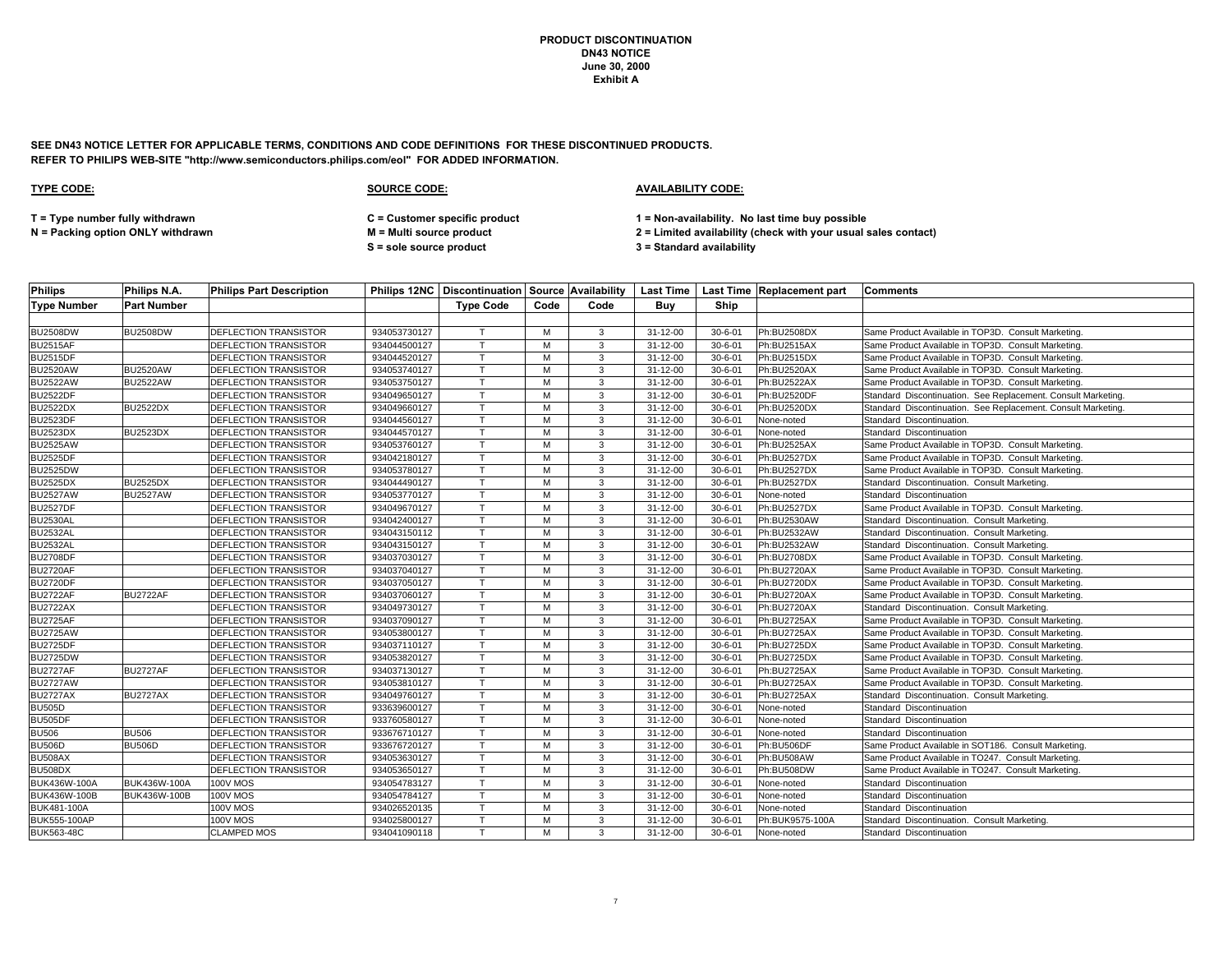**PRODUCT DISCONTINUATION**
**DN43 NOTICE**
**June 30, 2000**
**Exhibit A**

**SEE DN43 NOTICE LETTER FOR APPLICABLE TERMS, CONDITIONS AND CODE DEFINITIONS FOR THESE DISCONTINUED PRODUCTS.**
**REFER TO PHILIPS WEB-SITE "http://www.semiconductors.philips.com/eol" FOR ADDED INFORMATION.**

**TYPE CODE:**

**T = Type number fully withdrawn**
**N = Packing option ONLY withdrawn**

**SOURCE CODE:**

**C = Customer specific product**
**M = Multi source product**
**S = sole source product**

**AVAILABILITY CODE:**

**1 = Non-availability. No last time buy possible**
**2 = Limited availability (check with your usual sales contact)**
**3 = Standard availability**

| Philips Type Number | Philips N.A. Part Number | Philips Part Description | Philips 12NC | Discontinuation Type Code | Source Code | Availability Code | Last Time Buy | Last Time Ship | Replacement part | Comments |
|---|---|---|---|---|---|---|---|---|---|---|
| BU2508DW | BU2508DW | DEFLECTION TRANSISTOR | 934053730127 | T | M | 3 | 31-12-00 | 30-6-01 | Ph:BU2508DX | Same Product Available in TOP3D. Consult Marketing. |
| BU2515AF | | DEFLECTION TRANSISTOR | 934044500127 | T | M | 3 | 31-12-00 | 30-6-01 | Ph:BU2515AX | Same Product Available in TOP3D. Consult Marketing. |
| BU2515DF | | DEFLECTION TRANSISTOR | 934044520127 | T | M | 3 | 31-12-00 | 30-6-01 | Ph:BU2515DX | Same Product Available in TOP3D. Consult Marketing. |
| BU2520AW | BU2520AW | DEFLECTION TRANSISTOR | 934053740127 | T | M | 3 | 31-12-00 | 30-6-01 | Ph:BU2520AX | Same Product Available in TOP3D. Consult Marketing. |
| BU2522AW | BU2522AW | DEFLECTION TRANSISTOR | 934053750127 | T | M | 3 | 31-12-00 | 30-6-01 | Ph:BU2522AX | Same Product Available in TOP3D. Consult Marketing. |
| BU2522DF | | DEFLECTION TRANSISTOR | 934049650127 | T | M | 3 | 31-12-00 | 30-6-01 | Ph:BU2520DF | Standard Discontinuation. See Replacement. Consult Marketing. |
| BU2522DX | BU2522DX | DEFLECTION TRANSISTOR | 934049660127 | T | M | 3 | 31-12-00 | 30-6-01 | Ph:BU2520DX | Standard Discontinuation. See Replacement. Consult Marketing. |
| BU2523DF | | DEFLECTION TRANSISTOR | 934044560127 | T | M | 3 | 31-12-00 | 30-6-01 | None-noted | Standard Discontinuation. |
| BU2523DX | BU2523DX | DEFLECTION TRANSISTOR | 934044570127 | T | M | 3 | 31-12-00 | 30-6-01 | None-noted | Standard Discontinuation |
| BU2525AW | | DEFLECTION TRANSISTOR | 934053760127 | T | M | 3 | 31-12-00 | 30-6-01 | Ph:BU2525AX | Same Product Available in TOP3D. Consult Marketing. |
| BU2525DF | | DEFLECTION TRANSISTOR | 934042180127 | T | M | 3 | 31-12-00 | 30-6-01 | Ph:BU2527DX | Same Product Available in TOP3D. Consult Marketing. |
| BU2525DW | | DEFLECTION TRANSISTOR | 934053780127 | T | M | 3 | 31-12-00 | 30-6-01 | Ph:BU2527DX | Same Product Available in TOP3D. Consult Marketing. |
| BU2525DX | BU2525DX | DEFLECTION TRANSISTOR | 934044490127 | T | M | 3 | 31-12-00 | 30-6-01 | Ph:BU2527DX | Standard Discontinuation. Consult Marketing. |
| BU2527AW | BU2527AW | DEFLECTION TRANSISTOR | 934053770127 | T | M | 3 | 31-12-00 | 30-6-01 | None-noted | Standard Discontinuation |
| BU2527DF | | DEFLECTION TRANSISTOR | 934049670127 | T | M | 3 | 31-12-00 | 30-6-01 | Ph:BU2527DX | Same Product Available in TOP3D. Consult Marketing. |
| BU2530AL | | DEFLECTION TRANSISTOR | 934042400127 | T | M | 3 | 31-12-00 | 30-6-01 | Ph:BU2530AW | Standard Discontinuation. Consult Marketing. |
| BU2532AL | | DEFLECTION TRANSISTOR | 934043150112 | T | M | 3 | 31-12-00 | 30-6-01 | Ph:BU2532AW | Standard Discontinuation. Consult Marketing. |
| BU2532AL | | DEFLECTION TRANSISTOR | 934043150127 | T | M | 3 | 31-12-00 | 30-6-01 | Ph:BU2532AW | Standard Discontinuation. Consult Marketing. |
| BU2708DF | | DEFLECTION TRANSISTOR | 934037030127 | T | M | 3 | 31-12-00 | 30-6-01 | Ph:BU2708DX | Same Product Available in TOP3D. Consult Marketing. |
| BU2720AF | | DEFLECTION TRANSISTOR | 934037040127 | T | M | 3 | 31-12-00 | 30-6-01 | Ph:BU2720AX | Same Product Available in TOP3D. Consult Marketing. |
| BU2720DF | | DEFLECTION TRANSISTOR | 934037050127 | T | M | 3 | 31-12-00 | 30-6-01 | Ph:BU2720DX | Same Product Available in TOP3D. Consult Marketing. |
| BU2722AF | BU2722AF | DEFLECTION TRANSISTOR | 934037060127 | T | M | 3 | 31-12-00 | 30-6-01 | Ph:BU2720AX | Same Product Available in TOP3D. Consult Marketing. |
| BU2722AX | | DEFLECTION TRANSISTOR | 934049730127 | T | M | 3 | 31-12-00 | 30-6-01 | Ph:BU2720AX | Standard Discontinuation. Consult Marketing. |
| BU2725AF | | DEFLECTION TRANSISTOR | 934037090127 | T | M | 3 | 31-12-00 | 30-6-01 | Ph:BU2725AX | Same Product Available in TOP3D. Consult Marketing. |
| BU2725AW | | DEFLECTION TRANSISTOR | 934053800127 | T | M | 3 | 31-12-00 | 30-6-01 | Ph:BU2725AX | Same Product Available in TOP3D. Consult Marketing. |
| BU2725DF | | DEFLECTION TRANSISTOR | 934037110127 | T | M | 3 | 31-12-00 | 30-6-01 | Ph:BU2725DX | Same Product Available in TOP3D. Consult Marketing. |
| BU2725DW | | DEFLECTION TRANSISTOR | 934053820127 | T | M | 3 | 31-12-00 | 30-6-01 | Ph:BU2725DX | Same Product Available in TOP3D. Consult Marketing. |
| BU2727AF | BU2727AF | DEFLECTION TRANSISTOR | 934037130127 | T | M | 3 | 31-12-00 | 30-6-01 | Ph:BU2725AX | Same Product Available in TOP3D. Consult Marketing. |
| BU2727AW | | DEFLECTION TRANSISTOR | 934053810127 | T | M | 3 | 31-12-00 | 30-6-01 | Ph:BU2725AX | Same Product Available in TOP3D. Consult Marketing. |
| BU2727AX | BU2727AX | DEFLECTION TRANSISTOR | 934049760127 | T | M | 3 | 31-12-00 | 30-6-01 | Ph:BU2725AX | Standard Discontinuation. Consult Marketing. |
| BU505D | | DEFLECTION TRANSISTOR | 933639600127 | T | M | 3 | 31-12-00 | 30-6-01 | None-noted | Standard Discontinuation |
| BU505DF | | DEFLECTION TRANSISTOR | 933760580127 | T | M | 3 | 31-12-00 | 30-6-01 | None-noted | Standard Discontinuation |
| BU506 | BU506 | DEFLECTION TRANSISTOR | 933676710127 | T | M | 3 | 31-12-00 | 30-6-01 | None-noted | Standard Discontinuation |
| BU506D | BU506D | DEFLECTION TRANSISTOR | 933676720127 | T | M | 3 | 31-12-00 | 30-6-01 | Ph:BU506DF | Same Product Available in SOT186. Consult Marketing. |
| BU508AX | | DEFLECTION TRANSISTOR | 934053630127 | T | M | 3 | 31-12-00 | 30-6-01 | Ph:BU508AW | Same Product Available in TO247. Consult Marketing. |
| BU508DX | | DEFLECTION TRANSISTOR | 934053650127 | T | M | 3 | 31-12-00 | 30-6-01 | Ph:BU508DW | Same Product Available in TO247. Consult Marketing. |
| BUK436W-100A | BUK436W-100A | 100V MOS | 934054783127 | T | M | 3 | 31-12-00 | 30-6-01 | None-noted | Standard Discontinuation |
| BUK436W-100B | BUK436W-100B | 100V MOS | 934054784127 | T | M | 3 | 31-12-00 | 30-6-01 | None-noted | Standard Discontinuation |
| BUK481-100A | | 100V MOS | 934026520135 | T | M | 3 | 31-12-00 | 30-6-01 | None-noted | Standard Discontinuation |
| BUK555-100AP | | 100V MOS | 934025800127 | T | M | 3 | 31-12-00 | 30-6-01 | Ph:BUK9575-100A | Standard Discontinuation. Consult Marketing. |
| BUK563-48C | | CLAMPED MOS | 934041090118 | T | M | 3 | 31-12-00 | 30-6-01 | None-noted | Standard Discontinuation |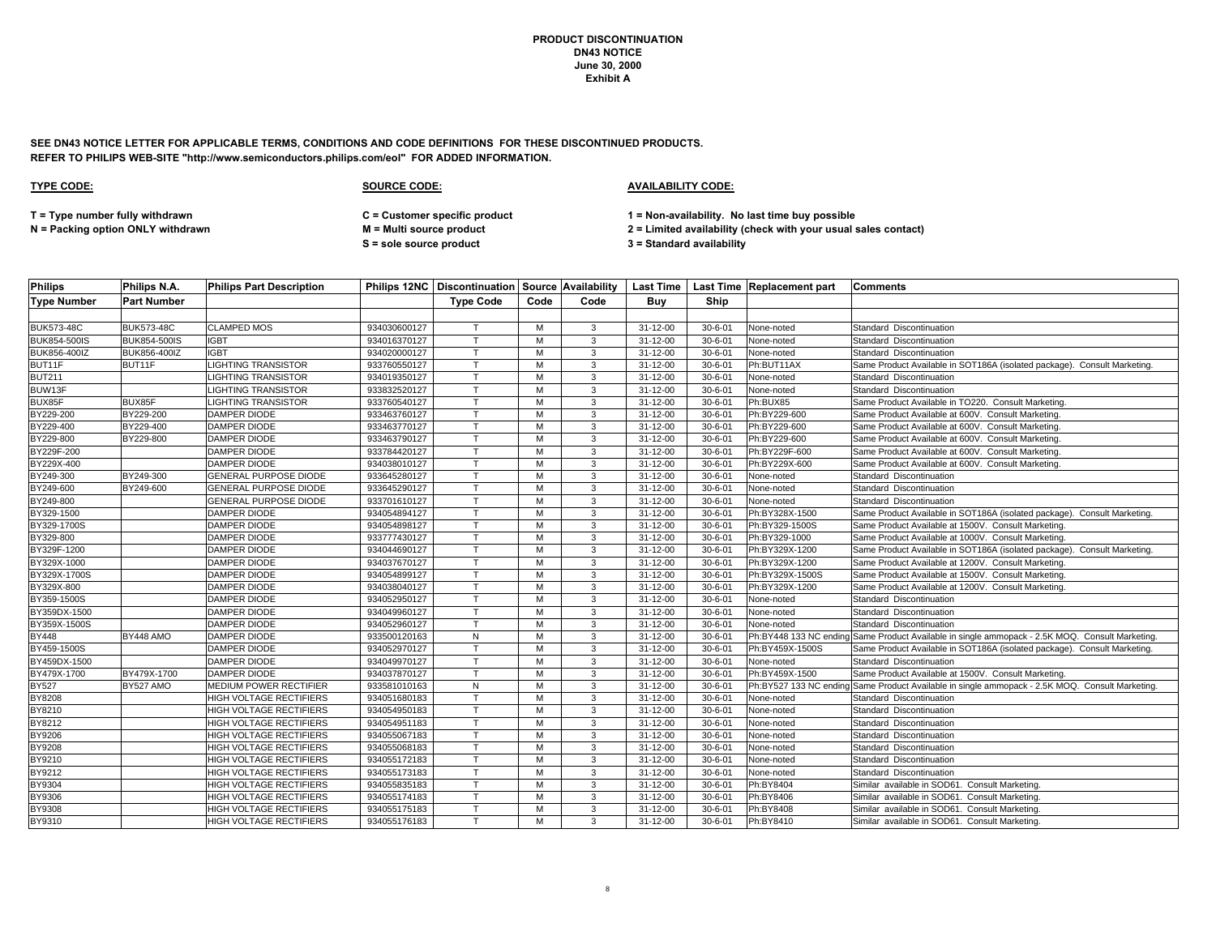**PRODUCT DISCONTINUATION**
**DN43 NOTICE**
**June 30, 2000**
**Exhibit A**

**SEE DN43 NOTICE LETTER FOR APPLICABLE TERMS, CONDITIONS AND CODE DEFINITIONS FOR THESE DISCONTINUED PRODUCTS.**
**REFER TO PHILIPS WEB-SITE "http://www.semiconductors.philips.com/eol" FOR ADDED INFORMATION.**

**TYPE CODE:**

**T = Type number fully withdrawn**
**N = Packing option ONLY withdrawn**

**SOURCE CODE:**

**C = Customer specific product**
**M = Multi source product**
**S = sole source product**

**AVAILABILITY CODE:**

**1 = Non-availability. No last time buy possible**
**2 = Limited availability (check with your usual sales contact)**
**3 = Standard availability**

| Philips Type Number | Philips N.A. Part Number | Philips Part Description | Philips 12NC | Discontinuation Type Code | Source Code | Availability Code | Last Time Buy | Last Time Ship | Replacement part | Comments |
|---|---|---|---|---|---|---|---|---|---|---|
| BUK573-48C | BUK573-48C | CLAMPED MOS | 934030600127 | T | M | 3 | 31-12-00 | 30-6-01 | None-noted | Standard Discontinuation |
| BUK854-500IS | BUK854-500IS | IGBT | 934016370127 | T | M | 3 | 31-12-00 | 30-6-01 | None-noted | Standard Discontinuation |
| BUK856-400IZ | BUK856-400IZ | IGBT | 934020000127 | T | M | 3 | 31-12-00 | 30-6-01 | None-noted | Standard Discontinuation |
| BUT11F | BUT11F | LIGHTING TRANSISTOR | 933760550127 | T | M | 3 | 31-12-00 | 30-6-01 | Ph:BUT11AX | Same Product Available in SOT186A (isolated package). Consult Marketing. |
| BUT211 | | LIGHTING TRANSISTOR | 934019350127 | T | M | 3 | 31-12-00 | 30-6-01 | None-noted | Standard Discontinuation |
| BUW13F | | LIGHTING TRANSISTOR | 933832520127 | T | M | 3 | 31-12-00 | 30-6-01 | None-noted | Standard Discontinuation |
| BUX85F | BUX85F | LIGHTING TRANSISTOR | 933760540127 | T | M | 3 | 31-12-00 | 30-6-01 | Ph:BUX85 | Same Product Available in TO220. Consult Marketing. |
| BY229-200 | BY229-200 | DAMPER DIODE | 933463760127 | T | M | 3 | 31-12-00 | 30-6-01 | Ph:BY229-600 | Same Product Available at 600V. Consult Marketing. |
| BY229-400 | BY229-400 | DAMPER DIODE | 933463770127 | T | M | 3 | 31-12-00 | 30-6-01 | Ph:BY229-600 | Same Product Available at 600V. Consult Marketing. |
| BY229-800 | BY229-800 | DAMPER DIODE | 933463790127 | T | M | 3 | 31-12-00 | 30-6-01 | Ph:BY229-600 | Same Product Available at 600V. Consult Marketing. |
| BY229F-200 | | DAMPER DIODE | 933784420127 | T | M | 3 | 31-12-00 | 30-6-01 | Ph:BY229F-600 | Same Product Available at 600V. Consult Marketing. |
| BY229X-400 | | DAMPER DIODE | 934038010127 | T | M | 3 | 31-12-00 | 30-6-01 | Ph:BY229X-600 | Same Product Available at 600V. Consult Marketing. |
| BY249-300 | BY249-300 | GENERAL PURPOSE DIODE | 933645280127 | T | M | 3 | 31-12-00 | 30-6-01 | None-noted | Standard Discontinuation |
| BY249-600 | BY249-600 | GENERAL PURPOSE DIODE | 933645290127 | T | M | 3 | 31-12-00 | 30-6-01 | None-noted | Standard Discontinuation |
| BY249-800 | | GENERAL PURPOSE DIODE | 933701610127 | T | M | 3 | 31-12-00 | 30-6-01 | None-noted | Standard Discontinuation |
| BY329-1500 | | DAMPER DIODE | 934054894127 | T | M | 3 | 31-12-00 | 30-6-01 | Ph:BY328X-1500 | Same Product Available in SOT186A (isolated package). Consult Marketing. |
| BY329-1700S | | DAMPER DIODE | 934054898127 | T | M | 3 | 31-12-00 | 30-6-01 | Ph:BY329-1500S | Same Product Available at 1500V. Consult Marketing. |
| BY329-800 | | DAMPER DIODE | 933777430127 | T | M | 3 | 31-12-00 | 30-6-01 | Ph:BY329-1000 | Same Product Available at 1000V. Consult Marketing. |
| BY329F-1200 | | DAMPER DIODE | 934044690127 | T | M | 3 | 31-12-00 | 30-6-01 | Ph:BY329X-1200 | Same Product Available in SOT186A (isolated package). Consult Marketing. |
| BY329X-1000 | | DAMPER DIODE | 934037670127 | T | M | 3 | 31-12-00 | 30-6-01 | Ph:BY329X-1200 | Same Product Available at 1200V. Consult Marketing. |
| BY329X-1700S | | DAMPER DIODE | 934054899127 | T | M | 3 | 31-12-00 | 30-6-01 | Ph:BY329X-1500S | Same Product Available at 1500V. Consult Marketing. |
| BY329X-800 | | DAMPER DIODE | 934038040127 | T | M | 3 | 31-12-00 | 30-6-01 | Ph:BY329X-1200 | Same Product Available at 1200V. Consult Marketing. |
| BY359-1500S | | DAMPER DIODE | 934052950127 | T | M | 3 | 31-12-00 | 30-6-01 | None-noted | Standard Discontinuation |
| BY359DX-1500 | | DAMPER DIODE | 934049960127 | T | M | 3 | 31-12-00 | 30-6-01 | None-noted | Standard Discontinuation |
| BY359X-1500S | | DAMPER DIODE | 934052960127 | T | M | 3 | 31-12-00 | 30-6-01 | None-noted | Standard Discontinuation |
| BY448 | BY448 AMO | DAMPER DIODE | 933500120163 | N | M | 3 | 31-12-00 | 30-6-01 | Ph:BY448 133 NC ending | Same Product Available in single ammopack - 2.5K MOQ. Consult Marketing. |
| BY459-1500S | | DAMPER DIODE | 934052970127 | T | M | 3 | 31-12-00 | 30-6-01 | Ph:BY459X-1500S | Same Product Available in SOT186A (isolated package). Consult Marketing. |
| BY459DX-1500 | | DAMPER DIODE | 934049970127 | T | M | 3 | 31-12-00 | 30-6-01 | None-noted | Standard Discontinuation |
| BY479X-1700 | BY479X-1700 | DAMPER DIODE | 934037870127 | T | M | 3 | 31-12-00 | 30-6-01 | Ph:BY459X-1500 | Same Product Available at 1500V. Consult Marketing. |
| BY527 | BY527 AMO | MEDIUM POWER RECTIFIER | 933581010163 | N | M | 3 | 31-12-00 | 30-6-01 | Ph:BY527 133 NC ending | Same Product Available in single ammopack - 2.5K MOQ. Consult Marketing. |
| BY8208 | | HIGH VOLTAGE RECTIFIERS | 934051680183 | T | M | 3 | 31-12-00 | 30-6-01 | None-noted | Standard Discontinuation |
| BY8210 | | HIGH VOLTAGE RECTIFIERS | 934054950183 | T | M | 3 | 31-12-00 | 30-6-01 | None-noted | Standard Discontinuation |
| BY8212 | | HIGH VOLTAGE RECTIFIERS | 934054951183 | T | M | 3 | 31-12-00 | 30-6-01 | None-noted | Standard Discontinuation |
| BY9206 | | HIGH VOLTAGE RECTIFIERS | 934055067183 | T | M | 3 | 31-12-00 | 30-6-01 | None-noted | Standard Discontinuation |
| BY9208 | | HIGH VOLTAGE RECTIFIERS | 934055068183 | T | M | 3 | 31-12-00 | 30-6-01 | None-noted | Standard Discontinuation |
| BY9210 | | HIGH VOLTAGE RECTIFIERS | 934055172183 | T | M | 3 | 31-12-00 | 30-6-01 | None-noted | Standard Discontinuation |
| BY9212 | | HIGH VOLTAGE RECTIFIERS | 934055173183 | T | M | 3 | 31-12-00 | 30-6-01 | None-noted | Standard Discontinuation |
| BY9304 | | HIGH VOLTAGE RECTIFIERS | 934055835183 | T | M | 3 | 31-12-00 | 30-6-01 | Ph:BY8404 | Similar available in SOD61. Consult Marketing. |
| BY9306 | | HIGH VOLTAGE RECTIFIERS | 934055174183 | T | M | 3 | 31-12-00 | 30-6-01 | Ph:BY8406 | Similar available in SOD61. Consult Marketing. |
| BY9308 | | HIGH VOLTAGE RECTIFIERS | 934055175183 | T | M | 3 | 31-12-00 | 30-6-01 | Ph:BY8408 | Similar available in SOD61. Consult Marketing. |
| BY9310 | | HIGH VOLTAGE RECTIFIERS | 934055176183 | T | M | 3 | 31-12-00 | 30-6-01 | Ph:BY8410 | Similar available in SOD61. Consult Marketing. |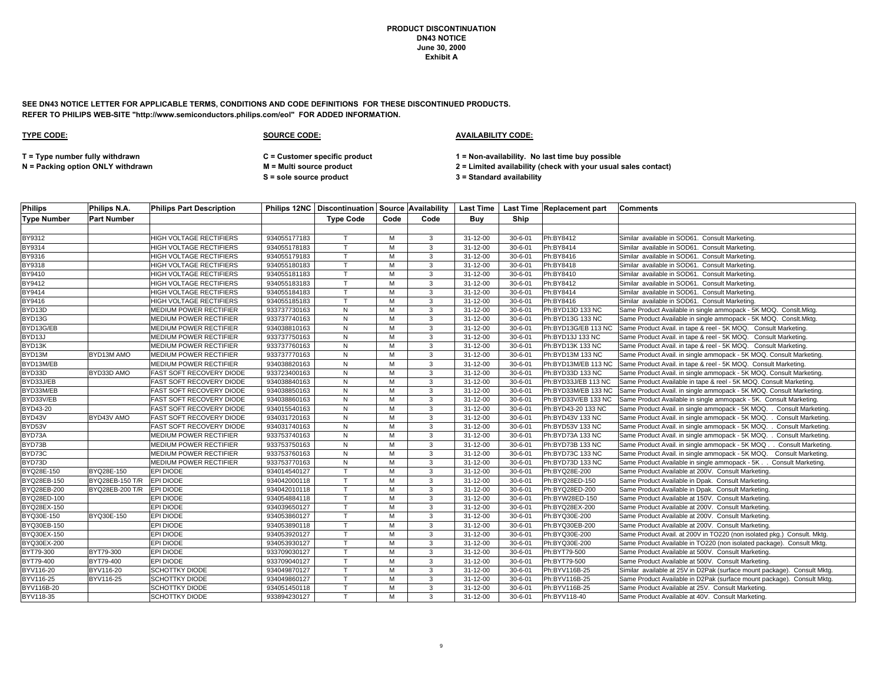**PRODUCT DISCONTINUATION**
**DN43 NOTICE**
**June 30, 2000**
**Exhibit A**

**SEE DN43 NOTICE LETTER FOR APPLICABLE TERMS, CONDITIONS AND CODE DEFINITIONS FOR THESE DISCONTINUED PRODUCTS.**
**REFER TO PHILIPS WEB-SITE "http://www.semiconductors.philips.com/eol" FOR ADDED INFORMATION.**

**TYPE CODE:**

**T = Type number fully withdrawn**
**N = Packing option ONLY withdrawn**

**SOURCE CODE:**

**C = Customer specific product**
**M = Multi source product**
**S = sole source product**

**AVAILABILITY CODE:**

**1 = Non-availability. No last time buy possible**
**2 = Limited availability (check with your usual sales contact)**
**3 = Standard availability**

| Philips Type Number | Philips N.A. Part Number | Philips Part Description | Philips 12NC | Discontinuation Type Code | Source Code | Availability Code | Last Time Buy | Last Time Ship | Replacement part | Comments |
|---|---|---|---|---|---|---|---|---|---|---|
| BY9312 | | HIGH VOLTAGE RECTIFIERS | 934055177183 | T | M | 3 | 31-12-00 | 30-6-01 | Ph:BY8412 | Similar available in SOD61. Consult Marketing. |
| BY9314 | | HIGH VOLTAGE RECTIFIERS | 934055178183 | T | M | 3 | 31-12-00 | 30-6-01 | Ph:BY8414 | Similar available in SOD61. Consult Marketing. |
| BY9316 | | HIGH VOLTAGE RECTIFIERS | 934055179183 | T | M | 3 | 31-12-00 | 30-6-01 | Ph:BY8416 | Similar available in SOD61. Consult Marketing. |
| BY9318 | | HIGH VOLTAGE RECTIFIERS | 934055180183 | T | M | 3 | 31-12-00 | 30-6-01 | Ph:BY8418 | Similar available in SOD61. Consult Marketing. |
| BY9410 | | HIGH VOLTAGE RECTIFIERS | 934055181183 | T | M | 3 | 31-12-00 | 30-6-01 | Ph:BY8410 | Similar available in SOD61. Consult Marketing. |
| BY9412 | | HIGH VOLTAGE RECTIFIERS | 934055183183 | T | M | 3 | 31-12-00 | 30-6-01 | Ph:BY8412 | Similar available in SOD61. Consult Marketing. |
| BY9414 | | HIGH VOLTAGE RECTIFIERS | 934055184183 | T | M | 3 | 31-12-00 | 30-6-01 | Ph:BY8414 | Similar available in SOD61. Consult Marketing. |
| BY9416 | | HIGH VOLTAGE RECTIFIERS | 934055185183 | T | M | 3 | 31-12-00 | 30-6-01 | Ph:BY8416 | Similar available in SOD61. Consult Marketing. |
| BYD13D | | MEDIUM POWER RECTIFIER | 933737730163 | N | M | 3 | 31-12-00 | 30-6-01 | Ph:BYD13D 133 NC | Same Product Available in single ammopack - 5K MOQ. Conslt.Mktg. |
| BYD13G | | MEDIUM POWER RECTIFIER | 933737740163 | N | M | 3 | 31-12-00 | 30-6-01 | Ph:BYD13G 133 NC | Same Product Available in single ammopack - 5K MOQ. Conslt.Mktg. |
| BYD13G/EB | | MEDIUM POWER RECTIFIER | 934038810163 | N | M | 3 | 31-12-00 | 30-6-01 | Ph:BYD13G/EB 113 NC | Same Product Avail. in tape & reel - 5K MOQ. Consult Marketing. |
| BYD13J | | MEDIUM POWER RECTIFIER | 933737750163 | N | M | 3 | 31-12-00 | 30-6-01 | Ph:BYD13J 133 NC | Same Product Avail. in tape & reel - 5K MOQ. Consult Marketing. |
| BYD13K | | MEDIUM POWER RECTIFIER | 933737760163 | N | M | 3 | 31-12-00 | 30-6-01 | Ph:BYD13K 133 NC | Same Product Avail. in tape & reel - 5K MOQ. Consult Marketing. |
| BYD13M | BYD13M AMO | MEDIUM POWER RECTIFIER | 933737770163 | N | M | 3 | 31-12-00 | 30-6-01 | Ph:BYD13M 133 NC | Same Product Avail. in single ammopack - 5K MOQ. Consult Marketing. |
| BYD13M/EB | | MEDIUM POWER RECTIFIER | 934038820163 | N | M | 3 | 31-12-00 | 30-6-01 | Ph:BYD13M/EB 113 NC | Same Product Avail. in tape & reel - 5K MOQ. Consult Marketing. |
| BYD33D | BYD33D AMO | FAST SOFT RECOVERY DIODE | 933723400163 | N | M | 3 | 31-12-00 | 30-6-01 | Ph:BYD33D 133 NC | Same Product Avail. in single ammopack - 5K MOQ. Consult Marketing. |
| BYD33J/EB | | FAST SOFT RECOVERY DIODE | 934038840163 | N | M | 3 | 31-12-00 | 30-6-01 | Ph:BYD33J/EB 113 NC | Same Product Available in tape & reel - 5K MOQ. Consult Marketing. |
| BYD33M/EB | | FAST SOFT RECOVERY DIODE | 934038850163 | N | M | 3 | 31-12-00 | 30-6-01 | Ph:BYD33M/EB 133 NC | Same Product Avail. in single ammopack - 5K MOQ. Consult Marketing. |
| BYD33V/EB | | FAST SOFT RECOVERY DIODE | 934038860163 | N | M | 3 | 31-12-00 | 30-6-01 | Ph:BYD33V/EB 133 NC | Same Product Available in single ammopack - 5K. Consult Marketing. |
| BYD43-20 | | FAST SOFT RECOVERY DIODE | 934015540163 | N | M | 3 | 31-12-00 | 30-6-01 | Ph:BYD43-20 133 NC | Same Product Avail. in single ammopack - 5K MOQ. . Consult Marketing. |
| BYD43V | BYD43V AMO | FAST SOFT RECOVERY DIODE | 934031720163 | N | M | 3 | 31-12-00 | 30-6-01 | Ph:BYD43V 133 NC | Same Product Avail. in single ammopack - 5K MOQ. . Consult Marketing. |
| BYD53V | | FAST SOFT RECOVERY DIODE | 934031740163 | N | M | 3 | 31-12-00 | 30-6-01 | Ph:BYD53V 133 NC | Same Product Avail. in single ammopack - 5K MOQ. . Consult Marketing. |
| BYD73A | | MEDIUM POWER RECTIFIER | 933753740163 | N | M | 3 | 31-12-00 | 30-6-01 | Ph:BYD73A 133 NC | Same Product Avail. in single ammopack - 5K MOQ. . Consult Marketing. |
| BYD73B | | MEDIUM POWER RECTIFIER | 933753750163 | N | M | 3 | 31-12-00 | 30-6-01 | Ph:BYD73B 133 NC | Same Product Avail. in single ammopack - 5K MOQ . . Consult Marketing. |
| BYD73C | | MEDIUM POWER RECTIFIER | 933753760163 | N | M | 3 | 31-12-00 | 30-6-01 | Ph:BYD73C 133 NC | Same Product Avail. in single ammopack - 5K MOQ. Consult Marketing. |
| BYD73D | | MEDIUM POWER RECTIFIER | 933753770163 | N | M | 3 | 31-12-00 | 30-6-01 | Ph:BYD73D 133 NC | Same Product Available in single ammopack - 5K . . Consult Marketing. |
| BYQ28E-150 | BYQ28E-150 | EPI DIODE | 934014540127 | T | M | 3 | 31-12-00 | 30-6-01 | Ph:BYQ28E-200 | Same Product Available at 200V. Consult Marketing. |
| BYQ28EB-150 | BYQ28EB-150 T/R | EPI DIODE | 934042000118 | T | M | 3 | 31-12-00 | 30-6-01 | Ph:BYQ28ED-150 | Same Product Available in Dpak. Consult Marketing. |
| BYQ28EB-200 | BYQ28EB-200 T/R | EPI DIODE | 934042010118 | T | M | 3 | 31-12-00 | 30-6-01 | Ph:BYQ28ED-200 | Same Product Available in Dpak. Consult Marketing. |
| BYQ28ED-100 | | EPI DIODE | 934054884118 | T | M | 3 | 31-12-00 | 30-6-01 | Ph:BYW28ED-150 | Same Product Available at 150V. Consult Marketing. |
| BYQ28EX-150 | | EPI DIODE | 934039650127 | T | M | 3 | 31-12-00 | 30-6-01 | Ph:BYQ28EX-200 | Same Product Available at 200V. Consult Marketing. |
| BYQ30E-150 | BYQ30E-150 | EPI DIODE | 934053860127 | T | M | 3 | 31-12-00 | 30-6-01 | Ph:BYQ30E-200 | Same Product Available at 200V. Consult Marketing. |
| BYQ30EB-150 | | EPI DIODE | 934053890118 | T | M | 3 | 31-12-00 | 30-6-01 | Ph:BYQ30EB-200 | Same Product Available at 200V. Consult Marketing. |
| BYQ30EX-150 | | EPI DIODE | 934053920127 | T | M | 3 | 31-12-00 | 30-6-01 | Ph:BYQ30E-200 | Same Product Avail. at 200V in TO220 (non isolated pkg.) Consult. Mktg. |
| BYQ30EX-200 | | EPI DIODE | 934053930127 | T | M | 3 | 31-12-00 | 30-6-01 | Ph:BYQ30E-200 | Same Product Available in TO220 (non isolated package). Consult Mktg. |
| BYT79-300 | BYT79-300 | EPI DIODE | 933709030127 | T | M | 3 | 31-12-00 | 30-6-01 | Ph:BYT79-500 | Same Product Available at 500V. Consult Marketing. |
| BYT79-400 | BYT79-400 | EPI DIODE | 933709040127 | T | M | 3 | 31-12-00 | 30-6-01 | Ph:BYT79-500 | Same Product Available at 500V. Consult Marketing. |
| BYV116-20 | BYV116-20 | SCHOTTKY DIODE | 934049870127 | T | M | 3 | 31-12-00 | 30-6-01 | Ph:BYV116B-25 | Similar available at 25V in D2Pak (surface mount package). Consult Mktg. |
| BYV116-25 | BYV116-25 | SCHOTTKY DIODE | 934049860127 | T | M | 3 | 31-12-00 | 30-6-01 | Ph:BYV116B-25 | Same Product Available in D2Pak (surface mount package). Consult Mktg. |
| BYV116B-20 | | SCHOTTKY DIODE | 934051450118 | T | M | 3 | 31-12-00 | 30-6-01 | Ph:BYV116B-25 | Same Product Available at 25V. Consult Marketing. |
| BYV118-35 | | SCHOTTKY DIODE | 933894230127 | T | M | 3 | 31-12-00 | 30-6-01 | Ph:BYV118-40 | Same Product Available at 40V. Consult Marketing. |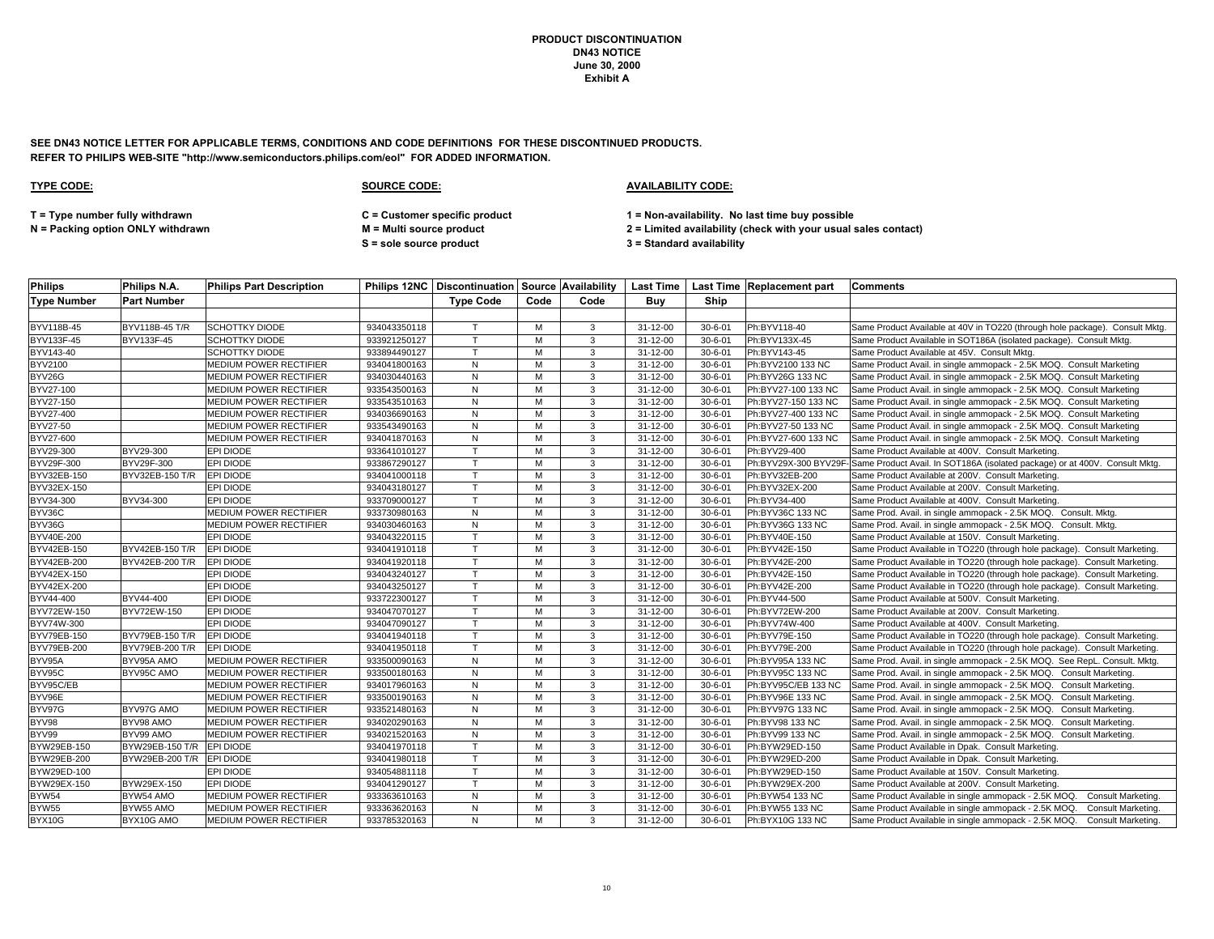**PRODUCT DISCONTINUATION**
**DN43 NOTICE**
**June 30, 2000**
**Exhibit A**

**SEE DN43 NOTICE LETTER FOR APPLICABLE TERMS, CONDITIONS AND CODE DEFINITIONS FOR THESE DISCONTINUED PRODUCTS.**
**REFER TO PHILIPS WEB-SITE "http://www.semiconductors.philips.com/eol" FOR ADDED INFORMATION.**

**TYPE CODE:**

**T = Type number fully withdrawn**
**N = Packing option ONLY withdrawn**

**SOURCE CODE:**

**C = Customer specific product**
**M = Multi source product**
**S = sole source product**

**AVAILABILITY CODE:**

**1 = Non-availability. No last time buy possible**
**2 = Limited availability (check with your usual sales contact)**
**3 = Standard availability**

| Philips | Philips N.A. | Philips Part Description | Philips 12NC | Discontinuation | Source | Availability | Last Time | Last Time | Replacement part | Comments |
|---|---|---|---|---|---|---|---|---|---|---|
| Type Number | Part Number | | | Type Code | Code | Code | Buy | Ship | | |
| BYV118B-45 | BYV118B-45 T/R | SCHOTTKY DIODE | 934043350118 | T | M | 3 | 31-12-00 | 30-6-01 | Ph:BYV118-40 | Same Product Available at 40V in TO220 (through hole package). Consult Mktg. |
| BYV133F-45 | BYV133F-45 | SCHOTTKY DIODE | 933921250127 | T | M | 3 | 31-12-00 | 30-6-01 | Ph:BYV133X-45 | Same Product Available in SOT186A (isolated package). Consult Mktg. |
| BYV143-40 | | SCHOTTKY DIODE | 933894490127 | T | M | 3 | 31-12-00 | 30-6-01 | Ph:BYV143-45 | Same Product Available at 45V. Consult Mktg. |
| BYV2100 | | MEDIUM POWER RECTIFIER | 934041800163 | N | M | 3 | 31-12-00 | 30-6-01 | Ph:BYV2100 133 NC | Same Product Avail. in single ammopack - 2.5K MOQ. Consult Marketing |
| BYV26G | | MEDIUM POWER RECTIFIER | 934030440163 | N | M | 3 | 31-12-00 | 30-6-01 | Ph:BYV26G 133 NC | Same Product Avail. in single ammopack - 2.5K MOQ. Consult Marketing |
| BYV27-100 | | MEDIUM POWER RECTIFIER | 933543500163 | N | M | 3 | 31-12-00 | 30-6-01 | Ph:BYV27-100 133 NC | Same Product Avail. in single ammopack - 2.5K MOQ. Consult Marketing |
| BYV27-150 | | MEDIUM POWER RECTIFIER | 933543510163 | N | M | 3 | 31-12-00 | 30-6-01 | Ph:BYV27-150 133 NC | Same Product Avail. in single ammopack - 2.5K MOQ. Consult Marketing |
| BYV27-400 | | MEDIUM POWER RECTIFIER | 934036690163 | N | M | 3 | 31-12-00 | 30-6-01 | Ph:BYV27-400 133 NC | Same Product Avail. in single ammopack - 2.5K MOQ. Consult Marketing |
| BYV27-50 | | MEDIUM POWER RECTIFIER | 933543490163 | N | M | 3 | 31-12-00 | 30-6-01 | Ph:BYV27-50 133 NC | Same Product Avail. in single ammopack - 2.5K MOQ. Consult Marketing |
| BYV27-600 | | MEDIUM POWER RECTIFIER | 934041870163 | N | M | 3 | 31-12-00 | 30-6-01 | Ph:BYV27-600 133 NC | Same Product Avail. in single ammopack - 2.5K MOQ. Consult Marketing |
| BYV29-300 | BYV29-300 | EPI DIODE | 933641010127 | T | M | 3 | 31-12-00 | 30-6-01 | Ph:BYV29-400 | Same Product Available at 400V. Consult Marketing. |
| BYV29F-300 | BYV29F-300 | EPI DIODE | 933867290127 | T | M | 3 | 31-12-00 | 30-6-01 | Ph:BYV29X-300 BYV29F- | Same Product Avail. In SOT186A (isolated package) or at 400V. Consult Mktg. |
| BYV32EB-150 | BYV32EB-150 T/R | EPI DIODE | 934041000118 | T | M | 3 | 31-12-00 | 30-6-01 | Ph:BYV32EB-200 | Same Product Available at 200V. Consult Marketing. |
| BYV32EX-150 | | EPI DIODE | 934043180127 | T | M | 3 | 31-12-00 | 30-6-01 | Ph:BYV32EX-200 | Same Product Available at 200V. Consult Marketing. |
| BYV34-300 | BYV34-300 | EPI DIODE | 933709000127 | T | M | 3 | 31-12-00 | 30-6-01 | Ph:BYV34-400 | Same Product Available at 400V. Consult Marketing. |
| BYV36C | | MEDIUM POWER RECTIFIER | 933730980163 | N | M | 3 | 31-12-00 | 30-6-01 | Ph:BYV36C 133 NC | Same Prod. Avail. in single ammopack - 2.5K MOQ. Consult. Mktg. |
| BYV36G | | MEDIUM POWER RECTIFIER | 934030460163 | N | M | 3 | 31-12-00 | 30-6-01 | Ph:BYV36G 133 NC | Same Prod. Avail. in single ammopack - 2.5K MOQ. Consult. Mktg. |
| BYV40E-200 | | EPI DIODE | 934043220115 | T | M | 3 | 31-12-00 | 30-6-01 | Ph:BYV40E-150 | Same Product Available at 150V. Consult Marketing. |
| BYV42EB-150 | BYV42EB-150 T/R | EPI DIODE | 934041910118 | T | M | 3 | 31-12-00 | 30-6-01 | Ph:BYV42E-150 | Same Product Available in TO220 (through hole package). Consult Marketing. |
| BYV42EB-200 | BYV42EB-200 T/R | EPI DIODE | 934041920118 | T | M | 3 | 31-12-00 | 30-6-01 | Ph:BYV42E-200 | Same Product Available in TO220 (through hole package). Consult Marketing. |
| BYV42EX-150 | | EPI DIODE | 934043240127 | T | M | 3 | 31-12-00 | 30-6-01 | Ph:BYV42E-150 | Same Product Available in TO220 (through hole package). Consult Marketing. |
| BYV42EX-200 | | EPI DIODE | 934043250127 | T | M | 3 | 31-12-00 | 30-6-01 | Ph:BYV42E-200 | Same Product Available in TO220 (through hole package). Consult Marketing. |
| BYV44-400 | BYV44-400 | EPI DIODE | 933722300127 | T | M | 3 | 31-12-00 | 30-6-01 | Ph:BYV44-500 | Same Product Available at 500V. Consult Marketing. |
| BYV72EW-150 | BYV72EW-150 | EPI DIODE | 934047070127 | T | M | 3 | 31-12-00 | 30-6-01 | Ph:BYV72EW-200 | Same Product Available at 200V. Consult Marketing. |
| BYV74W-300 | | EPI DIODE | 934047090127 | T | M | 3 | 31-12-00 | 30-6-01 | Ph:BYV74W-400 | Same Product Available at 400V. Consult Marketing. |
| BYV79EB-150 | BYV79EB-150 T/R | EPI DIODE | 934041940118 | T | M | 3 | 31-12-00 | 30-6-01 | Ph:BYV79E-150 | Same Product Available in TO220 (through hole package). Consult Marketing. |
| BYV79EB-200 | BYV79EB-200 T/R | EPI DIODE | 934041950118 | T | M | 3 | 31-12-00 | 30-6-01 | Ph:BYV79E-200 | Same Product Available in TO220 (through hole package). Consult Marketing. |
| BYV95A | BYV95A AMO | MEDIUM POWER RECTIFIER | 933500090163 | N | M | 3 | 31-12-00 | 30-6-01 | Ph:BYV95A 133 NC | Same Prod. Avail. in single ammopack - 2.5K MOQ. See RepL. Consult. Mktg. |
| BYV95C | BYV95C AMO | MEDIUM POWER RECTIFIER | 933500180163 | N | M | 3 | 31-12-00 | 30-6-01 | Ph:BYV95C 133 NC | Same Prod. Avail. in single ammopack - 2.5K MOQ. Consult Marketing. |
| BYV95C/EB | | MEDIUM POWER RECTIFIER | 934017960163 | N | M | 3 | 31-12-00 | 30-6-01 | Ph:BYV95C/EB 133 NC | Same Prod. Avail. in single ammopack - 2.5K MOQ. Consult Marketing. |
| BYV96E | | MEDIUM POWER RECTIFIER | 933500190163 | N | M | 3 | 31-12-00 | 30-6-01 | Ph:BYV96E 133 NC | Same Prod. Avail. in single ammopack - 2.5K MOQ. Consult Marketing. |
| BYV97G | BYV97G AMO | MEDIUM POWER RECTIFIER | 933521480163 | N | M | 3 | 31-12-00 | 30-6-01 | Ph:BYV97G 133 NC | Same Prod. Avail. in single ammopack - 2.5K MOQ. Consult Marketing. |
| BYV98 | BYV98 AMO | MEDIUM POWER RECTIFIER | 934020290163 | N | M | 3 | 31-12-00 | 30-6-01 | Ph:BYV98 133 NC | Same Prod. Avail. in single ammopack - 2.5K MOQ. Consult Marketing. |
| BYV99 | BYV99 AMO | MEDIUM POWER RECTIFIER | 934021520163 | N | M | 3 | 31-12-00 | 30-6-01 | Ph:BYV99 133 NC | Same Prod. Avail. in single ammopack - 2.5K MOQ. Consult Marketing. |
| BYW29EB-150 | BYW29EB-150 T/R | EPI DIODE | 934041970118 | T | M | 3 | 31-12-00 | 30-6-01 | Ph:BYW29ED-150 | Same Product Available in Dpak. Consult Marketing. |
| BYW29EB-200 | BYW29EB-200 T/R | EPI DIODE | 934041980118 | T | M | 3 | 31-12-00 | 30-6-01 | Ph:BYW29ED-200 | Same Product Available in Dpak. Consult Marketing. |
| BYW29ED-100 | | EPI DIODE | 934054881118 | T | M | 3 | 31-12-00 | 30-6-01 | Ph:BYW29ED-150 | Same Product Available at 150V. Consult Marketing. |
| BYW29EX-150 | BYW29EX-150 | EPI DIODE | 934041290127 | T | M | 3 | 31-12-00 | 30-6-01 | Ph:BYW29EX-200 | Same Product Available at 200V. Consult Marketing. |
| BYW54 | BYW54 AMO | MEDIUM POWER RECTIFIER | 933363610163 | N | M | 3 | 31-12-00 | 30-6-01 | Ph:BYW54 133 NC | Same Product Available in single ammopack - 2.5K MOQ. Consult Marketing. |
| BYW55 | BYW55 AMO | MEDIUM POWER RECTIFIER | 933363620163 | N | M | 3 | 31-12-00 | 30-6-01 | Ph:BYW55 133 NC | Same Product Available in single ammopack - 2.5K MOQ. Consult Marketing. |
| BYX10G | BYX10G AMO | MEDIUM POWER RECTIFIER | 933785320163 | N | M | 3 | 31-12-00 | 30-6-01 | Ph:BYX10G 133 NC | Same Product Available in single ammopack - 2.5K MOQ. Consult Marketing. |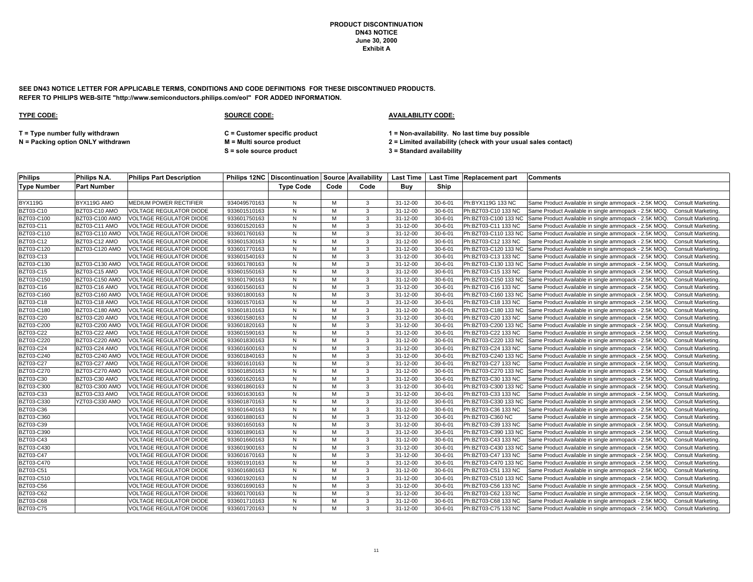**PRODUCT DISCONTINUATION**
**DN43 NOTICE**
**June 30, 2000**
**Exhibit A**

**SEE DN43 NOTICE LETTER FOR APPLICABLE TERMS, CONDITIONS AND CODE DEFINITIONS FOR THESE DISCONTINUED PRODUCTS.**
**REFER TO PHILIPS WEB-SITE "http://www.semiconductors.philips.com/eol" FOR ADDED INFORMATION.**

**TYPE CODE:**

**T = Type number fully withdrawn**
**N = Packing option ONLY withdrawn**

**SOURCE CODE:**

**C = Customer specific product**
**M = Multi source product**
**S = sole source product**

**AVAILABILITY CODE:**

**1 = Non-availability. No last time buy possible**
**2 = Limited availability (check with your usual sales contact)**
**3 = Standard availability**

| Philips Type Number | Philips N.A. Part Number | Philips Part Description | Philips 12NC | Discontinuation Type Code | Source Code | Availability Code | Last Time Buy | Last Time Ship | Replacement part | Comments |
|---|---|---|---|---|---|---|---|---|---|---|
| BYX119G | BYX119G AMO | MEDIUM POWER RECTIFIER | 934049570163 | N | M | 3 | 31-12-00 | 30-6-01 | Ph:BYX119G 133 NC | Same Product Available in single ammopack - 2.5K MOQ. Consult Marketing. |
| BZT03-C10 | BZT03-C10 AMO | VOLTAGE REGULATOR DIODE | 933601510163 | N | M | 3 | 31-12-00 | 30-6-01 | Ph:BZT03-C10 133 NC | Same Product Available in single ammopack - 2.5K MOQ. Consult Marketing. |
| BZT03-C100 | BZT03-C100 AMO | VOLTAGE REGULATOR DIODE | 933601750163 | N | M | 3 | 31-12-00 | 30-6-01 | Ph:BZT03-C100 133 NC | Same Product Available in single ammopack - 2.5K MOQ. Consult Marketing. |
| BZT03-C11 | BZT03-C11 AMO | VOLTAGE REGULATOR DIODE | 933601520163 | N | M | 3 | 31-12-00 | 30-6-01 | Ph:BZT03-C11 133 NC | Same Product Available in single ammopack - 2.5K MOQ. Consult Marketing. |
| BZT03-C110 | BZT03-C110 AMO | VOLTAGE REGULATOR DIODE | 933601760163 | N | M | 3 | 31-12-00 | 30-6-01 | Ph:BZT03-C110 133 NC | Same Product Available in single ammopack - 2.5K MOQ. Consult Marketing. |
| BZT03-C12 | BZT03-C12 AMO | VOLTAGE REGULATOR DIODE | 933601530163 | N | M | 3 | 31-12-00 | 30-6-01 | Ph:BZT03-C12 133 NC | Same Product Available in single ammopack - 2.5K MOQ. Consult Marketing. |
| BZT03-C120 | BZT03-C120 AMO | VOLTAGE REGULATOR DIODE | 933601770163 | N | M | 3 | 31-12-00 | 30-6-01 | Ph:BZT03-C120 133 NC | Same Product Available in single ammopack - 2.5K MOQ. Consult Marketing. |
| BZT03-C13 | | VOLTAGE REGULATOR DIODE | 933601540163 | N | M | 3 | 31-12-00 | 30-6-01 | Ph:BZT03-C13 133 NC | Same Product Available in single ammopack - 2.5K MOQ. Consult Marketing. |
| BZT03-C130 | BZT03-C130 AMO | VOLTAGE REGULATOR DIODE | 933601780163 | N | M | 3 | 31-12-00 | 30-6-01 | Ph:BZT03-C130 133 NC | Same Product Available in single ammopack - 2.5K MOQ. Consult Marketing. |
| BZT03-C15 | BZT03-C15 AMO | VOLTAGE REGULATOR DIODE | 933601550163 | N | M | 3 | 31-12-00 | 30-6-01 | Ph:BZT03-C15 133 NC | Same Product Available in single ammopack - 2.5K MOQ. Consult Marketing. |
| BZT03-C150 | BZT03-C150 AMO | VOLTAGE REGULATOR DIODE | 933601790163 | N | M | 3 | 31-12-00 | 30-6-01 | Ph:BZT03-C150 133 NC | Same Product Available in single ammopack - 2.5K MOQ. Consult Marketing. |
| BZT03-C16 | BZT03-C16 AMO | VOLTAGE REGULATOR DIODE | 933601560163 | N | M | 3 | 31-12-00 | 30-6-01 | Ph:BZT03-C16 133 NC | Same Product Available in single ammopack - 2.5K MOQ. Consult Marketing. |
| BZT03-C160 | BZT03-C160 AMO | VOLTAGE REGULATOR DIODE | 933601800163 | N | M | 3 | 31-12-00 | 30-6-01 | Ph:BZT03-C160 133 NC | Same Product Available in single ammopack - 2.5K MOQ. Consult Marketing. |
| BZT03-C18 | BZT03-C18 AMO | VOLTAGE REGULATOR DIODE | 933601570163 | N | M | 3 | 31-12-00 | 30-6-01 | Ph:BZT03-C18 133 NC | Same Product Available in single ammopack - 2.5K MOQ. Consult Marketing. |
| BZT03-C180 | BZT03-C180 AMO | VOLTAGE REGULATOR DIODE | 933601810163 | N | M | 3 | 31-12-00 | 30-6-01 | Ph:BZT03-C180 133 NC | Same Product Available in single ammopack - 2.5K MOQ. Consult Marketing. |
| BZT03-C20 | BZT03-C20 AMO | VOLTAGE REGULATOR DIODE | 933601580163 | N | M | 3 | 31-12-00 | 30-6-01 | Ph:BZT03-C20 133 NC | Same Product Available in single ammopack - 2.5K MOQ. Consult Marketing. |
| BZT03-C200 | BZT03-C200 AMO | VOLTAGE REGULATOR DIODE | 933601820163 | N | M | 3 | 31-12-00 | 30-6-01 | Ph:BZT03-C200 133 NC | Same Product Available in single ammopack - 2.5K MOQ. Consult Marketing. |
| BZT03-C22 | BZT03-C22 AMO | VOLTAGE REGULATOR DIODE | 933601590163 | N | M | 3 | 31-12-00 | 30-6-01 | Ph:BZT03-C22 133 NC | Same Product Available in single ammopack - 2.5K MOQ. Consult Marketing. |
| BZT03-C220 | BZT03-C220 AMO | VOLTAGE REGULATOR DIODE | 933601830163 | N | M | 3 | 31-12-00 | 30-6-01 | Ph:BZT03-C220 133 NC | Same Product Available in single ammopack - 2.5K MOQ. Consult Marketing. |
| BZT03-C24 | BZT03-C24 AMO | VOLTAGE REGULATOR DIODE | 933601600163 | N | M | 3 | 31-12-00 | 30-6-01 | Ph:BZT03-C24 133 NC | Same Product Available in single ammopack - 2.5K MOQ. Consult Marketing. |
| BZT03-C240 | BZT03-C240 AMO | VOLTAGE REGULATOR DIODE | 933601840163 | N | M | 3 | 31-12-00 | 30-6-01 | Ph:BZT03-C240 133 NC | Same Product Available in single ammopack - 2.5K MOQ. Consult Marketing. |
| BZT03-C27 | BZT03-C27 AMO | VOLTAGE REGULATOR DIODE | 933601610163 | N | M | 3 | 31-12-00 | 30-6-01 | Ph:BZT03-C27 133 NC | Same Product Available in single ammopack - 2.5K MOQ. Consult Marketing. |
| BZT03-C270 | BZT03-C270 AMO | VOLTAGE REGULATOR DIODE | 933601850163 | N | M | 3 | 31-12-00 | 30-6-01 | Ph:BZT03-C270 133 NC | Same Product Available in single ammopack - 2.5K MOQ. Consult Marketing. |
| BZT03-C30 | BZT03-C30 AMO | VOLTAGE REGULATOR DIODE | 933601620163 | N | M | 3 | 31-12-00 | 30-6-01 | Ph:BZT03-C30 133 NC | Same Product Available in single ammopack - 2.5K MOQ. Consult Marketing. |
| BZT03-C300 | BZT03-C300 AMO | VOLTAGE REGULATOR DIODE | 933601860163 | N | M | 3 | 31-12-00 | 30-6-01 | Ph:BZT03-C300 133 NC | Same Product Available in single ammopack - 2.5K MOQ. Consult Marketing. |
| BZT03-C33 | BZT03-C33 AMO | VOLTAGE REGULATOR DIODE | 933601630163 | N | M | 3 | 31-12-00 | 30-6-01 | Ph:BZT03-C33 133 NC | Same Product Available in single ammopack - 2.5K MOQ. Consult Marketing. |
| BZT03-C330 | YZT03-C330 AMO | VOLTAGE REGULATOR DIODE | 933601870163 | N | M | 3 | 31-12-00 | 30-6-01 | Ph:BZT03-C330 133 NC | Same Product Available in single ammopack - 2.5K MOQ. Consult Marketing. |
| BZT03-C36 | | VOLTAGE REGULATOR DIODE | 933601640163 | N | M | 3 | 31-12-00 | 30-6-01 | Ph:BZT03-C36 133 NC | Same Product Available in single ammopack - 2.5K MOQ. Consult Marketing. |
| BZT03-C360 | | VOLTAGE REGULATOR DIODE | 933601880163 | N | M | 3 | 31-12-00 | 30-6-01 | Ph:BZT03-C360 NC | Same Product Available in single ammopack - 2.5K MOQ. Consult Marketing. |
| BZT03-C39 | | VOLTAGE REGULATOR DIODE | 933601650163 | N | M | 3 | 31-12-00 | 30-6-01 | Ph:BZT03-C39 133 NC | Same Product Available in single ammopack - 2.5K MOQ. Consult Marketing. |
| BZT03-C390 | | VOLTAGE REGULATOR DIODE | 933601890163 | N | M | 3 | 31-12-00 | 30-6-01 | Ph:BZT03-C390 133 NC | Same Product Available in single ammopack - 2.5K MOQ. Consult Marketing. |
| BZT03-C43 | | VOLTAGE REGULATOR DIODE | 933601660163 | N | M | 3 | 31-12-00 | 30-6-01 | Ph:BZT03-C43 133 NC | Same Product Available in single ammopack - 2.5K MOQ. Consult Marketing. |
| BZT03-C430 | | VOLTAGE REGULATOR DIODE | 933601900163 | N | M | 3 | 31-12-00 | 30-6-01 | Ph:BZT03-C430 133 NC | Same Product Available in single ammopack - 2.5K MOQ. Consult Marketing. |
| BZT03-C47 | | VOLTAGE REGULATOR DIODE | 933601670163 | N | M | 3 | 31-12-00 | 30-6-01 | Ph:BZT03-C47 133 NC | Same Product Available in single ammopack - 2.5K MOQ. Consult Marketing. |
| BZT03-C470 | | VOLTAGE REGULATOR DIODE | 933601910163 | N | M | 3 | 31-12-00 | 30-6-01 | Ph:BZT03-C470 133 NC | Same Product Available in single ammopack - 2.5K MOQ. Consult Marketing. |
| BZT03-C51 | | VOLTAGE REGULATOR DIODE | 933601680163 | N | M | 3 | 31-12-00 | 30-6-01 | Ph:BZT03-C51 133 NC | Same Product Available in single ammopack - 2.5K MOQ. Consult Marketing. |
| BZT03-C510 | | VOLTAGE REGULATOR DIODE | 933601920163 | N | M | 3 | 31-12-00 | 30-6-01 | Ph:BZT03-C510 133 NC | Same Product Available in single ammopack - 2.5K MOQ. Consult Marketing. |
| BZT03-C56 | | VOLTAGE REGULATOR DIODE | 933601690163 | N | M | 3 | 31-12-00 | 30-6-01 | Ph:BZT03-C56 133 NC | Same Product Available in single ammopack - 2.5K MOQ. Consult Marketing. |
| BZT03-C62 | | VOLTAGE REGULATOR DIODE | 933601700163 | N | M | 3 | 31-12-00 | 30-6-01 | Ph:BZT03-C62 133 NC | Same Product Available in single ammopack - 2.5K MOQ. Consult Marketing. |
| BZT03-C68 | | VOLTAGE REGULATOR DIODE | 933601710163 | N | M | 3 | 31-12-00 | 30-6-01 | Ph:BZT03-C68 133 NC | Same Product Available in single ammopack - 2.5K MOQ. Consult Marketing. |
| BZT03-C75 | | VOLTAGE REGULATOR DIODE | 933601720163 | N | M | 3 | 31-12-00 | 30-6-01 | Ph:BZT03-C75 133 NC | Same Product Available in single ammopack - 2.5K MOQ. Consult Marketing. |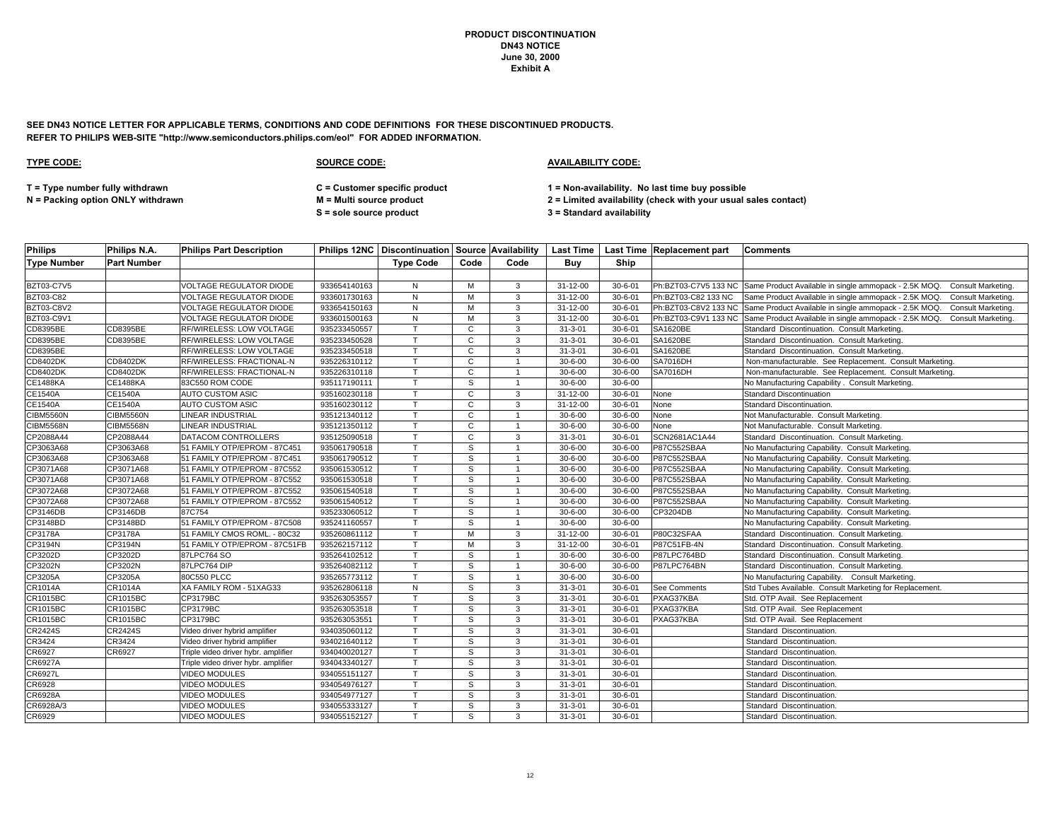**PRODUCT DISCONTINUATION**
**DN43 NOTICE**
**June 30, 2000**
**Exhibit A**

**SEE DN43 NOTICE LETTER FOR APPLICABLE TERMS, CONDITIONS AND CODE DEFINITIONS FOR THESE DISCONTINUED PRODUCTS.**
**REFER TO PHILIPS WEB-SITE "http://www.semiconductors.philips.com/eol" FOR ADDED INFORMATION.**

**TYPE CODE:**

**T = Type number fully withdrawn**
**N = Packing option ONLY withdrawn**

**SOURCE CODE:**

**C = Customer specific product**
**M = Multi source product**
**S = sole source product**

**AVAILABILITY CODE:**

**1 = Non-availability. No last time buy possible**
**2 = Limited availability (check with your usual sales contact)**
**3 = Standard availability**

| Philips Type Number | Philips N.A. Part Number | Philips Part Description | Philips 12NC | Discontinuation Type Code | Source Code | Availability Code | Last Time Buy | Last Time Ship | Replacement part | Comments |
|---|---|---|---|---|---|---|---|---|---|---|
| BZT03-C7V5 | | VOLTAGE REGULATOR DIODE | 933654140163 | N | M | 3 | 31-12-00 | 30-6-01 | Ph:BZT03-C7V5 133 NC | Same Product Available in single ammopack - 2.5K MOQ. Consult Marketing. |
| BZT03-C82 | | VOLTAGE REGULATOR DIODE | 933601730163 | N | M | 3 | 31-12-00 | 30-6-01 | Ph:BZT03-C82 133 NC | Same Product Available in single ammopack - 2.5K MOQ. Consult Marketing. |
| BZT03-C8V2 | | VOLTAGE REGULATOR DIODE | 933654150163 | N | M | 3 | 31-12-00 | 30-6-01 | Ph:BZT03-C8V2 133 NC | Same Product Available in single ammopack - 2.5K MOQ. Consult Marketing. |
| BZT03-C9V1 | | VOLTAGE REGULATOR DIODE | 933601500163 | N | M | 3 | 31-12-00 | 30-6-01 | Ph:BZT03-C9V1 133 NC | Same Product Available in single ammopack - 2.5K MOQ. Consult Marketing. |
| CD8395BE | CD8395BE | RF/WIRELESS: LOW VOLTAGE | 935233450557 | T | C | 3 | 31-3-01 | 30-6-01 | SA1620BE | Standard Discontinuation. Consult Marketing. |
| CD8395BE | CD8395BE | RF/WIRELESS: LOW VOLTAGE | 935233450528 | T | C | 3 | 31-3-01 | 30-6-01 | SA1620BE | Standard Discontinuation. Consult Marketing. |
| CD8395BE | | RF/WIRELESS: LOW VOLTAGE | 935233450518 | T | C | 3 | 31-3-01 | 30-6-01 | SA1620BE | Standard Discontinuation. Consult Marketing. |
| CD8402DK | CD8402DK | RF/WIRELESS: FRACTIONAL-N | 935226310112 | T | C | 1 | 30-6-00 | 30-6-00 | SA7016DH | Non-manufacturable. See Replacement. Consult Marketing. |
| CD8402DK | CD8402DK | RF/WIRELESS: FRACTIONAL-N | 935226310118 | T | C | 1 | 30-6-00 | 30-6-00 | SA7016DH | Non-manufacturable. See Replacement. Consult Marketing. |
| CE1488KA | CE1488KA | 83C550 ROM CODE | 935117190111 | T | S | 1 | 30-6-00 | 30-6-00 | | No Manufacturing Capability . Consult Marketing. |
| CE1540A | CE1540A | AUTO CUSTOM ASIC | 935160230118 | T | C | 3 | 31-12-00 | 30-6-01 | None | Standard Discontinuation |
| CE1540A | CE1540A | AUTO CUSTOM ASIC | 935160230112 | T | C | 3 | 31-12-00 | 30-6-01 | None | Standard Discontinuation. |
| CIBM5560N | CIBM5560N | LINEAR INDUSTRIAL | 935121340112 | T | C | 1 | 30-6-00 | 30-6-00 | None | Not Manufacturable. Consult Marketing. |
| CIBM5568N | CIBM5568N | LINEAR INDUSTRIAL | 935121350112 | T | C | 1 | 30-6-00 | 30-6-00 | None | Not Manufacturable. Consult Marketing. |
| CP2088A44 | CP2088A44 | DATACOM CONTROLLERS | 935125090518 | T | C | 3 | 31-3-01 | 30-6-01 | SCN2681AC1A44 | Standard Discontinuation. Consult Marketing. |
| CP3063A68 | CP3063A68 | 51 FAMILY OTP/EPROM - 87C451 | 935061790518 | T | S | 1 | 30-6-00 | 30-6-00 | P87C552SBAA | No Manufacturing Capability. Consult Marketing. |
| CP3063A68 | CP3063A68 | 51 FAMILY OTP/EPROM - 87C451 | 935061790512 | T | S | 1 | 30-6-00 | 30-6-00 | P87C552SBAA | No Manufacturing Capability. Consult Marketing. |
| CP3071A68 | CP3071A68 | 51 FAMILY OTP/EPROM - 87C552 | 935061530512 | T | S | 1 | 30-6-00 | 30-6-00 | P87C552SBAA | No Manufacturing Capability. Consult Marketing. |
| CP3071A68 | CP3071A68 | 51 FAMILY OTP/EPROM - 87C552 | 935061530518 | T | S | 1 | 30-6-00 | 30-6-00 | P87C552SBAA | No Manufacturing Capability. Consult Marketing. |
| CP3072A68 | CP3072A68 | 51 FAMILY OTP/EPROM - 87C552 | 935061540518 | T | S | 1 | 30-6-00 | 30-6-00 | P87C552SBAA | No Manufacturing Capability. Consult Marketing. |
| CP3072A68 | CP3072A68 | 51 FAMILY OTP/EPROM - 87C552 | 935061540512 | T | S | 1 | 30-6-00 | 30-6-00 | P87C552SBAA | No Manufacturing Capability. Consult Marketing. |
| CP3146DB | CP3146DB | 87C754 | 935233060512 | T | S | 1 | 30-6-00 | 30-6-00 | CP3204DB | No Manufacturing Capability. Consult Marketing. |
| CP3148BD | CP3148BD | 51 FAMILY OTP/EPROM - 87C508 | 935241160557 | T | S | 1 | 30-6-00 | 30-6-00 | | No Manufacturing Capability. Consult Marketing. |
| CP3178A | CP3178A | 51 FAMILY CMOS ROML. - 80C32 | 935260861112 | T | M | 3 | 31-12-00 | 30-6-01 | P80C32SFAA | Standard Discontinuation. Consult Marketing. |
| CP3194N | CP3194N | 51 FAMILY OTP/EPROM - 87C51FB | 935262157112 | T | M | 3 | 31-12-00 | 30-6-01 | P87C51FB-4N | Standard Discontinuation. Consult Marketing. |
| CP3202D | CP3202D | 87LPC764 SO | 935264102512 | T | S | 1 | 30-6-00 | 30-6-00 | P87LPC764BD | Standard Discontinuation. Consult Marketing. |
| CP3202N | CP3202N | 87LPC764 DIP | 935264082112 | T | S | 1 | 30-6-00 | 30-6-00 | P87LPC764BN | Standard Discontinuation. Consult Marketing. |
| CP3205A | CP3205A | 80C550 PLCC | 935265773112 | T | S | 1 | 30-6-00 | 30-6-00 | | No Manufacturing Capability. Consult Marketing. |
| CR1014A | CR1014A | XA FAMILY ROM - 51XAG33 | 935262806118 | N | S | 3 | 31-3-01 | 30-6-01 | See Comments | Std Tubes Available. Consult Marketing for Replacement. |
| CR1015BC | CR1015BC | CP3179BC | 935263053557 | T | S | 3 | 31-3-01 | 30-6-01 | PXAG37KBA | Std. OTP Avail. See Replacement |
| CR1015BC | CR1015BC | CP3179BC | 935263053518 | T | S | 3 | 31-3-01 | 30-6-01 | PXAG37KBA | Std. OTP Avail. See Replacement |
| CR1015BC | CR1015BC | CP3179BC | 935263053551 | T | S | 3 | 31-3-01 | 30-6-01 | PXAG37KBA | Std. OTP Avail. See Replacement |
| CR2424S | CR2424S | Video driver hybrid amplifier | 934035060112 | T | S | 3 | 31-3-01 | 30-6-01 | | Standard Discontinuation. |
| CR3424 | CR3424 | Video driver hybrid amplifier | 934021640112 | T | S | 3 | 31-3-01 | 30-6-01 | | Standard Discontinuation. |
| CR6927 | CR6927 | Triple video driver hybr. amplifier | 934040020127 | T | S | 3 | 31-3-01 | 30-6-01 | | Standard Discontinuation. |
| CR6927A | | Triple video driver hybr. amplifier | 934043340127 | T | S | 3 | 31-3-01 | 30-6-01 | | Standard Discontinuation. |
| CR6927L | | VIDEO MODULES | 934055151127 | T | S | 3 | 31-3-01 | 30-6-01 | | Standard Discontinuation. |
| CR6928 | | VIDEO MODULES | 934054976127 | T | S | 3 | 31-3-01 | 30-6-01 | | Standard Discontinuation. |
| CR6928A | | VIDEO MODULES | 934054977127 | T | S | 3 | 31-3-01 | 30-6-01 | | Standard Discontinuation. |
| CR6928A/3 | | VIDEO MODULES | 934055333127 | T | S | 3 | 31-3-01 | 30-6-01 | | Standard Discontinuation. |
| CR6929 | | VIDEO MODULES | 934055152127 | T | S | 3 | 31-3-01 | 30-6-01 | | Standard Discontinuation. |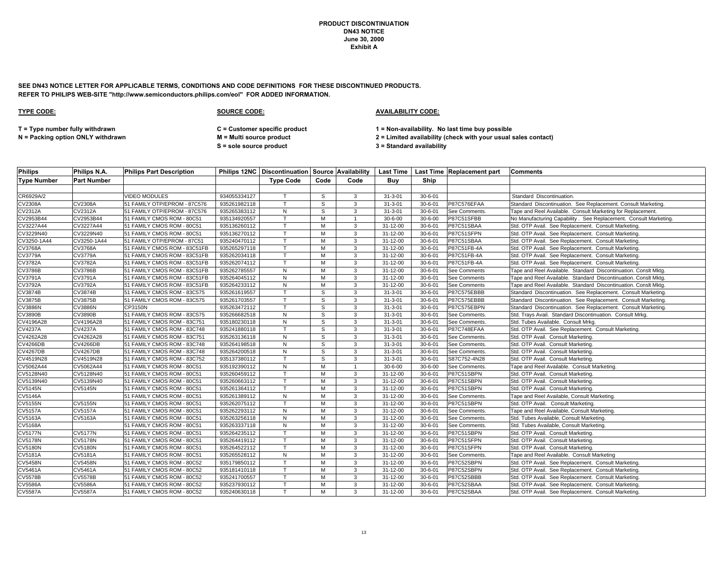# PRODUCT DISCONTINUATION
## DN43 NOTICE
## June 30, 2000
## Exhibit A

**SEE DN43 NOTICE LETTER FOR APPLICABLE TERMS, CONDITIONS AND CODE DEFINITIONS FOR THESE DISCONTINUED PRODUCTS.**
**REFER TO PHILIPS WEB-SITE "http://www.semiconductors.philips.com/eol" FOR ADDED INFORMATION.**

**TYPE CODE:**

**T = Type number fully withdrawn**
**N = Packing option ONLY withdrawn**

**SOURCE CODE:**

**C = Customer specific product**
**M = Multi source product**
**S = sole source product**

**AVAILABILITY CODE:**

**1 = Non-availability. No last time buy possible**
**2 = Limited availability (check with your usual sales contact)**
**3 = Standard availability**

| Philips Type Number | Philips N.A. Part Number | Philips Part Description | Philips 12NC | Discontinuation Type Code | Source Code | Availability Code | Last Time Buy | Last Time Ship | Replacement part | Comments |
|---|---|---|---|---|---|---|---|---|---|---|
| | | | | | | | | | | |
| CR6929A/2 | | VIDEO MODULES | 934055334127 | T | S | 3 | 31-3-01 | 30-6-01 | | Standard Discontinuation. |
| CV2308A | CV2308A | 51 FAMILY OTP/EPROM - 87C576 | 935261982118 | T | S | 3 | 31-3-01 | 30-6-01 | P87C576EFAA | Standard Discontinuation. See Replacement. Consult Marketing. |
| CV2312A | CV2312A | 51 FAMILY OTP/EPROM - 87C576 | 935265383112 | N | S | 3 | 31-3-01 | 30-6-01 | See Comments. | Tape and Reel Available. Consult Marketing for Replacement. |
| CV2953B44 | CV2953B44 | 51 FAMILY CMOS ROM - 80C51 | 935134920557 | T | M | 1 | 30-6-00 | 30-6-00 | P87C51SFBB | No Manufacturing Capability . See Replacement. Consult Marketing. |
| CV3227A44 | CV3227A44 | 51 FAMILY CMOS ROM - 80C51 | 935136260112 | T | M | 3 | 31-12-00 | 30-6-01 | P87C51SBAA | Std. OTP Avail. See Replacement. Consult Marketing. |
| CV3229N40 | CV3229N40 | 51 FAMILY CMOS ROM - 80C51 | 935136270112 | T | M | 3 | 31-12-00 | 30-6-01 | P87C51SFPN | Std. OTP Avail. See Replacement. Consult Marketing. |
| CV3250-1A44 | CV3250-1A44 | 51 FAMILY OTP/EPROM - 87C51 | 935240470112 | T | M | 3 | 31-12-00 | 30-6-01 | P87C51SBAA | Std. OTP Avail. See Replacement. Consult Marketing. |
| CV3768A | CV3768A | 51 FAMILY CMOS ROM - 83C51FB | 935265297118 | T | M | 3 | 31-12-00 | 30-6-01 | P87C51FB-4A | Std. OTP Avail. See Replacement. Consult Marketing. |
| CV3779A | CV3779A | 51 FAMILY CMOS ROM - 83C51FB | 935262034118 | T | M | 3 | 31-12-00 | 30-6-01 | P87C51FB-4A | Std. OTP Avail. See Replacement. Consult Marketing. |
| CV3782A | CV3782A | 51 FAMILY CMOS ROM - 83C51FB | 935262074112 | T | M | 3 | 31-12-00 | 30-6-01 | P87C51FB-4A | Std. OTP Avail. See Replacement. Consult Marketing. |
| CV3786B | CV3786B | 51 FAMILY CMOS ROM - 83C51FB | 935262785557 | N | M | 3 | 31-12-00 | 30-6-01 | See Comments | Tape and Reel Available. Standard Discontinuation. Conslt Mktg. |
| CV3791A | CV3791A | 51 FAMILY CMOS ROM - 83C51FB | 935264045112 | N | M | 3 | 31-12-00 | 30-6-01 | See Comments | Tape and Reel Available. Standard Discontinuation. Conslt Mktg. |
| CV3792A | CV3792A | 51 FAMILY CMOS ROM - 83C51FB | 935264233112 | N | M | 3 | 31-12-00 | 30-6-01 | See Comments | Tape and Reel Available. Standard Discontinuation. Conslt Mktg. |
| CV3874B | CV3874B | 51 FAMILY CMOS ROM - 83C575 | 935261619557 | T | S | 3 | 31-3-01 | 30-6-01 | P87C575EBBB | Standard Discontinuation. See Replacement. Consult Marketing. |
| CV3875B | CV3875B | 51 FAMILY CMOS ROM - 83C575 | 935261703557 | T | S | 3 | 31-3-01 | 30-6-01 | P87C575EBBB | Standard Discontinuation. See Replacement. Consult Marketing. |
| CV3886N | CV3886N | CP3150N | 935263472112 | T | S | 3 | 31-3-01 | 30-6-01 | P87C575EBPN | Standard Discontinuation. See Replacement. Consult Marketing. |
| CV3890B | CV3890B | 51 FAMILY CMOS ROM - 83C575 | 935266682518 | N | S | 3 | 31-3-01 | 30-6-01 | See Comments. | Std. Trays Avail. Standard Discontinuation. Consult Mrkg. |
| CV4196A28 | CV4196A28 | 51 FAMILY CMOS ROM - 83C751 | 935180230118 | N | S | 3 | 31-3-01 | 30-6-01 | See Comments. | Std. Tubes Available. Consult Mrkg. |
| CV4237A | CV4237A | 51 FAMILY CMOS ROM - 83C748 | 935241880118 | T | S | 3 | 31-3-01 | 30-6-01 | P87C748EFAA | Std. OTP Avail. See Replacement. Consult Marketing. |
| CV4262A28 | CV4262A28 | 51 FAMILY CMOS ROM - 83C751 | 935263136118 | N | S | 3 | 31-3-01 | 30-6-01 | See Comments. | Std. OTP Avail. Consult Marketing. |
| CV4266DB | CV4266DB | 51 FAMILY CMOS ROM - 83C748 | 935264198518 | N | S | 3 | 31-3-01 | 30-6-01 | See Comments. | Std. OTP Avail. Consult Marketing. |
| CV4267DB | CV4267DB | 51 FAMILY CMOS ROM - 83C748 | 935264200518 | N | S | 3 | 31-3-01 | 30-6-01 | See Comments. | Std. OTP Avail. Consult Marketing. |
| CV4519N28 | CV4519N28 | 51 FAMILY CMOS ROM - 83C752 | 935137380112 | T | S | 3 | 31-3-01 | 30-6-01 | S87C752-4N28 | Std. OTP Avail. Consult Marketing. |
| CV5062A44 | CV5062A44 | 51 FAMILY CMOS ROM - 80C51 | 935192390112 | N | M | 1 | 30-6-00 | 30-6-00 | See Comments. | Tape and Reel Available. Consult Marketing. |
| CV5128N40 | CV5128N40 | 51 FAMILY CMOS ROM - 80C51 | 935260459112 | T | M | 3 | 31-12-00 | 30-6-01 | P87C51SBPN | Std. OTP Avail. Consult Marketing. |
| CV5139N40 | CV5139N40 | 51 FAMILY CMOS ROM - 80C51 | 935260663112 | T | M | 3 | 31-12-00 | 30-6-01 | P87C51SBPN | Std. OTP Avail. Consult Marketing. |
| CV5145N | CV5145N | 51 FAMILY CMOS ROM - 80C51 | 935261364112 | T | M | 3 | 31-12-00 | 30-6-01 | P87C51SBPN | Std. OTP Avail. Consult Marketing. |
| CV5146A | | 51 FAMILY CMOS ROM - 80C51 | 935261389112 | N | M | 3 | 31-12-00 | 30-6-01 | See Comments. | Tape and Reel Available, Consult Marketing. |
| CV5155N | CV5155N | 51 FAMILY CMOS ROM - 80C51 | 935262075112 | T | M | 3 | 31-12-00 | 30-6-01 | P87C51SBPN | Std. OTP Avail. Consult Marketing. |
| CV5157A | CV5157A | 51 FAMILY CMOS ROM - 80C51 | 935262293112 | N | M | 3 | 31-12-00 | 30-6-01 | See Comments. | Tape and Reel Available, Consult Marketing. |
| CV5163A | CV5163A | 51 FAMILY CMOS ROM - 80C51 | 935263256118 | N | M | 3 | 31-12-00 | 30-6-01 | See Comments. | Std. Tubes Available, Consult Marketing. |
| CV5168A | | 51 FAMILY CMOS ROM - 80C51 | 935263337118 | N | M | 3 | 31-12-00 | 30-6-01 | See Comments. | Std. Tubes Available, Consult Marketing. |
| CV5177N | CV5177N | 51 FAMILY CMOS ROM - 80C51 | 935264235112 | T | M | 3 | 31-12-00 | 30-6-01 | P87C51SBPN | Std. OTP Avail. Consult Marketing. |
| CV5178N | CV5178N | 51 FAMILY CMOS ROM - 80C51 | 935264419112 | T | M | 3 | 31-12-00 | 30-6-01 | P87C51SFPN | Std. OTP Avail. Consult Marketing. |
| CV5180N | CV5180N | 51 FAMILY CMOS ROM - 80C51 | 935264522112 | T | M | 3 | 31-12-00 | 30-6-01 | P87C51SFPN | Std. OTP Avail. Consult Marketing. |
| CV5181A | CV5181A | 51 FAMILY CMOS ROM - 80C51 | 935265528112 | N | M | 3 | 31-12-00 | 30-6-01 | See Comments. | Tape and Reel Available. Consult Marketing |
| CV5458N | CV5458N | 51 FAMILY CMOS ROM - 80C52 | 935179850112 | T | M | 3 | 31-12-00 | 30-6-01 | P87C52SBPN | Std. OTP Avail. See Replacement. Consult Marketing. |
| CV5461A | CV5461A | 51 FAMILY CMOS ROM - 80C52 | 935181410118 | T | M | 3 | 31-12-00 | 30-6-01 | P87C52SBPN | Std. OTP Avail. See Replacement. Consult Marketing. |
| CV5578B | CV5578B | 51 FAMILY CMOS ROM - 80C52 | 935241700557 | T | M | 3 | 31-12-00 | 30-6-01 | P87C52SBBB | Std. OTP Avail. See Replacement. Consult Marketing. |
| CV5586A | CV5586A | 51 FAMILY CMOS ROM - 80C52 | 935237930112 | T | M | 3 | 31-12-00 | 30-6-01 | P87C52SBAA | Std. OTP Avail. See Replacement. Consult Marketing. |
| CV5587A | CV5587A | 51 FAMILY CMOS ROM - 80C52 | 935240630118 | T | M | 3 | 31-12-00 | 30-6-01 | P87C52SBAA | Std. OTP Avail. See Replacement. Consult Marketing. |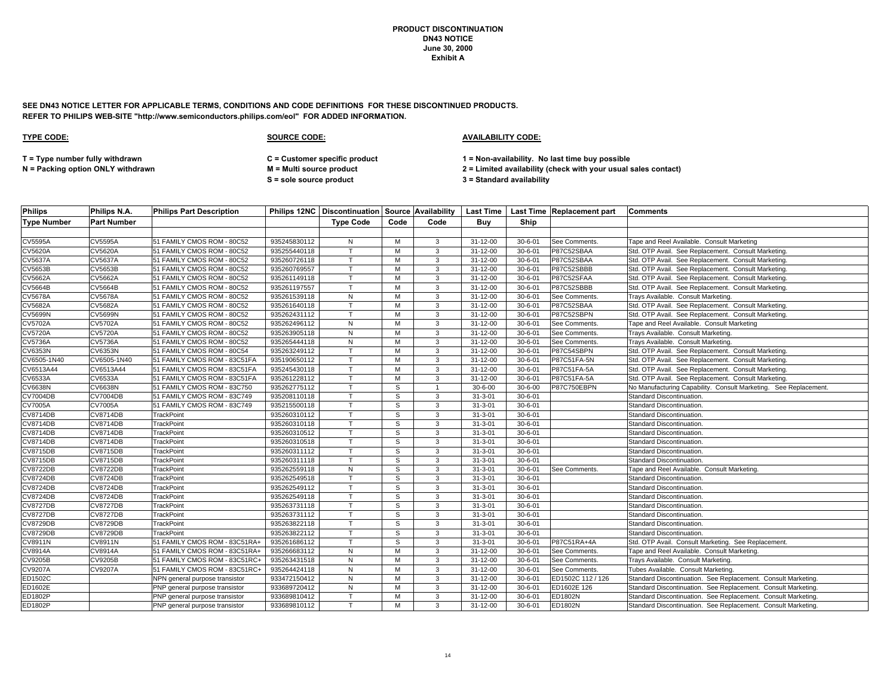**PRODUCT DISCONTINUATION**
**DN43 NOTICE**
**June 30, 2000**
**Exhibit A**

**SEE DN43 NOTICE LETTER FOR APPLICABLE TERMS, CONDITIONS AND CODE DEFINITIONS FOR THESE DISCONTINUED PRODUCTS.**
**REFER TO PHILIPS WEB-SITE "http://www.semiconductors.philips.com/eol" FOR ADDED INFORMATION.**

**TYPE CODE:**

**T = Type number fully withdrawn**
**N = Packing option ONLY withdrawn**

**SOURCE CODE:**

**C = Customer specific product**
**M = Multi source product**
**S = sole source product**

**AVAILABILITY CODE:**

**1 = Non-availability. No last time buy possible**
**2 = Limited availability (check with your usual sales contact)**
**3 = Standard availability**

| Philips Type Number | Philips N.A. Part Number | Philips Part Description | Philips 12NC | Discontinuation Type Code | Source Code | Availability Code | Last Time Buy | Last Time Ship | Replacement part | Comments |
|---|---|---|---|---|---|---|---|---|---|---|
| CV5595A | CV5595A | 51 FAMILY CMOS ROM - 80C52 | 935245830112 | N | M | 3 | 31-12-00 | 30-6-01 | See Comments. | Tape and Reel Available. Consult Marketing |
| CV5620A | CV5620A | 51 FAMILY CMOS ROM - 80C52 | 935255440118 | T | M | 3 | 31-12-00 | 30-6-01 | P87C52SBAA | Std. OTP Avail. See Replacement. Consult Marketing. |
| CV5637A | CV5637A | 51 FAMILY CMOS ROM - 80C52 | 935260726118 | T | M | 3 | 31-12-00 | 30-6-01 | P87C52SBAA | Std. OTP Avail. See Replacement. Consult Marketing. |
| CV5653B | CV5653B | 51 FAMILY CMOS ROM - 80C52 | 935260769557 | T | M | 3 | 31-12-00 | 30-6-01 | P87C52SBBB | Std. OTP Avail. See Replacement. Consult Marketing. |
| CV5662A | CV5662A | 51 FAMILY CMOS ROM - 80C52 | 935261149118 | T | M | 3 | 31-12-00 | 30-6-01 | P87C52SFAA | Std. OTP Avail. See Replacement. Consult Marketing. |
| CV5664B | CV5664B | 51 FAMILY CMOS ROM - 80C52 | 935261197557 | T | M | 3 | 31-12-00 | 30-6-01 | P87C52SBBB | Std. OTP Avail. See Replacement. Consult Marketing. |
| CV5678A | CV5678A | 51 FAMILY CMOS ROM - 80C52 | 935261539118 | N | M | 3 | 31-12-00 | 30-6-01 | See Comments. | Trays Available. Consult Marketing. |
| CV5682A | CV5682A | 51 FAMILY CMOS ROM - 80C52 | 935261640118 | T | M | 3 | 31-12-00 | 30-6-01 | P87C52SBAA | Std. OTP Avail. See Replacement. Consult Marketing. |
| CV5699N | CV5699N | 51 FAMILY CMOS ROM - 80C52 | 935262431112 | T | M | 3 | 31-12-00 | 30-6-01 | P87C52SBPN | Std. OTP Avail. See Replacement. Consult Marketing. |
| CV5702A | CV5702A | 51 FAMILY CMOS ROM - 80C52 | 935262496112 | N | M | 3 | 31-12-00 | 30-6-01 | See Comments. | Tape and Reel Available. Consult Marketing |
| CV5720A | CV5720A | 51 FAMILY CMOS ROM - 80C52 | 935263905118 | N | M | 3 | 31-12-00 | 30-6-01 | See Comments. | Trays Available. Consult Marketing. |
| CV5736A | CV5736A | 51 FAMILY CMOS ROM - 80C52 | 935265444118 | N | M | 3 | 31-12-00 | 30-6-01 | See Comments. | Trays Available. Consult Marketing. |
| CV6353N | CV6353N | 51 FAMILY CMOS ROM - 80C54 | 935263249112 | T | M | 3 | 31-12-00 | 30-6-01 | P87C54SBPN | Std. OTP Avail. See Replacement. Consult Marketing. |
| CV6505-1N40 | CV6505-1N40 | 51 FAMILY CMOS ROM - 83C51FA | 935190650112 | T | M | 3 | 31-12-00 | 30-6-01 | P87C51FA-5N | Std. OTP Avail. See Replacement. Consult Marketing. |
| CV6513A44 | CV6513A44 | 51 FAMILY CMOS ROM - 83C51FA | 935245430118 | T | M | 3 | 31-12-00 | 30-6-01 | P87C51FA-5A | Std. OTP Avail. See Replacement. Consult Marketing. |
| CV6533A | CV6533A | 51 FAMILY CMOS ROM - 83C51FA | 935261228112 | T | M | 3 | 31-12-00 | 30-6-01 | P87C51FA-5A | Std. OTP Avail. See Replacement. Consult Marketing. |
| CV6638N | CV6638N | 51 FAMILY CMOS ROM - 83C750 | 935262775112 | T | S | 1 | 30-6-00 | 30-6-00 | P87C750EBPN | No Manufacturing Capability. Consult Marketing. See Replacement. |
| CV7004DB | CV7004DB | 51 FAMILY CMOS ROM - 83C749 | 935208110118 | T | S | 3 | 31-3-01 | 30-6-01 | | Standard Discontinuation. |
| CV7005A | CV7005A | 51 FAMILY CMOS ROM - 83C749 | 935215500118 | T | S | 3 | 31-3-01 | 30-6-01 | | Standard Discontinuation. |
| CV8714DB | CV8714DB | TrackPoint | 935260310112 | T | S | 3 | 31-3-01 | 30-6-01 | | Standard Discontinuation. |
| CV8714DB | CV8714DB | TrackPoint | 935260310118 | T | S | 3 | 31-3-01 | 30-6-01 | | Standard Discontinuation. |
| CV8714DB | CV8714DB | TrackPoint | 935260310512 | T | S | 3 | 31-3-01 | 30-6-01 | | Standard Discontinuation. |
| CV8714DB | CV8714DB | TrackPoint | 935260310518 | T | S | 3 | 31-3-01 | 30-6-01 | | Standard Discontinuation. |
| CV8715DB | CV8715DB | TrackPoint | 935260311112 | T | S | 3 | 31-3-01 | 30-6-01 | | Standard Discontinuation. |
| CV8715DB | CV8715DB | TrackPoint | 935260311118 | T | S | 3 | 31-3-01 | 30-6-01 | | Standard Discontinuation. |
| CV8722DB | CV8722DB | TrackPoint | 935262559118 | N | S | 3 | 31-3-01 | 30-6-01 | See Comments. | Tape and Reel Available. Consult Marketing. |
| CV8724DB | CV8724DB | TrackPoint | 935262549518 | T | S | 3 | 31-3-01 | 30-6-01 | | Standard Discontinuation. |
| CV8724DB | CV8724DB | TrackPoint | 935262549112 | T | S | 3 | 31-3-01 | 30-6-01 | | Standard Discontinuation. |
| CV8724DB | CV8724DB | TrackPoint | 935262549118 | T | S | 3 | 31-3-01 | 30-6-01 | | Standard Discontinuation. |
| CV8727DB | CV8727DB | TrackPoint | 935263731118 | T | S | 3 | 31-3-01 | 30-6-01 | | Standard Discontinuation. |
| CV8727DB | CV8727DB | TrackPoint | 935263731112 | T | S | 3 | 31-3-01 | 30-6-01 | | Standard Discontinuation. |
| CV8729DB | CV8729DB | TrackPoint | 935263822118 | T | S | 3 | 31-3-01 | 30-6-01 | | Standard Discontinuation. |
| CV8729DB | CV8729DB | TrackPoint | 935263822112 | T | S | 3 | 31-3-01 | 30-6-01 | | Standard Discontinuation. |
| CV8911N | CV8911N | 51 FAMILY CMOS ROM - 83C51RA+ | 935261686112 | T | S | 3 | 31-3-01 | 30-6-01 | P87C51RA+4A | Std. OTP Avail. Consult Marketing. See Replacement. |
| CV8914A | CV8914A | 51 FAMILY CMOS ROM - 83C51RA+ | 935266683112 | N | M | 3 | 31-12-00 | 30-6-01 | See Comments. | Tape and Reel Available. Consult Marketing. |
| CV9205B | CV9205B | 51 FAMILY CMOS ROM - 83C51RC+ | 935263431518 | N | M | 3 | 31-12-00 | 30-6-01 | See Comments. | Trays Available. Consult Marketing. |
| CV9207A | CV9207A | 51 FAMILY CMOS ROM - 83C51RC+ | 935264424118 | N | M | 3 | 31-12-00 | 30-6-01 | See Comments. | Tubes Available. Consult Marketing. |
| ED1502C | | NPN general purpose transistor | 933472150412 | N | M | 3 | 31-12-00 | 30-6-01 | ED1502C 112 / 126 | Standard Discontinuation. See Replacement. Consult Marketing. |
| ED1602E | | PNP general purpose transistor | 933689720412 | N | M | 3 | 31-12-00 | 30-6-01 | ED1602E 126 | Standard Discontinuation. See Replacement. Consult Marketing. |
| ED1802P | | PNP general purpose transistor | 933689810412 | T | M | 3 | 31-12-00 | 30-6-01 | ED1802N | Standard Discontinuation. See Replacement. Consult Marketing. |
| ED1802P | | PNP general purpose transistor | 933689810112 | T | M | 3 | 31-12-00 | 30-6-01 | ED1802N | Standard Discontinuation. See Replacement. Consult Marketing. |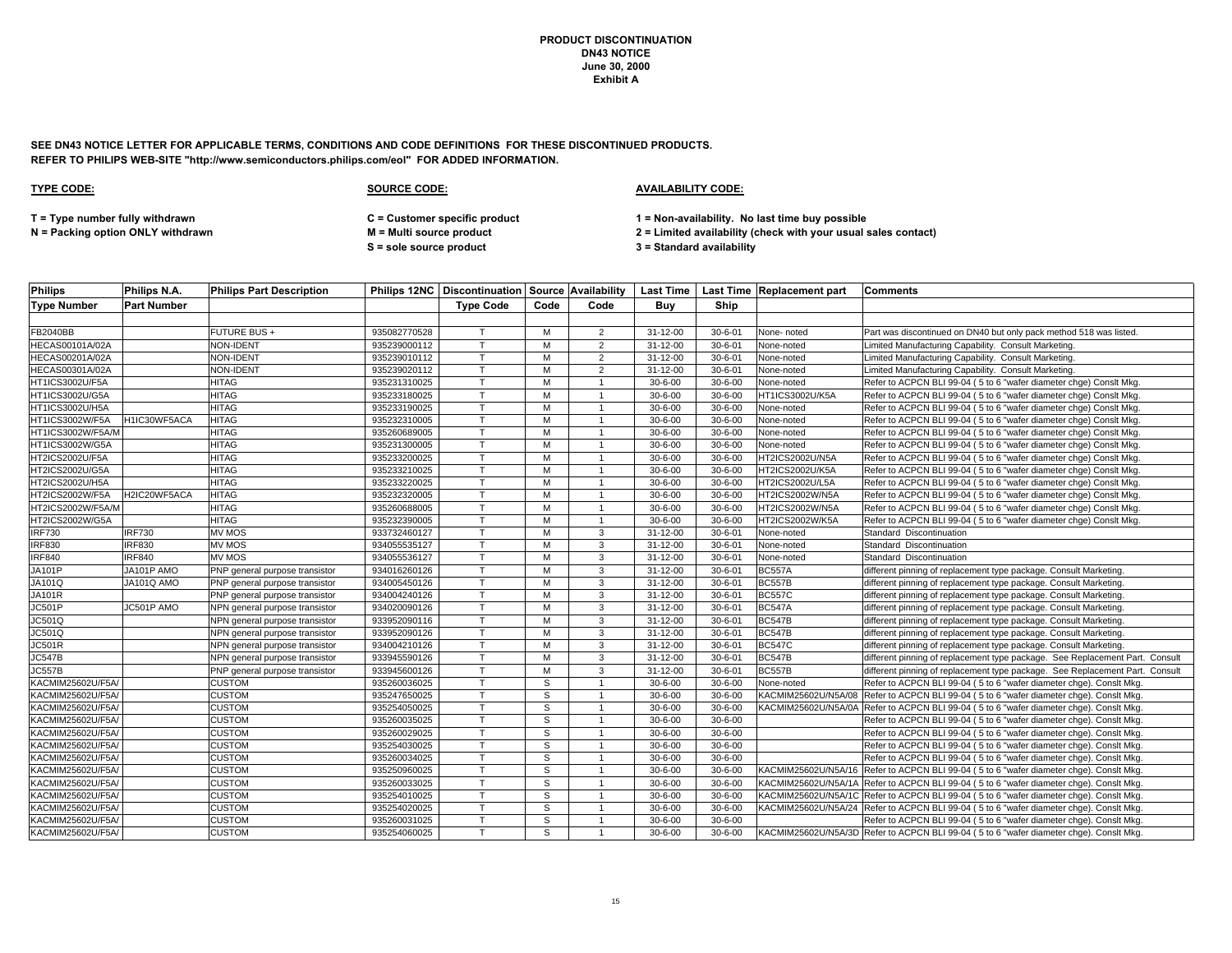**PRODUCT DISCONTINUATION**
**DN43 NOTICE**
**June 30, 2000**
**Exhibit A**

**SEE DN43 NOTICE LETTER FOR APPLICABLE TERMS, CONDITIONS AND CODE DEFINITIONS FOR THESE DISCONTINUED PRODUCTS.**
**REFER TO PHILIPS WEB-SITE "http://www.semiconductors.philips.com/eol" FOR ADDED INFORMATION.**

**TYPE CODE:**

T = Type number fully withdrawn
N = Packing option ONLY withdrawn

**SOURCE CODE:**

C = Customer specific product
M = Multi source product
S = sole source product

**AVAILABILITY CODE:**

1 = Non-availability. No last time buy possible
2 = Limited availability (check with your usual sales contact)
3 = Standard availability

| Philips Type Number | Philips N.A. Part Number | Philips Part Description | Philips 12NC | Discontinuation Type Code | Source Code | Availability Code | Last Time Buy | Last Time Ship | Replacement part | Comments |
|---|---|---|---|---|---|---|---|---|---|---|
| FB2040BB | | FUTURE BUS + | 935082770528 | T | M | 2 | 31-12-00 | 30-6-01 | None- noted | Part was discontinued on DN40 but only pack method 518 was listed. |
| HECAS00101A/02A | | NON-IDENT | 935239000112 | T | M | 2 | 31-12-00 | 30-6-01 | None-noted | Limited Manufacturing Capability. Consult Marketing. |
| HECAS00201A/02A | | NON-IDENT | 935239010112 | T | M | 2 | 31-12-00 | 30-6-01 | None-noted | Limited Manufacturing Capability. Consult Marketing. |
| HECAS00301A/02A | | NON-IDENT | 935239020112 | T | M | 2 | 31-12-00 | 30-6-01 | None-noted | Limited Manufacturing Capability. Consult Marketing. |
| HT1ICS3002U/F5A | | HITAG | 935231310025 | T | M | 1 | 30-6-00 | 30-6-00 | None-noted | Refer to ACPCN BLI 99-04 ( 5 to 6 "wafer diameter chge) Conslt Mkg. |
| HT1ICS3002U/G5A | | HITAG | 935233180025 | T | M | 1 | 30-6-00 | 30-6-00 | HT1ICS3002U/K5A | Refer to ACPCN BLI 99-04 ( 5 to 6 "wafer diameter chge) Conslt Mkg. |
| HT1ICS3002U/H5A | | HITAG | 935233190025 | T | M | 1 | 30-6-00 | 30-6-00 | None-noted | Refer to ACPCN BLI 99-04 ( 5 to 6 "wafer diameter chge) Conslt Mkg. |
| HT1ICS3002W/F5A | H1IC30WF5ACA | HITAG | 935232310005 | T | M | 1 | 30-6-00 | 30-6-00 | None-noted | Refer to ACPCN BLI 99-04 ( 5 to 6 "wafer diameter chge) Conslt Mkg. |
| HT1ICS3002W/F5A/M | | HITAG | 935260689005 | T | M | 1 | 30-6-00 | 30-6-00 | None-noted | Refer to ACPCN BLI 99-04 ( 5 to 6 "wafer diameter chge) Conslt Mkg. |
| HT1ICS3002W/G5A | | HITAG | 935231300005 | T | M | 1 | 30-6-00 | 30-6-00 | None-noted | Refer to ACPCN BLI 99-04 ( 5 to 6 "wafer diameter chge) Conslt Mkg. |
| HT2ICS2002U/F5A | | HITAG | 935233200025 | T | M | 1 | 30-6-00 | 30-6-00 | HT2ICS2002U/N5A | Refer to ACPCN BLI 99-04 ( 5 to 6 "wafer diameter chge) Conslt Mkg. |
| HT2ICS2002U/G5A | | HITAG | 935233210025 | T | M | 1 | 30-6-00 | 30-6-00 | HT2ICS2002U/K5A | Refer to ACPCN BLI 99-04 ( 5 to 6 "wafer diameter chge) Conslt Mkg. |
| HT2ICS2002U/H5A | | HITAG | 935233220025 | T | M | 1 | 30-6-00 | 30-6-00 | HT2ICS2002U/L5A | Refer to ACPCN BLI 99-04 ( 5 to 6 "wafer diameter chge) Conslt Mkg. |
| HT2ICS2002W/F5A | H2IC20WF5ACA | HITAG | 935232320005 | T | M | 1 | 30-6-00 | 30-6-00 | HT2ICS2002W/N5A | Refer to ACPCN BLI 99-04 ( 5 to 6 "wafer diameter chge) Conslt Mkg. |
| HT2ICS2002W/F5A/M | | HITAG | 935260688005 | T | M | 1 | 30-6-00 | 30-6-00 | HT2ICS2002W/N5A | Refer to ACPCN BLI 99-04 ( 5 to 6 "wafer diameter chge) Conslt Mkg. |
| HT2ICS2002W/G5A | | HITAG | 935232390005 | T | M | 1 | 30-6-00 | 30-6-00 | HT2ICS2002W/K5A | Refer to ACPCN BLI 99-04 ( 5 to 6 "wafer diameter chge) Conslt Mkg. |
| IRF730 | IRF730 | MV MOS | 933732460127 | T | M | 3 | 31-12-00 | 30-6-01 | None-noted | Standard Discontinuation |
| IRF830 | IRF830 | MV MOS | 934055535127 | T | M | 3 | 31-12-00 | 30-6-01 | None-noted | Standard Discontinuation |
| IRF840 | IRF840 | MV MOS | 934055536127 | T | M | 3 | 31-12-00 | 30-6-01 | None-noted | Standard Discontinuation |
| JA101P | JA101P AMO | PNP general purpose transistor | 934016260126 | T | M | 3 | 31-12-00 | 30-6-01 | BC557A | different pinning of replacement type package. Consult Marketing. |
| JA101Q | JA101Q AMO | PNP general purpose transistor | 934005450126 | T | M | 3 | 31-12-00 | 30-6-01 | BC557B | different pinning of replacement type package. Consult Marketing. |
| JA101R | | PNP general purpose transistor | 934004240126 | T | M | 3 | 31-12-00 | 30-6-01 | BC557C | different pinning of replacement type package. Consult Marketing. |
| JC501P | JC501P AMO | NPN general purpose transistor | 934020090126 | T | M | 3 | 31-12-00 | 30-6-01 | BC547A | different pinning of replacement type package. Consult Marketing. |
| JC501Q | | NPN general purpose transistor | 933952090116 | T | M | 3 | 31-12-00 | 30-6-01 | BC547B | different pinning of replacement type package. Consult Marketing. |
| JC501Q | | NPN general purpose transistor | 933952090126 | T | M | 3 | 31-12-00 | 30-6-01 | BC547B | different pinning of replacement type package. Consult Marketing. |
| JC501R | | NPN general purpose transistor | 934004210126 | T | M | 3 | 31-12-00 | 30-6-01 | BC547C | different pinning of replacement type package. Consult Marketing. |
| JC547B | | NPN general purpose transistor | 933945590126 | T | M | 3 | 31-12-00 | 30-6-01 | BC547B | different pinning of replacement type package. See Replacement Part. Consult |
| JC557B | | PNP general purpose transistor | 933945600126 | T | M | 3 | 31-12-00 | 30-6-01 | BC557B | different pinning of replacement type package. See Replacement Part. Consult |
| KACMIM25602U/F5A/ | | CUSTOM | 935260036025 | T | S | 1 | 30-6-00 | 30-6-00 | None-noted | Refer to ACPCN BLI 99-04 ( 5 to 6 "wafer diameter chge). Conslt Mkg. |
| KACMIM25602U/F5A/ | | CUSTOM | 935247650025 | T | S | 1 | 30-6-00 | 30-6-00 | KACMIM25602U/N5A/08 | Refer to ACPCN BLI 99-04 ( 5 to 6 "wafer diameter chge). Conslt Mkg. |
| KACMIM25602U/F5A/ | | CUSTOM | 935254050025 | T | S | 1 | 30-6-00 | 30-6-00 | KACMIM25602U/N5A/0A | Refer to ACPCN BLI 99-04 ( 5 to 6 "wafer diameter chge). Conslt Mkg. |
| KACMIM25602U/F5A/ | | CUSTOM | 935260035025 | T | S | 1 | 30-6-00 | 30-6-00 | | Refer to ACPCN BLI 99-04 ( 5 to 6 "wafer diameter chge). Conslt Mkg. |
| KACMIM25602U/F5A/ | | CUSTOM | 935260029025 | T | S | 1 | 30-6-00 | 30-6-00 | | Refer to ACPCN BLI 99-04 ( 5 to 6 "wafer diameter chge). Conslt Mkg. |
| KACMIM25602U/F5A/ | | CUSTOM | 935254030025 | T | S | 1 | 30-6-00 | 30-6-00 | | Refer to ACPCN BLI 99-04 ( 5 to 6 "wafer diameter chge). Conslt Mkg. |
| KACMIM25602U/F5A/ | | CUSTOM | 935260034025 | T | S | 1 | 30-6-00 | 30-6-00 | | Refer to ACPCN BLI 99-04 ( 5 to 6 "wafer diameter chge). Conslt Mkg. |
| KACMIM25602U/F5A/ | | CUSTOM | 935250960025 | T | S | 1 | 30-6-00 | 30-6-00 | KACMIM25602U/N5A/16 | Refer to ACPCN BLI 99-04 ( 5 to 6 "wafer diameter chge). Conslt Mkg. |
| KACMIM25602U/F5A/ | | CUSTOM | 935260033025 | T | S | 1 | 30-6-00 | 30-6-00 | KACMIM25602U/N5A/1A | Refer to ACPCN BLI 99-04 ( 5 to 6 "wafer diameter chge). Conslt Mkg. |
| KACMIM25602U/F5A/ | | CUSTOM | 935254010025 | T | S | 1 | 30-6-00 | 30-6-00 | KACMIM25602U/N5A/1C | Refer to ACPCN BLI 99-04 ( 5 to 6 "wafer diameter chge). Conslt Mkg. |
| KACMIM25602U/F5A/ | | CUSTOM | 935254020025 | T | S | 1 | 30-6-00 | 30-6-00 | KACMIM25602U/N5A/24 | Refer to ACPCN BLI 99-04 ( 5 to 6 "wafer diameter chge). Conslt Mkg. |
| KACMIM25602U/F5A/ | | CUSTOM | 935260031025 | T | S | 1 | 30-6-00 | 30-6-00 | | Refer to ACPCN BLI 99-04 ( 5 to 6 "wafer diameter chge). Conslt Mkg. |
| KACMIM25602U/F5A/ | | CUSTOM | 935254060025 | T | S | 1 | 30-6-00 | 30-6-00 | KACMIM25602U/N5A/3D | Refer to ACPCN BLI 99-04 ( 5 to 6 "wafer diameter chge). Conslt Mkg. |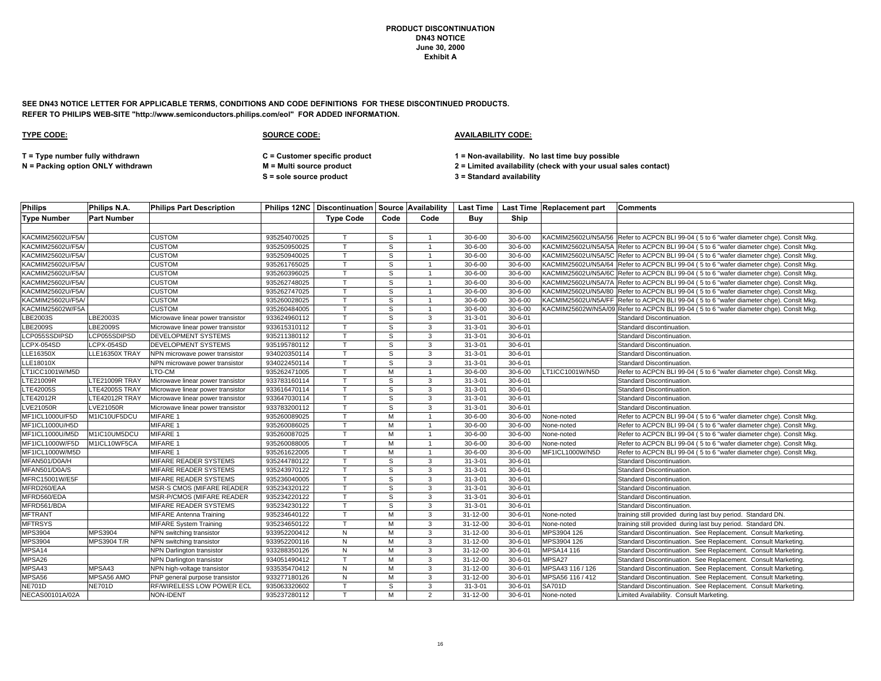**PRODUCT DISCONTINUATION**
**DN43 NOTICE**
**June 30, 2000**
**Exhibit A**

**SEE DN43 NOTICE LETTER FOR APPLICABLE TERMS, CONDITIONS AND CODE DEFINITIONS FOR THESE DISCONTINUED PRODUCTS.**
**REFER TO PHILIPS WEB-SITE "http://www.semiconductors.philips.com/eol" FOR ADDED INFORMATION.**

**TYPE CODE:**

**T = Type number fully withdrawn**
**N = Packing option ONLY withdrawn**

**SOURCE CODE:**

**C = Customer specific product**
**M = Multi source product**
**S = sole source product**

**AVAILABILITY CODE:**

**1 = Non-availability. No last time buy possible**
**2 = Limited availability (check with your usual sales contact)**
**3 = Standard availability**

| Philips | Philips N.A. | Philips Part Description | Philips 12NC | Discontinuation | Source | Availability | Last Time | Last Time | Replacement part | Comments |
|---|---|---|---|---|---|---|---|---|---|---|
| Type Number | Part Number | | | Type Code | Code | Code | Buy | Ship | | |
| KACMIM25602U/F5A/ | | CUSTOM | 935254070025 | T | S | 1 | 30-6-00 | 30-6-00 | KACMIM25602U/N5A/56 | Refer to ACPCN BLI 99-04 ( 5 to 6 "wafer diameter chge). Conslt Mkg. |
| KACMIM25602U/F5A/ | | CUSTOM | 935250950025 | T | S | 1 | 30-6-00 | 30-6-00 | KACMIM25602U/N5A/5A | Refer to ACPCN BLI 99-04 ( 5 to 6 "wafer diameter chge). Conslt Mkg. |
| KACMIM25602U/F5A/ | | CUSTOM | 935250940025 | T | S | 1 | 30-6-00 | 30-6-00 | KACMIM25602U/N5A/5C | Refer to ACPCN BLI 99-04 ( 5 to 6 "wafer diameter chge). Conslt Mkg. |
| KACMIM25602U/F5A/ | | CUSTOM | 935261765025 | T | S | 1 | 30-6-00 | 30-6-00 | KACMIM25602U/N5A/64 | Refer to ACPCN BLI 99-04 ( 5 to 6 "wafer diameter chge). Conslt Mkg. |
| KACMIM25602U/F5A/ | | CUSTOM | 935260396025 | T | S | 1 | 30-6-00 | 30-6-00 | KACMIM25602U/N5A/6C | Refer to ACPCN BLI 99-04 ( 5 to 6 "wafer diameter chge). Conslt Mkg. |
| KACMIM25602U/F5A/ | | CUSTOM | 935262748025 | T | S | 1 | 30-6-00 | 30-6-00 | KACMIM25602U/N5A/7A | Refer to ACPCN BLI 99-04 ( 5 to 6 "wafer diameter chge). Conslt Mkg. |
| KACMIM25602U/F5A/ | | CUSTOM | 935262747025 | T | S | 1 | 30-6-00 | 30-6-00 | KACMIM25602U/N5A/80 | Refer to ACPCN BLI 99-04 ( 5 to 6 "wafer diameter chge). Conslt Mkg. |
| KACMIM25602U/F5A/ | | CUSTOM | 935260028025 | T | S | 1 | 30-6-00 | 30-6-00 | KACMIM25602U/N5A/FF | Refer to ACPCN BLI 99-04 ( 5 to 6 "wafer diameter chge). Conslt Mkg. |
| KACMIM25602W/F5A | | CUSTOM | 935260484005 | T | S | 1 | 30-6-00 | 30-6-00 | KACMIM25602W/N5A/09 | Refer to ACPCN BLI 99-04 ( 5 to 6 "wafer diameter chge). Conslt Mkg. |
| LBE2003S | LBE2003S | Microwave linear power transistor | 933624960112 | T | S | 3 | 31-3-01 | 30-6-01 | | Standard Discontinuation. |
| LBE2009S | LBE2009S | Microwave linear power transistor | 933615310112 | T | S | 3 | 31-3-01 | 30-6-01 | | Standard discontinuation. |
| LCP055SSDIPSD | LCP055SDIPSD | DEVELOPMENT SYSTEMS | 935211380112 | T | S | 3 | 31-3-01 | 30-6-01 | | Standard Discontinuation. |
| LCPX-054SD | LCPX-054SD | DEVELOPMENT SYSTEMS | 935195780112 | T | S | 3 | 31-3-01 | 30-6-01 | | Standard Discontinuation. |
| LLE16350X | LLE16350X TRAY | NPN microwave power transistor | 934020350114 | T | S | 3 | 31-3-01 | 30-6-01 | | Standard Discontinuation. |
| LLE18010X | | NPN microwave power transistor | 934022450114 | T | S | 3 | 31-3-01 | 30-6-01 | | Standard Discontinuation. |
| LT1ICC1001W/M5D | | LTO-CM | 935262471005 | T | M | 1 | 30-6-00 | 30-6-00 | LT1ICC1001W/N5D | Refer to ACPCN BLI 99-04 ( 5 to 6 "wafer diameter chge). Conslt Mkg. |
| LTE21009R | LTE21009R TRAY | Microwave linear power transistor | 933783160114 | T | S | 3 | 31-3-01 | 30-6-01 | | Standard Discontinuation. |
| LTE42005S | LTE42005S TRAY | Microwave linear power transistor | 933616470114 | T | S | 3 | 31-3-01 | 30-6-01 | | Standard Discontinuation. |
| LTE42012R | LTE42012R TRAY | Microwave linear power transistor | 933647030114 | T | S | 3 | 31-3-01 | 30-6-01 | | Standard Discontinuation. |
| LVE21050R | LVE21050R | Microwave linear power transistor | 933783200112 | T | S | 3 | 31-3-01 | 30-6-01 | | Standard Discontinuation. |
| MF1ICL1000U/F5D | M1IC10UF5DCU | MIFARE 1 | 935260089025 | T | M | 1 | 30-6-00 | 30-6-00 | None-noted | Refer to ACPCN BLI 99-04 ( 5 to 6 "wafer diameter chge). Conslt Mkg. |
| MF1ICL1000U/H5D | | MIFARE 1 | 935260086025 | T | M | 1 | 30-6-00 | 30-6-00 | None-noted | Refer to ACPCN BLI 99-04 ( 5 to 6 "wafer diameter chge). Conslt Mkg. |
| MF1ICL1000U/M5D | M1IC10UM5DCU | MIFARE 1 | 935260087025 | T | M | 1 | 30-6-00 | 30-6-00 | None-noted | Refer to ACPCN BLI 99-04 ( 5 to 6 "wafer diameter chge). Conslt Mkg. |
| MF1ICL1000W/F5D | M1ICL10WF5CA | MIFARE 1 | 935260088005 | T | M | 1 | 30-6-00 | 30-6-00 | None-noted | Refer to ACPCN BLI 99-04 ( 5 to 6 "wafer diameter chge). Conslt Mkg. |
| MF1ICL1000W/M5D | | MIFARE 1 | 935261622005 | T | M | 1 | 30-6-00 | 30-6-00 | MF1ICL1000W/N5D | Refer to ACPCN BLI 99-04 ( 5 to 6 "wafer diameter chge). Conslt Mkg. |
| MFAN501/D0A/H | | MIFARE READER SYSTEMS | 935244780122 | T | S | 3 | 31-3-01 | 30-6-01 | | Standard Discontinuation. |
| MFAN501/D0A/S | | MIFARE READER SYSTEMS | 935243970122 | T | S | 3 | 31-3-01 | 30-6-01 | | Standard Discontinuation. |
| MFRC15001W/E5F | | MIFARE READER SYSTEMS | 935236040005 | T | S | 3 | 31-3-01 | 30-6-01 | | Standard Discontinuation. |
| MFRD260/EAA | | MSR-S CMOS (MIFARE READER | 935234320122 | T | S | 3 | 31-3-01 | 30-6-01 | | Standard Discontinuation. |
| MFRD560/EDA | | MSR-P/CMOS (MIFARE READER | 935234220122 | T | S | 3 | 31-3-01 | 30-6-01 | | Standard Discontinuation. |
| MFRD561/BDA | | MIFARE READER SYSTEMS | 935234230122 | T | S | 3 | 31-3-01 | 30-6-01 | | Standard Discontinuation. |
| MFTRANT | | MIFARE Antenna Training | 935234640122 | T | M | 3 | 31-12-00 | 30-6-01 | None-noted | training still provided during last buy period. Standard DN. |
| MFTRSYS | | MIFARE System Training | 935234650122 | T | M | 3 | 31-12-00 | 30-6-01 | None-noted | training still provided during last buy period. Standard DN. |
| MPS3904 | MPS3904 | NPN switching transistor | 933952200412 | N | M | 3 | 31-12-00 | 30-6-01 | MPS3904 126 | Standard Discontinuation. See Replacement. Consult Marketing. |
| MPS3904 | MPS3904 T/R | NPN switching transistor | 933952200116 | N | M | 3 | 31-12-00 | 30-6-01 | MPS3904 126 | Standard Discontinuation. See Replacement. Consult Marketing. |
| MPSA14 | | NPN Darlington transistor | 933288350126 | N | M | 3 | 31-12-00 | 30-6-01 | MPSA14 116 | Standard Discontinuation. See Replacement. Consult Marketing. |
| MPSA26 | | NPN Darlington transistor | 934051490412 | T | M | 3 | 31-12-00 | 30-6-01 | MPSA27 | Standard Discontinuation. See Replacement. Consult Marketing. |
| MPSA43 | MPSA43 | NPN high-voltage transistor | 933535470412 | N | M | 3 | 31-12-00 | 30-6-01 | MPSA43 116 / 126 | Standard Discontinuation. See Replacement. Consult Marketing. |
| MPSA56 | MPSA56 AMO | PNP general purpose transistor | 933277180126 | N | M | 3 | 31-12-00 | 30-6-01 | MPSA56 116 / 412 | Standard Discontinuation. See Replacement. Consult Marketing. |
| NE701D | NE701D | RF/WIRELESS LOW POWER ECL | 935063320602 | T | S | 3 | 31-3-01 | 30-6-01 | SA701D | Standard Discontinuation. See Replacement. Consult Marketing. |
| NECAS00101A/02A | | NON-IDENT | 935237280112 | T | M | 2 | 31-12-00 | 30-6-01 | None-noted | Limited Availability. Consult Marketing. |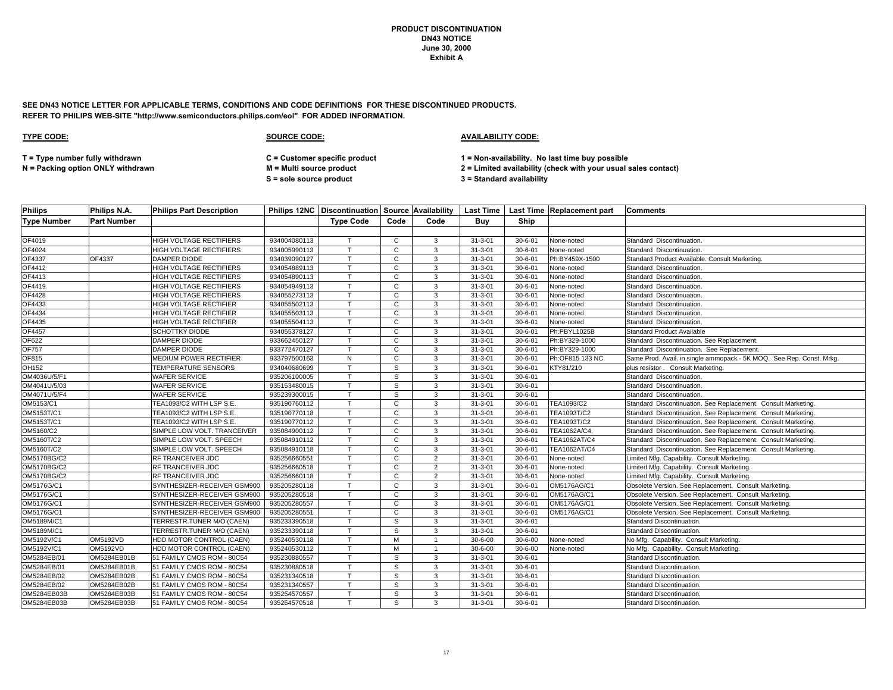**PRODUCT DISCONTINUATION**
**DN43 NOTICE**
**June 30, 2000**
**Exhibit A**

**SEE DN43 NOTICE LETTER FOR APPLICABLE TERMS, CONDITIONS AND CODE DEFINITIONS FOR THESE DISCONTINUED PRODUCTS.**
**REFER TO PHILIPS WEB-SITE "http://www.semiconductors.philips.com/eol" FOR ADDED INFORMATION.**

**TYPE CODE:**

**T = Type number fully withdrawn**
**N = Packing option ONLY withdrawn**

**SOURCE CODE:**

**C = Customer specific product**
**M = Multi source product**
**S = sole source product**

**AVAILABILITY CODE:**

**1 = Non-availability. No last time buy possible**
**2 = Limited availability (check with your usual sales contact)**
**3 = Standard availability**

| Philips Type Number | Philips N.A. Part Number | Philips Part Description | Philips 12NC | Discontinuation Type Code | Source Code | Availability Code | Last Time Buy | Last Time Ship | Replacement part | Comments |
|---|---|---|---|---|---|---|---|---|---|---|
| OF4019 | | HIGH VOLTAGE RECTIFIERS | 934004080113 | T | C | 3 | 31-3-01 | 30-6-01 | None-noted | Standard Discontinuation. |
| OF4024 | | HIGH VOLTAGE RECTIFIERS | 934005990113 | T | C | 3 | 31-3-01 | 30-6-01 | None-noted | Standard Discontinuation. |
| OF4337 | OF4337 | DAMPER DIODE | 934039090127 | T | C | 3 | 31-3-01 | 30-6-01 | Ph:BY459X-1500 | Standard Product Available. Consult Marketing. |
| OF4412 | | HIGH VOLTAGE RECTIFIERS | 934054889113 | T | C | 3 | 31-3-01 | 30-6-01 | None-noted | Standard Discontinuation. |
| OF4413 | | HIGH VOLTAGE RECTIFIERS | 934054890113 | T | C | 3 | 31-3-01 | 30-6-01 | None-noted | Standard Discontinuation. |
| OF4419 | | HIGH VOLTAGE RECTIFIERS | 934054949113 | T | C | 3 | 31-3-01 | 30-6-01 | None-noted | Standard Discontinuation. |
| OF4428 | | HIGH VOLTAGE RECTIFIERS | 934055273113 | T | C | 3 | 31-3-01 | 30-6-01 | None-noted | Standard Discontinuation. |
| OF4433 | | HIGH VOLTAGE RECTIFIER | 934055502113 | T | C | 3 | 31-3-01 | 30-6-01 | None-noted | Standard Discontinuation. |
| OF4434 | | HIGH VOLTAGE RECTIFIER | 934055503113 | T | C | 3 | 31-3-01 | 30-6-01 | None-noted | Standard Discontinuation. |
| OF4435 | | HIGH VOLTAGE RECTIFIER | 934055504113 | T | C | 3 | 31-3-01 | 30-6-01 | None-noted | Standard Discontinuation. |
| OF4457 | | SCHOTTKY DIODE | 934055378127 | T | C | 3 | 31-3-01 | 30-6-01 | Ph:PBYL1025B | Standard Product Available |
| OF622 | | DAMPER DIODE | 933662450127 | T | C | 3 | 31-3-01 | 30-6-01 | Ph:BY329-1000 | Standard Discontinuation. See Replacement. |
| OF757 | | DAMPER DIODE | 933772470127 | T | C | 3 | 31-3-01 | 30-6-01 | Ph:BY329-1000 | Standard Discontinuation. See Replacement. |
| OF815 | | MEDIUM POWER RECTIFIER | 933797500163 | N | C | 3 | 31-3-01 | 30-6-01 | Ph:OF815 133 NC | Same Prod. Avail. in single ammopack - 5K MOQ. See Rep. Const. Mrkg. |
| OH152 | | TEMPERATURE SENSORS | 934040680699 | T | S | 3 | 31-3-01 | 30-6-01 | KTY81/210 | plus resistor . Consult Marketing. |
| OM4036U/5/F1 | | WAFER SERVICE | 935206100005 | T | S | 3 | 31-3-01 | 30-6-01 | | Standard Discontinuation. |
| OM4041U/5/03 | | WAFER SERVICE | 935153480015 | T | S | 3 | 31-3-01 | 30-6-01 | | Standard Discontinuation. |
| OM4071U/5/F4 | | WAFER SERVICE | 935239300015 | T | S | 3 | 31-3-01 | 30-6-01 | | Standard Discontinuation. |
| OM5153/C1 | | TEA1093/C2 WITH LSP S.E. | 935190760112 | T | C | 3 | 31-3-01 | 30-6-01 | TEA1093/C2 | Standard Discontinuation. See Replacement. Consult Marketing. |
| OM5153T/C1 | | TEA1093/C2 WITH LSP S.E. | 935190770118 | T | C | 3 | 31-3-01 | 30-6-01 | TEA1093T/C2 | Standard Discontinuation. See Replacement. Consult Marketing. |
| OM5153T/C1 | | TEA1093/C2 WITH LSP S.E. | 935190770112 | T | C | 3 | 31-3-01 | 30-6-01 | TEA1093T/C2 | Standard Discontinuation. See Replacement. Consult Marketing. |
| OM5160/C2 | | SIMPLE LOW VOLT. TRANCEIVER | 935084900112 | T | C | 3 | 31-3-01 | 30-6-01 | TEA1062A/C4, | Standard Discontinuation. See Replacement. Consult Marketing. |
| OM5160T/C2 | | SIMPLE LOW VOLT. SPEECH | 935084910112 | T | C | 3 | 31-3-01 | 30-6-01 | TEA1062AT/C4 | Standard Discontinuation. See Replacement. Consult Marketing. |
| OM5160T/C2 | | SIMPLE LOW VOLT. SPEECH | 935084910118 | T | C | 3 | 31-3-01 | 30-6-01 | TEA1062AT/C4 | Standard Discontinuation. See Replacement. Consult Marketing. |
| OM5170BG/C2 | | RF TRANCEIVER JDC | 935256660551 | T | C | 2 | 31-3-01 | 30-6-01 | None-noted | Limited Mfg. Capability. Consult Marketing. |
| OM5170BG/C2 | | RF TRANCEIVER JDC | 935256660518 | T | C | 2 | 31-3-01 | 30-6-01 | None-noted | Limited Mfg. Capability. Consult Marketing. |
| OM5170BG/C2 | | RF TRANCEIVER JDC | 935256660118 | T | C | 2 | 31-3-01 | 30-6-01 | None-noted | Limited Mfg. Capability. Consult Marketing. |
| OM5176G/C1 | | SYNTHESIZER-RECEIVER GSM900 | 935205280118 | T | C | 3 | 31-3-01 | 30-6-01 | OM5176AG/C1 | Obsolete Version. See Replacement. Consult Marketing. |
| OM5176G/C1 | | SYNTHESIZER-RECEIVER GSM900 | 935205280518 | T | C | 3 | 31-3-01 | 30-6-01 | OM5176AG/C1 | Obsolete Version. See Replacement. Consult Marketing. |
| OM5176G/C1 | | SYNTHESIZER-RECEIVER GSM900 | 935205280557 | T | C | 3 | 31-3-01 | 30-6-01 | OM5176AG/C1 | Obsolete Version. See Replacement. Consult Marketing. |
| OM5176G/C1 | | SYNTHESIZER-RECEIVER GSM900 | 935205280551 | T | C | 3 | 31-3-01 | 30-6-01 | OM5176AG/C1 | Obsolete Version. See Replacement. Consult Marketing. |
| OM5189M/C1 | | TERRESTR.TUNER M/O (CAEN) | 935233390518 | T | S | 3 | 31-3-01 | 30-6-01 | | Standard Discontinuation. |
| OM5189M/C1 | | TERRESTR.TUNER M/O (CAEN) | 935233390118 | T | S | 3 | 31-3-01 | 30-6-01 | | Standard Discontinuation. |
| OM5192V/C1 | OM5192VD | HDD MOTOR CONTROL (CAEN) | 935240530118 | T | M | 1 | 30-6-00 | 30-6-00 | None-noted | No Mfg. Capability. Consult Marketing. |
| OM5192V/C1 | OM5192VD | HDD MOTOR CONTROL (CAEN) | 935240530112 | T | M | 1 | 30-6-00 | 30-6-00 | None-noted | No Mfg. Capability. Consult Marketing. |
| OM5284EB/01 | OM5284EB01B | 51 FAMILY CMOS ROM - 80C54 | 935230880557 | T | S | 3 | 31-3-01 | 30-6-01 | | Standard Discontinuation. |
| OM5284EB/01 | OM5284EB01B | 51 FAMILY CMOS ROM - 80C54 | 935230880518 | T | S | 3 | 31-3-01 | 30-6-01 | | Standard Discontinuation. |
| OM5284EB/02 | OM5284EB02B | 51 FAMILY CMOS ROM - 80C54 | 935231340518 | T | S | 3 | 31-3-01 | 30-6-01 | | Standard Discontinuation. |
| OM5284EB/02 | OM5284EB02B | 51 FAMILY CMOS ROM - 80C54 | 935231340557 | T | S | 3 | 31-3-01 | 30-6-01 | | Standard Discontinuation. |
| OM5284EB03B | OM5284EB03B | 51 FAMILY CMOS ROM - 80C54 | 935254570557 | T | S | 3 | 31-3-01 | 30-6-01 | | Standard Discontinuation. |
| OM5284EB03B | OM5284EB03B | 51 FAMILY CMOS ROM - 80C54 | 935254570518 | T | S | 3 | 31-3-01 | 30-6-01 | | Standard Discontinuation. |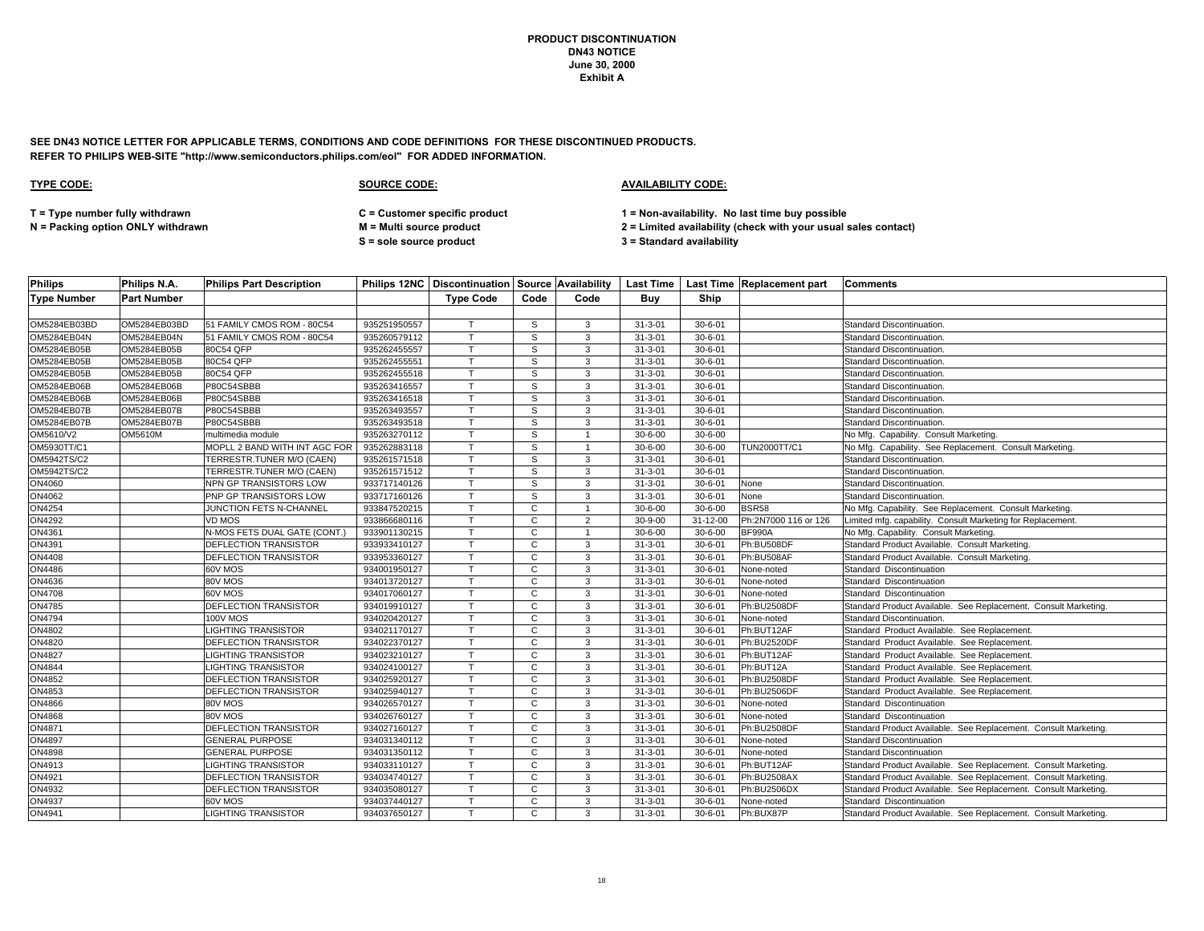**PRODUCT DISCONTINUATION**
**DN43 NOTICE**
**June 30, 2000**
**Exhibit A**

**SEE DN43 NOTICE LETTER FOR APPLICABLE TERMS, CONDITIONS AND CODE DEFINITIONS FOR THESE DISCONTINUED PRODUCTS.**
**REFER TO PHILIPS WEB-SITE "http://www.semiconductors.philips.com/eol" FOR ADDED INFORMATION.**

**TYPE CODE:**

**T = Type number fully withdrawn**
**N = Packing option ONLY withdrawn**

**SOURCE CODE:**

**C = Customer specific product**
**M = Multi source product**
**S = sole source product**

**AVAILABILITY CODE:**

**1 = Non-availability. No last time buy possible**
**2 = Limited availability (check with your usual sales contact)**
**3 = Standard availability**

| Philips | Philips N.A. | Philips Part Description | Philips 12NC | Discontinuation | Source | Availability | Last Time | Last Time | Replacement part | Comments |
|---|---|---|---|---|---|---|---|---|---|---|
| Type Number | Part Number | | | Type Code | Code | Code | Buy | Ship | | |
| OM5284EB03BD | OM5284EB03BD | 51 FAMILY CMOS ROM - 80C54 | 935251950557 | T | S | 3 | 31-3-01 | 30-6-01 | | Standard Discontinuation. |
| OM5284EB04N | OM5284EB04N | 51 FAMILY CMOS ROM - 80C54 | 935260579112 | T | S | 3 | 31-3-01 | 30-6-01 | | Standard Discontinuation. |
| OM5284EB05B | OM5284EB05B | 80C54 QFP | 935262455557 | T | S | 3 | 31-3-01 | 30-6-01 | | Standard Discontinuation. |
| OM5284EB05B | OM5284EB05B | 80C54 QFP | 935262455551 | T | S | 3 | 31-3-01 | 30-6-01 | | Standard Discontinuation. |
| OM5284EB05B | OM5284EB05B | 80C54 QFP | 935262455518 | T | S | 3 | 31-3-01 | 30-6-01 | | Standard Discontinuation. |
| OM5284EB06B | OM5284EB06B | P80C54SBBB | 935263416557 | T | S | 3 | 31-3-01 | 30-6-01 | | Standard Discontinuation. |
| OM5284EB06B | OM5284EB06B | P80C54SBBB | 935263416518 | T | S | 3 | 31-3-01 | 30-6-01 | | Standard Discontinuation. |
| OM5284EB07B | OM5284EB07B | P80C54SBBB | 935263493557 | T | S | 3 | 31-3-01 | 30-6-01 | | Standard Discontinuation. |
| OM5284EB07B | OM5284EB07B | P80C54SBBB | 935263493518 | T | S | 3 | 31-3-01 | 30-6-01 | | Standard Discontinuation. |
| OM5610/V2 | OM5610M | multimedia module | 935263270112 | T | S | 1 | 30-6-00 | 30-6-00 | | No Mfg. Capability. Consult Marketing. |
| OM5930TT/C1 | | MOPLL 2 BAND WITH INT AGC FOR | 935262883118 | T | S | 1 | 30-6-00 | 30-6-00 | TUN2000TT/C1 | No Mfg. Capability. See Replacement. Consult Marketing. |
| OM5942TS/C2 | | TERRESTR.TUNER M/O (CAEN) | 935261571518 | T | S | 3 | 31-3-01 | 30-6-01 | | Standard Discontinuation. |
| OM5942TS/C2 | | TERRESTR.TUNER M/O (CAEN) | 935261571512 | T | S | 3 | 31-3-01 | 30-6-01 | | Standard Discontinuation. |
| ON4060 | | NPN GP TRANSISTORS LOW | 933717140126 | T | S | 3 | 31-3-01 | 30-6-01 | None | Standard Discontinuation. |
| ON4062 | | PNP GP TRANSISTORS LOW | 933717160126 | T | S | 3 | 31-3-01 | 30-6-01 | None | Standard Discontinuation. |
| ON4254 | | JUNCTION FETS N-CHANNEL | 933847520215 | T | C | 1 | 30-6-00 | 30-6-00 | BSR58 | No Mfg. Capability. See Replacement. Consult Marketing. |
| ON4292 | | VD MOS | 933866680116 | T | C | 2 | 30-9-00 | 31-12-00 | Ph:2N7000 116 or 126 | Limited mfg. capability. Consult Marketing for Replacement. |
| ON4361 | | N-MOS FETS DUAL GATE (CONT.) | 933901130215 | T | C | 1 | 30-6-00 | 30-6-00 | BF990A | No Mfg. Capability. Consult Marketing. |
| ON4391 | | DEFLECTION TRANSISTOR | 933933410127 | T | C | 3 | 31-3-01 | 30-6-01 | Ph:BU508DF | Standard Product Available. Consult Marketing. |
| ON4408 | | DEFLECTION TRANSISTOR | 933953360127 | T | C | 3 | 31-3-01 | 30-6-01 | Ph:BU508AF | Standard Product Available. Consult Marketing. |
| ON4486 | | 60V MOS | 934001950127 | T | C | 3 | 31-3-01 | 30-6-01 | None-noted | Standard Discontinuation |
| ON4636 | | 80V MOS | 934013720127 | T | C | 3 | 31-3-01 | 30-6-01 | None-noted | Standard Discontinuation |
| ON4708 | | 60V MOS | 934017060127 | T | C | 3 | 31-3-01 | 30-6-01 | None-noted | Standard Discontinuation |
| ON4785 | | DEFLECTION TRANSISTOR | 934019910127 | T | C | 3 | 31-3-01 | 30-6-01 | Ph:BU2508DF | Standard Product Available. See Replacement. Consult Marketing. |
| ON4794 | | 100V MOS | 934020420127 | T | C | 3 | 31-3-01 | 30-6-01 | None-noted | Standard Discontinuation. |
| ON4802 | | LIGHTING TRANSISTOR | 934021170127 | T | C | 3 | 31-3-01 | 30-6-01 | Ph:BUT12AF | Standard Product Available. See Replacement. |
| ON4820 | | DEFLECTION TRANSISTOR | 934022370127 | T | C | 3 | 31-3-01 | 30-6-01 | Ph:BU2520DF | Standard Product Available. See Replacement. |
| ON4827 | | LIGHTING TRANSISTOR | 934023210127 | T | C | 3 | 31-3-01 | 30-6-01 | Ph:BUT12AF | Standard Product Available. See Replacement. |
| ON4844 | | LIGHTING TRANSISTOR | 934024100127 | T | C | 3 | 31-3-01 | 30-6-01 | Ph:BUT12A | Standard Product Available. See Replacement. |
| ON4852 | | DEFLECTION TRANSISTOR | 934025920127 | T | C | 3 | 31-3-01 | 30-6-01 | Ph:BU2508DF | Standard Product Available. See Replacement. |
| ON4853 | | DEFLECTION TRANSISTOR | 934025940127 | T | C | 3 | 31-3-01 | 30-6-01 | Ph:BU2506DF | Standard Product Available. See Replacement. |
| ON4866 | | 80V MOS | 934026570127 | T | C | 3 | 31-3-01 | 30-6-01 | None-noted | Standard Discontinuation |
| ON4868 | | 80V MOS | 934026760127 | T | C | 3 | 31-3-01 | 30-6-01 | None-noted | Standard Discontinuation |
| ON4871 | | DEFLECTION TRANSISTOR | 934027160127 | T | C | 3 | 31-3-01 | 30-6-01 | Ph:BU2508DF | Standard Product Available. See Replacement. Consult Marketing. |
| ON4897 | | GENERAL PURPOSE | 934031340112 | T | C | 3 | 31-3-01 | 30-6-01 | None-noted | Standard Discontinuation |
| ON4898 | | GENERAL PURPOSE | 934031350112 | T | C | 3 | 31-3-01 | 30-6-01 | None-noted | Standard Discontinuation |
| ON4913 | | LIGHTING TRANSISTOR | 934033110127 | T | C | 3 | 31-3-01 | 30-6-01 | Ph:BUT12AF | Standard Product Available. See Replacement. Consult Marketing. |
| ON4921 | | DEFLECTION TRANSISTOR | 934034740127 | T | C | 3 | 31-3-01 | 30-6-01 | Ph:BU2508AX | Standard Product Available. See Replacement. Consult Marketing. |
| ON4932 | | DEFLECTION TRANSISTOR | 934035080127 | T | C | 3 | 31-3-01 | 30-6-01 | Ph:BU2506DX | Standard Product Available. See Replacement. Consult Marketing. |
| ON4937 | | 60V MOS | 934037440127 | T | C | 3 | 31-3-01 | 30-6-01 | None-noted | Standard Discontinuation |
| ON4941 | | LIGHTING TRANSISTOR | 934037650127 | T | C | 3 | 31-3-01 | 30-6-01 | Ph:BUX87P | Standard Product Available. See Replacement. Consult Marketing. |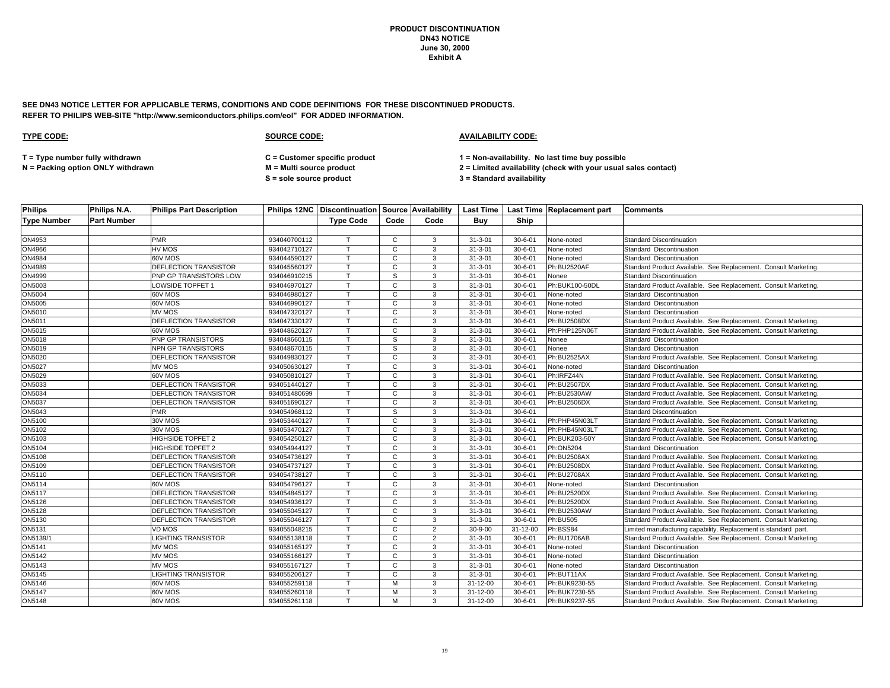**PRODUCT DISCONTINUATION**
**DN43 NOTICE**
**June 30, 2000**
**Exhibit A**

**SEE DN43 NOTICE LETTER FOR APPLICABLE TERMS, CONDITIONS AND CODE DEFINITIONS FOR THESE DISCONTINUED PRODUCTS.**
**REFER TO PHILIPS WEB-SITE "http://www.semiconductors.philips.com/eol" FOR ADDED INFORMATION.**

**TYPE CODE:**

**T = Type number fully withdrawn**
**N = Packing option ONLY withdrawn**

**SOURCE CODE:**

**C = Customer specific product**
**M = Multi source product**
**S = sole source product**

**AVAILABILITY CODE:**

**1 = Non-availability. No last time buy possible**
**2 = Limited availability (check with your usual sales contact)**
**3 = Standard availability**

| Philips Type Number | Philips N.A. Part Number | Philips Part Description | Philips 12NC | Discontinuation Type Code | Source Code | Availability Code | Last Time Buy | Last Time Ship | Replacement part | Comments |
|---|---|---|---|---|---|---|---|---|---|---|
| ON4953 | | PMR | 934040700112 | T | C | 3 | 31-3-01 | 30-6-01 | None-noted | Standard Discontinuation |
| ON4966 | | HV MOS | 934042710127 | T | C | 3 | 31-3-01 | 30-6-01 | None-noted | Standard Discontinuation |
| ON4984 | | 60V MOS | 934044590127 | T | C | 3 | 31-3-01 | 30-6-01 | None-noted | Standard Discontinuation |
| ON4989 | | DEFLECTION TRANSISTOR | 934045560127 | T | C | 3 | 31-3-01 | 30-6-01 | Ph:BU2520AF | Standard Product Available. See Replacement. Consult Marketing. |
| ON4999 | | PNP GP TRANSISTORS LOW | 934046910215 | T | S | 3 | 31-3-01 | 30-6-01 | Nonee | Standard Discontinuation |
| ON5003 | | LOWSIDE TOPFET 1 | 934046970127 | T | C | 3 | 31-3-01 | 30-6-01 | Ph:BUK100-50DL | Standard Product Available. See Replacement. Consult Marketing. |
| ON5004 | | 60V MOS | 934046980127 | T | C | 3 | 31-3-01 | 30-6-01 | None-noted | Standard Discontinuation |
| ON5005 | | 60V MOS | 934046990127 | T | C | 3 | 31-3-01 | 30-6-01 | None-noted | Standard Discontinuation |
| ON5010 | | MV MOS | 934047320127 | T | C | 3 | 31-3-01 | 30-6-01 | None-noted | Standard Discontinuation |
| ON5011 | | DEFLECTION TRANSISTOR | 934047330127 | T | C | 3 | 31-3-01 | 30-6-01 | Ph:BU2508DX | Standard Product Available. See Replacement. Consult Marketing. |
| ON5015 | | 60V MOS | 934048620127 | T | C | 3 | 31-3-01 | 30-6-01 | Ph:PHP125N06T | Standard Product Available. See Replacement. Consult Marketing. |
| ON5018 | | PNP GP TRANSISTORS | 934048660115 | T | S | 3 | 31-3-01 | 30-6-01 | Nonee | Standard Discontinuation |
| ON5019 | | NPN GP TRANSISTORS | 934048670115 | T | S | 3 | 31-3-01 | 30-6-01 | Nonee | Standard Discontinuation |
| ON5020 | | DEFLECTION TRANSISTOR | 934049830127 | T | C | 3 | 31-3-01 | 30-6-01 | Ph:BU2525AX | Standard Product Available. See Replacement. Consult Marketing. |
| ON5027 | | MV MOS | 934050630127 | T | C | 3 | 31-3-01 | 30-6-01 | None-noted | Standard Discontinuation |
| ON5029 | | 60V MOS | 934050810127 | T | C | 3 | 31-3-01 | 30-6-01 | Ph:IRFZ44N | Standard Product Available. See Replacement. Consult Marketing. |
| ON5033 | | DEFLECTION TRANSISTOR | 934051440127 | T | C | 3 | 31-3-01 | 30-6-01 | Ph:BU2507DX | Standard Product Available. See Replacement. Consult Marketing. |
| ON5034 | | DEFLECTION TRANSISTOR | 934051480699 | T | C | 3 | 31-3-01 | 30-6-01 | Ph:BU2530AW | Standard Product Available. See Replacement. Consult Marketing. |
| ON5037 | | DEFLECTION TRANSISTOR | 934051690127 | T | C | 3 | 31-3-01 | 30-6-01 | Ph:BU2506DX | Standard Product Available. See Replacement. Consult Marketing. |
| ON5043 | | PMR | 934054968112 | T | S | 3 | 31-3-01 | 30-6-01 | | Standard Discontinuation |
| ON5100 | | 30V MOS | 934053440127 | T | C | 3 | 31-3-01 | 30-6-01 | Ph:PHP45N03LT | Standard Product Available. See Replacement. Consult Marketing. |
| ON5102 | | 30V MOS | 934053470127 | T | C | 3 | 31-3-01 | 30-6-01 | Ph:PHB45N03LT | Standard Product Available. See Replacement. Consult Marketing. |
| ON5103 | | HIGHSIDE TOPFET 2 | 934054250127 | T | C | 3 | 31-3-01 | 30-6-01 | Ph:BUK203-50Y | Standard Product Available. See Replacement. Consult Marketing. |
| ON5104 | | HIGHSIDE TOPFET 2 | 934054944127 | T | C | 3 | 31-3-01 | 30-6-01 | Ph:ON5204 | Standard Discontinuation |
| ON5108 | | DEFLECTION TRANSISTOR | 934054736127 | T | C | 3 | 31-3-01 | 30-6-01 | Ph:BU2508AX | Standard Product Available. See Replacement. Consult Marketing. |
| ON5109 | | DEFLECTION TRANSISTOR | 934054737127 | T | C | 3 | 31-3-01 | 30-6-01 | Ph:BU2508DX | Standard Product Available. See Replacement. Consult Marketing. |
| ON5110 | | DEFLECTION TRANSISTOR | 934054738127 | T | C | 3 | 31-3-01 | 30-6-01 | Ph:BU2708AX | Standard Product Available. See Replacement. Consult Marketing. |
| ON5114 | | 60V MOS | 934054796127 | T | C | 3 | 31-3-01 | 30-6-01 | None-noted | Standard Discontinuation |
| ON5117 | | DEFLECTION TRANSISTOR | 934054845127 | T | C | 3 | 31-3-01 | 30-6-01 | Ph:BU2520DX | Standard Product Available. See Replacement. Consult Marketing. |
| ON5126 | | DEFLECTION TRANSISTOR | 934054936127 | T | C | 3 | 31-3-01 | 30-6-01 | Ph:BU2520DX | Standard Product Available. See Replacement. Consult Marketing. |
| ON5128 | | DEFLECTION TRANSISTOR | 934055045127 | T | C | 3 | 31-3-01 | 30-6-01 | Ph:BU2530AW | Standard Product Available. See Replacement. Consult Marketing. |
| ON5130 | | DEFLECTION TRANSISTOR | 934055046127 | T | C | 3 | 31-3-01 | 30-6-01 | Ph:BU505 | Standard Product Available. See Replacement. Consult Marketing. |
| ON5131 | | VD MOS | 934055048215 | T | C | 2 | 30-9-00 | 31-12-00 | Ph:BSS84 | Limited manufacturing capability. Replacement is standard part. |
| ON5139/1 | | LIGHTING TRANSISTOR | 934055138118 | T | C | 2 | 31-3-01 | 30-6-01 | Ph:BU1706AB | Standard Product Available. See Replacement. Consult Marketing. |
| ON5141 | | MV MOS | 934055165127 | T | C | 3 | 31-3-01 | 30-6-01 | None-noted | Standard Discontinuation |
| ON5142 | | MV MOS | 934055166127 | T | C | 3 | 31-3-01 | 30-6-01 | None-noted | Standard Discontinuation |
| ON5143 | | MV MOS | 934055167127 | T | C | 3 | 31-3-01 | 30-6-01 | None-noted | Standard Discontinuation |
| ON5145 | | LIGHTING TRANSISTOR | 934055206127 | T | C | 3 | 31-3-01 | 30-6-01 | Ph:BUT11AX | Standard Product Available. See Replacement. Consult Marketing. |
| ON5146 | | 60V MOS | 934055259118 | T | M | 3 | 31-12-00 | 30-6-01 | Ph:BUK9230-55 | Standard Product Available. See Replacement. Consult Marketing. |
| ON5147 | | 60V MOS | 934055260118 | T | M | 3 | 31-12-00 | 30-6-01 | Ph:BUK7230-55 | Standard Product Available. See Replacement. Consult Marketing. |
| ON5148 | | 60V MOS | 934055261118 | T | M | 3 | 31-12-00 | 30-6-01 | Ph:BUK9237-55 | Standard Product Available. See Replacement. Consult Marketing. |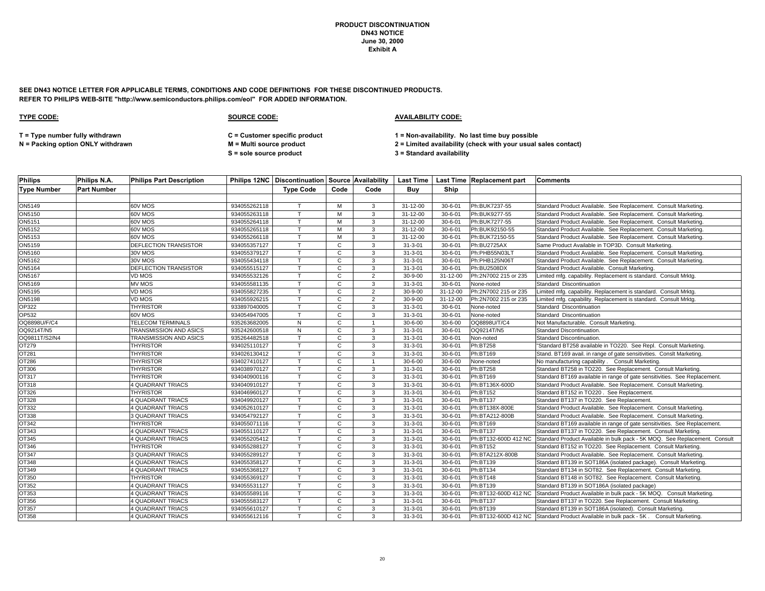**PRODUCT DISCONTINUATION**
**DN43 NOTICE**
**June 30, 2000**
**Exhibit A**

**SEE DN43 NOTICE LETTER FOR APPLICABLE TERMS, CONDITIONS AND CODE DEFINITIONS FOR THESE DISCONTINUED PRODUCTS.**
**REFER TO PHILIPS WEB-SITE "http://www.semiconductors.philips.com/eol" FOR ADDED INFORMATION.**

**TYPE CODE:**

**T = Type number fully withdrawn**
**N = Packing option ONLY withdrawn**

**SOURCE CODE:**

**C = Customer specific product**
**M = Multi source product**
**S = sole source product**

**AVAILABILITY CODE:**

**1 = Non-availability. No last time buy possible**
**2 = Limited availability (check with your usual sales contact)**
**3 = Standard availability**

| Philips Type Number | Philips N.A. Part Number | Philips Part Description | Philips 12NC | Discontinuation Type Code | Source Code | Availability Code | Last Time Buy | Last Time Ship | Replacement part | Comments |
|---|---|---|---|---|---|---|---|---|---|---|
| ON5149 | | 60V MOS | 934055262118 | T | M | 3 | 31-12-00 | 30-6-01 | Ph:BUK7237-55 | Standard Product Available. See Replacement. Consult Marketing. |
| ON5150 | | 60V MOS | 934055263118 | T | M | 3 | 31-12-00 | 30-6-01 | Ph:BUK9277-55 | Standard Product Available. See Replacement. Consult Marketing. |
| ON5151 | | 60V MOS | 934055264118 | T | M | 3 | 31-12-00 | 30-6-01 | Ph:BUK7277-55 | Standard Product Available. See Replacement. Consult Marketing. |
| ON5152 | | 60V MOS | 934055265118 | T | M | 3 | 31-12-00 | 30-6-01 | Ph:BUK92150-55 | Standard Product Available. See Replacement. Consult Marketing. |
| ON5153 | | 60V MOS | 934055266118 | T | M | 3 | 31-12-00 | 30-6-01 | Ph:BUK72150-55 | Standard Product Available. See Replacement. Consult Marketing. |
| ON5159 | | DEFLECTION TRANSISTOR | 934055357127 | T | C | 3 | 31-3-01 | 30-6-01 | Ph:BU2725AX | Same Product Available in TOP3D. Consult Marketing. |
| ON5160 | | 30V MOS | 934055379127 | T | C | 3 | 31-3-01 | 30-6-01 | Ph:PHB55N03LT | Standard Product Available. See Replacement. Consult Marketing. |
| ON5162 | | 30V MOS | 934055434118 | T | C | 3 | 31-3-01 | 30-6-01 | Ph:PHB125N06T | Standard Product Available. See Replacement. Consult Marketing. |
| ON5164 | | DEFLECTION TRANSISTOR | 934055515127 | T | C | 3 | 31-3-01 | 30-6-01 | Ph:BU2508DX | Standard Product Available. Consult Marketing. |
| ON5167 | | VD MOS | 934055532126 | T | C | 2 | 30-9-00 | 31-12-00 | Ph:2N7002 215 or 235 | Limited mfg. capability. Replacement is standard. Consult Mrktg. |
| ON5169 | | MV MOS | 934055581135 | T | C | 3 | 31-3-01 | 30-6-01 | None-noted | Standard Discontinuation |
| ON5195 | | VD MOS | 934055827235 | T | C | 2 | 30-9-00 | 31-12-00 | Ph:2N7002 215 or 235 | Limited mfg. capability. Replacement is standard. Consult Mrktg. |
| ON5198 | | VD MOS | 934055926215 | T | C | 2 | 30-9-00 | 31-12-00 | Ph:2N7002 215 or 235 | Limited mfg. capability. Replacement is standard. Consult Mrktg. |
| OP322 | | THYRISTOR | 933897040005 | T | C | 3 | 31-3-01 | 30-6-01 | None-noted | Standard Discontinuation |
| OP532 | | 60V MOS | 934054947005 | T | C | 3 | 31-3-01 | 30-6-01 | None-noted | Standard Discontinuation |
| OQ8898U/F/C4 | | TELECOM TERMINALS | 935263682005 | N | C | 1 | 30-6-00 | 30-6-00 | OQ8898U/T/C4 | Not Manufacturable. Consult Marketing. |
| OQ9214T/N5 | | TRANSMISSION AND ASICS | 935242600518 | N | C | 3 | 31-3-01 | 30-6-01 | OQ9214T/N5 | Standard Discontinuation. |
| OQ9811T/S2/N4 | | TRANSMISSION AND ASICS | 935264482518 | T | C | 3 | 31-3-01 | 30-6-01 | Non-noted | Standard Discontinuation. |
| OT279 | | THYRISTOR | 934025110127 | T | C | 3 | 31-3-01 | 30-6-01 | Ph:BT258 | "Standard BT258 available in TO220. See Repl. Consult Marketing. |
| OT281 | | THYRISTOR | 934026130412 | T | C | 3 | 31-3-01 | 30-6-01 | Ph:BT169 | Stand. BT169 avail. in range of gate sensitivities. Conslt Marketing. |
| OT286 | | THYRISTOR | 934027410127 | T | C | 1 | 30-6-00 | 30-6-00 | None-noted | No manufacturing capability . Consult Marketing. |
| OT306 | | THYRISTOR | 934038970127 | T | C | 3 | 31-3-01 | 30-6-01 | Ph:BT258 | Standard BT258 in TO220. See Replacement. Consult Marketing. |
| OT317 | | THYRISTOR | 934040900116 | T | C | 3 | 31-3-01 | 30-6-01 | Ph:BT169 | Standard BT169 available in range of gate sensitivities. See Replacement. |
| OT318 | | 4 QUADRANT TRIACS | 934040910127 | T | C | 3 | 31-3-01 | 30-6-01 | Ph:BT136X-600D | Standard Product Available. See Replacement. Consult Marketing. |
| OT326 | | THYRISTOR | 934046960127 | T | C | 3 | 31-3-01 | 30-6-01 | Ph:BT152 | Standard BT152 in TO220 . See Replacement. |
| OT328 | | 4 QUADRANT TRIACS | 934049920127 | T | C | 3 | 31-3-01 | 30-6-01 | Ph:BT137 | Standard BT137 in TO220. See Replacement. |
| OT332 | | 4 QUADRANT TRIACS | 934052610127 | T | C | 3 | 31-3-01 | 30-6-01 | Ph:BT138X-800E | Standard Product Available. See Replacement. Consult Marketing. |
| OT338 | | 3 QUADRANT TRIACS | 934054792127 | T | C | 3 | 31-3-01 | 30-6-01 | Ph:BTA212-800B | Standard Product Available. See Replacement. Consult Marketing. |
| OT342 | | THYRISTOR | 934055071116 | T | C | 3 | 31-3-01 | 30-6-01 | Ph:BT169 | Standard BT169 available in range of gate sensitivities. See Replacement. |
| OT343 | | 4 QUADRANT TRIACS | 934055110127 | T | C | 3 | 31-3-01 | 30-6-01 | Ph:BT137 | Standard BT137 in TO220. See Replacement. Consult Marketing. |
| OT345 | | 4 QUADRANT TRIACS | 934055205412 | T | C | 3 | 31-3-01 | 30-6-01 | Ph:BT132-600D 412 NC | Standard Product Available in bulk pack - 5K MOQ. See Replacement. Consult |
| OT346 | | THYRISTOR | 934055288127 | T | C | 3 | 31-3-01 | 30-6-01 | Ph:BT152 | Standard BT152 in TO220. See Replacement. Consult Marketing. |
| OT347 | | 3 QUADRANT TRIACS | 934055289127 | T | C | 3 | 31-3-01 | 30-6-01 | Ph:BTA212X-800B | Standard Product Available. See Replacement. Consult Marketing. |
| OT348 | | 4 QUADRANT TRIACS | 934055358127 | T | C | 3 | 31-3-01 | 30-6-01 | Ph:BT139 | Standard BT139 in SOT186A (isolated package). Consult Marketing. |
| OT349 | | 4 QUADRANT TRIACS | 934055368127 | T | C | 3 | 31-3-01 | 30-6-01 | Ph:BT134 | Standard BT134 in SOT82. See Replacement. Consult Marketing. |
| OT350 | | THYRISTOR | 934055369127 | T | C | 3 | 31-3-01 | 30-6-01 | Ph:BT148 | Standard BT148 in SOT82. See Replacement. Consult Marketing. |
| OT352 | | 4 QUADRANT TRIACS | 934055531127 | T | C | 3 | 31-3-01 | 30-6-01 | Ph:BT139 | Standard BT139 in SOT186A (isolated package) |
| OT353 | | 4 QUADRANT TRIACS | 934055589116 | T | C | 3 | 31-3-01 | 30-6-01 | Ph:BT132-600D 412 NC | Standard Product Available in bulk pack - 5K MOQ. Consult Marketing. |
| OT356 | | 4 QUADRANT TRIACS | 934055583127 | T | C | 3 | 31-3-01 | 30-6-01 | Ph:BT137 | Standard BT137 in TO220. See Replacement. Consult Marketing. |
| OT357 | | 4 QUADRANT TRIACS | 934055610127 | T | C | 3 | 31-3-01 | 30-6-01 | Ph:BT139 | Standard BT139 in SOT186A (isolated). Consult Marketing. |
| OT358 | | 4 QUADRANT TRIACS | 934055612116 | T | C | 3 | 31-3-01 | 30-6-01 | Ph:BT132-600D 412 NC | Standard Product Available in bulk pack - 5K . Consult Marketing. |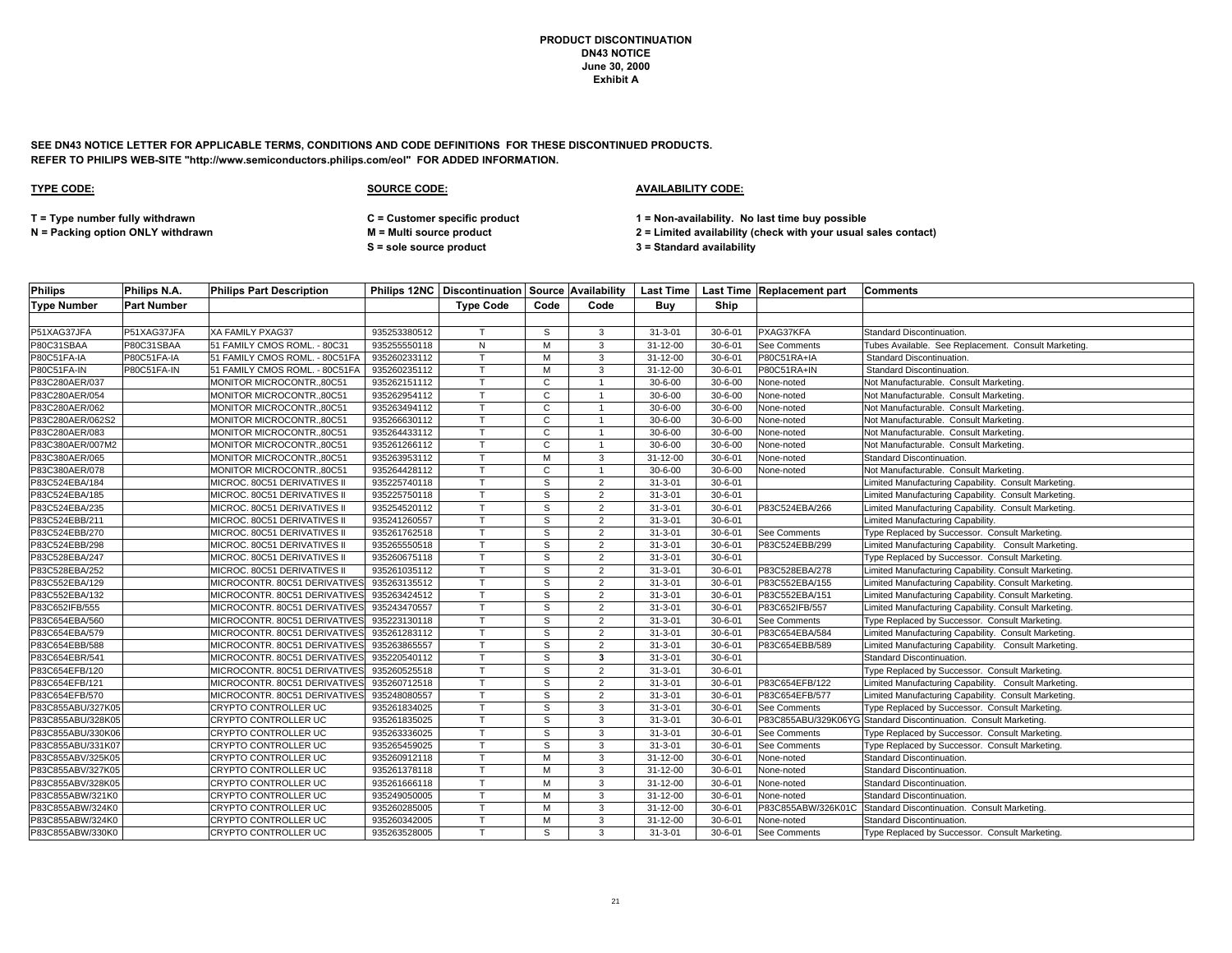**PRODUCT DISCONTINUATION**
**DN43 NOTICE**
**June 30, 2000**
**Exhibit A**

**SEE DN43 NOTICE LETTER FOR APPLICABLE TERMS, CONDITIONS AND CODE DEFINITIONS FOR THESE DISCONTINUED PRODUCTS.**
**REFER TO PHILIPS WEB-SITE "http://www.semiconductors.philips.com/eol" FOR ADDED INFORMATION.**

**TYPE CODE:**

T = Type number fully withdrawn
N = Packing option ONLY withdrawn

**SOURCE CODE:**

C = Customer specific product
M = Multi source product
S = sole source product

**AVAILABILITY CODE:**

1 = Non-availability. No last time buy possible
2 = Limited availability (check with your usual sales contact)
3 = Standard availability

| Philips Type Number | Philips N.A. Part Number | Philips Part Description | Philips 12NC | Discontinuation Type Code | Source Code | Availability Code | Last Time Buy | Last Time Ship | Replacement part | Comments |
|---|---|---|---|---|---|---|---|---|---|---|
| P51XAG37JFA | P51XAG37JFA | XA FAMILY PXAG37 | 935253380512 | T | S | 3 | 31-3-01 | 30-6-01 | PXAG37KFA | Standard Discontinuation. |
| P80C31SBAA | P80C31SBAA | 51 FAMILY CMOS ROML. - 80C31 | 935255550118 | N | M | 3 | 31-12-00 | 30-6-01 | See Comments | Tubes Available. See Replacement. Consult Marketing. |
| P80C51FA-IA | P80C51FA-IA | 51 FAMILY CMOS ROML. - 80C51FA | 935260233112 | T | M | 3 | 31-12-00 | 30-6-01 | P80C51RA+IA | Standard Discontinuation. |
| P80C51FA-IN | P80C51FA-IN | 51 FAMILY CMOS ROML. - 80C51FA | 935260235112 | T | M | 3 | 31-12-00 | 30-6-01 | P80C51RA+IN | Standard Discontinuation. |
| P83C280AER/037 | | MONITOR MICROCONTR.,80C51 | 935262151112 | T | C | 1 | 30-6-00 | 30-6-00 | None-noted | Not Manufacturable. Consult Marketing. |
| P83C280AER/054 | | MONITOR MICROCONTR.,80C51 | 935262954112 | T | C | 1 | 30-6-00 | 30-6-00 | None-noted | Not Manufacturable. Consult Marketing. |
| P83C280AER/062 | | MONITOR MICROCONTR.,80C51 | 935263494112 | T | C | 1 | 30-6-00 | 30-6-00 | None-noted | Not Manufacturable. Consult Marketing. |
| P83C280AER/062S2 | | MONITOR MICROCONTR.,80C51 | 935266630112 | T | C | 1 | 30-6-00 | 30-6-00 | None-noted | Not Manufacturable. Consult Marketing. |
| P83C280AER/083 | | MONITOR MICROCONTR.,80C51 | 935264433112 | T | C | 1 | 30-6-00 | 30-6-00 | None-noted | Not Manufacturable. Consult Marketing. |
| P83C380AER/007M2 | | MONITOR MICROCONTR.,80C51 | 935261266112 | T | C | 1 | 30-6-00 | 30-6-00 | None-noted | Not Manufacturable. Consult Marketing. |
| P83C380AER/065 | | MONITOR MICROCONTR.,80C51 | 935263953112 | T | M | 3 | 31-12-00 | 30-6-01 | None-noted | Standard Discontinuation. |
| P83C380AER/078 | | MONITOR MICROCONTR.,80C51 | 935264428112 | T | C | 1 | 30-6-00 | 30-6-00 | None-noted | Not Manufacturable. Consult Marketing. |
| P83C524EBA/184 | | MICROC. 80C51 DERIVATIVES II | 935225740118 | T | S | 2 | 31-3-01 | 30-6-01 | | Limited Manufacturing Capability. Consult Marketing. |
| P83C524EBA/185 | | MICROC. 80C51 DERIVATIVES II | 935225750118 | T | S | 2 | 31-3-01 | 30-6-01 | | Limited Manufacturing Capability. Consult Marketing. |
| P83C524EBA/235 | | MICROC. 80C51 DERIVATIVES II | 935254520112 | T | S | 2 | 31-3-01 | 30-6-01 | P83C524EBA/266 | Limited Manufacturing Capability. Consult Marketing. |
| P83C524EBB/211 | | MICROC. 80C51 DERIVATIVES II | 935241260557 | T | S | 2 | 31-3-01 | 30-6-01 | | Limited Manufacturing Capability. |
| P83C524EBB/270 | | MICROC. 80C51 DERIVATIVES II | 935261762518 | T | S | 2 | 31-3-01 | 30-6-01 | See Comments | Type Replaced by Successor. Consult Marketing. |
| P83C524EBB/298 | | MICROC. 80C51 DERIVATIVES II | 935265550518 | T | S | 2 | 31-3-01 | 30-6-01 | P83C524EBB/299 | Limited Manufacturing Capability. Consult Marketing. |
| P83C528EBA/247 | | MICROC. 80C51 DERIVATIVES II | 935260675118 | T | S | 2 | 31-3-01 | 30-6-01 | | Type Replaced by Successor. Consult Marketing. |
| P83C528EBA/252 | | MICROC. 80C51 DERIVATIVES II | 935261035112 | T | S | 2 | 31-3-01 | 30-6-01 | P83C528EBA/278 | Limited Manufacturing Capability. Consult Marketing. |
| P83C552EBA/129 | | MICROCONTR. 80C51 DERIVATIVES | 935263135512 | T | S | 2 | 31-3-01 | 30-6-01 | P83C552EBA/155 | Limited Manufacturing Capability. Consult Marketing. |
| P83C552EBA/132 | | MICROCONTR. 80C51 DERIVATIVES | 935263424512 | T | S | 2 | 31-3-01 | 30-6-01 | P83C552EBA/151 | Limited Manufacturing Capability. Consult Marketing. |
| P83C652IFB/555 | | MICROCONTR. 80C51 DERIVATIVES | 935243470557 | T | S | 2 | 31-3-01 | 30-6-01 | P83C652IFB/557 | Limited Manufacturing Capability. Consult Marketing. |
| P83C654EBA/560 | | MICROCONTR. 80C51 DERIVATIVES | 935223130118 | T | S | 2 | 31-3-01 | 30-6-01 | See Comments | Type Replaced by Successor. Consult Marketing. |
| P83C654EBA/579 | | MICROCONTR. 80C51 DERIVATIVES | 935261283112 | T | S | 2 | 31-3-01 | 30-6-01 | P83C654EBA/584 | Limited Manufacturing Capability. Consult Marketing. |
| P83C654EBB/588 | | MICROCONTR. 80C51 DERIVATIVES | 935263865557 | T | S | 2 | 31-3-01 | 30-6-01 | P83C654EBB/589 | Limited Manufacturing Capability. Consult Marketing. |
| P83C654EBR/541 | | MICROCONTR. 80C51 DERIVATIVES | 935220540112 | T | S | **3** | 31-3-01 | 30-6-01 | | Standard Discontinuation. |
| P83C654EFB/120 | | MICROCONTR. 80C51 DERIVATIVES | 935260525518 | T | S | 2 | 31-3-01 | 30-6-01 | | Type Replaced by Successor. Consult Marketing. |
| P83C654EFB/121 | | MICROCONTR. 80C51 DERIVATIVES | 935260712518 | T | S | 2 | 31-3-01 | 30-6-01 | P83C654EFB/122 | Limited Manufacturing Capability. Consult Marketing. |
| P83C654EFB/570 | | MICROCONTR. 80C51 DERIVATIVES | 935248080557 | T | S | 2 | 31-3-01 | 30-6-01 | P83C654EFB/577 | Limited Manufacturing Capability. Consult Marketing. |
| P83C855ABU/327K05 | | CRYPTO CONTROLLER UC | 935261834025 | T | S | 3 | 31-3-01 | 30-6-01 | See Comments | Type Replaced by Successor. Consult Marketing. |
| P83C855ABU/328K05 | | CRYPTO CONTROLLER UC | 935261835025 | T | S | 3 | 31-3-01 | 30-6-01 | P83C855ABU/329K06YG | Standard Discontinuation. Consult Marketing. |
| P83C855ABU/330K06 | | CRYPTO CONTROLLER UC | 935263336025 | T | S | 3 | 31-3-01 | 30-6-01 | See Comments | Type Replaced by Successor. Consult Marketing. |
| P83C855ABU/331K07 | | CRYPTO CONTROLLER UC | 935265459025 | T | S | 3 | 31-3-01 | 30-6-01 | See Comments | Type Replaced by Successor. Consult Marketing. |
| P83C855ABV/325K05 | | CRYPTO CONTROLLER UC | 935260912118 | T | M | 3 | 31-12-00 | 30-6-01 | None-noted | Standard Discontinuation. |
| P83C855ABV/327K05 | | CRYPTO CONTROLLER UC | 935261378118 | T | M | 3 | 31-12-00 | 30-6-01 | None-noted | Standard Discontinuation. |
| P83C855ABV/328K05 | | CRYPTO CONTROLLER UC | 935261666118 | T | M | 3 | 31-12-00 | 30-6-01 | None-noted | Standard Discontinuation. |
| P83C855ABW/321K0 | | CRYPTO CONTROLLER UC | 935249050005 | T | M | 3 | 31-12-00 | 30-6-01 | None-noted | Standard Discontinuation. |
| P83C855ABW/324K0 | | CRYPTO CONTROLLER UC | 935260285005 | T | M | 3 | 31-12-00 | 30-6-01 | P83C855ABW/326K01C | Standard Discontinuation. Consult Marketing. |
| P83C855ABW/324K0 | | CRYPTO CONTROLLER UC | 935260342005 | T | M | 3 | 31-12-00 | 30-6-01 | None-noted | Standard Discontinuation. |
| P83C855ABW/330K0 | | CRYPTO CONTROLLER UC | 935263528005 | T | S | 3 | 31-3-01 | 30-6-01 | See Comments | Type Replaced by Successor. Consult Marketing. |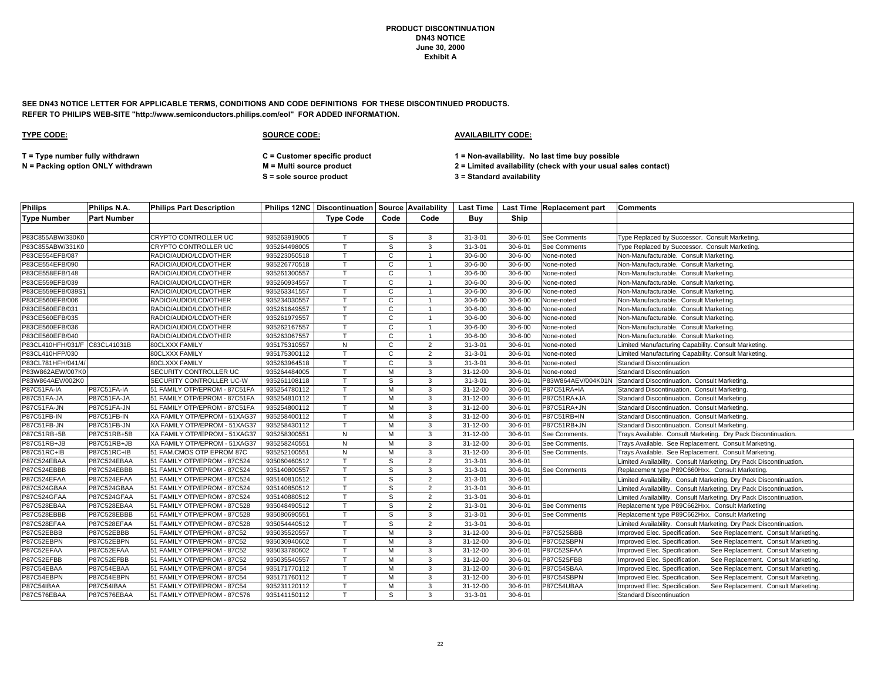**PRODUCT DISCONTINUATION**
**DN43 NOTICE**
**June 30, 2000**
**Exhibit A**

**SEE DN43 NOTICE LETTER FOR APPLICABLE TERMS, CONDITIONS AND CODE DEFINITIONS FOR THESE DISCONTINUED PRODUCTS.**
**REFER TO PHILIPS WEB-SITE "http://www.semiconductors.philips.com/eol" FOR ADDED INFORMATION.**

**TYPE CODE:**

**T = Type number fully withdrawn**
**N = Packing option ONLY withdrawn**

**SOURCE CODE:**

**C = Customer specific product**
**M = Multi source product**
**S = sole source product**

**AVAILABILITY CODE:**

**1 = Non-availability. No last time buy possible**
**2 = Limited availability (check with your usual sales contact)**
**3 = Standard availability**

| Philips Type Number | Philips N.A. Part Number | Philips Part Description | Philips 12NC | Discontinuation Type Code | Source Code | Availability Code | Last Time Buy | Last Time Ship | Replacement part | Comments |
|---|---|---|---|---|---|---|---|---|---|---|
| P83C855ABW/330K0 | | CRYPTO CONTROLLER UC | 935263919005 | T | S | 3 | 31-3-01 | 30-6-01 | See Comments | Type Replaced by Successor. Consult Marketing. |
| P83C855ABW/331K0 | | CRYPTO CONTROLLER UC | 935264498005 | T | S | 3 | 31-3-01 | 30-6-01 | See Comments | Type Replaced by Successor. Consult Marketing. |
| P83CE554EFB/087 | | RADIO/AUDIO/LCD/OTHER | 935223050518 | T | C | 1 | 30-6-00 | 30-6-00 | None-noted | Non-Manufacturable. Consult Marketing. |
| P83CE554EFB/090 | | RADIO/AUDIO/LCD/OTHER | 935226770518 | T | C | 1 | 30-6-00 | 30-6-00 | None-noted | Non-Manufacturable. Consult Marketing. |
| P83CE558EFB/148 | | RADIO/AUDIO/LCD/OTHER | 935261300557 | T | C | 1 | 30-6-00 | 30-6-00 | None-noted | Non-Manufacturable. Consult Marketing. |
| P83CE559EFB/039 | | RADIO/AUDIO/LCD/OTHER | 935260934557 | T | C | 1 | 30-6-00 | 30-6-00 | None-noted | Non-Manufacturable. Consult Marketing. |
| P83CE559EFB/039S1 | | RADIO/AUDIO/LCD/OTHER | 935263341557 | T | C | 1 | 30-6-00 | 30-6-00 | None-noted | Non-Manufacturable. Consult Marketing. |
| P83CE560EFB/006 | | RADIO/AUDIO/LCD/OTHER | 935234030557 | T | C | 1 | 30-6-00 | 30-6-00 | None-noted | Non-Manufacturable. Consult Marketing. |
| P83CE560EFB/031 | | RADIO/AUDIO/LCD/OTHER | 935261649557 | T | C | 1 | 30-6-00 | 30-6-00 | None-noted | Non-Manufacturable. Consult Marketing. |
| P83CE560EFB/035 | | RADIO/AUDIO/LCD/OTHER | 935261979557 | T | C | 1 | 30-6-00 | 30-6-00 | None-noted | Non-Manufacturable. Consult Marketing. |
| P83CE560EFB/036 | | RADIO/AUDIO/LCD/OTHER | 935262167557 | T | C | 1 | 30-6-00 | 30-6-00 | None-noted | Non-Manufacturable. Consult Marketing. |
| P83CE560EFB/040 | | RADIO/AUDIO/LCD/OTHER | 935263067557 | T | C | 1 | 30-6-00 | 30-6-00 | None-noted | Non-Manufacturable. Consult Marketing. |
| P83CL410HFH/031/F | C83CL41031B | 80CLXXX FAMILY | 935175310557 | N | C | 2 | 31-3-01 | 30-6-01 | None-noted | Limited Manufacturing Capability. Consult Marketing. |
| P83CL410HFP/030 | | 80CLXXX FAMILY | 935175300112 | T | C | 2 | 31-3-01 | 30-6-01 | None-noted | Limited Manufacturing Capability. Consult Marketing. |
| P83CL781HFH/041/4/ | | 80CLXXX FAMILY | 935263964518 | T | C | 3 | 31-3-01 | 30-6-01 | None-noted | Standard Discontinuation |
| P83W862AEW/007K0 | | SECURITY CONTROLLER UC | 935264484005 | T | M | 3 | 31-12-00 | 30-6-01 | None-noted | Standard Discontinuation |
| P83W864AEV/002K0 | | SECURITY CONTROLLER UC-W | 935261108118 | T | S | 3 | 31-3-01 | 30-6-01 | P83W864AEV/004K01N | Standard Discontinuation. Consult Marketing. |
| P87C51FA-IA | P87C51FA-IA | 51 FAMILY OTP/EPROM - 87C51FA | 935254780112 | T | M | 3 | 31-12-00 | 30-6-01 | P87C51RA+IA | Standard Discontinuation. Consult Marketing. |
| P87C51FA-JA | P87C51FA-JA | 51 FAMILY OTP/EPROM - 87C51FA | 935254810112 | T | M | 3 | 31-12-00 | 30-6-01 | P87C51RA+JA | Standard Discontinuation. Consult Marketing. |
| P87C51FA-JN | P87C51FA-JN | 51 FAMILY OTP/EPROM - 87C51FA | 935254800112 | T | M | 3 | 31-12-00 | 30-6-01 | P87C51RA+JN | Standard Discontinuation. Consult Marketing. |
| P87C51FB-IN | P87C51FB-IN | XA FAMILY OTP/EPROM - 51XAG37 | 935258400112 | T | M | 3 | 31-12-00 | 30-6-01 | P87C51RB+IN | Standard Discontinuation. Consult Marketing. |
| P87C51FB-JN | P87C51FB-JN | XA FAMILY OTP/EPROM - 51XAG37 | 935258430112 | T | M | 3 | 31-12-00 | 30-6-01 | P87C51RB+JN | Standard Discontinuation. Consult Marketing. |
| P87C51RB+5B | P87C51RB+5B | XA FAMILY OTP/EPROM - 51XAG37 | 935258300551 | N | M | 3 | 31-12-00 | 30-6-01 | See Comments. | Trays Available. Consult Marketing. Dry Pack Discontinuation. |
| P87C51RB+JB | P87C51RB+JB | XA FAMILY OTP/EPROM - 51XAG37 | 935258240551 | N | M | 3 | 31-12-00 | 30-6-01 | See Comments. | Trays Available. See Replacement. Consult Marketing. |
| P87C51RC+IB | P87C51RC+IB | 51 FAM.CMOS OTP EPROM 87C | 935252100551 | N | M | 3 | 31-12-00 | 30-6-01 | See Comments. | Trays Available. See Replacement. Consult Marketing. |
| P87C524EBAA | P87C524EBAA | 51 FAMILY OTP/EPROM - 87C524 | 935060460512 | T | S | 2 | 31-3-01 | 30-6-01 | | Limited Availability. Consult Marketing. Dry Pack Discontinuation. |
| P87C524EBBB | P87C524EBBB | 51 FAMILY OTP/EPROM - 87C524 | 935140800557 | T | S | 3 | 31-3-01 | 30-6-01 | See Comments | Replacement type P89C660Hxx. Consult Marketing. |
| P87C524EFAA | P87C524EFAA | 51 FAMILY OTP/EPROM - 87C524 | 935140810512 | T | S | 2 | 31-3-01 | 30-6-01 | | Limited Availability. Consult Marketing. Dry Pack Discontinuation. |
| P87C524GBAA | P87C524GBAA | 51 FAMILY OTP/EPROM - 87C524 | 935140850512 | T | S | 2 | 31-3-01 | 30-6-01 | | Limited Availability. Consult Marketing. Dry Pack Discontinuation. |
| P87C524GFAA | P87C524GFAA | 51 FAMILY OTP/EPROM - 87C524 | 935140880512 | T | S | 2 | 31-3-01 | 30-6-01 | | Limited Availability. Consult Marketing. Dry Pack Discontinuation. |
| P87C528EBAA | P87C528EBAA | 51 FAMILY OTP/EPROM - 87C528 | 935048490512 | T | S | 2 | 31-3-01 | 30-6-01 | See Comments | Replacement type P89C662Hxx. Consult Marketing |
| P87C528EBBB | P87C528EBBB | 51 FAMILY OTP/EPROM - 87C528 | 935080690551 | T | S | 3 | 31-3-01 | 30-6-01 | See Comments | Replacement type P89C662Hxx. Consult Marketing |
| P87C528EFAA | P87C528EFAA | 51 FAMILY OTP/EPROM - 87C528 | 935054440512 | T | S | 2 | 31-3-01 | 30-6-01 | | Limited Availability. Consult Marketing. Dry Pack Discontinuation. |
| P87C52EBBB | P87C52EBBB | 51 FAMILY OTP/EPROM - 87C52 | 935035520557 | T | M | 3 | 31-12-00 | 30-6-01 | P87C52SBBB | Improved Elec. Specification. See Replacement. Consult Marketing. |
| P87C52EBPN | P87C52EBPN | 51 FAMILY OTP/EPROM - 87C52 | 935030940602 | T | M | 3 | 31-12-00 | 30-6-01 | P87C52SBPN | Improved Elec. Specification. See Replacement. Consult Marketing. |
| P87C52EFAA | P87C52EFAA | 51 FAMILY OTP/EPROM - 87C52 | 935033780602 | T | M | 3 | 31-12-00 | 30-6-01 | P87C52SFAA | Improved Elec. Specification. See Replacement. Consult Marketing. |
| P87C52EFBB | P87C52EFBB | 51 FAMILY OTP/EPROM - 87C52 | 935035540557 | T | M | 3 | 31-12-00 | 30-6-01 | P87C52SFBB | Improved Elec. Specification. See Replacement. Consult Marketing. |
| P87C54EBAA | P87C54EBAA | 51 FAMILY OTP/EPROM - 87C54 | 935171770112 | T | M | 3 | 31-12-00 | 30-6-01 | P87C54SBAA | Improved Elec. Specification. See Replacement. Consult Marketing. |
| P87C54EBPN | P87C54EBPN | 51 FAMILY OTP/EPROM - 87C54 | 935171760112 | T | M | 3 | 31-12-00 | 30-6-01 | P87C54SBPN | Improved Elec. Specification. See Replacement. Consult Marketing. |
| P87C54IBAA | P87C54IBAA | 51 FAMILY OTP/EPROM - 87C54 | 935231120112 | T | M | 3 | 31-12-00 | 30-6-01 | P87C54UBAA | Improved Elec. Specification. See Replacement. Consult Marketing. |
| P87C576EBAA | P87C576EBAA | 51 FAMILY OTP/EPROM - 87C576 | 935141150112 | T | S | 3 | 31-3-01 | 30-6-01 | | Standard Discontinuation |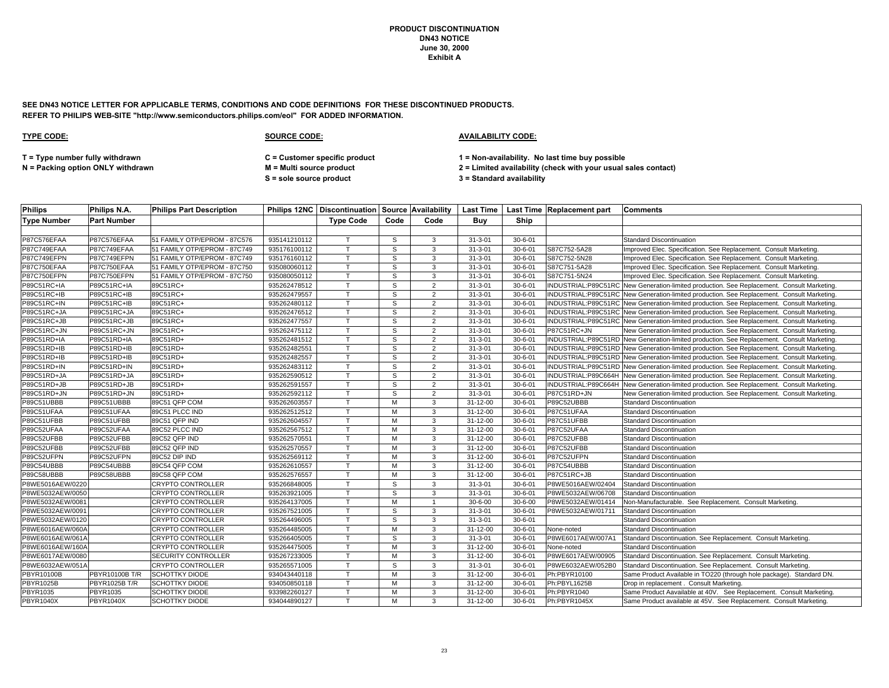**PRODUCT DISCONTINUATION**
**DN43 NOTICE**
**June 30, 2000**
**Exhibit A**

**SEE DN43 NOTICE LETTER FOR APPLICABLE TERMS, CONDITIONS AND CODE DEFINITIONS FOR THESE DISCONTINUED PRODUCTS.**
**REFER TO PHILIPS WEB-SITE "http://www.semiconductors.philips.com/eol" FOR ADDED INFORMATION.**

**TYPE CODE:**

**T = Type number fully withdrawn**
**N = Packing option ONLY withdrawn**

**SOURCE CODE:**

**C = Customer specific product**
**M = Multi source product**
**S = sole source product**

**AVAILABILITY CODE:**

**1 = Non-availability. No last time buy possible**
**2 = Limited availability (check with your usual sales contact)**
**3 = Standard availability**

| Philips Type Number | Philips N.A. Part Number | Philips Part Description | Philips 12NC | Discontinuation Type Code | Source Code | Availability Code | Last Time Buy | Last Time Ship | Replacement part | Comments |
|---|---|---|---|---|---|---|---|---|---|---|
| P87C576EFAA | P87C576EFAA | 51 FAMILY OTP/EPROM - 87C576 | 935141210112 | T | S | 3 | 31-3-01 | 30-6-01 | | Standard Discontinuation |
| P87C749EFAA | P87C749EFAA | 51 FAMILY OTP/EPROM - 87C749 | 935176100112 | T | S | 3 | 31-3-01 | 30-6-01 | S87C752-5A28 | Improved Elec. Specification. See Replacement. Consult Marketing. |
| P87C749EFPN | P87C749EFPN | 51 FAMILY OTP/EPROM - 87C749 | 935176160112 | T | S | 3 | 31-3-01 | 30-6-01 | S87C752-5N28 | Improved Elec. Specification. See Replacement. Consult Marketing. |
| P87C750EFAA | P87C750EFAA | 51 FAMILY OTP/EPROM - 87C750 | 935080060112 | T | S | 3 | 31-3-01 | 30-6-01 | S87C751-5A28 | Improved Elec. Specification. See Replacement. Consult Marketing. |
| P87C750EFPN | P87C750EFPN | 51 FAMILY OTP/EPROM - 87C750 | 935080050112 | T | S | 3 | 31-3-01 | 30-6-01 | S87C751-5N24 | Improved Elec. Specification. See Replacement. Consult Marketing. |
| P89C51RC+IA | P89C51RC+IA | 89C51RC+ | 935262478512 | T | S | 2 | 31-3-01 | 30-6-01 | INDUSTRIAL:P89C51RC | New Generation-limited production. See Replacement. Consult Marketing. |
| P89C51RC+IB | P89C51RC+IB | 89C51RC+ | 935262479557 | T | S | 2 | 31-3-01 | 30-6-01 | INDUSTRIAL:P89C51RC | New Generation-limited production. See Replacement. Consult Marketing. |
| P89C51RC+IN | P89C51RC+IN | 89C51RC+ | 935262480112 | T | S | 2 | 31-3-01 | 30-6-01 | INDUSTRIAL:P89C51RC | New Generation-limited production. See Replacement. Consult Marketing. |
| P89C51RC+JA | P89C51RC+JA | 89C51RC+ | 935262476512 | T | S | 2 | 31-3-01 | 30-6-01 | INDUSTRIAL:P89C51RC | New Generation-limited production. See Replacement. Consult Marketing. |
| P89C51RC+JB | P89C51RC+JB | 89C51RC+ | 935262477557 | T | S | 2 | 31-3-01 | 30-6-01 | INDUSTRIAL:P89C51RC | New Generation-limited production. See Replacement. Consult Marketing. |
| P89C51RC+JN | P89C51RC+JN | 89C51RC+ | 935262475112 | T | S | 2 | 31-3-01 | 30-6-01 | P87C51RC+JN | New Generation-limited production. See Replacement. Consult Marketing. |
| P89C51RD+IA | P89C51RD+IA | 89C51RD+ | 935262481512 | T | S | 2 | 31-3-01 | 30-6-01 | INDUSTRIAL:P89C51RD | New Generation-limited production. See Replacement. Consult Marketing. |
| P89C51RD+IB | P89C51RD+IB | 89C51RD+ | 935262482551 | T | S | 2 | 31-3-01 | 30-6-01 | INDUSTRIAL:P89C51RD | New Generation-limited production. See Replacement. Consult Marketing. |
| P89C51RD+IB | P89C51RD+IB | 89C51RD+ | 935262482557 | T | S | 2 | 31-3-01 | 30-6-01 | INDUSTRIAL:P89C51RD | New Generation-limited production. See Replacement. Consult Marketing. |
| P89C51RD+IN | P89C51RD+IN | 89C51RD+ | 935262483112 | T | S | 2 | 31-3-01 | 30-6-01 | INDUSTRIAL:P89C51RD | New Generation-limited production. See Replacement. Consult Marketing. |
| P89C51RD+JA | P89C51RD+JA | 89C51RD+ | 935262590512 | T | S | 2 | 31-3-01 | 30-6-01 | INDUSTRIAL:P89C664H | New Generation-limited production. See Replacement. Consult Marketing. |
| P89C51RD+JB | P89C51RD+JB | 89C51RD+ | 935262591557 | T | S | 2 | 31-3-01 | 30-6-01 | INDUSTRIAL:P89C664H | New Generation-limited production. See Replacement. Consult Marketing. |
| P89C51RD+JN | P89C51RD+JN | 89C51RD+ | 935262592112 | T | S | 2 | 31-3-01 | 30-6-01 | P87C51RD+JN | New Generation-limited production. See Replacement. Consult Marketing. |
| P89C51UBBB | P89C51UBBB | 89C51 QFP COM | 935262603557 | T | M | 3 | 31-12-00 | 30-6-01 | P89C52UBBB | Standard Discontinuation |
| P89C51UFAA | P89C51UFAA | 89C51 PLCC IND | 935262512512 | T | M | 3 | 31-12-00 | 30-6-01 | P87C51UFAA | Standard Discontinuation |
| P89C51UFBB | P89C51UFBB | 89C51 QFP IND | 935262604557 | T | M | 3 | 31-12-00 | 30-6-01 | P87C51UFBB | Standard Discontinuation |
| P89C52UFAA | P89C52UFAA | 89C52 PLCC IND | 935262567512 | T | M | 3 | 31-12-00 | 30-6-01 | P87C52UFAA | Standard Discontinuation |
| P89C52UFBB | P89C52UFBB | 89C52 QFP IND | 935262570551 | T | M | 3 | 31-12-00 | 30-6-01 | P87C52UFBB | Standard Discontinuation |
| P89C52UFBB | P89C52UFBB | 89C52 QFP IND | 935262570557 | T | M | 3 | 31-12-00 | 30-6-01 | P87C52UFBB | Standard Discontinuation |
| P89C52UFPN | P89C52UFPN | 89C52 DIP IND | 935262569112 | T | M | 3 | 31-12-00 | 30-6-01 | P87C52UFPN | Standard Discontinuation |
| P89C54UBBB | P89C54UBBB | 89C54 QFP COM | 935262610557 | T | M | 3 | 31-12-00 | 30-6-01 | P87C54UBBB | Standard Discontinuation |
| P89C58UBBB | P89C58UBBB | 89C58 QFP COM | 935262576557 | T | M | 3 | 31-12-00 | 30-6-01 | P87C51RC+JB | Standard Discontinuation |
| P8WE5016AEW/0220 | | CRYPTO CONTROLLER | 935266848005 | T | S | 3 | 31-3-01 | 30-6-01 | P8WE5016AEW/02404 | Standard Discontinuation |
| P8WE5032AEW/0050 | | CRYPTO CONTROLLER | 935263921005 | T | S | 3 | 31-3-01 | 30-6-01 | P8WE5032AEW/06708 | Standard Discontinuation |
| P8WE5032AEW/0081 | | CRYPTO CONTROLLER | 935264137005 | T | M | 1 | 30-6-00 | 30-6-00 | P8WE5032AEW/01414 | Non-Manufacturable. See Replacement. Consult Marketing. |
| P8WE5032AEW/0091 | | CRYPTO CONTROLLER | 935267521005 | T | S | 3 | 31-3-01 | 30-6-01 | P8WE5032AEW/01711 | Standard Discontinuation |
| P8WE5032AEW/0120 | | CRYPTO CONTROLLER | 935264496005 | T | S | 3 | 31-3-01 | 30-6-01 | | Standard Discontinuation |
| P8WE6016AEW/060A | | CRYPTO CONTROLLER | 935264485005 | T | M | 3 | 31-12-00 | 30-6-01 | None-noted | Standard Discontinuation |
| P8WE6016AEW/061A | | CRYPTO CONTROLLER | 935266405005 | T | S | 3 | 31-3-01 | 30-6-01 | P8WE6017AEW/007A1 | Standard Discontinuation. See Replacement. Consult Marketing. |
| P8WE6016AEW/160A | | CRYPTO CONTROLLER | 935264475005 | T | M | 3 | 31-12-00 | 30-6-01 | None-noted | Standard Discontinuation |
| P8WE6017AEW/0080 | | SECURITY CONTROLLER | 935267233005 | T | M | 3 | 31-12-00 | 30-6-01 | P8WE6017AEW/00905 | Standard Discontinuation. See Replacement. Consult Marketing. |
| P8WE6032AEW/051A | | CRYPTO CONTROLLER | 935265571005 | T | S | 3 | 31-3-01 | 30-6-01 | P8WE6032AEW/052B0 | Standard Discontinuation. See Replacement. Consult Marketing. |
| PBYR10100B | PBYR10100B T/R | SCHOTTKY DIODE | 934043440118 | T | M | 3 | 31-12-00 | 30-6-01 | Ph:PBYR10100 | Same Product Available in TO220 (through hole package). Standard DN. |
| PBYR1025B | PBYR1025B T/R | SCHOTTKY DIODE | 934050850118 | T | M | 3 | 31-12-00 | 30-6-01 | Ph:PBYL1625B | Drop in replacement . Consult Marketing. |
| PBYR1035 | PBYR1035 | SCHOTTKY DIODE | 933982260127 | T | M | 3 | 31-12-00 | 30-6-01 | Ph:PBYR1040 | Same Product Aavailable at 40V. See Replacement. Consult Marketing. |
| PBYR1040X | PBYR1040X | SCHOTTKY DIODE | 934044890127 | T | M | 3 | 31-12-00 | 30-6-01 | Ph:PBYR1045X | Same Product available at 45V. See Replacement. Consult Marketing. |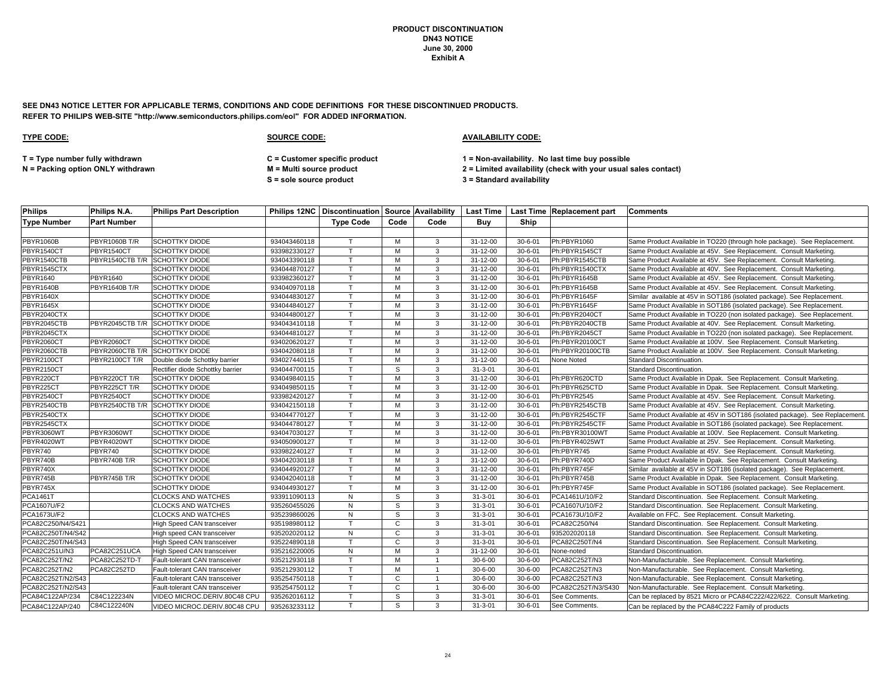**PRODUCT DISCONTINUATION**
**DN43 NOTICE**
**June 30, 2000**
**Exhibit A**

**SEE DN43 NOTICE LETTER FOR APPLICABLE TERMS, CONDITIONS AND CODE DEFINITIONS FOR THESE DISCONTINUED PRODUCTS.**
**REFER TO PHILIPS WEB-SITE "http://www.semiconductors.philips.com/eol" FOR ADDED INFORMATION.**

**TYPE CODE:**

**T = Type number fully withdrawn**
**N = Packing option ONLY withdrawn**

**SOURCE CODE:**

**C = Customer specific product**
**M = Multi source product**
**S = sole source product**

**AVAILABILITY CODE:**

**1 = Non-availability. No last time buy possible**
**2 = Limited availability (check with your usual sales contact)**
**3 = Standard availability**

| Philips Type Number | Philips N.A. Part Number | Philips Part Description | Philips 12NC | Discontinuation Type Code | Source Code | Availability Code | Last Time Buy | Last Time Ship | Replacement part | Comments |
|---|---|---|---|---|---|---|---|---|---|---|
| PBYR1060B | PBYR1060B T/R | SCHOTTKY DIODE | 934043460118 | T | M | 3 | 31-12-00 | 30-6-01 | Ph:PBYR1060 | Same Product Available in TO220 (through hole package). See Replacement. |
| PBYR1540CT | PBYR1540CT | SCHOTTKY DIODE | 933982330127 | T | M | 3 | 31-12-00 | 30-6-01 | Ph:PBYR1545CT | Same Product Available at 45V. See Replacement. Consult Marketing. |
| PBYR1540CTB | PBYR1540CTB T/R | SCHOTTKY DIODE | 934043390118 | T | M | 3 | 31-12-00 | 30-6-01 | Ph:PBYR1545CTB | Same Product Available at 45V. See Replacement. Consult Marketing. |
| PBYR1545CTX | | SCHOTTKY DIODE | 934044870127 | T | M | 3 | 31-12-00 | 30-6-01 | Ph:PBYR1540CTX | Same Product Available at 40V. See Replacement. Consult Marketing. |
| PBYR1640 | PBYR1640 | SCHOTTKY DIODE | 933982360127 | T | M | 3 | 31-12-00 | 30-6-01 | Ph:PBYR1645B | Same Product Available at 45V. See Replacement. Consult Marketing. |
| PBYR1640B | PBYR1640B T/R | SCHOTTKY DIODE | 934040970118 | T | M | 3 | 31-12-00 | 30-6-01 | Ph:PBYR1645B | Same Product Available at 45V. See Replacement. Consult Marketing. |
| PBYR1640X | | SCHOTTKY DIODE | 934044830127 | T | M | 3 | 31-12-00 | 30-6-01 | Ph:PBYR1645F | Similar available at 45V in SOT186 (isolated package). See Replacement. |
| PBYR1645X | | SCHOTTKY DIODE | 934044840127 | T | M | 3 | 31-12-00 | 30-6-01 | Ph:PBYR1645F | Same Product Available in SOT186 (isolated package). See Replacement. |
| PBYR2040CTX | | SCHOTTKY DIODE | 934044800127 | T | M | 3 | 31-12-00 | 30-6-01 | Ph:PBYR2040CT | Same Product Available in TO220 (non isolated package). See Replacement. |
| PBYR2045CTB | PBYR2045CTB T/R | SCHOTTKY DIODE | 934043410118 | T | M | 3 | 31-12-00 | 30-6-01 | Ph:PBYR2040CTB | Same Product Available at 40V. See Replacement. Consult Marketing. |
| PBYR2045CTX | | SCHOTTKY DIODE | 934044810127 | T | M | 3 | 31-12-00 | 30-6-01 | Ph:PBYR2045CT | Same Product Available in TO220 (non isolated package). See Replacement. |
| PBYR2060CT | PBYR2060CT | SCHOTTKY DIODE | 934020620127 | T | M | 3 | 31-12-00 | 30-6-01 | Ph:PBYR20100CT | Same Product Available at 100V. See Replacement. Consult Marketing. |
| PBYR2060CTB | PBYR2060CTB T/R | SCHOTTKY DIODE | 934042080118 | T | M | 3 | 31-12-00 | 30-6-01 | Ph:PBYR20100CTB | Same Product Available at 100V. See Replacement. Consult Marketing. |
| PBYR2100CT | PBYR2100CT T/R | Double diode Schottky barrier | 934027440115 | T | M | 3 | 31-12-00 | 30-6-01 | None Noted | Standard Discontinuation. |
| PBYR2150CT | | Rectifier diode Schottky barrier | 934044700115 | T | S | 3 | 31-3-01 | 30-6-01 | | Standard Discontinuation. |
| PBYR220CT | PBYR220CT T/R | SCHOTTKY DIODE | 934049840115 | T | M | 3 | 31-12-00 | 30-6-01 | Ph:PBYR620CTD | Same Product Available in Dpak. See Replacement. Consult Marketing. |
| PBYR225CT | PBYR225CT T/R | SCHOTTKY DIODE | 934049850115 | T | M | 3 | 31-12-00 | 30-6-01 | Ph:PBYR625CTD | Same Product Available in Dpak. See Replacement. Consult Marketing. |
| PBYR2540CT | PBYR2540CT | SCHOTTKY DIODE | 933982420127 | T | M | 3 | 31-12-00 | 30-6-01 | Ph:PBYR2545 | Same Product Available at 45V. See Replacement. Consult Marketing. |
| PBYR2540CTB | PBYR2540CTB T/R | SCHOTTKY DIODE | 934042150118 | T | M | 3 | 31-12-00 | 30-6-01 | Ph:PBYR2545CTB | Same Product Available at 45V. See Replacement. Consult Marketing. |
| PBYR2540CTX | | SCHOTTKY DIODE | 934044770127 | T | M | 3 | 31-12-00 | 30-6-01 | Ph:PBYR2545CTF | Same Product Available at 45V in SOT186 (isolated package). See Replacement. |
| PBYR2545CTX | | SCHOTTKY DIODE | 934044780127 | T | M | 3 | 31-12-00 | 30-6-01 | Ph:PBYR2545CTF | Same Product Available in SOT186 (isolated package). See Replacement. |
| PBYR3060WT | PBYR3060WT | SCHOTTKY DIODE | 934047030127 | T | M | 3 | 31-12-00 | 30-6-01 | Ph:PBYR30100WT | Same Product Available at 100V. See Replacement. Consult Marketing. |
| PBYR4020WT | PBYR4020WT | SCHOTTKY DIODE | 934050900127 | T | M | 3 | 31-12-00 | 30-6-01 | Ph:PBYR4025WT | Same Product Available at 25V. See Replacement. Consult Marketing. |
| PBYR740 | PBYR740 | SCHOTTKY DIODE | 933982240127 | T | M | 3 | 31-12-00 | 30-6-01 | Ph:PBYR745 | Same Product Available at 45V. See Replacement. Consult Marketing. |
| PBYR740B | PBYR740B T/R | SCHOTTKY DIODE | 934042030118 | T | M | 3 | 31-12-00 | 30-6-01 | Ph:PBYR740D | Same Product Available in Dpak. See Replacement. Consult Marketing. |
| PBYR740X | | SCHOTTKY DIODE | 934044920127 | T | M | 3 | 31-12-00 | 30-6-01 | Ph:PBYR745F | Similar available at 45V in SOT186 (isolated package). See Replacement. |
| PBYR745B | PBYR745B T/R | SCHOTTKY DIODE | 934042040118 | T | M | 3 | 31-12-00 | 30-6-01 | Ph:PBYR745B | Same Product Available in Dpak. See Replacement. Consult Marketing. |
| PBYR745X | | SCHOTTKY DIODE | 934044930127 | T | M | 3 | 31-12-00 | 30-6-01 | Ph:PBYR745F | Same Product Available in SOT186 (isolated package). See Replacement. |
| PCA1461T | | CLOCKS AND WATCHES | 933911090113 | N | S | 3 | 31-3-01 | 30-6-01 | PCA1461U/10/F2 | Standard Discontinuation. See Replacement. Consult Marketing. |
| PCA1607U/F2 | | CLOCKS AND WATCHES | 935260455026 | N | S | 3 | 31-3-01 | 30-6-01 | PCA1607U/10/F2 | Standard Discontinuation. See Replacement. Consult Marketing. |
| PCA1673U/F2 | | CLOCKS AND WATCHES | 935239860026 | N | S | 3 | 31-3-01 | 30-6-01 | PCA1673U/10/F2 | Available on FFC. See Replacement. Consult Marketing. |
| PCA82C250/N4/S421 | | High Speed CAN transceiver | 935198980112 | T | C | 3 | 31-3-01 | 30-6-01 | PCA82C250/N4 | Standard Discontinuation. See Replacement. Consult Marketing. |
| PCA82C250T/N4/S42 | | High speed CAN transceiver | 935202020112 | N | C | 3 | 31-3-01 | 30-6-01 | 935202020118 | Standard Discontinuation. See Replacement. Consult Marketing. |
| PCA82C250T/N4/S43 | | High Speed CAN transceiver | 935224890118 | T | C | 3 | 31-3-01 | 30-6-01 | PCA82C250T/N4 | Standard Discontinuation. See Replacement. Consult Marketing. |
| PCA82C251U/N3 | PCA82C251UCA | High Speed CAN transceiver | 935216220005 | N | M | 3 | 31-12-00 | 30-6-01 | None-noted | Standard Discontinuation. |
| PCA82C252T/N2 | PCA82C252TD-T | Fault-tolerant CAN transceiver | 935212930118 | T | M | 1 | 30-6-00 | 30-6-00 | PCA82C252T/N3 | Non-Manufacturable. See Replacement. Consult Marketing. |
| PCA82C252T/N2 | PCA82C252TD | Fault-tolerant CAN transceiver | 935212930112 | T | M | 1 | 30-6-00 | 30-6-00 | PCA82C252T/N3 | Non-Manufacturable. See Replacement. Consult Marketing. |
| PCA82C252T/N2/S43 | | Fault-tolerant CAN transceiver | 935254750118 | T | C | 1 | 30-6-00 | 30-6-00 | PCA82C252T/N3 | Non-Manufacturable. See Replacement. Consult Marketing. |
| PCA82C252T/N2/S43 | | Fault-tolerant CAN transceiver | 935254750112 | T | C | 1 | 30-6-00 | 30-6-00 | PCA82C252T/N3/S430 | Non-Manufacturable. See Replacement. Consult Marketing. |
| PCA84C122AP/234 | C84C122234N | VIDEO MICROC.DERIV.80C48 CPU | 935262016112 | T | S | 3 | 31-3-01 | 30-6-01 | See Comments. | Can be replaced by 8521 Micro or PCA84C222/422/622. Consult Marketing. |
| PCA84C122AP/240 | C84C122240N | VIDEO MICROC.DERIV.80C48 CPU | 935263233112 | T | S | 3 | 31-3-01 | 30-6-01 | See Comments. | Can be replaced by the PCA84C222 Family of products |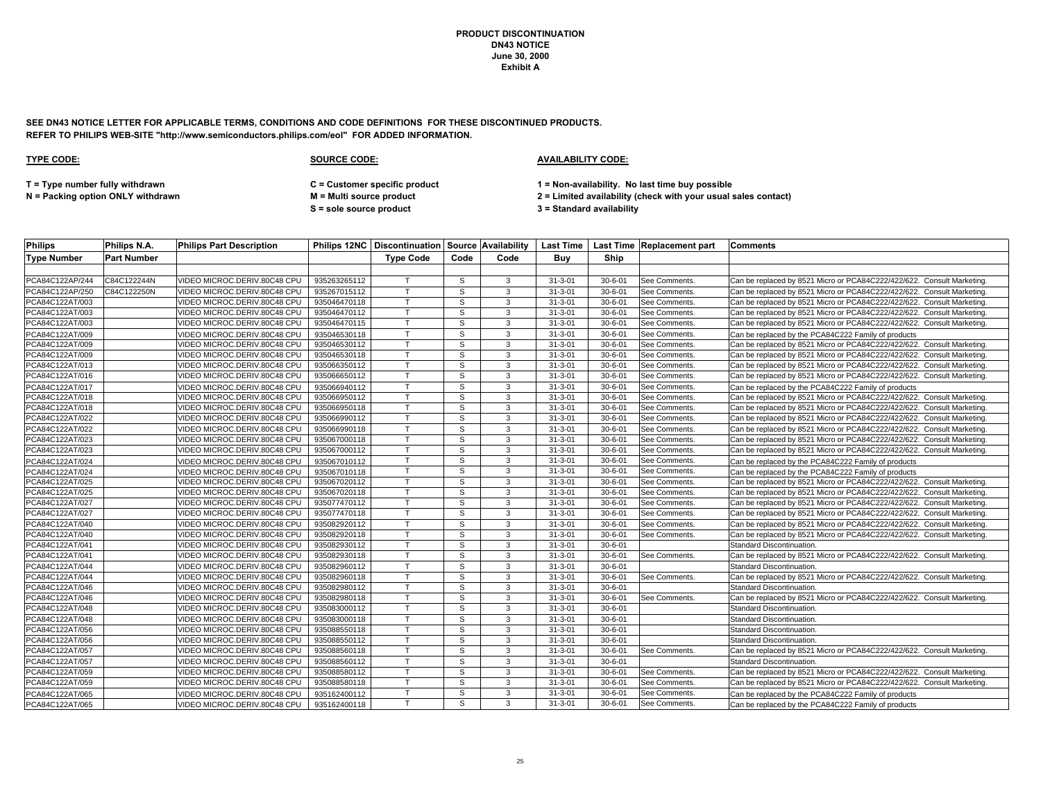**PRODUCT DISCONTINUATION**
**DN43 NOTICE**
**June 30, 2000**
**Exhibit A**

**SEE DN43 NOTICE LETTER FOR APPLICABLE TERMS, CONDITIONS AND CODE DEFINITIONS FOR THESE DISCONTINUED PRODUCTS.**
**REFER TO PHILIPS WEB-SITE "http://www.semiconductors.philips.com/eol" FOR ADDED INFORMATION.**

**TYPE CODE:**

**T = Type number fully withdrawn**
**N = Packing option ONLY withdrawn**

**SOURCE CODE:**

**C = Customer specific product**
**M = Multi source product**
**S = sole source product**

**AVAILABILITY CODE:**

**1 = Non-availability. No last time buy possible**
**2 = Limited availability (check with your usual sales contact)**
**3 = Standard availability**

| Philips | Philips N.A. | Philips Part Description | Philips 12NC | Discontinuation | Source | Availability | Last Time | Last Time | Replacement part | Comments |
|---|---|---|---|---|---|---|---|---|---|---|
| Type Number | Part Number | | | Type Code | Code | Code | Buy | Ship | | |
| PCA84C122AP/244 | C84C122244N | VIDEO MICROC.DERIV.80C48 CPU | 935263265112 | T | S | 3 | 31-3-01 | 30-6-01 | See Comments. | Can be replaced by 8521 Micro or PCA84C222/422/622. Consult Marketing. |
| PCA84C122AP/250 | C84C122250N | VIDEO MICROC.DERIV.80C48 CPU | 935267015112 | T | S | 3 | 31-3-01 | 30-6-01 | See Comments. | Can be replaced by 8521 Micro or PCA84C222/422/622. Consult Marketing. |
| PCA84C122AT/003 | | VIDEO MICROC.DERIV.80C48 CPU | 935046470118 | T | S | 3 | 31-3-01 | 30-6-01 | See Comments. | Can be replaced by 8521 Micro or PCA84C222/422/622. Consult Marketing. |
| PCA84C122AT/003 | | VIDEO MICROC.DERIV.80C48 CPU | 935046470112 | T | S | 3 | 31-3-01 | 30-6-01 | See Comments. | Can be replaced by 8521 Micro or PCA84C222/422/622. Consult Marketing. |
| PCA84C122AT/003 | | VIDEO MICROC.DERIV.80C48 CPU | 935046470115 | T | S | 3 | 31-3-01 | 30-6-01 | See Comments. | Can be replaced by 8521 Micro or PCA84C222/422/622. Consult Marketing. |
| PCA84C122AT/009 | | VIDEO MICROC.DERIV.80C48 CPU | 935046530118 | T | S | 3 | 31-3-01 | 30-6-01 | See Comments. | Can be replaced by the PCA84C222 Family of products |
| PCA84C122AT/009 | | VIDEO MICROC.DERIV.80C48 CPU | 935046530112 | T | S | 3 | 31-3-01 | 30-6-01 | See Comments. | Can be replaced by 8521 Micro or PCA84C222/422/622. Consult Marketing. |
| PCA84C122AT/009 | | VIDEO MICROC.DERIV.80C48 CPU | 935046530118 | T | S | 3 | 31-3-01 | 30-6-01 | See Comments. | Can be replaced by 8521 Micro or PCA84C222/422/622. Consult Marketing. |
| PCA84C122AT/013 | | VIDEO MICROC.DERIV.80C48 CPU | 935066350112 | T | S | 3 | 31-3-01 | 30-6-01 | See Comments. | Can be replaced by 8521 Micro or PCA84C222/422/622. Consult Marketing. |
| PCA84C122AT/016 | | VIDEO MICROC.DERIV.80C48 CPU | 935066650112 | T | S | 3 | 31-3-01 | 30-6-01 | See Comments. | Can be replaced by 8521 Micro or PCA84C222/422/622. Consult Marketing. |
| PCA84C122AT/017 | | VIDEO MICROC.DERIV.80C48 CPU | 935066940112 | T | S | 3 | 31-3-01 | 30-6-01 | See Comments. | Can be replaced by the PCA84C222 Family of products |
| PCA84C122AT/018 | | VIDEO MICROC.DERIV.80C48 CPU | 935066950112 | T | S | 3 | 31-3-01 | 30-6-01 | See Comments. | Can be replaced by 8521 Micro or PCA84C222/422/622. Consult Marketing. |
| PCA84C122AT/018 | | VIDEO MICROC.DERIV.80C48 CPU | 935066950118 | T | S | 3 | 31-3-01 | 30-6-01 | See Comments. | Can be replaced by 8521 Micro or PCA84C222/422/622. Consult Marketing. |
| PCA84C122AT/022 | | VIDEO MICROC.DERIV.80C48 CPU | 935066990112 | T | S | 3 | 31-3-01 | 30-6-01 | See Comments. | Can be replaced by 8521 Micro or PCA84C222/422/622. Consult Marketing. |
| PCA84C122AT/022 | | VIDEO MICROC.DERIV.80C48 CPU | 935066990118 | T | S | 3 | 31-3-01 | 30-6-01 | See Comments. | Can be replaced by 8521 Micro or PCA84C222/422/622. Consult Marketing. |
| PCA84C122AT/023 | | VIDEO MICROC.DERIV.80C48 CPU | 935067000118 | T | S | 3 | 31-3-01 | 30-6-01 | See Comments. | Can be replaced by 8521 Micro or PCA84C222/422/622. Consult Marketing. |
| PCA84C122AT/023 | | VIDEO MICROC.DERIV.80C48 CPU | 935067000112 | T | S | 3 | 31-3-01 | 30-6-01 | See Comments. | Can be replaced by 8521 Micro or PCA84C222/422/622. Consult Marketing. |
| PCA84C122AT/024 | | VIDEO MICROC.DERIV.80C48 CPU | 935067010112 | T | S | 3 | 31-3-01 | 30-6-01 | See Comments. | Can be replaced by the PCA84C222 Family of products |
| PCA84C122AT/024 | | VIDEO MICROC.DERIV.80C48 CPU | 935067010118 | T | S | 3 | 31-3-01 | 30-6-01 | See Comments. | Can be replaced by the PCA84C222 Family of products |
| PCA84C122AT/025 | | VIDEO MICROC.DERIV.80C48 CPU | 935067020112 | T | S | 3 | 31-3-01 | 30-6-01 | See Comments. | Can be replaced by 8521 Micro or PCA84C222/422/622. Consult Marketing. |
| PCA84C122AT/025 | | VIDEO MICROC.DERIV.80C48 CPU | 935067020118 | T | S | 3 | 31-3-01 | 30-6-01 | See Comments. | Can be replaced by 8521 Micro or PCA84C222/422/622. Consult Marketing. |
| PCA84C122AT/027 | | VIDEO MICROC.DERIV.80C48 CPU | 935077470112 | T | S | 3 | 31-3-01 | 30-6-01 | See Comments. | Can be replaced by 8521 Micro or PCA84C222/422/622. Consult Marketing. |
| PCA84C122AT/027 | | VIDEO MICROC.DERIV.80C48 CPU | 935077470118 | T | S | 3 | 31-3-01 | 30-6-01 | See Comments. | Can be replaced by 8521 Micro or PCA84C222/422/622. Consult Marketing. |
| PCA84C122AT/040 | | VIDEO MICROC.DERIV.80C48 CPU | 935082920112 | T | S | 3 | 31-3-01 | 30-6-01 | See Comments. | Can be replaced by 8521 Micro or PCA84C222/422/622. Consult Marketing. |
| PCA84C122AT/040 | | VIDEO MICROC.DERIV.80C48 CPU | 935082920118 | T | S | 3 | 31-3-01 | 30-6-01 | See Comments. | Can be replaced by 8521 Micro or PCA84C222/422/622. Consult Marketing. |
| PCA84C122AT/041 | | VIDEO MICROC.DERIV.80C48 CPU | 935082930112 | T | S | 3 | 31-3-01 | 30-6-01 | | Standard Discontinuation. |
| PCA84C122AT/041 | | VIDEO MICROC.DERIV.80C48 CPU | 935082930118 | T | S | 3 | 31-3-01 | 30-6-01 | See Comments. | Can be replaced by 8521 Micro or PCA84C222/422/622. Consult Marketing. |
| PCA84C122AT/044 | | VIDEO MICROC.DERIV.80C48 CPU | 935082960112 | T | S | 3 | 31-3-01 | 30-6-01 | | Standard Discontinuation. |
| PCA84C122AT/044 | | VIDEO MICROC.DERIV.80C48 CPU | 935082960118 | T | S | 3 | 31-3-01 | 30-6-01 | See Comments. | Can be replaced by 8521 Micro or PCA84C222/422/622. Consult Marketing. |
| PCA84C122AT/046 | | VIDEO MICROC.DERIV.80C48 CPU | 935082980112 | T | S | 3 | 31-3-01 | 30-6-01 | | Standard Discontinuation. |
| PCA84C122AT/046 | | VIDEO MICROC.DERIV.80C48 CPU | 935082980118 | T | S | 3 | 31-3-01 | 30-6-01 | See Comments. | Can be replaced by 8521 Micro or PCA84C222/422/622. Consult Marketing. |
| PCA84C122AT/048 | | VIDEO MICROC.DERIV.80C48 CPU | 935083000112 | T | S | 3 | 31-3-01 | 30-6-01 | | Standard Discontinuation. |
| PCA84C122AT/048 | | VIDEO MICROC.DERIV.80C48 CPU | 935083000118 | T | S | 3 | 31-3-01 | 30-6-01 | | Standard Discontinuation. |
| PCA84C122AT/056 | | VIDEO MICROC.DERIV.80C48 CPU | 935088550118 | T | S | 3 | 31-3-01 | 30-6-01 | | Standard Discontinuation. |
| PCA84C122AT/056 | | VIDEO MICROC.DERIV.80C48 CPU | 935088550112 | T | S | 3 | 31-3-01 | 30-6-01 | | Standard Discontinuation. |
| PCA84C122AT/057 | | VIDEO MICROC.DERIV.80C48 CPU | 935088560118 | T | S | 3 | 31-3-01 | 30-6-01 | See Comments. | Can be replaced by 8521 Micro or PCA84C222/422/622. Consult Marketing. |
| PCA84C122AT/057 | | VIDEO MICROC.DERIV.80C48 CPU | 935088560112 | T | S | 3 | 31-3-01 | 30-6-01 | | Standard Discontinuation. |
| PCA84C122AT/059 | | VIDEO MICROC.DERIV.80C48 CPU | 935088580112 | T | S | 3 | 31-3-01 | 30-6-01 | See Comments. | Can be replaced by 8521 Micro or PCA84C222/422/622. Consult Marketing. |
| PCA84C122AT/059 | | VIDEO MICROC.DERIV.80C48 CPU | 935088580118 | T | S | 3 | 31-3-01 | 30-6-01 | See Comments. | Can be replaced by 8521 Micro or PCA84C222/422/622. Consult Marketing. |
| PCA84C122AT/065 | | VIDEO MICROC.DERIV.80C48 CPU | 935162400112 | T | S | 3 | 31-3-01 | 30-6-01 | See Comments. | Can be replaced by the PCA84C222 Family of products |
| PCA84C122AT/065 | | VIDEO MICROC.DERIV.80C48 CPU | 935162400118 | T | S | 3 | 31-3-01 | 30-6-01 | See Comments. | Can be replaced by the PCA84C222 Family of products |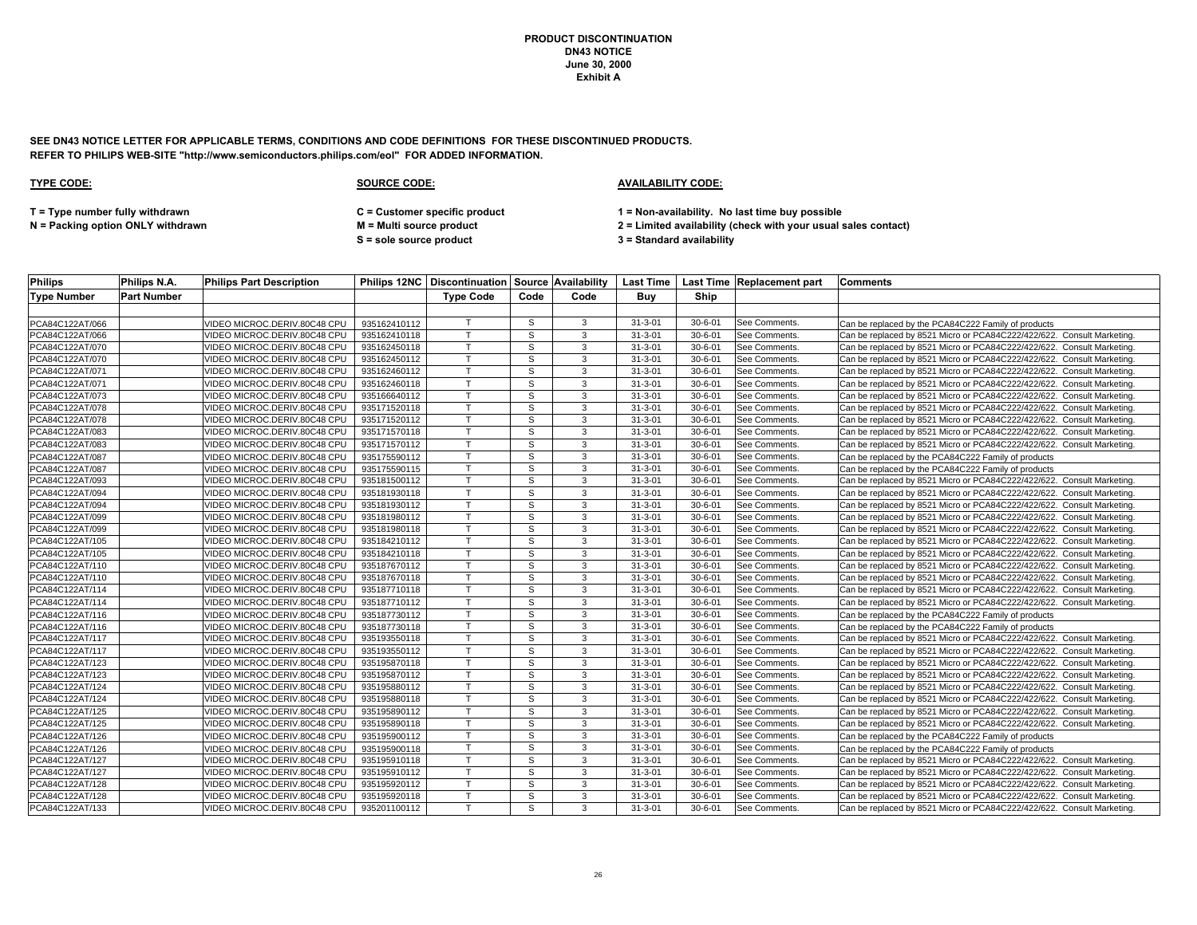**PRODUCT DISCONTINUATION**
**DN43 NOTICE**
**June 30, 2000**
**Exhibit A**

**SEE DN43 NOTICE LETTER FOR APPLICABLE TERMS, CONDITIONS AND CODE DEFINITIONS FOR THESE DISCONTINUED PRODUCTS.**
**REFER TO PHILIPS WEB-SITE "http://www.semiconductors.philips.com/eol" FOR ADDED INFORMATION.**

**TYPE CODE:**

**T = Type number fully withdrawn**
**N = Packing option ONLY withdrawn**

**SOURCE CODE:**

**C = Customer specific product**
**M = Multi source product**
**S = sole source product**

**AVAILABILITY CODE:**

**1 = Non-availability. No last time buy possible**
**2 = Limited availability (check with your usual sales contact)**
**3 = Standard availability**

| Philips Type Number | Philips N.A. Part Number | Philips Part Description | Philips 12NC | Discontinuation Type Code | Source Code | Availability Code | Last Time Buy | Last Time Ship | Replacement part | Comments |
|---|---|---|---|---|---|---|---|---|---|---|
| PCA84C122AT/066 | | VIDEO MICROC.DERIV.80C48 CPU | 935162410112 | T | S | 3 | 31-3-01 | 30-6-01 | See Comments. | Can be replaced by the PCA84C222 Family of products |
| PCA84C122AT/066 | | VIDEO MICROC.DERIV.80C48 CPU | 935162410118 | T | S | 3 | 31-3-01 | 30-6-01 | See Comments. | Can be replaced by 8521 Micro or PCA84C222/422/622. Consult Marketing. |
| PCA84C122AT/070 | | VIDEO MICROC.DERIV.80C48 CPU | 935162450118 | T | S | 3 | 31-3-01 | 30-6-01 | See Comments. | Can be replaced by 8521 Micro or PCA84C222/422/622. Consult Marketing. |
| PCA84C122AT/070 | | VIDEO MICROC.DERIV.80C48 CPU | 935162450112 | T | S | 3 | 31-3-01 | 30-6-01 | See Comments. | Can be replaced by 8521 Micro or PCA84C222/422/622. Consult Marketing. |
| PCA84C122AT/071 | | VIDEO MICROC.DERIV.80C48 CPU | 935162460112 | T | S | 3 | 31-3-01 | 30-6-01 | See Comments. | Can be replaced by 8521 Micro or PCA84C222/422/622. Consult Marketing. |
| PCA84C122AT/071 | | VIDEO MICROC.DERIV.80C48 CPU | 935162460118 | T | S | 3 | 31-3-01 | 30-6-01 | See Comments. | Can be replaced by 8521 Micro or PCA84C222/422/622. Consult Marketing. |
| PCA84C122AT/073 | | VIDEO MICROC.DERIV.80C48 CPU | 935166640112 | T | S | 3 | 31-3-01 | 30-6-01 | See Comments. | Can be replaced by 8521 Micro or PCA84C222/422/622. Consult Marketing. |
| PCA84C122AT/078 | | VIDEO MICROC.DERIV.80C48 CPU | 935171520118 | T | S | 3 | 31-3-01 | 30-6-01 | See Comments. | Can be replaced by 8521 Micro or PCA84C222/422/622. Consult Marketing. |
| PCA84C122AT/078 | | VIDEO MICROC.DERIV.80C48 CPU | 935171520112 | T | S | 3 | 31-3-01 | 30-6-01 | See Comments. | Can be replaced by 8521 Micro or PCA84C222/422/622. Consult Marketing. |
| PCA84C122AT/083 | | VIDEO MICROC.DERIV.80C48 CPU | 935171570118 | T | S | 3 | 31-3-01 | 30-6-01 | See Comments. | Can be replaced by 8521 Micro or PCA84C222/422/622. Consult Marketing. |
| PCA84C122AT/083 | | VIDEO MICROC.DERIV.80C48 CPU | 935171570112 | T | S | 3 | 31-3-01 | 30-6-01 | See Comments. | Can be replaced by 8521 Micro or PCA84C222/422/622. Consult Marketing. |
| PCA84C122AT/087 | | VIDEO MICROC.DERIV.80C48 CPU | 935175590112 | T | S | 3 | 31-3-01 | 30-6-01 | See Comments. | Can be replaced by the PCA84C222 Family of products |
| PCA84C122AT/087 | | VIDEO MICROC.DERIV.80C48 CPU | 935175590115 | T | S | 3 | 31-3-01 | 30-6-01 | See Comments. | Can be replaced by the PCA84C222 Family of products |
| PCA84C122AT/093 | | VIDEO MICROC.DERIV.80C48 CPU | 935181500112 | T | S | 3 | 31-3-01 | 30-6-01 | See Comments. | Can be replaced by 8521 Micro or PCA84C222/422/622. Consult Marketing. |
| PCA84C122AT/094 | | VIDEO MICROC.DERIV.80C48 CPU | 935181930118 | T | S | 3 | 31-3-01 | 30-6-01 | See Comments. | Can be replaced by 8521 Micro or PCA84C222/422/622. Consult Marketing. |
| PCA84C122AT/094 | | VIDEO MICROC.DERIV.80C48 CPU | 935181930112 | T | S | 3 | 31-3-01 | 30-6-01 | See Comments. | Can be replaced by 8521 Micro or PCA84C222/422/622. Consult Marketing. |
| PCA84C122AT/099 | | VIDEO MICROC.DERIV.80C48 CPU | 935181980112 | T | S | 3 | 31-3-01 | 30-6-01 | See Comments. | Can be replaced by 8521 Micro or PCA84C222/422/622. Consult Marketing. |
| PCA84C122AT/099 | | VIDEO MICROC.DERIV.80C48 CPU | 935181980118 | T | S | 3 | 31-3-01 | 30-6-01 | See Comments. | Can be replaced by 8521 Micro or PCA84C222/422/622. Consult Marketing. |
| PCA84C122AT/105 | | VIDEO MICROC.DERIV.80C48 CPU | 935184210112 | T | S | 3 | 31-3-01 | 30-6-01 | See Comments. | Can be replaced by 8521 Micro or PCA84C222/422/622. Consult Marketing. |
| PCA84C122AT/105 | | VIDEO MICROC.DERIV.80C48 CPU | 935184210118 | T | S | 3 | 31-3-01 | 30-6-01 | See Comments. | Can be replaced by 8521 Micro or PCA84C222/422/622. Consult Marketing. |
| PCA84C122AT/110 | | VIDEO MICROC.DERIV.80C48 CPU | 935187670112 | T | S | 3 | 31-3-01 | 30-6-01 | See Comments. | Can be replaced by 8521 Micro or PCA84C222/422/622. Consult Marketing. |
| PCA84C122AT/110 | | VIDEO MICROC.DERIV.80C48 CPU | 935187670118 | T | S | 3 | 31-3-01 | 30-6-01 | See Comments. | Can be replaced by 8521 Micro or PCA84C222/422/622. Consult Marketing. |
| PCA84C122AT/114 | | VIDEO MICROC.DERIV.80C48 CPU | 935187710118 | T | S | 3 | 31-3-01 | 30-6-01 | See Comments. | Can be replaced by 8521 Micro or PCA84C222/422/622. Consult Marketing. |
| PCA84C122AT/114 | | VIDEO MICROC.DERIV.80C48 CPU | 935187710112 | T | S | 3 | 31-3-01 | 30-6-01 | See Comments. | Can be replaced by 8521 Micro or PCA84C222/422/622. Consult Marketing. |
| PCA84C122AT/116 | | VIDEO MICROC.DERIV.80C48 CPU | 935187730112 | T | S | 3 | 31-3-01 | 30-6-01 | See Comments. | Can be replaced by the PCA84C222 Family of products |
| PCA84C122AT/116 | | VIDEO MICROC.DERIV.80C48 CPU | 935187730118 | T | S | 3 | 31-3-01 | 30-6-01 | See Comments. | Can be replaced by the PCA84C222 Family of products |
| PCA84C122AT/117 | | VIDEO MICROC.DERIV.80C48 CPU | 935193550118 | T | S | 3 | 31-3-01 | 30-6-01 | See Comments. | Can be replaced by 8521 Micro or PCA84C222/422/622. Consult Marketing. |
| PCA84C122AT/117 | | VIDEO MICROC.DERIV.80C48 CPU | 935193550112 | T | S | 3 | 31-3-01 | 30-6-01 | See Comments. | Can be replaced by 8521 Micro or PCA84C222/422/622. Consult Marketing. |
| PCA84C122AT/123 | | VIDEO MICROC.DERIV.80C48 CPU | 935195870118 | T | S | 3 | 31-3-01 | 30-6-01 | See Comments. | Can be replaced by 8521 Micro or PCA84C222/422/622. Consult Marketing. |
| PCA84C122AT/123 | | VIDEO MICROC.DERIV.80C48 CPU | 935195870112 | T | S | 3 | 31-3-01 | 30-6-01 | See Comments. | Can be replaced by 8521 Micro or PCA84C222/422/622. Consult Marketing. |
| PCA84C122AT/124 | | VIDEO MICROC.DERIV.80C48 CPU | 935195880112 | T | S | 3 | 31-3-01 | 30-6-01 | See Comments. | Can be replaced by 8521 Micro or PCA84C222/422/622. Consult Marketing. |
| PCA84C122AT/124 | | VIDEO MICROC.DERIV.80C48 CPU | 935195880118 | T | S | 3 | 31-3-01 | 30-6-01 | See Comments. | Can be replaced by 8521 Micro or PCA84C222/422/622. Consult Marketing. |
| PCA84C122AT/125 | | VIDEO MICROC.DERIV.80C48 CPU | 935195890112 | T | S | 3 | 31-3-01 | 30-6-01 | See Comments. | Can be replaced by 8521 Micro or PCA84C222/422/622. Consult Marketing. |
| PCA84C122AT/125 | | VIDEO MICROC.DERIV.80C48 CPU | 935195890118 | T | S | 3 | 31-3-01 | 30-6-01 | See Comments. | Can be replaced by 8521 Micro or PCA84C222/422/622. Consult Marketing. |
| PCA84C122AT/126 | | VIDEO MICROC.DERIV.80C48 CPU | 935195900112 | T | S | 3 | 31-3-01 | 30-6-01 | See Comments. | Can be replaced by the PCA84C222 Family of products |
| PCA84C122AT/126 | | VIDEO MICROC.DERIV.80C48 CPU | 935195900118 | T | S | 3 | 31-3-01 | 30-6-01 | See Comments. | Can be replaced by the PCA84C222 Family of products |
| PCA84C122AT/127 | | VIDEO MICROC.DERIV.80C48 CPU | 935195910118 | T | S | 3 | 31-3-01 | 30-6-01 | See Comments. | Can be replaced by 8521 Micro or PCA84C222/422/622. Consult Marketing. |
| PCA84C122AT/127 | | VIDEO MICROC.DERIV.80C48 CPU | 935195910112 | T | S | 3 | 31-3-01 | 30-6-01 | See Comments. | Can be replaced by 8521 Micro or PCA84C222/422/622. Consult Marketing. |
| PCA84C122AT/128 | | VIDEO MICROC.DERIV.80C48 CPU | 935195920112 | T | S | 3 | 31-3-01 | 30-6-01 | See Comments. | Can be replaced by 8521 Micro or PCA84C222/422/622. Consult Marketing. |
| PCA84C122AT/128 | | VIDEO MICROC.DERIV.80C48 CPU | 935195920118 | T | S | 3 | 31-3-01 | 30-6-01 | See Comments. | Can be replaced by 8521 Micro or PCA84C222/422/622. Consult Marketing. |
| PCA84C122AT/133 | | VIDEO MICROC.DERIV.80C48 CPU | 935201100112 | T | S | 3 | 31-3-01 | 30-6-01 | See Comments. | Can be replaced by 8521 Micro or PCA84C222/422/622. Consult Marketing. |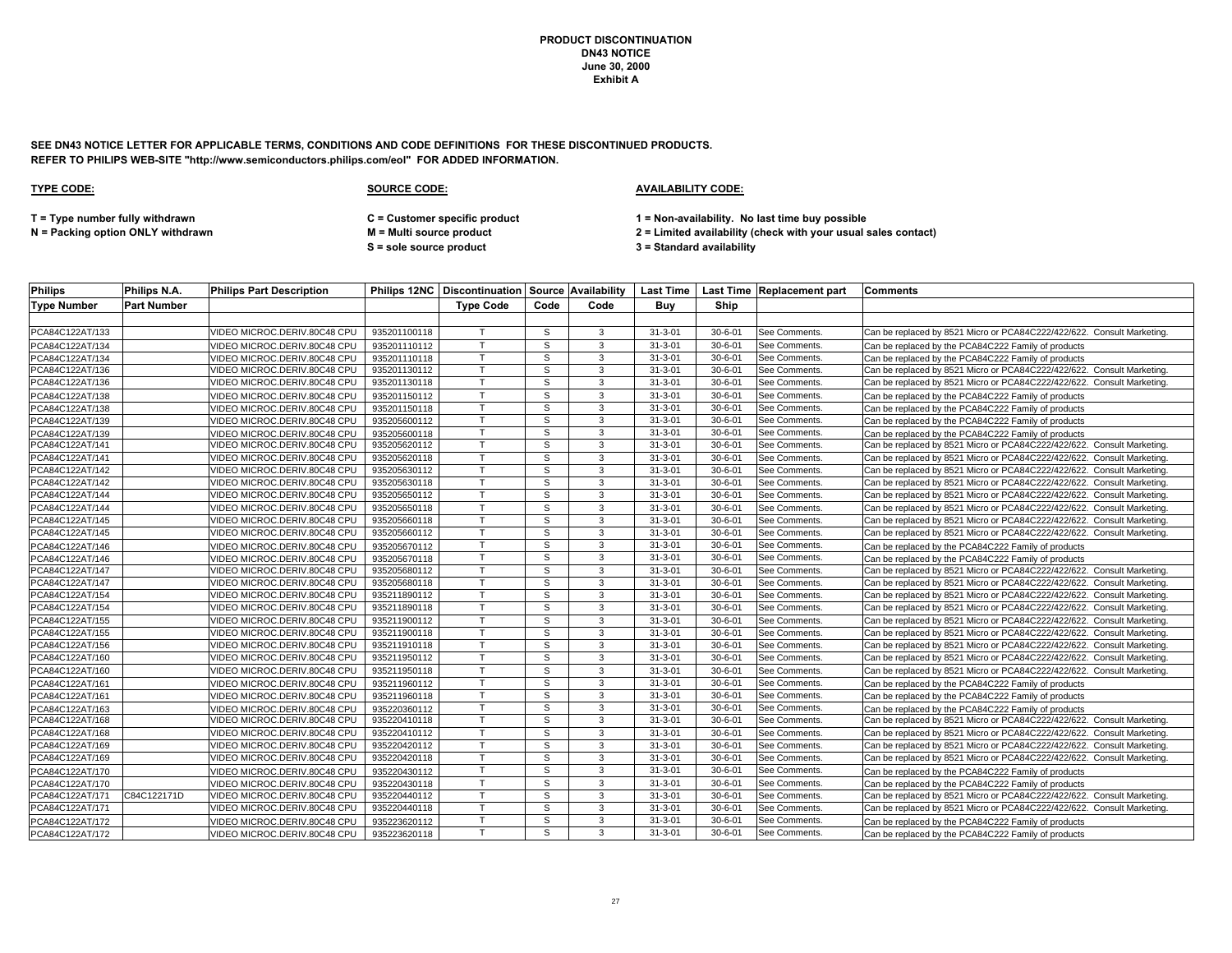**PRODUCT DISCONTINUATION**
**DN43 NOTICE**
**June 30, 2000**
**Exhibit A**

**SEE DN43 NOTICE LETTER FOR APPLICABLE TERMS, CONDITIONS AND CODE DEFINITIONS FOR THESE DISCONTINUED PRODUCTS.**
**REFER TO PHILIPS WEB-SITE "http://www.semiconductors.philips.com/eol" FOR ADDED INFORMATION.**

**TYPE CODE:**

**T = Type number fully withdrawn**
**N = Packing option ONLY withdrawn**

**SOURCE CODE:**

**C = Customer specific product**
**M = Multi source product**
**S = sole source product**

**AVAILABILITY CODE:**

**1 = Non-availability. No last time buy possible**
**2 = Limited availability (check with your usual sales contact)**
**3 = Standard availability**

| Philips Type Number | Philips N.A. Part Number | Philips Part Description | Philips 12NC | Discontinuation Type Code | Source Code | Availability Code | Last Time Buy | Last Time Ship | Replacement part | Comments |
|---|---|---|---|---|---|---|---|---|---|---|
| PCA84C122AT/133 | | VIDEO MICROC.DERIV.80C48 CPU | 935201100118 | T | S | 3 | 31-3-01 | 30-6-01 | See Comments. | Can be replaced by 8521 Micro or PCA84C222/422/622. Consult Marketing. |
| PCA84C122AT/134 | | VIDEO MICROC.DERIV.80C48 CPU | 935201110112 | T | S | 3 | 31-3-01 | 30-6-01 | See Comments. | Can be replaced by the PCA84C222 Family of products |
| PCA84C122AT/134 | | VIDEO MICROC.DERIV.80C48 CPU | 935201110118 | T | S | 3 | 31-3-01 | 30-6-01 | See Comments. | Can be replaced by the PCA84C222 Family of products |
| PCA84C122AT/136 | | VIDEO MICROC.DERIV.80C48 CPU | 935201130112 | T | S | 3 | 31-3-01 | 30-6-01 | See Comments. | Can be replaced by 8521 Micro or PCA84C222/422/622. Consult Marketing. |
| PCA84C122AT/136 | | VIDEO MICROC.DERIV.80C48 CPU | 935201130118 | T | S | 3 | 31-3-01 | 30-6-01 | See Comments. | Can be replaced by 8521 Micro or PCA84C222/422/622. Consult Marketing. |
| PCA84C122AT/138 | | VIDEO MICROC.DERIV.80C48 CPU | 935201150112 | T | S | 3 | 31-3-01 | 30-6-01 | See Comments. | Can be replaced by the PCA84C222 Family of products |
| PCA84C122AT/138 | | VIDEO MICROC.DERIV.80C48 CPU | 935201150118 | T | S | 3 | 31-3-01 | 30-6-01 | See Comments. | Can be replaced by the PCA84C222 Family of products |
| PCA84C122AT/139 | | VIDEO MICROC.DERIV.80C48 CPU | 935205600112 | T | S | 3 | 31-3-01 | 30-6-01 | See Comments. | Can be replaced by the PCA84C222 Family of products |
| PCA84C122AT/139 | | VIDEO MICROC.DERIV.80C48 CPU | 935205600118 | T | S | 3 | 31-3-01 | 30-6-01 | See Comments. | Can be replaced by the PCA84C222 Family of products |
| PCA84C122AT/141 | | VIDEO MICROC.DERIV.80C48 CPU | 935205620112 | T | S | 3 | 31-3-01 | 30-6-01 | See Comments. | Can be replaced by 8521 Micro or PCA84C222/422/622. Consult Marketing. |
| PCA84C122AT/141 | | VIDEO MICROC.DERIV.80C48 CPU | 935205620118 | T | S | 3 | 31-3-01 | 30-6-01 | See Comments. | Can be replaced by 8521 Micro or PCA84C222/422/622. Consult Marketing. |
| PCA84C122AT/142 | | VIDEO MICROC.DERIV.80C48 CPU | 935205630112 | T | S | 3 | 31-3-01 | 30-6-01 | See Comments. | Can be replaced by 8521 Micro or PCA84C222/422/622. Consult Marketing. |
| PCA84C122AT/142 | | VIDEO MICROC.DERIV.80C48 CPU | 935205630118 | T | S | 3 | 31-3-01 | 30-6-01 | See Comments. | Can be replaced by 8521 Micro or PCA84C222/422/622. Consult Marketing. |
| PCA84C122AT/144 | | VIDEO MICROC.DERIV.80C48 CPU | 935205650112 | T | S | 3 | 31-3-01 | 30-6-01 | See Comments. | Can be replaced by 8521 Micro or PCA84C222/422/622. Consult Marketing. |
| PCA84C122AT/144 | | VIDEO MICROC.DERIV.80C48 CPU | 935205650118 | T | S | 3 | 31-3-01 | 30-6-01 | See Comments. | Can be replaced by 8521 Micro or PCA84C222/422/622. Consult Marketing. |
| PCA84C122AT/145 | | VIDEO MICROC.DERIV.80C48 CPU | 935205660118 | T | S | 3 | 31-3-01 | 30-6-01 | See Comments. | Can be replaced by 8521 Micro or PCA84C222/422/622. Consult Marketing. |
| PCA84C122AT/145 | | VIDEO MICROC.DERIV.80C48 CPU | 935205660112 | T | S | 3 | 31-3-01 | 30-6-01 | See Comments. | Can be replaced by 8521 Micro or PCA84C222/422/622. Consult Marketing. |
| PCA84C122AT/146 | | VIDEO MICROC.DERIV.80C48 CPU | 935205670112 | T | S | 3 | 31-3-01 | 30-6-01 | See Comments. | Can be replaced by the PCA84C222 Family of products |
| PCA84C122AT/146 | | VIDEO MICROC.DERIV.80C48 CPU | 935205670118 | T | S | 3 | 31-3-01 | 30-6-01 | See Comments. | Can be replaced by the PCA84C222 Family of products |
| PCA84C122AT/147 | | VIDEO MICROC.DERIV.80C48 CPU | 935205680112 | T | S | 3 | 31-3-01 | 30-6-01 | See Comments. | Can be replaced by 8521 Micro or PCA84C222/422/622. Consult Marketing. |
| PCA84C122AT/147 | | VIDEO MICROC.DERIV.80C48 CPU | 935205680118 | T | S | 3 | 31-3-01 | 30-6-01 | See Comments. | Can be replaced by 8521 Micro or PCA84C222/422/622. Consult Marketing. |
| PCA84C122AT/154 | | VIDEO MICROC.DERIV.80C48 CPU | 935211890112 | T | S | 3 | 31-3-01 | 30-6-01 | See Comments. | Can be replaced by 8521 Micro or PCA84C222/422/622. Consult Marketing. |
| PCA84C122AT/154 | | VIDEO MICROC.DERIV.80C48 CPU | 935211890118 | T | S | 3 | 31-3-01 | 30-6-01 | See Comments. | Can be replaced by 8521 Micro or PCA84C222/422/622. Consult Marketing. |
| PCA84C122AT/155 | | VIDEO MICROC.DERIV.80C48 CPU | 935211900112 | T | S | 3 | 31-3-01 | 30-6-01 | See Comments. | Can be replaced by 8521 Micro or PCA84C222/422/622. Consult Marketing. |
| PCA84C122AT/155 | | VIDEO MICROC.DERIV.80C48 CPU | 935211900118 | T | S | 3 | 31-3-01 | 30-6-01 | See Comments. | Can be replaced by 8521 Micro or PCA84C222/422/622. Consult Marketing. |
| PCA84C122AT/156 | | VIDEO MICROC.DERIV.80C48 CPU | 935211910118 | T | S | 3 | 31-3-01 | 30-6-01 | See Comments. | Can be replaced by 8521 Micro or PCA84C222/422/622. Consult Marketing. |
| PCA84C122AT/160 | | VIDEO MICROC.DERIV.80C48 CPU | 935211950112 | T | S | 3 | 31-3-01 | 30-6-01 | See Comments. | Can be replaced by 8521 Micro or PCA84C222/422/622. Consult Marketing. |
| PCA84C122AT/160 | | VIDEO MICROC.DERIV.80C48 CPU | 935211950118 | T | S | 3 | 31-3-01 | 30-6-01 | See Comments. | Can be replaced by 8521 Micro or PCA84C222/422/622. Consult Marketing. |
| PCA84C122AT/161 | | VIDEO MICROC.DERIV.80C48 CPU | 935211960112 | T | S | 3 | 31-3-01 | 30-6-01 | See Comments. | Can be replaced by the PCA84C222 Family of products |
| PCA84C122AT/161 | | VIDEO MICROC.DERIV.80C48 CPU | 935211960118 | T | S | 3 | 31-3-01 | 30-6-01 | See Comments. | Can be replaced by the PCA84C222 Family of products |
| PCA84C122AT/163 | | VIDEO MICROC.DERIV.80C48 CPU | 935220360112 | T | S | 3 | 31-3-01 | 30-6-01 | See Comments. | Can be replaced by the PCA84C222 Family of products |
| PCA84C122AT/168 | | VIDEO MICROC.DERIV.80C48 CPU | 935220410118 | T | S | 3 | 31-3-01 | 30-6-01 | See Comments. | Can be replaced by 8521 Micro or PCA84C222/422/622. Consult Marketing. |
| PCA84C122AT/168 | | VIDEO MICROC.DERIV.80C48 CPU | 935220410112 | T | S | 3 | 31-3-01 | 30-6-01 | See Comments. | Can be replaced by 8521 Micro or PCA84C222/422/622. Consult Marketing. |
| PCA84C122AT/169 | | VIDEO MICROC.DERIV.80C48 CPU | 935220420112 | T | S | 3 | 31-3-01 | 30-6-01 | See Comments. | Can be replaced by 8521 Micro or PCA84C222/422/622. Consult Marketing. |
| PCA84C122AT/169 | | VIDEO MICROC.DERIV.80C48 CPU | 935220420118 | T | S | 3 | 31-3-01 | 30-6-01 | See Comments. | Can be replaced by 8521 Micro or PCA84C222/422/622. Consult Marketing. |
| PCA84C122AT/170 | | VIDEO MICROC.DERIV.80C48 CPU | 935220430112 | T | S | 3 | 31-3-01 | 30-6-01 | See Comments. | Can be replaced by the PCA84C222 Family of products |
| PCA84C122AT/170 | | VIDEO MICROC.DERIV.80C48 CPU | 935220430118 | T | S | 3 | 31-3-01 | 30-6-01 | See Comments. | Can be replaced by the PCA84C222 Family of products |
| PCA84C122AT/171 | C84C122171D | VIDEO MICROC.DERIV.80C48 CPU | 935220440112 | T | S | 3 | 31-3-01 | 30-6-01 | See Comments. | Can be replaced by 8521 Micro or PCA84C222/422/622. Consult Marketing. |
| PCA84C122AT/171 | | VIDEO MICROC.DERIV.80C48 CPU | 935220440118 | T | S | 3 | 31-3-01 | 30-6-01 | See Comments. | Can be replaced by 8521 Micro or PCA84C222/422/622. Consult Marketing. |
| PCA84C122AT/172 | | VIDEO MICROC.DERIV.80C48 CPU | 935223620112 | T | S | 3 | 31-3-01 | 30-6-01 | See Comments. | Can be replaced by the PCA84C222 Family of products |
| PCA84C122AT/172 | | VIDEO MICROC.DERIV.80C48 CPU | 935223620118 | T | S | 3 | 31-3-01 | 30-6-01 | See Comments. | Can be replaced by the PCA84C222 Family of products |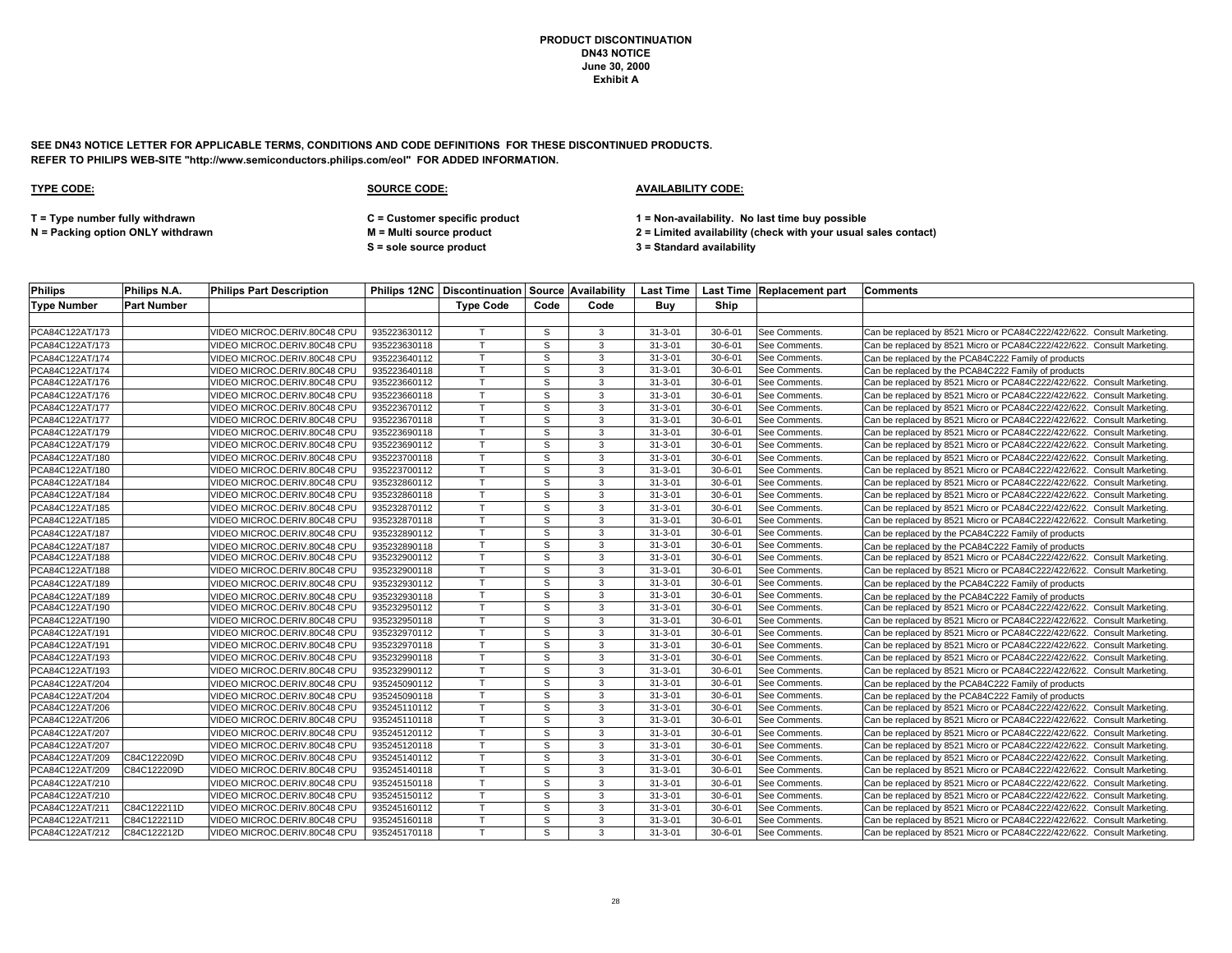**PRODUCT DISCONTINUATION**
**DN43 NOTICE**
**June 30, 2000**
**Exhibit A**

**SEE DN43 NOTICE LETTER FOR APPLICABLE TERMS, CONDITIONS AND CODE DEFINITIONS FOR THESE DISCONTINUED PRODUCTS.**
**REFER TO PHILIPS WEB-SITE "http://www.semiconductors.philips.com/eol" FOR ADDED INFORMATION.**

**TYPE CODE:**

T = Type number fully withdrawn
N = Packing option ONLY withdrawn

**SOURCE CODE:**

C = Customer specific product
M = Multi source product
S = sole source product

**AVAILABILITY CODE:**

1 = Non-availability. No last time buy possible
2 = Limited availability (check with your usual sales contact)
3 = Standard availability

| Philips Type Number | Philips N.A. Part Number | Philips Part Description | Philips 12NC | Discontinuation Type Code | Source Code | Availability Code | Last Time Buy | Last Time Ship | Replacement part | Comments |
|---|---|---|---|---|---|---|---|---|---|---|
| PCA84C122AT/173 | | VIDEO MICROC.DERIV.80C48 CPU | 935223630112 | T | S | 3 | 31-3-01 | 30-6-01 | See Comments. | Can be replaced by 8521 Micro or PCA84C222/422/622. Consult Marketing. |
| PCA84C122AT/173 | | VIDEO MICROC.DERIV.80C48 CPU | 935223630118 | T | S | 3 | 31-3-01 | 30-6-01 | See Comments. | Can be replaced by 8521 Micro or PCA84C222/422/622. Consult Marketing. |
| PCA84C122AT/174 | | VIDEO MICROC.DERIV.80C48 CPU | 935223640112 | T | S | 3 | 31-3-01 | 30-6-01 | See Comments. | Can be replaced by the PCA84C222 Family of products |
| PCA84C122AT/174 | | VIDEO MICROC.DERIV.80C48 CPU | 935223640118 | T | S | 3 | 31-3-01 | 30-6-01 | See Comments. | Can be replaced by the PCA84C222 Family of products |
| PCA84C122AT/176 | | VIDEO MICROC.DERIV.80C48 CPU | 935223660112 | T | S | 3 | 31-3-01 | 30-6-01 | See Comments. | Can be replaced by 8521 Micro or PCA84C222/422/622. Consult Marketing. |
| PCA84C122AT/176 | | VIDEO MICROC.DERIV.80C48 CPU | 935223660118 | T | S | 3 | 31-3-01 | 30-6-01 | See Comments. | Can be replaced by 8521 Micro or PCA84C222/422/622. Consult Marketing. |
| PCA84C122AT/177 | | VIDEO MICROC.DERIV.80C48 CPU | 935223670112 | T | S | 3 | 31-3-01 | 30-6-01 | See Comments. | Can be replaced by 8521 Micro or PCA84C222/422/622. Consult Marketing. |
| PCA84C122AT/177 | | VIDEO MICROC.DERIV.80C48 CPU | 935223670118 | T | S | 3 | 31-3-01 | 30-6-01 | See Comments. | Can be replaced by 8521 Micro or PCA84C222/422/622. Consult Marketing. |
| PCA84C122AT/179 | | VIDEO MICROC.DERIV.80C48 CPU | 935223690118 | T | S | 3 | 31-3-01 | 30-6-01 | See Comments. | Can be replaced by 8521 Micro or PCA84C222/422/622. Consult Marketing. |
| PCA84C122AT/179 | | VIDEO MICROC.DERIV.80C48 CPU | 935223690112 | T | S | 3 | 31-3-01 | 30-6-01 | See Comments. | Can be replaced by 8521 Micro or PCA84C222/422/622. Consult Marketing. |
| PCA84C122AT/180 | | VIDEO MICROC.DERIV.80C48 CPU | 935223700118 | T | S | 3 | 31-3-01 | 30-6-01 | See Comments. | Can be replaced by 8521 Micro or PCA84C222/422/622. Consult Marketing. |
| PCA84C122AT/180 | | VIDEO MICROC.DERIV.80C48 CPU | 935223700112 | T | S | 3 | 31-3-01 | 30-6-01 | See Comments. | Can be replaced by 8521 Micro or PCA84C222/422/622. Consult Marketing. |
| PCA84C122AT/184 | | VIDEO MICROC.DERIV.80C48 CPU | 935232860112 | T | S | 3 | 31-3-01 | 30-6-01 | See Comments. | Can be replaced by 8521 Micro or PCA84C222/422/622. Consult Marketing. |
| PCA84C122AT/184 | | VIDEO MICROC.DERIV.80C48 CPU | 935232860118 | T | S | 3 | 31-3-01 | 30-6-01 | See Comments. | Can be replaced by 8521 Micro or PCA84C222/422/622. Consult Marketing. |
| PCA84C122AT/185 | | VIDEO MICROC.DERIV.80C48 CPU | 935232870112 | T | S | 3 | 31-3-01 | 30-6-01 | See Comments. | Can be replaced by 8521 Micro or PCA84C222/422/622. Consult Marketing. |
| PCA84C122AT/185 | | VIDEO MICROC.DERIV.80C48 CPU | 935232870118 | T | S | 3 | 31-3-01 | 30-6-01 | See Comments. | Can be replaced by 8521 Micro or PCA84C222/422/622. Consult Marketing. |
| PCA84C122AT/187 | | VIDEO MICROC.DERIV.80C48 CPU | 935232890112 | T | S | 3 | 31-3-01 | 30-6-01 | See Comments. | Can be replaced by the PCA84C222 Family of products |
| PCA84C122AT/187 | | VIDEO MICROC.DERIV.80C48 CPU | 935232890118 | T | S | 3 | 31-3-01 | 30-6-01 | See Comments. | Can be replaced by the PCA84C222 Family of products |
| PCA84C122AT/188 | | VIDEO MICROC.DERIV.80C48 CPU | 935232900112 | T | S | 3 | 31-3-01 | 30-6-01 | See Comments. | Can be replaced by 8521 Micro or PCA84C222/422/622. Consult Marketing. |
| PCA84C122AT/188 | | VIDEO MICROC.DERIV.80C48 CPU | 935232900118 | T | S | 3 | 31-3-01 | 30-6-01 | See Comments. | Can be replaced by 8521 Micro or PCA84C222/422/622. Consult Marketing. |
| PCA84C122AT/189 | | VIDEO MICROC.DERIV.80C48 CPU | 935232930112 | T | S | 3 | 31-3-01 | 30-6-01 | See Comments. | Can be replaced by the PCA84C222 Family of products |
| PCA84C122AT/189 | | VIDEO MICROC.DERIV.80C48 CPU | 935232930118 | T | S | 3 | 31-3-01 | 30-6-01 | See Comments. | Can be replaced by the PCA84C222 Family of products |
| PCA84C122AT/190 | | VIDEO MICROC.DERIV.80C48 CPU | 935232950112 | T | S | 3 | 31-3-01 | 30-6-01 | See Comments. | Can be replaced by 8521 Micro or PCA84C222/422/622. Consult Marketing. |
| PCA84C122AT/190 | | VIDEO MICROC.DERIV.80C48 CPU | 935232950118 | T | S | 3 | 31-3-01 | 30-6-01 | See Comments. | Can be replaced by 8521 Micro or PCA84C222/422/622. Consult Marketing. |
| PCA84C122AT/191 | | VIDEO MICROC.DERIV.80C48 CPU | 935232970112 | T | S | 3 | 31-3-01 | 30-6-01 | See Comments. | Can be replaced by 8521 Micro or PCA84C222/422/622. Consult Marketing. |
| PCA84C122AT/191 | | VIDEO MICROC.DERIV.80C48 CPU | 935232970118 | T | S | 3 | 31-3-01 | 30-6-01 | See Comments. | Can be replaced by 8521 Micro or PCA84C222/422/622. Consult Marketing. |
| PCA84C122AT/193 | | VIDEO MICROC.DERIV.80C48 CPU | 935232990118 | T | S | 3 | 31-3-01 | 30-6-01 | See Comments. | Can be replaced by 8521 Micro or PCA84C222/422/622. Consult Marketing. |
| PCA84C122AT/193 | | VIDEO MICROC.DERIV.80C48 CPU | 935232990112 | T | S | 3 | 31-3-01 | 30-6-01 | See Comments. | Can be replaced by 8521 Micro or PCA84C222/422/622. Consult Marketing. |
| PCA84C122AT/204 | | VIDEO MICROC.DERIV.80C48 CPU | 935245090112 | T | S | 3 | 31-3-01 | 30-6-01 | See Comments. | Can be replaced by the PCA84C222 Family of products |
| PCA84C122AT/204 | | VIDEO MICROC.DERIV.80C48 CPU | 935245090118 | T | S | 3 | 31-3-01 | 30-6-01 | See Comments. | Can be replaced by the PCA84C222 Family of products |
| PCA84C122AT/206 | | VIDEO MICROC.DERIV.80C48 CPU | 935245110112 | T | S | 3 | 31-3-01 | 30-6-01 | See Comments. | Can be replaced by 8521 Micro or PCA84C222/422/622. Consult Marketing. |
| PCA84C122AT/206 | | VIDEO MICROC.DERIV.80C48 CPU | 935245110118 | T | S | 3 | 31-3-01 | 30-6-01 | See Comments. | Can be replaced by 8521 Micro or PCA84C222/422/622. Consult Marketing. |
| PCA84C122AT/207 | | VIDEO MICROC.DERIV.80C48 CPU | 935245120112 | T | S | 3 | 31-3-01 | 30-6-01 | See Comments. | Can be replaced by 8521 Micro or PCA84C222/422/622. Consult Marketing. |
| PCA84C122AT/207 | | VIDEO MICROC.DERIV.80C48 CPU | 935245120118 | T | S | 3 | 31-3-01 | 30-6-01 | See Comments. | Can be replaced by 8521 Micro or PCA84C222/422/622. Consult Marketing. |
| PCA84C122AT/209 | C84C122209D | VIDEO MICROC.DERIV.80C48 CPU | 935245140112 | T | S | 3 | 31-3-01 | 30-6-01 | See Comments. | Can be replaced by 8521 Micro or PCA84C222/422/622. Consult Marketing. |
| PCA84C122AT/209 | C84C122209D | VIDEO MICROC.DERIV.80C48 CPU | 935245140118 | T | S | 3 | 31-3-01 | 30-6-01 | See Comments. | Can be replaced by 8521 Micro or PCA84C222/422/622. Consult Marketing. |
| PCA84C122AT/210 | | VIDEO MICROC.DERIV.80C48 CPU | 935245150118 | T | S | 3 | 31-3-01 | 30-6-01 | See Comments. | Can be replaced by 8521 Micro or PCA84C222/422/622. Consult Marketing. |
| PCA84C122AT/210 | | VIDEO MICROC.DERIV.80C48 CPU | 935245150112 | T | S | 3 | 31-3-01 | 30-6-01 | See Comments. | Can be replaced by 8521 Micro or PCA84C222/422/622. Consult Marketing. |
| PCA84C122AT/211 | C84C122211D | VIDEO MICROC.DERIV.80C48 CPU | 935245160112 | T | S | 3 | 31-3-01 | 30-6-01 | See Comments. | Can be replaced by 8521 Micro or PCA84C222/422/622. Consult Marketing. |
| PCA84C122AT/211 | C84C122211D | VIDEO MICROC.DERIV.80C48 CPU | 935245160118 | T | S | 3 | 31-3-01 | 30-6-01 | See Comments. | Can be replaced by 8521 Micro or PCA84C222/422/622. Consult Marketing. |
| PCA84C122AT/212 | C84C122212D | VIDEO MICROC.DERIV.80C48 CPU | 935245170118 | T | S | 3 | 31-3-01 | 30-6-01 | See Comments. | Can be replaced by 8521 Micro or PCA84C222/422/622. Consult Marketing. |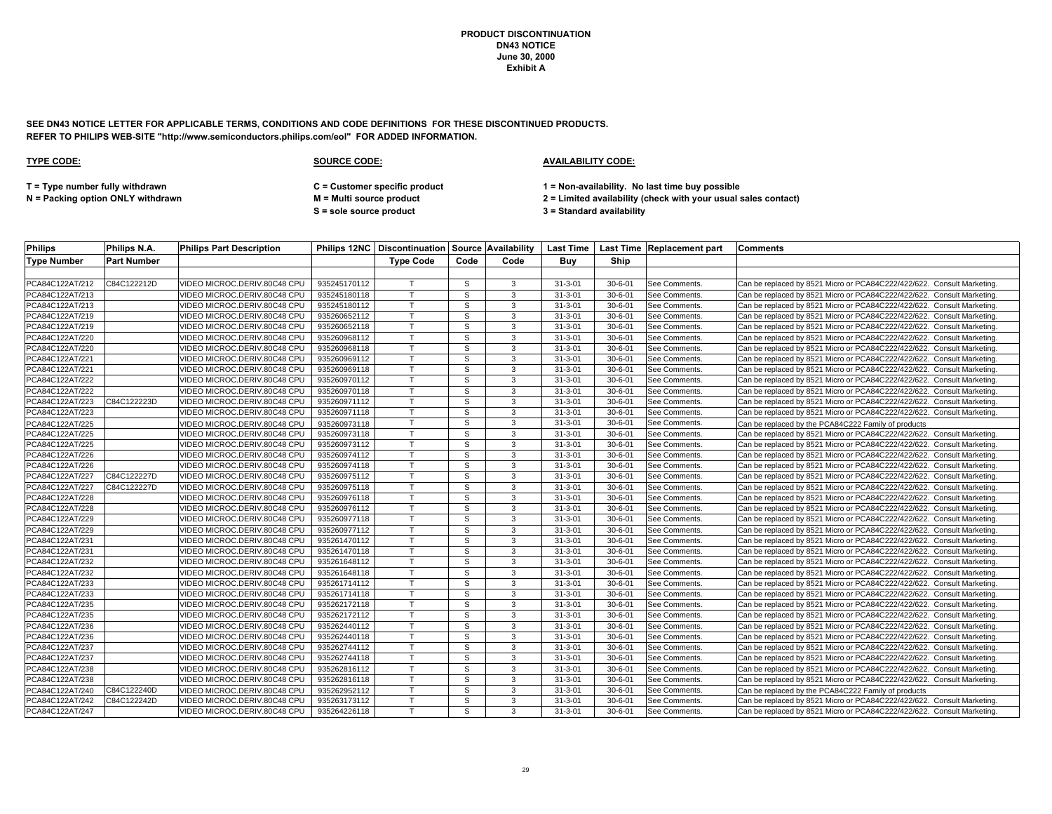**PRODUCT DISCONTINUATION**
**DN43 NOTICE**
**June 30, 2000**
**Exhibit A**

**SEE DN43 NOTICE LETTER FOR APPLICABLE TERMS, CONDITIONS AND CODE DEFINITIONS FOR THESE DISCONTINUED PRODUCTS.**
**REFER TO PHILIPS WEB-SITE "http://www.semiconductors.philips.com/eol" FOR ADDED INFORMATION.**

**TYPE CODE:**

**T = Type number fully withdrawn**
**N = Packing option ONLY withdrawn**

**SOURCE CODE:**

**C = Customer specific product**
**M = Multi source product**
**S = sole source product**

**AVAILABILITY CODE:**

**1 = Non-availability. No last time buy possible**
**2 = Limited availability (check with your usual sales contact)**
**3 = Standard availability**

| Philips Type Number | Philips N.A. Part Number | Philips Part Description | Philips 12NC | Discontinuation Type Code | Source Code | Availability Code | Last Time Buy | Last Time Ship | Replacement part | Comments |
|---|---|---|---|---|---|---|---|---|---|---|
| PCA84C122AT/212 | C84C122212D | VIDEO MICROC.DERIV.80C48 CPU | 935245170112 | T | S | 3 | 31-3-01 | 30-6-01 | See Comments. | Can be replaced by 8521 Micro or PCA84C222/422/622. Consult Marketing. |
| PCA84C122AT/213 | | VIDEO MICROC.DERIV.80C48 CPU | 935245180118 | T | S | 3 | 31-3-01 | 30-6-01 | See Comments. | Can be replaced by 8521 Micro or PCA84C222/422/622. Consult Marketing. |
| PCA84C122AT/213 | | VIDEO MICROC.DERIV.80C48 CPU | 935245180112 | T | S | 3 | 31-3-01 | 30-6-01 | See Comments. | Can be replaced by 8521 Micro or PCA84C222/422/622. Consult Marketing. |
| PCA84C122AT/219 | | VIDEO MICROC.DERIV.80C48 CPU | 935260652112 | T | S | 3 | 31-3-01 | 30-6-01 | See Comments. | Can be replaced by 8521 Micro or PCA84C222/422/622. Consult Marketing. |
| PCA84C122AT/219 | | VIDEO MICROC.DERIV.80C48 CPU | 935260652118 | T | S | 3 | 31-3-01 | 30-6-01 | See Comments. | Can be replaced by 8521 Micro or PCA84C222/422/622. Consult Marketing. |
| PCA84C122AT/220 | | VIDEO MICROC.DERIV.80C48 CPU | 935260968112 | T | S | 3 | 31-3-01 | 30-6-01 | See Comments. | Can be replaced by 8521 Micro or PCA84C222/422/622. Consult Marketing. |
| PCA84C122AT/220 | | VIDEO MICROC.DERIV.80C48 CPU | 935260968118 | T | S | 3 | 31-3-01 | 30-6-01 | See Comments. | Can be replaced by 8521 Micro or PCA84C222/422/622. Consult Marketing. |
| PCA84C122AT/221 | | VIDEO MICROC.DERIV.80C48 CPU | 935260969112 | T | S | 3 | 31-3-01 | 30-6-01 | See Comments. | Can be replaced by 8521 Micro or PCA84C222/422/622. Consult Marketing. |
| PCA84C122AT/221 | | VIDEO MICROC.DERIV.80C48 CPU | 935260969118 | T | S | 3 | 31-3-01 | 30-6-01 | See Comments. | Can be replaced by 8521 Micro or PCA84C222/422/622. Consult Marketing. |
| PCA84C122AT/222 | | VIDEO MICROC.DERIV.80C48 CPU | 935260970112 | T | S | 3 | 31-3-01 | 30-6-01 | See Comments. | Can be replaced by 8521 Micro or PCA84C222/422/622. Consult Marketing. |
| PCA84C122AT/222 | | VIDEO MICROC.DERIV.80C48 CPU | 935260970118 | T | S | 3 | 31-3-01 | 30-6-01 | See Comments. | Can be replaced by 8521 Micro or PCA84C222/422/622. Consult Marketing. |
| PCA84C122AT/223 | C84C122223D | VIDEO MICROC.DERIV.80C48 CPU | 935260971112 | T | S | 3 | 31-3-01 | 30-6-01 | See Comments. | Can be replaced by 8521 Micro or PCA84C222/422/622. Consult Marketing. |
| PCA84C122AT/223 | | VIDEO MICROC.DERIV.80C48 CPU | 935260971118 | T | S | 3 | 31-3-01 | 30-6-01 | See Comments. | Can be replaced by 8521 Micro or PCA84C222/422/622. Consult Marketing. |
| PCA84C122AT/225 | | VIDEO MICROC.DERIV.80C48 CPU | 935260973118 | T | S | 3 | 31-3-01 | 30-6-01 | See Comments. | Can be replaced by the PCA84C222 Family of products |
| PCA84C122AT/225 | | VIDEO MICROC.DERIV.80C48 CPU | 935260973118 | T | S | 3 | 31-3-01 | 30-6-01 | See Comments. | Can be replaced by 8521 Micro or PCA84C222/422/622. Consult Marketing. |
| PCA84C122AT/225 | | VIDEO MICROC.DERIV.80C48 CPU | 935260973112 | T | S | 3 | 31-3-01 | 30-6-01 | See Comments. | Can be replaced by 8521 Micro or PCA84C222/422/622. Consult Marketing. |
| PCA84C122AT/226 | | VIDEO MICROC.DERIV.80C48 CPU | 935260974112 | T | S | 3 | 31-3-01 | 30-6-01 | See Comments. | Can be replaced by 8521 Micro or PCA84C222/422/622. Consult Marketing. |
| PCA84C122AT/226 | | VIDEO MICROC.DERIV.80C48 CPU | 935260974118 | T | S | 3 | 31-3-01 | 30-6-01 | See Comments. | Can be replaced by 8521 Micro or PCA84C222/422/622. Consult Marketing. |
| PCA84C122AT/227 | C84C122227D | VIDEO MICROC.DERIV.80C48 CPU | 935260975112 | T | S | 3 | 31-3-01 | 30-6-01 | See Comments. | Can be replaced by 8521 Micro or PCA84C222/422/622. Consult Marketing. |
| PCA84C122AT/227 | C84C122227D | VIDEO MICROC.DERIV.80C48 CPU | 935260975118 | T | S | 3 | 31-3-01 | 30-6-01 | See Comments. | Can be replaced by 8521 Micro or PCA84C222/422/622. Consult Marketing. |
| PCA84C122AT/228 | | VIDEO MICROC.DERIV.80C48 CPU | 935260976118 | T | S | 3 | 31-3-01 | 30-6-01 | See Comments. | Can be replaced by 8521 Micro or PCA84C222/422/622. Consult Marketing. |
| PCA84C122AT/228 | | VIDEO MICROC.DERIV.80C48 CPU | 935260976112 | T | S | 3 | 31-3-01 | 30-6-01 | See Comments. | Can be replaced by 8521 Micro or PCA84C222/422/622. Consult Marketing. |
| PCA84C122AT/229 | | VIDEO MICROC.DERIV.80C48 CPU | 935260977118 | T | S | 3 | 31-3-01 | 30-6-01 | See Comments. | Can be replaced by 8521 Micro or PCA84C222/422/622. Consult Marketing. |
| PCA84C122AT/229 | | VIDEO MICROC.DERIV.80C48 CPU | 935260977112 | T | S | 3 | 31-3-01 | 30-6-01 | See Comments. | Can be replaced by 8521 Micro or PCA84C222/422/622. Consult Marketing. |
| PCA84C122AT/231 | | VIDEO MICROC.DERIV.80C48 CPU | 935261470112 | T | S | 3 | 31-3-01 | 30-6-01 | See Comments. | Can be replaced by 8521 Micro or PCA84C222/422/622. Consult Marketing. |
| PCA84C122AT/231 | | VIDEO MICROC.DERIV.80C48 CPU | 935261470118 | T | S | 3 | 31-3-01 | 30-6-01 | See Comments. | Can be replaced by 8521 Micro or PCA84C222/422/622. Consult Marketing. |
| PCA84C122AT/232 | | VIDEO MICROC.DERIV.80C48 CPU | 935261648112 | T | S | 3 | 31-3-01 | 30-6-01 | See Comments. | Can be replaced by 8521 Micro or PCA84C222/422/622. Consult Marketing. |
| PCA84C122AT/232 | | VIDEO MICROC.DERIV.80C48 CPU | 935261648118 | T | S | 3 | 31-3-01 | 30-6-01 | See Comments. | Can be replaced by 8521 Micro or PCA84C222/422/622. Consult Marketing. |
| PCA84C122AT/233 | | VIDEO MICROC.DERIV.80C48 CPU | 935261714112 | T | S | 3 | 31-3-01 | 30-6-01 | See Comments. | Can be replaced by 8521 Micro or PCA84C222/422/622. Consult Marketing. |
| PCA84C122AT/233 | | VIDEO MICROC.DERIV.80C48 CPU | 935261714118 | T | S | 3 | 31-3-01 | 30-6-01 | See Comments. | Can be replaced by 8521 Micro or PCA84C222/422/622. Consult Marketing. |
| PCA84C122AT/235 | | VIDEO MICROC.DERIV.80C48 CPU | 935262172118 | T | S | 3 | 31-3-01 | 30-6-01 | See Comments. | Can be replaced by 8521 Micro or PCA84C222/422/622. Consult Marketing. |
| PCA84C122AT/235 | | VIDEO MICROC.DERIV.80C48 CPU | 935262172112 | T | S | 3 | 31-3-01 | 30-6-01 | See Comments. | Can be replaced by 8521 Micro or PCA84C222/422/622. Consult Marketing. |
| PCA84C122AT/236 | | VIDEO MICROC.DERIV.80C48 CPU | 935262440112 | T | S | 3 | 31-3-01 | 30-6-01 | See Comments. | Can be replaced by 8521 Micro or PCA84C222/422/622. Consult Marketing. |
| PCA84C122AT/236 | | VIDEO MICROC.DERIV.80C48 CPU | 935262440118 | T | S | 3 | 31-3-01 | 30-6-01 | See Comments. | Can be replaced by 8521 Micro or PCA84C222/422/622. Consult Marketing. |
| PCA84C122AT/237 | | VIDEO MICROC.DERIV.80C48 CPU | 935262744112 | T | S | 3 | 31-3-01 | 30-6-01 | See Comments. | Can be replaced by 8521 Micro or PCA84C222/422/622. Consult Marketing. |
| PCA84C122AT/237 | | VIDEO MICROC.DERIV.80C48 CPU | 935262744118 | T | S | 3 | 31-3-01 | 30-6-01 | See Comments. | Can be replaced by 8521 Micro or PCA84C222/422/622. Consult Marketing. |
| PCA84C122AT/238 | | VIDEO MICROC.DERIV.80C48 CPU | 935262816112 | T | S | 3 | 31-3-01 | 30-6-01 | See Comments. | Can be replaced by 8521 Micro or PCA84C222/422/622. Consult Marketing. |
| PCA84C122AT/238 | | VIDEO MICROC.DERIV.80C48 CPU | 935262816118 | T | S | 3 | 31-3-01 | 30-6-01 | See Comments. | Can be replaced by 8521 Micro or PCA84C222/422/622. Consult Marketing. |
| PCA84C122AT/240 | C84C122240D | VIDEO MICROC.DERIV.80C48 CPU | 935262952112 | T | S | 3 | 31-3-01 | 30-6-01 | See Comments. | Can be replaced by the PCA84C222 Family of products |
| PCA84C122AT/242 | C84C122242D | VIDEO MICROC.DERIV.80C48 CPU | 935263173112 | T | S | 3 | 31-3-01 | 30-6-01 | See Comments. | Can be replaced by 8521 Micro or PCA84C222/422/622. Consult Marketing. |
| PCA84C122AT/247 | | VIDEO MICROC.DERIV.80C48 CPU | 935264226118 | T | S | 3 | 31-3-01 | 30-6-01 | See Comments. | Can be replaced by 8521 Micro or PCA84C222/422/622. Consult Marketing. |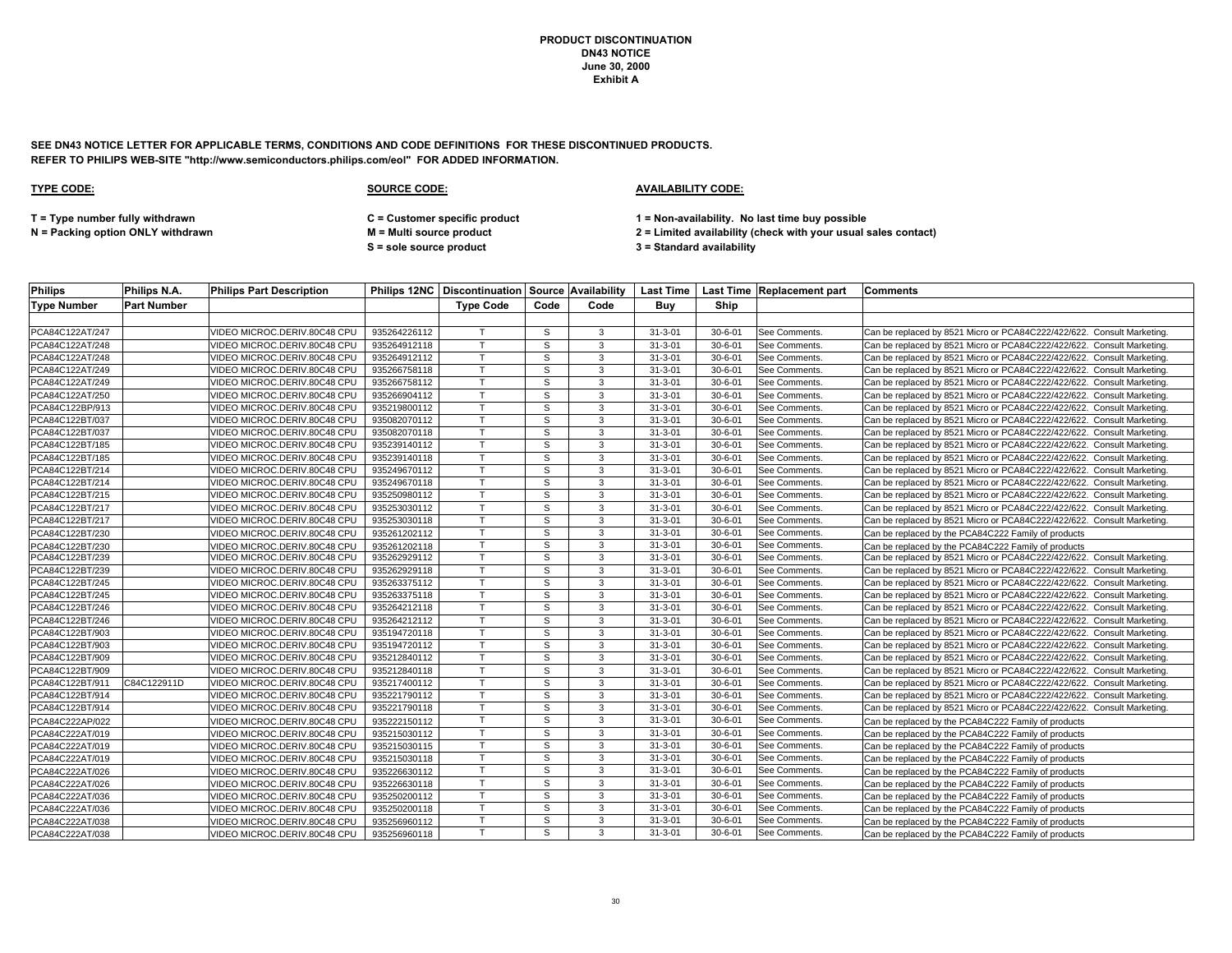**PRODUCT DISCONTINUATION**
**DN43 NOTICE**
**June 30, 2000**
**Exhibit A**

**SEE DN43 NOTICE LETTER FOR APPLICABLE TERMS, CONDITIONS AND CODE DEFINITIONS FOR THESE DISCONTINUED PRODUCTS.**
**REFER TO PHILIPS WEB-SITE "http://www.semiconductors.philips.com/eol" FOR ADDED INFORMATION.**

**TYPE CODE:**

**T = Type number fully withdrawn**
**N = Packing option ONLY withdrawn**

**SOURCE CODE:**

**C = Customer specific product**
**M = Multi source product**
**S = sole source product**

**AVAILABILITY CODE:**

**1 = Non-availability. No last time buy possible**
**2 = Limited availability (check with your usual sales contact)**
**3 = Standard availability**

| Philips Type Number | Philips N.A. Part Number | Philips Part Description | Philips 12NC | Discontinuation Type Code | Source Code | Availability Code | Last Time Buy | Last Time Ship | Replacement part | Comments |
|---|---|---|---|---|---|---|---|---|---|---|
| PCA84C122AT/247 | | VIDEO MICROC.DERIV.80C48 CPU | 935264226112 | T | S | 3 | 31-3-01 | 30-6-01 | See Comments. | Can be replaced by 8521 Micro or PCA84C222/422/622. Consult Marketing. |
| PCA84C122AT/248 | | VIDEO MICROC.DERIV.80C48 CPU | 935264912118 | T | S | 3 | 31-3-01 | 30-6-01 | See Comments. | Can be replaced by 8521 Micro or PCA84C222/422/622. Consult Marketing. |
| PCA84C122AT/248 | | VIDEO MICROC.DERIV.80C48 CPU | 935264912112 | T | S | 3 | 31-3-01 | 30-6-01 | See Comments. | Can be replaced by 8521 Micro or PCA84C222/422/622. Consult Marketing. |
| PCA84C122AT/249 | | VIDEO MICROC.DERIV.80C48 CPU | 935266758118 | T | S | 3 | 31-3-01 | 30-6-01 | See Comments. | Can be replaced by 8521 Micro or PCA84C222/422/622. Consult Marketing. |
| PCA84C122AT/249 | | VIDEO MICROC.DERIV.80C48 CPU | 935266758112 | T | S | 3 | 31-3-01 | 30-6-01 | See Comments. | Can be replaced by 8521 Micro or PCA84C222/422/622. Consult Marketing. |
| PCA84C122AT/250 | | VIDEO MICROC.DERIV.80C48 CPU | 935266904112 | T | S | 3 | 31-3-01 | 30-6-01 | See Comments. | Can be replaced by 8521 Micro or PCA84C222/422/622. Consult Marketing. |
| PCA84C122BP/913 | | VIDEO MICROC.DERIV.80C48 CPU | 935219800112 | T | S | 3 | 31-3-01 | 30-6-01 | See Comments. | Can be replaced by 8521 Micro or PCA84C222/422/622. Consult Marketing. |
| PCA84C122BT/037 | | VIDEO MICROC.DERIV.80C48 CPU | 935082070112 | T | S | 3 | 31-3-01 | 30-6-01 | See Comments. | Can be replaced by 8521 Micro or PCA84C222/422/622. Consult Marketing. |
| PCA84C122BT/037 | | VIDEO MICROC.DERIV.80C48 CPU | 935082070118 | T | S | 3 | 31-3-01 | 30-6-01 | See Comments. | Can be replaced by 8521 Micro or PCA84C222/422/622. Consult Marketing. |
| PCA84C122BT/185 | | VIDEO MICROC.DERIV.80C48 CPU | 935239140112 | T | S | 3 | 31-3-01 | 30-6-01 | See Comments. | Can be replaced by 8521 Micro or PCA84C222/422/622. Consult Marketing. |
| PCA84C122BT/185 | | VIDEO MICROC.DERIV.80C48 CPU | 935239140118 | T | S | 3 | 31-3-01 | 30-6-01 | See Comments. | Can be replaced by 8521 Micro or PCA84C222/422/622. Consult Marketing. |
| PCA84C122BT/214 | | VIDEO MICROC.DERIV.80C48 CPU | 935249670112 | T | S | 3 | 31-3-01 | 30-6-01 | See Comments. | Can be replaced by 8521 Micro or PCA84C222/422/622. Consult Marketing. |
| PCA84C122BT/214 | | VIDEO MICROC.DERIV.80C48 CPU | 935249670118 | T | S | 3 | 31-3-01 | 30-6-01 | See Comments. | Can be replaced by 8521 Micro or PCA84C222/422/622. Consult Marketing. |
| PCA84C122BT/215 | | VIDEO MICROC.DERIV.80C48 CPU | 935250980112 | T | S | 3 | 31-3-01 | 30-6-01 | See Comments. | Can be replaced by 8521 Micro or PCA84C222/422/622. Consult Marketing. |
| PCA84C122BT/217 | | VIDEO MICROC.DERIV.80C48 CPU | 935253030112 | T | S | 3 | 31-3-01 | 30-6-01 | See Comments. | Can be replaced by 8521 Micro or PCA84C222/422/622. Consult Marketing. |
| PCA84C122BT/217 | | VIDEO MICROC.DERIV.80C48 CPU | 935253030118 | T | S | 3 | 31-3-01 | 30-6-01 | See Comments. | Can be replaced by 8521 Micro or PCA84C222/422/622. Consult Marketing. |
| PCA84C122BT/230 | | VIDEO MICROC.DERIV.80C48 CPU | 935261202112 | T | S | 3 | 31-3-01 | 30-6-01 | See Comments. | Can be replaced by the PCA84C222 Family of products |
| PCA84C122BT/230 | | VIDEO MICROC.DERIV.80C48 CPU | 935261202118 | T | S | 3 | 31-3-01 | 30-6-01 | See Comments. | Can be replaced by the PCA84C222 Family of products |
| PCA84C122BT/239 | | VIDEO MICROC.DERIV.80C48 CPU | 935262929112 | T | S | 3 | 31-3-01 | 30-6-01 | See Comments. | Can be replaced by 8521 Micro or PCA84C222/422/622. Consult Marketing. |
| PCA84C122BT/239 | | VIDEO MICROC.DERIV.80C48 CPU | 935262929118 | T | S | 3 | 31-3-01 | 30-6-01 | See Comments. | Can be replaced by 8521 Micro or PCA84C222/422/622. Consult Marketing. |
| PCA84C122BT/245 | | VIDEO MICROC.DERIV.80C48 CPU | 935263375112 | T | S | 3 | 31-3-01 | 30-6-01 | See Comments. | Can be replaced by 8521 Micro or PCA84C222/422/622. Consult Marketing. |
| PCA84C122BT/245 | | VIDEO MICROC.DERIV.80C48 CPU | 935263375118 | T | S | 3 | 31-3-01 | 30-6-01 | See Comments. | Can be replaced by 8521 Micro or PCA84C222/422/622. Consult Marketing. |
| PCA84C122BT/246 | | VIDEO MICROC.DERIV.80C48 CPU | 935264212118 | T | S | 3 | 31-3-01 | 30-6-01 | See Comments. | Can be replaced by 8521 Micro or PCA84C222/422/622. Consult Marketing. |
| PCA84C122BT/246 | | VIDEO MICROC.DERIV.80C48 CPU | 935264212112 | T | S | 3 | 31-3-01 | 30-6-01 | See Comments. | Can be replaced by 8521 Micro or PCA84C222/422/622. Consult Marketing. |
| PCA84C122BT/903 | | VIDEO MICROC.DERIV.80C48 CPU | 935194720118 | T | S | 3 | 31-3-01 | 30-6-01 | See Comments. | Can be replaced by 8521 Micro or PCA84C222/422/622. Consult Marketing. |
| PCA84C122BT/903 | | VIDEO MICROC.DERIV.80C48 CPU | 935194720112 | T | S | 3 | 31-3-01 | 30-6-01 | See Comments. | Can be replaced by 8521 Micro or PCA84C222/422/622. Consult Marketing. |
| PCA84C122BT/909 | | VIDEO MICROC.DERIV.80C48 CPU | 935212840112 | T | S | 3 | 31-3-01 | 30-6-01 | See Comments. | Can be replaced by 8521 Micro or PCA84C222/422/622. Consult Marketing. |
| PCA84C122BT/909 | | VIDEO MICROC.DERIV.80C48 CPU | 935212840118 | T | S | 3 | 31-3-01 | 30-6-01 | See Comments. | Can be replaced by 8521 Micro or PCA84C222/422/622. Consult Marketing. |
| PCA84C122BT/911 | C84C122911D | VIDEO MICROC.DERIV.80C48 CPU | 935217400112 | T | S | 3 | 31-3-01 | 30-6-01 | See Comments. | Can be replaced by 8521 Micro or PCA84C222/422/622. Consult Marketing. |
| PCA84C122BT/914 | | VIDEO MICROC.DERIV.80C48 CPU | 935221790112 | T | S | 3 | 31-3-01 | 30-6-01 | See Comments. | Can be replaced by 8521 Micro or PCA84C222/422/622. Consult Marketing. |
| PCA84C122BT/914 | | VIDEO MICROC.DERIV.80C48 CPU | 935221790118 | T | S | 3 | 31-3-01 | 30-6-01 | See Comments. | Can be replaced by 8521 Micro or PCA84C222/422/622. Consult Marketing. |
| PCA84C222AP/022 | | VIDEO MICROC.DERIV.80C48 CPU | 935222150112 | T | S | 3 | 31-3-01 | 30-6-01 | See Comments. | Can be replaced by the PCA84C222 Family of products |
| PCA84C222AT/019 | | VIDEO MICROC.DERIV.80C48 CPU | 935215030112 | T | S | 3 | 31-3-01 | 30-6-01 | See Comments. | Can be replaced by the PCA84C222 Family of products |
| PCA84C222AT/019 | | VIDEO MICROC.DERIV.80C48 CPU | 935215030115 | T | S | 3 | 31-3-01 | 30-6-01 | See Comments. | Can be replaced by the PCA84C222 Family of products |
| PCA84C222AT/019 | | VIDEO MICROC.DERIV.80C48 CPU | 935215030118 | T | S | 3 | 31-3-01 | 30-6-01 | See Comments. | Can be replaced by the PCA84C222 Family of products |
| PCA84C222AT/026 | | VIDEO MICROC.DERIV.80C48 CPU | 935226630112 | T | S | 3 | 31-3-01 | 30-6-01 | See Comments. | Can be replaced by the PCA84C222 Family of products |
| PCA84C222AT/026 | | VIDEO MICROC.DERIV.80C48 CPU | 935226630118 | T | S | 3 | 31-3-01 | 30-6-01 | See Comments. | Can be replaced by the PCA84C222 Family of products |
| PCA84C222AT/036 | | VIDEO MICROC.DERIV.80C48 CPU | 935250200112 | T | S | 3 | 31-3-01 | 30-6-01 | See Comments. | Can be replaced by the PCA84C222 Family of products |
| PCA84C222AT/036 | | VIDEO MICROC.DERIV.80C48 CPU | 935250200118 | T | S | 3 | 31-3-01 | 30-6-01 | See Comments. | Can be replaced by the PCA84C222 Family of products |
| PCA84C222AT/038 | | VIDEO MICROC.DERIV.80C48 CPU | 935256960112 | T | S | 3 | 31-3-01 | 30-6-01 | See Comments. | Can be replaced by the PCA84C222 Family of products |
| PCA84C222AT/038 | | VIDEO MICROC.DERIV.80C48 CPU | 935256960118 | T | S | 3 | 31-3-01 | 30-6-01 | See Comments. | Can be replaced by the PCA84C222 Family of products |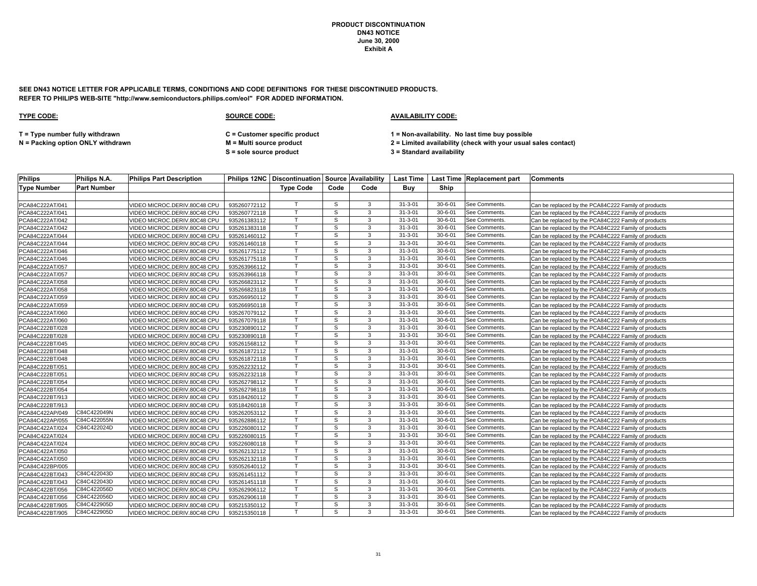**PRODUCT DISCONTINUATION**
**DN43 NOTICE**
**June 30, 2000**
**Exhibit A**

**SEE DN43 NOTICE LETTER FOR APPLICABLE TERMS, CONDITIONS AND CODE DEFINITIONS FOR THESE DISCONTINUED PRODUCTS.**
**REFER TO PHILIPS WEB-SITE "http://www.semiconductors.philips.com/eol" FOR ADDED INFORMATION.**

**TYPE CODE:**

**T = Type number fully withdrawn**
**N = Packing option ONLY withdrawn**

**SOURCE CODE:**

**C = Customer specific product**
**M = Multi source product**
**S = sole source product**

**AVAILABILITY CODE:**

**1 = Non-availability. No last time buy possible**
**2 = Limited availability (check with your usual sales contact)**
**3 = Standard availability**

| Philips Type Number | Philips N.A. Part Number | Philips Part Description | Philips 12NC | Discontinuation Type Code | Source Code | Availability Code | Last Time Buy | Last Time Ship | Replacement part | Comments |
|---|---|---|---|---|---|---|---|---|---|---|
| PCA84C222AT/041 | | VIDEO MICROC.DERIV.80C48 CPU | 935260772112 | T | S | 3 | 31-3-01 | 30-6-01 | See Comments. | Can be replaced by the PCA84C222 Family of products |
| PCA84C222AT/041 | | VIDEO MICROC.DERIV.80C48 CPU | 935260772118 | T | S | 3 | 31-3-01 | 30-6-01 | See Comments. | Can be replaced by the PCA84C222 Family of products |
| PCA84C222AT/042 | | VIDEO MICROC.DERIV.80C48 CPU | 935261383112 | T | S | 3 | 31-3-01 | 30-6-01 | See Comments. | Can be replaced by the PCA84C222 Family of products |
| PCA84C222AT/042 | | VIDEO MICROC.DERIV.80C48 CPU | 935261383118 | T | S | 3 | 31-3-01 | 30-6-01 | See Comments. | Can be replaced by the PCA84C222 Family of products |
| PCA84C222AT/044 | | VIDEO MICROC.DERIV.80C48 CPU | 935261460112 | T | S | 3 | 31-3-01 | 30-6-01 | See Comments. | Can be replaced by the PCA84C222 Family of products |
| PCA84C222AT/044 | | VIDEO MICROC.DERIV.80C48 CPU | 935261460118 | T | S | 3 | 31-3-01 | 30-6-01 | See Comments. | Can be replaced by the PCA84C222 Family of products |
| PCA84C222AT/046 | | VIDEO MICROC.DERIV.80C48 CPU | 935261775112 | T | S | 3 | 31-3-01 | 30-6-01 | See Comments. | Can be replaced by the PCA84C222 Family of products |
| PCA84C222AT/046 | | VIDEO MICROC.DERIV.80C48 CPU | 935261775118 | T | S | 3 | 31-3-01 | 30-6-01 | See Comments. | Can be replaced by the PCA84C222 Family of products |
| PCA84C222AT/057 | | VIDEO MICROC.DERIV.80C48 CPU | 935263966112 | T | S | 3 | 31-3-01 | 30-6-01 | See Comments. | Can be replaced by the PCA84C222 Family of products |
| PCA84C222AT/057 | | VIDEO MICROC.DERIV.80C48 CPU | 935263966118 | T | S | 3 | 31-3-01 | 30-6-01 | See Comments. | Can be replaced by the PCA84C222 Family of products |
| PCA84C222AT/058 | | VIDEO MICROC.DERIV.80C48 CPU | 935266823112 | T | S | 3 | 31-3-01 | 30-6-01 | See Comments. | Can be replaced by the PCA84C222 Family of products |
| PCA84C222AT/058 | | VIDEO MICROC.DERIV.80C48 CPU | 935266823118 | T | S | 3 | 31-3-01 | 30-6-01 | See Comments. | Can be replaced by the PCA84C222 Family of products |
| PCA84C222AT/059 | | VIDEO MICROC.DERIV.80C48 CPU | 935266950112 | T | S | 3 | 31-3-01 | 30-6-01 | See Comments. | Can be replaced by the PCA84C222 Family of products |
| PCA84C222AT/059 | | VIDEO MICROC.DERIV.80C48 CPU | 935266950118 | T | S | 3 | 31-3-01 | 30-6-01 | See Comments. | Can be replaced by the PCA84C222 Family of products |
| PCA84C222AT/060 | | VIDEO MICROC.DERIV.80C48 CPU | 935267079112 | T | S | 3 | 31-3-01 | 30-6-01 | See Comments. | Can be replaced by the PCA84C222 Family of products |
| PCA84C222AT/060 | | VIDEO MICROC.DERIV.80C48 CPU | 935267079118 | T | S | 3 | 31-3-01 | 30-6-01 | See Comments. | Can be replaced by the PCA84C222 Family of products |
| PCA84C222BT/028 | | VIDEO MICROC.DERIV.80C48 CPU | 935230890112 | T | S | 3 | 31-3-01 | 30-6-01 | See Comments. | Can be replaced by the PCA84C222 Family of products |
| PCA84C222BT/028 | | VIDEO MICROC.DERIV.80C48 CPU | 935230890118 | T | S | 3 | 31-3-01 | 30-6-01 | See Comments. | Can be replaced by the PCA84C222 Family of products |
| PCA84C222BT/045 | | VIDEO MICROC.DERIV.80C48 CPU | 935261568112 | T | S | 3 | 31-3-01 | 30-6-01 | See Comments. | Can be replaced by the PCA84C222 Family of products |
| PCA84C222BT/048 | | VIDEO MICROC.DERIV.80C48 CPU | 935261872112 | T | S | 3 | 31-3-01 | 30-6-01 | See Comments. | Can be replaced by the PCA84C222 Family of products |
| PCA84C222BT/048 | | VIDEO MICROC.DERIV.80C48 CPU | 935261872118 | T | S | 3 | 31-3-01 | 30-6-01 | See Comments. | Can be replaced by the PCA84C222 Family of products |
| PCA84C222BT/051 | | VIDEO MICROC.DERIV.80C48 CPU | 935262232112 | T | S | 3 | 31-3-01 | 30-6-01 | See Comments. | Can be replaced by the PCA84C222 Family of products |
| PCA84C222BT/051 | | VIDEO MICROC.DERIV.80C48 CPU | 935262232118 | T | S | 3 | 31-3-01 | 30-6-01 | See Comments. | Can be replaced by the PCA84C222 Family of products |
| PCA84C222BT/054 | | VIDEO MICROC.DERIV.80C48 CPU | 935262798112 | T | S | 3 | 31-3-01 | 30-6-01 | See Comments. | Can be replaced by the PCA84C222 Family of products |
| PCA84C222BT/054 | | VIDEO MICROC.DERIV.80C48 CPU | 935262798118 | T | S | 3 | 31-3-01 | 30-6-01 | See Comments. | Can be replaced by the PCA84C222 Family of products |
| PCA84C222BT/913 | | VIDEO MICROC.DERIV.80C48 CPU | 935184260112 | T | S | 3 | 31-3-01 | 30-6-01 | See Comments. | Can be replaced by the PCA84C222 Family of products |
| PCA84C222BT/913 | | VIDEO MICROC.DERIV.80C48 CPU | 935184260118 | T | S | 3 | 31-3-01 | 30-6-01 | See Comments. | Can be replaced by the PCA84C222 Family of products |
| PCA84C422AP/049 | C84C422049N | VIDEO MICROC.DERIV.80C48 CPU | 935262053112 | T | S | 3 | 31-3-01 | 30-6-01 | See Comments. | Can be replaced by the PCA84C222 Family of products |
| PCA84C422AP/055 | C84C422055N | VIDEO MICROC.DERIV.80C48 CPU | 935262886112 | T | S | 3 | 31-3-01 | 30-6-01 | See Comments. | Can be replaced by the PCA84C222 Family of products |
| PCA84C422AT/024 | C84C422024D | VIDEO MICROC.DERIV.80C48 CPU | 935226080112 | T | S | 3 | 31-3-01 | 30-6-01 | See Comments. | Can be replaced by the PCA84C222 Family of products |
| PCA84C422AT/024 | | VIDEO MICROC.DERIV.80C48 CPU | 935226080115 | T | S | 3 | 31-3-01 | 30-6-01 | See Comments. | Can be replaced by the PCA84C222 Family of products |
| PCA84C422AT/024 | | VIDEO MICROC.DERIV.80C48 CPU | 935226080118 | T | S | 3 | 31-3-01 | 30-6-01 | See Comments. | Can be replaced by the PCA84C222 Family of products |
| PCA84C422AT/050 | | VIDEO MICROC.DERIV.80C48 CPU | 935262132112 | T | S | 3 | 31-3-01 | 30-6-01 | See Comments. | Can be replaced by the PCA84C222 Family of products |
| PCA84C422AT/050 | | VIDEO MICROC.DERIV.80C48 CPU | 935262132118 | T | S | 3 | 31-3-01 | 30-6-01 | See Comments. | Can be replaced by the PCA84C222 Family of products |
| PCA84C422BP/005 | | VIDEO MICROC.DERIV.80C48 CPU | 935052640112 | T | S | 3 | 31-3-01 | 30-6-01 | See Comments. | Can be replaced by the PCA84C222 Family of products |
| PCA84C422BT/043 | C84C422043D | VIDEO MICROC.DERIV.80C48 CPU | 935261451112 | T | S | 3 | 31-3-01 | 30-6-01 | See Comments. | Can be replaced by the PCA84C222 Family of products |
| PCA84C422BT/043 | C84C422043D | VIDEO MICROC.DERIV.80C48 CPU | 935261451118 | T | S | 3 | 31-3-01 | 30-6-01 | See Comments. | Can be replaced by the PCA84C222 Family of products |
| PCA84C422BT/056 | C84C422056D | VIDEO MICROC.DERIV.80C48 CPU | 935262906112 | T | S | 3 | 31-3-01 | 30-6-01 | See Comments. | Can be replaced by the PCA84C222 Family of products |
| PCA84C422BT/056 | C84C422056D | VIDEO MICROC.DERIV.80C48 CPU | 935262906118 | T | S | 3 | 31-3-01 | 30-6-01 | See Comments. | Can be replaced by the PCA84C222 Family of products |
| PCA84C422BT/905 | C84C422905D | VIDEO MICROC.DERIV.80C48 CPU | 935215350112 | T | S | 3 | 31-3-01 | 30-6-01 | See Comments. | Can be replaced by the PCA84C222 Family of products |
| PCA84C422BT/905 | C84C422905D | VIDEO MICROC.DERIV.80C48 CPU | 935215350118 | T | S | 3 | 31-3-01 | 30-6-01 | See Comments. | Can be replaced by the PCA84C222 Family of products |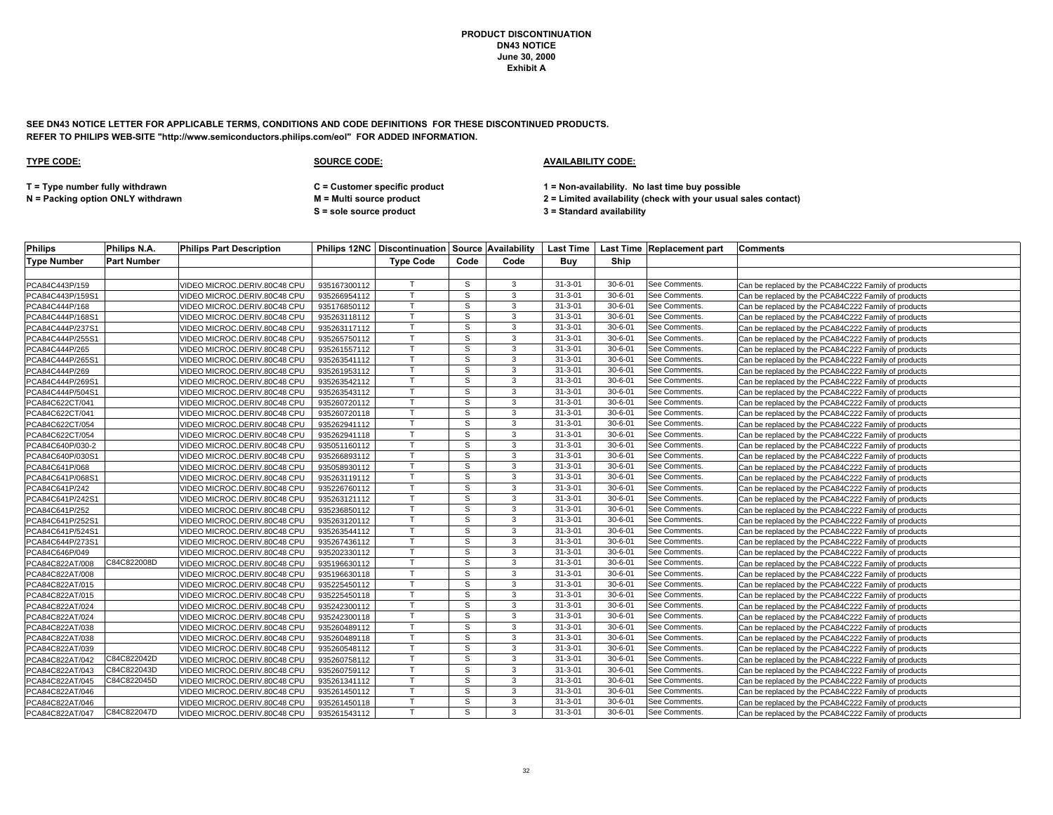**PRODUCT DISCONTINUATION**
**DN43 NOTICE**
**June 30, 2000**
**Exhibit A**

**SEE DN43 NOTICE LETTER FOR APPLICABLE TERMS, CONDITIONS AND CODE DEFINITIONS FOR THESE DISCONTINUED PRODUCTS.**
**REFER TO PHILIPS WEB-SITE "http://www.semiconductors.philips.com/eol" FOR ADDED INFORMATION.**

**TYPE CODE:**

**T = Type number fully withdrawn**
**N = Packing option ONLY withdrawn**

**SOURCE CODE:**

**C = Customer specific product**
**M = Multi source product**
**S = sole source product**

**AVAILABILITY CODE:**

**1 = Non-availability. No last time buy possible**
**2 = Limited availability (check with your usual sales contact)**
**3 = Standard availability**

| Philips Type Number | Philips N.A. Part Number | Philips Part Description | Philips 12NC | Discontinuation Type Code | Source Code | Availability Code | Last Time Buy | Last Time Ship | Replacement part | Comments |
|---|---|---|---|---|---|---|---|---|---|---|
| PCA84C443P/159 | | VIDEO MICROC.DERIV.80C48 CPU | 935167300112 | T | S | 3 | 31-3-01 | 30-6-01 | See Comments. | Can be replaced by the PCA84C222 Family of products |
| PCA84C443P/159S1 | | VIDEO MICROC.DERIV.80C48 CPU | 935266954112 | T | S | 3 | 31-3-01 | 30-6-01 | See Comments. | Can be replaced by the PCA84C222 Family of products |
| PCA84C444P/168 | | VIDEO MICROC.DERIV.80C48 CPU | 935176850112 | T | S | 3 | 31-3-01 | 30-6-01 | See Comments. | Can be replaced by the PCA84C222 Family of products |
| PCA84C444P/168S1 | | VIDEO MICROC.DERIV.80C48 CPU | 935263118112 | T | S | 3 | 31-3-01 | 30-6-01 | See Comments. | Can be replaced by the PCA84C222 Family of products |
| PCA84C444P/237S1 | | VIDEO MICROC.DERIV.80C48 CPU | 935263117112 | T | S | 3 | 31-3-01 | 30-6-01 | See Comments. | Can be replaced by the PCA84C222 Family of products |
| PCA84C444P/255S1 | | VIDEO MICROC.DERIV.80C48 CPU | 935265750112 | T | S | 3 | 31-3-01 | 30-6-01 | See Comments. | Can be replaced by the PCA84C222 Family of products |
| PCA84C444P/265 | | VIDEO MICROC.DERIV.80C48 CPU | 935261557112 | T | S | 3 | 31-3-01 | 30-6-01 | See Comments. | Can be replaced by the PCA84C222 Family of products |
| PCA84C444P/265S1 | | VIDEO MICROC.DERIV.80C48 CPU | 935263541112 | T | S | 3 | 31-3-01 | 30-6-01 | See Comments. | Can be replaced by the PCA84C222 Family of products |
| PCA84C444P/269 | | VIDEO MICROC.DERIV.80C48 CPU | 935261953112 | T | S | 3 | 31-3-01 | 30-6-01 | See Comments. | Can be replaced by the PCA84C222 Family of products |
| PCA84C444P/269S1 | | VIDEO MICROC.DERIV.80C48 CPU | 935263542112 | T | S | 3 | 31-3-01 | 30-6-01 | See Comments. | Can be replaced by the PCA84C222 Family of products |
| PCA84C444P/504S1 | | VIDEO MICROC.DERIV.80C48 CPU | 935263543112 | T | S | 3 | 31-3-01 | 30-6-01 | See Comments. | Can be replaced by the PCA84C222 Family of products |
| PCA84C622CT/041 | | VIDEO MICROC.DERIV.80C48 CPU | 935260720112 | T | S | 3 | 31-3-01 | 30-6-01 | See Comments. | Can be replaced by the PCA84C222 Family of products |
| PCA84C622CT/041 | | VIDEO MICROC.DERIV.80C48 CPU | 935260720118 | T | S | 3 | 31-3-01 | 30-6-01 | See Comments. | Can be replaced by the PCA84C222 Family of products |
| PCA84C622CT/054 | | VIDEO MICROC.DERIV.80C48 CPU | 935262941112 | T | S | 3 | 31-3-01 | 30-6-01 | See Comments. | Can be replaced by the PCA84C222 Family of products |
| PCA84C622CT/054 | | VIDEO MICROC.DERIV.80C48 CPU | 935262941118 | T | S | 3 | 31-3-01 | 30-6-01 | See Comments. | Can be replaced by the PCA84C222 Family of products |
| PCA84C640P/030-2 | | VIDEO MICROC.DERIV.80C48 CPU | 935051160112 | T | S | 3 | 31-3-01 | 30-6-01 | See Comments. | Can be replaced by the PCA84C222 Family of products |
| PCA84C640P/030S1 | | VIDEO MICROC.DERIV.80C48 CPU | 935266893112 | T | S | 3 | 31-3-01 | 30-6-01 | See Comments. | Can be replaced by the PCA84C222 Family of products |
| PCA84C641P/068 | | VIDEO MICROC.DERIV.80C48 CPU | 935058930112 | T | S | 3 | 31-3-01 | 30-6-01 | See Comments. | Can be replaced by the PCA84C222 Family of products |
| PCA84C641P/068S1 | | VIDEO MICROC.DERIV.80C48 CPU | 935263119112 | T | S | 3 | 31-3-01 | 30-6-01 | See Comments. | Can be replaced by the PCA84C222 Family of products |
| PCA84C641P/242 | | VIDEO MICROC.DERIV.80C48 CPU | 935226760112 | T | S | 3 | 31-3-01 | 30-6-01 | See Comments. | Can be replaced by the PCA84C222 Family of products |
| PCA84C641P/242S1 | | VIDEO MICROC.DERIV.80C48 CPU | 935263121112 | T | S | 3 | 31-3-01 | 30-6-01 | See Comments. | Can be replaced by the PCA84C222 Family of products |
| PCA84C641P/252 | | VIDEO MICROC.DERIV.80C48 CPU | 935236850112 | T | S | 3 | 31-3-01 | 30-6-01 | See Comments. | Can be replaced by the PCA84C222 Family of products |
| PCA84C641P/252S1 | | VIDEO MICROC.DERIV.80C48 CPU | 935263120112 | T | S | 3 | 31-3-01 | 30-6-01 | See Comments. | Can be replaced by the PCA84C222 Family of products |
| PCA84C641P/524S1 | | VIDEO MICROC.DERIV.80C48 CPU | 935263544112 | T | S | 3 | 31-3-01 | 30-6-01 | See Comments. | Can be replaced by the PCA84C222 Family of products |
| PCA84C644P/273S1 | | VIDEO MICROC.DERIV.80C48 CPU | 935267436112 | T | S | 3 | 31-3-01 | 30-6-01 | See Comments. | Can be replaced by the PCA84C222 Family of products |
| PCA84C646P/049 | | VIDEO MICROC.DERIV.80C48 CPU | 935202330112 | T | S | 3 | 31-3-01 | 30-6-01 | See Comments. | Can be replaced by the PCA84C222 Family of products |
| PCA84C822AT/008 | C84C822008D | VIDEO MICROC.DERIV.80C48 CPU | 935196630112 | T | S | 3 | 31-3-01 | 30-6-01 | See Comments. | Can be replaced by the PCA84C222 Family of products |
| PCA84C822AT/008 | | VIDEO MICROC.DERIV.80C48 CPU | 935196630118 | T | S | 3 | 31-3-01 | 30-6-01 | See Comments. | Can be replaced by the PCA84C222 Family of products |
| PCA84C822AT/015 | | VIDEO MICROC.DERIV.80C48 CPU | 935225450112 | T | S | 3 | 31-3-01 | 30-6-01 | See Comments. | Can be replaced by the PCA84C222 Family of products |
| PCA84C822AT/015 | | VIDEO MICROC.DERIV.80C48 CPU | 935225450118 | T | S | 3 | 31-3-01 | 30-6-01 | See Comments. | Can be replaced by the PCA84C222 Family of products |
| PCA84C822AT/024 | | VIDEO MICROC.DERIV.80C48 CPU | 935242300112 | T | S | 3 | 31-3-01 | 30-6-01 | See Comments. | Can be replaced by the PCA84C222 Family of products |
| PCA84C822AT/024 | | VIDEO MICROC.DERIV.80C48 CPU | 935242300118 | T | S | 3 | 31-3-01 | 30-6-01 | See Comments. | Can be replaced by the PCA84C222 Family of products |
| PCA84C822AT/038 | | VIDEO MICROC.DERIV.80C48 CPU | 935260489112 | T | S | 3 | 31-3-01 | 30-6-01 | See Comments. | Can be replaced by the PCA84C222 Family of products |
| PCA84C822AT/038 | | VIDEO MICROC.DERIV.80C48 CPU | 935260489118 | T | S | 3 | 31-3-01 | 30-6-01 | See Comments. | Can be replaced by the PCA84C222 Family of products |
| PCA84C822AT/039 | | VIDEO MICROC.DERIV.80C48 CPU | 935260548112 | T | S | 3 | 31-3-01 | 30-6-01 | See Comments. | Can be replaced by the PCA84C222 Family of products |
| PCA84C822AT/042 | C84C822042D | VIDEO MICROC.DERIV.80C48 CPU | 935260758112 | T | S | 3 | 31-3-01 | 30-6-01 | See Comments. | Can be replaced by the PCA84C222 Family of products |
| PCA84C822AT/043 | C84C822043D | VIDEO MICROC.DERIV.80C48 CPU | 935260759112 | T | S | 3 | 31-3-01 | 30-6-01 | See Comments. | Can be replaced by the PCA84C222 Family of products |
| PCA84C822AT/045 | C84C822045D | VIDEO MICROC.DERIV.80C48 CPU | 935261341112 | T | S | 3 | 31-3-01 | 30-6-01 | See Comments. | Can be replaced by the PCA84C222 Family of products |
| PCA84C822AT/046 | | VIDEO MICROC.DERIV.80C48 CPU | 935261450112 | T | S | 3 | 31-3-01 | 30-6-01 | See Comments. | Can be replaced by the PCA84C222 Family of products |
| PCA84C822AT/046 | | VIDEO MICROC.DERIV.80C48 CPU | 935261450118 | T | S | 3 | 31-3-01 | 30-6-01 | See Comments. | Can be replaced by the PCA84C222 Family of products |
| PCA84C822AT/047 | C84C822047D | VIDEO MICROC.DERIV.80C48 CPU | 935261543112 | T | S | 3 | 31-3-01 | 30-6-01 | See Comments. | Can be replaced by the PCA84C222 Family of products |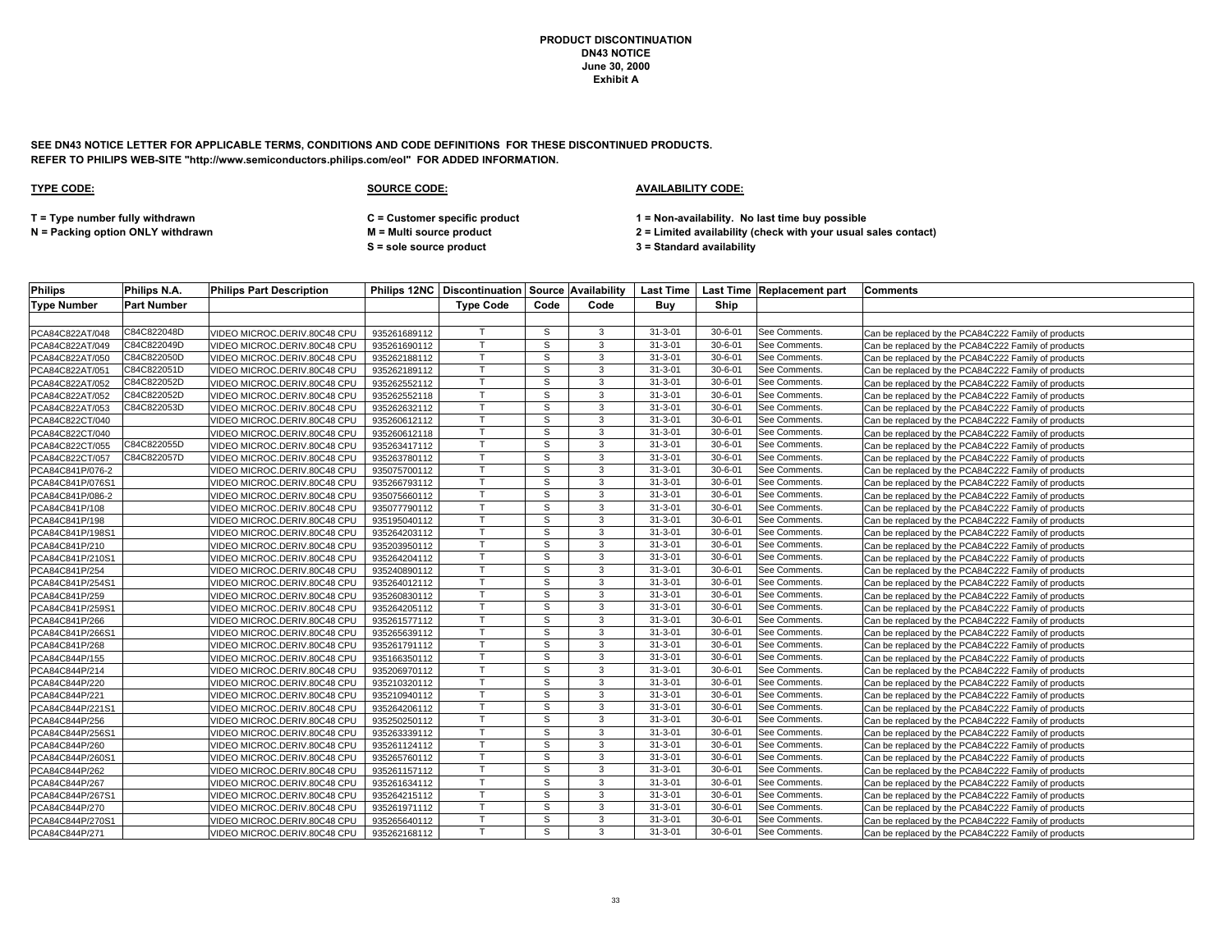**PRODUCT DISCONTINUATION**
**DN43 NOTICE**
**June 30, 2000**
**Exhibit A**

**SEE DN43 NOTICE LETTER FOR APPLICABLE TERMS, CONDITIONS AND CODE DEFINITIONS FOR THESE DISCONTINUED PRODUCTS.**
**REFER TO PHILIPS WEB-SITE "http://www.semiconductors.philips.com/eol" FOR ADDED INFORMATION.**

**TYPE CODE:**

**T = Type number fully withdrawn**
**N = Packing option ONLY withdrawn**

**SOURCE CODE:**

**C = Customer specific product**
**M = Multi source product**
**S = sole source product**

**AVAILABILITY CODE:**

**1 = Non-availability. No last time buy possible**
**2 = Limited availability (check with your usual sales contact)**
**3 = Standard availability**

| Philips | Philips N.A. | Philips Part Description | Philips 12NC | Discontinuation | Source | Availability | Last Time | Last Time | Replacement part | Comments |
|---|---|---|---|---|---|---|---|---|---|---|
| Type Number | Part Number | | | Type Code | Code | Code | Buy | Ship | | |
| PCA84C822AT/048 | C84C822048D | VIDEO MICROC.DERIV.80C48 CPU | 935261689112 | T | S | 3 | 31-3-01 | 30-6-01 | See Comments. | Can be replaced by the PCA84C222 Family of products |
| PCA84C822AT/049 | C84C822049D | VIDEO MICROC.DERIV.80C48 CPU | 935261690112 | T | S | 3 | 31-3-01 | 30-6-01 | See Comments. | Can be replaced by the PCA84C222 Family of products |
| PCA84C822AT/050 | C84C822050D | VIDEO MICROC.DERIV.80C48 CPU | 935262188112 | T | S | 3 | 31-3-01 | 30-6-01 | See Comments. | Can be replaced by the PCA84C222 Family of products |
| PCA84C822AT/051 | C84C822051D | VIDEO MICROC.DERIV.80C48 CPU | 935262189112 | T | S | 3 | 31-3-01 | 30-6-01 | See Comments. | Can be replaced by the PCA84C222 Family of products |
| PCA84C822AT/052 | C84C822052D | VIDEO MICROC.DERIV.80C48 CPU | 935262552112 | T | S | 3 | 31-3-01 | 30-6-01 | See Comments. | Can be replaced by the PCA84C222 Family of products |
| PCA84C822AT/052 | C84C822052D | VIDEO MICROC.DERIV.80C48 CPU | 935262552118 | T | S | 3 | 31-3-01 | 30-6-01 | See Comments. | Can be replaced by the PCA84C222 Family of products |
| PCA84C822AT/053 | C84C822053D | VIDEO MICROC.DERIV.80C48 CPU | 935262632112 | T | S | 3 | 31-3-01 | 30-6-01 | See Comments. | Can be replaced by the PCA84C222 Family of products |
| PCA84C822CT/040 | | VIDEO MICROC.DERIV.80C48 CPU | 935260612112 | T | S | 3 | 31-3-01 | 30-6-01 | See Comments. | Can be replaced by the PCA84C222 Family of products |
| PCA84C822CT/040 | | VIDEO MICROC.DERIV.80C48 CPU | 935260612118 | T | S | 3 | 31-3-01 | 30-6-01 | See Comments. | Can be replaced by the PCA84C222 Family of products |
| PCA84C822CT/055 | C84C822055D | VIDEO MICROC.DERIV.80C48 CPU | 935263417112 | T | S | 3 | 31-3-01 | 30-6-01 | See Comments. | Can be replaced by the PCA84C222 Family of products |
| PCA84C822CT/057 | C84C822057D | VIDEO MICROC.DERIV.80C48 CPU | 935263780112 | T | S | 3 | 31-3-01 | 30-6-01 | See Comments. | Can be replaced by the PCA84C222 Family of products |
| PCA84C841P/076-2 | | VIDEO MICROC.DERIV.80C48 CPU | 935075700112 | T | S | 3 | 31-3-01 | 30-6-01 | See Comments. | Can be replaced by the PCA84C222 Family of products |
| PCA84C841P/076S1 | | VIDEO MICROC.DERIV.80C48 CPU | 935266793112 | T | S | 3 | 31-3-01 | 30-6-01 | See Comments. | Can be replaced by the PCA84C222 Family of products |
| PCA84C841P/086-2 | | VIDEO MICROC.DERIV.80C48 CPU | 935075660112 | T | S | 3 | 31-3-01 | 30-6-01 | See Comments. | Can be replaced by the PCA84C222 Family of products |
| PCA84C841P/108 | | VIDEO MICROC.DERIV.80C48 CPU | 935077790112 | T | S | 3 | 31-3-01 | 30-6-01 | See Comments. | Can be replaced by the PCA84C222 Family of products |
| PCA84C841P/198 | | VIDEO MICROC.DERIV.80C48 CPU | 935195040112 | T | S | 3 | 31-3-01 | 30-6-01 | See Comments. | Can be replaced by the PCA84C222 Family of products |
| PCA84C841P/198S1 | | VIDEO MICROC.DERIV.80C48 CPU | 935264203112 | T | S | 3 | 31-3-01 | 30-6-01 | See Comments. | Can be replaced by the PCA84C222 Family of products |
| PCA84C841P/210 | | VIDEO MICROC.DERIV.80C48 CPU | 935203950112 | T | S | 3 | 31-3-01 | 30-6-01 | See Comments. | Can be replaced by the PCA84C222 Family of products |
| PCA84C841P/210S1 | | VIDEO MICROC.DERIV.80C48 CPU | 935264204112 | T | S | 3 | 31-3-01 | 30-6-01 | See Comments. | Can be replaced by the PCA84C222 Family of products |
| PCA84C841P/254 | | VIDEO MICROC.DERIV.80C48 CPU | 935240890112 | T | S | 3 | 31-3-01 | 30-6-01 | See Comments. | Can be replaced by the PCA84C222 Family of products |
| PCA84C841P/254S1 | | VIDEO MICROC.DERIV.80C48 CPU | 935264012112 | T | S | 3 | 31-3-01 | 30-6-01 | See Comments. | Can be replaced by the PCA84C222 Family of products |
| PCA84C841P/259 | | VIDEO MICROC.DERIV.80C48 CPU | 935260830112 | T | S | 3 | 31-3-01 | 30-6-01 | See Comments. | Can be replaced by the PCA84C222 Family of products |
| PCA84C841P/259S1 | | VIDEO MICROC.DERIV.80C48 CPU | 935264205112 | T | S | 3 | 31-3-01 | 30-6-01 | See Comments. | Can be replaced by the PCA84C222 Family of products |
| PCA84C841P/266 | | VIDEO MICROC.DERIV.80C48 CPU | 935261577112 | T | S | 3 | 31-3-01 | 30-6-01 | See Comments. | Can be replaced by the PCA84C222 Family of products |
| PCA84C841P/266S1 | | VIDEO MICROC.DERIV.80C48 CPU | 935265639112 | T | S | 3 | 31-3-01 | 30-6-01 | See Comments. | Can be replaced by the PCA84C222 Family of products |
| PCA84C841P/268 | | VIDEO MICROC.DERIV.80C48 CPU | 935261791112 | T | S | 3 | 31-3-01 | 30-6-01 | See Comments. | Can be replaced by the PCA84C222 Family of products |
| PCA84C844P/155 | | VIDEO MICROC.DERIV.80C48 CPU | 935166350112 | T | S | 3 | 31-3-01 | 30-6-01 | See Comments. | Can be replaced by the PCA84C222 Family of products |
| PCA84C844P/214 | | VIDEO MICROC.DERIV.80C48 CPU | 935206970112 | T | S | 3 | 31-3-01 | 30-6-01 | See Comments. | Can be replaced by the PCA84C222 Family of products |
| PCA84C844P/220 | | VIDEO MICROC.DERIV.80C48 CPU | 935210320112 | T | S | 3 | 31-3-01 | 30-6-01 | See Comments. | Can be replaced by the PCA84C222 Family of products |
| PCA84C844P/221 | | VIDEO MICROC.DERIV.80C48 CPU | 935210940112 | T | S | 3 | 31-3-01 | 30-6-01 | See Comments. | Can be replaced by the PCA84C222 Family of products |
| PCA84C844P/221S1 | | VIDEO MICROC.DERIV.80C48 CPU | 935264206112 | T | S | 3 | 31-3-01 | 30-6-01 | See Comments. | Can be replaced by the PCA84C222 Family of products |
| PCA84C844P/256 | | VIDEO MICROC.DERIV.80C48 CPU | 935250250112 | T | S | 3 | 31-3-01 | 30-6-01 | See Comments. | Can be replaced by the PCA84C222 Family of products |
| PCA84C844P/256S1 | | VIDEO MICROC.DERIV.80C48 CPU | 935263339112 | T | S | 3 | 31-3-01 | 30-6-01 | See Comments. | Can be replaced by the PCA84C222 Family of products |
| PCA84C844P/260 | | VIDEO MICROC.DERIV.80C48 CPU | 935261124112 | T | S | 3 | 31-3-01 | 30-6-01 | See Comments. | Can be replaced by the PCA84C222 Family of products |
| PCA84C844P/260S1 | | VIDEO MICROC.DERIV.80C48 CPU | 935265760112 | T | S | 3 | 31-3-01 | 30-6-01 | See Comments. | Can be replaced by the PCA84C222 Family of products |
| PCA84C844P/262 | | VIDEO MICROC.DERIV.80C48 CPU | 935261157112 | T | S | 3 | 31-3-01 | 30-6-01 | See Comments. | Can be replaced by the PCA84C222 Family of products |
| PCA84C844P/267 | | VIDEO MICROC.DERIV.80C48 CPU | 935261634112 | T | S | 3 | 31-3-01 | 30-6-01 | See Comments. | Can be replaced by the PCA84C222 Family of products |
| PCA84C844P/267S1 | | VIDEO MICROC.DERIV.80C48 CPU | 935264215112 | T | S | 3 | 31-3-01 | 30-6-01 | See Comments. | Can be replaced by the PCA84C222 Family of products |
| PCA84C844P/270 | | VIDEO MICROC.DERIV.80C48 CPU | 935261971112 | T | S | 3 | 31-3-01 | 30-6-01 | See Comments. | Can be replaced by the PCA84C222 Family of products |
| PCA84C844P/270S1 | | VIDEO MICROC.DERIV.80C48 CPU | 935265640112 | T | S | 3 | 31-3-01 | 30-6-01 | See Comments. | Can be replaced by the PCA84C222 Family of products |
| PCA84C844P/271 | | VIDEO MICROC.DERIV.80C48 CPU | 935262168112 | T | S | 3 | 31-3-01 | 30-6-01 | See Comments. | Can be replaced by the PCA84C222 Family of products |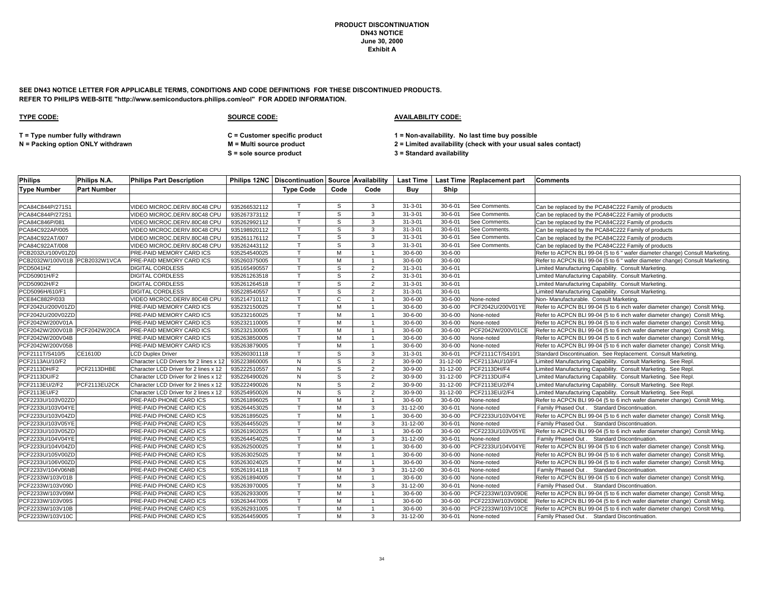**PRODUCT DISCONTINUATION**
**DN43 NOTICE**
**June 30, 2000**
**Exhibit A**

**SEE DN43 NOTICE LETTER FOR APPLICABLE TERMS, CONDITIONS AND CODE DEFINITIONS FOR THESE DISCONTINUED PRODUCTS.**
**REFER TO PHILIPS WEB-SITE "http://www.semiconductors.philips.com/eol" FOR ADDED INFORMATION.**

**TYPE CODE:**

T = Type number fully withdrawn
N = Packing option ONLY withdrawn

**SOURCE CODE:**

C = Customer specific product
M = Multi source product
S = sole source product

**AVAILABILITY CODE:**

1 = Non-availability. No last time buy possible
2 = Limited availability (check with your usual sales contact)
3 = Standard availability

| Philips Type Number | Philips N.A. Part Number | Philips Part Description | Philips 12NC | Discontinuation Type Code | Source Code | Availability Code | Last Time Buy | Last Time Ship | Replacement part | Comments |
|---|---|---|---|---|---|---|---|---|---|---|
| PCA84C844P/271S1 | | VIDEO MICROC.DERIV.80C48 CPU | 935266532112 | T | S | 3 | 31-3-01 | 30-6-01 | See Comments. | Can be replaced by the PCA84C222 Family of products |
| PCA84C844P/272S1 | | VIDEO MICROC.DERIV.80C48 CPU | 935267373112 | T | S | 3 | 31-3-01 | 30-6-01 | See Comments. | Can be replaced by the PCA84C222 Family of products |
| PCA84C846P/081 | | VIDEO MICROC.DERIV.80C48 CPU | 935262992112 | T | S | 3 | 31-3-01 | 30-6-01 | See Comments. | Can be replaced by the PCA84C222 Family of products |
| PCA84C922AP/005 | | VIDEO MICROC.DERIV.80C48 CPU | 935198920112 | T | S | 3 | 31-3-01 | 30-6-01 | See Comments. | Can be replaced by the PCA84C222 Family of products |
| PCA84C922AT/007 | | VIDEO MICROC.DERIV.80C48 CPU | 935261176112 | T | S | 3 | 31-3-01 | 30-6-01 | See Comments. | Can be replaced by the PCA84C222 Family of products |
| PCA84C922AT/008 | | VIDEO MICROC.DERIV.80C48 CPU | 935262443112 | T | S | 3 | 31-3-01 | 30-6-01 | See Comments. | Can be replaced by the PCA84C222 Family of products |
| PCB2032U/100V01ZD | | PRE-PAID MEMORY CARD ICS | 935254540025 | T | M | 1 | 30-6-00 | 30-6-00 | | Refer to ACPCN BLI 99-04 (5 to 6 " wafer diameter change) Consult Marketing. |
| PCB2032W/100V01B | PCB2032W1VCA | PRE-PAID MEMORY CARD ICS | 935260375005 | T | M | 1 | 30-6-00 | 30-6-00 | | Refer to ACPCN BLI 99-04 (5 to 6 " wafer diameter change) Consult Marketing. |
| PCD5041HZ | | DIGITAL CORDLESS | 935165490557 | T | S | 2 | 31-3-01 | 30-6-01 | | Limited Manufacturing Capability. Consult Marketing. |
| PCD50901H/F2 | | DIGITAL CORDLESS | 935261263518 | T | S | 2 | 31-3-01 | 30-6-01 | | Limited Manufacturing Capability. Consult Marketing. |
| PCD50902H/F2 | | DIGITAL CORDLESS | 935261264518 | T | S | 2 | 31-3-01 | 30-6-01 | | Limited Manufacturing Capability. Consult Marketing. |
| PCD5096H/610/F1 | | DIGITAL CORDLESS | 935228540557 | T | S | 2 | 31-3-01 | 30-6-01 | | Limited Manufacturing Capability. Consult Marketing. |
| PCE84C882P/033 | | VIDEO MICROC.DERIV.80C48 CPU | 935214710112 | T | C | 1 | 30-6-00 | 30-6-00 | None-noted | Non- Manufacturable. Consult Marketing. |
| PCF2042U/200V01ZD | | PRE-PAID MEMORY CARD ICS | 935232150025 | T | M | 1 | 30-6-00 | 30-6-00 | PCF2042U/200V01YE | Refer to ACPCN BLI 99-04 (5 to 6 inch wafer diameter change) Conslt Mrkg. |
| PCF2042U/200V02ZD | | PRE-PAID MEMORY CARD ICS | 935232160025 | T | M | 1 | 30-6-00 | 30-6-00 | None-noted | Refer to ACPCN BLI 99-04 (5 to 6 inch wafer diameter change) Conslt Mrkg. |
| PCF2042W/200V01A | | PRE-PAID MEMORY CARD ICS | 935232110005 | T | M | 1 | 30-6-00 | 30-6-00 | None-noted | Refer to ACPCN BLI 99-04 (5 to 6 inch wafer diameter change) Conslt Mrkg. |
| PCF2042W/200V01B | PCF2042W20CA | PRE-PAID MEMORY CARD ICS | 935232130005 | T | M | 1 | 30-6-00 | 30-6-00 | PCF2042W/200V01CE | Refer to ACPCN BLI 99-04 (5 to 6 inch wafer diameter change) Conslt Mrkg. |
| PCF2042W/200V04B | | PRE-PAID MEMORY CARD ICS | 935263850005 | T | M | 1 | 30-6-00 | 30-6-00 | None-noted | Refer to ACPCN BLI 99-04 (5 to 6 inch wafer diameter change) Conslt Mrkg. |
| PCF2042W/200V05B | | PRE-PAID MEMORY CARD ICS | 935263879005 | T | M | 1 | 30-6-00 | 30-6-00 | None-noted | Refer to ACPCN BLI 99-04 (5 to 6 inch wafer diameter change) Conslt Mrkg. |
| PCF2111T/S410/5 | CE1610D | LCD Duplex Driver | 935260301118 | T | S | 3 | 31-3-01 | 30-6-01 | PCF2111CT/S410/1 | Standard Discontinuation. See Replacement. Consult Marketing. |
| PCF2113AU/10/F2 | | Character LCD Drivers for 2 lines x 12 | 935223860005 | N | S | 2 | 30-9-00 | 31-12-00 | PCF2113AU/10/F4 | Limited Manufacturing Capability. Consult Marketing. See Repl. |
| PCF2113DH/F2 | PCF2113DHBE | Character LCD Driver for 2 lines x 12 | 935222510557 | N | S | 2 | 30-9-00 | 31-12-00 | PCF2113DH/F4 | Limited Manufacturing Capability. Consult Marketing. See Repl. |
| PCF2113DU/F2 | | Character LCD Driver for 2 lines x 12 | 935226490026 | N | S | 2 | 30-9-00 | 31-12-00 | PCF2113DU/F4 | Limited Manufacturing Capability. Consult Marketing. See Repl. |
| PCF2113EU/2/F2 | PCF2113EU2CK | Character LCD Driver for 2 lines x 12 | 935222490026 | N | S | 2 | 30-9-00 | 31-12-00 | PCF2113EU/2/F4 | Limited Manufacturing Capability. Consult Marketing. See Repl. |
| PCF2113EU/F2 | | Character LCD Driver for 2 lines x 12 | 935254950026 | N | S | 2 | 30-9-00 | 31-12-00 | PCF2113EU/2/F4 | Limited Manufacturing Capability. Consult Marketing. See Repl. |
| PCF2233U/103V02ZD | | PRE-PAID PHONE CARD ICS | 935261896025 | T | M | 1 | 30-6-00 | 30-6-00 | None-noted | Refer to ACPCN BLI 99-04 (5 to 6 inch wafer diameter change) Conslt Mrkg. |
| PCF2233U/103V04YE | | PRE-PAID PHONE CARD ICS | 935264453025 | T | M | 3 | 31-12-00 | 30-6-01 | None-noted | Family Phased Out . Standard Discontinuation. |
| PCF2233U/103V04ZD | | PRE-PAID PHONE CARD ICS | 935261895025 | T | M | 1 | 30-6-00 | 30-6-00 | PCF2233U/103V04YE | Refer to ACPCN BLI 99-04 (5 to 6 inch wafer diameter change) Conslt Mrkg. |
| PCF2233U/103V05YE | | PRE-PAID PHONE CARD ICS | 935264455025 | T | M | 3 | 31-12-00 | 30-6-01 | None-noted | Family Phased Out . Standard Discontinuation. |
| PCF2233U/103V05ZD | | PRE-PAID PHONE CARD ICS | 935261902025 | T | M | 1 | 30-6-00 | 30-6-00 | PCF2233U/103V05YE | Refer to ACPCN BLI 99-04 (5 to 6 inch wafer diameter change) Conslt Mrkg. |
| PCF2233U/104V04YE | | PRE-PAID PHONE CARD ICS | 935264454025 | T | M | 3 | 31-12-00 | 30-6-01 | None-noted | Family Phased Out . Standard Discontinuation. |
| PCF2233U/104V04ZD | | PRE-PAID PHONE CARD ICS | 935262500025 | T | M | 1 | 30-6-00 | 30-6-00 | PCF2233U/104V04YE | Refer to ACPCN BLI 99-04 (5 to 6 inch wafer diameter change) Conslt Mrkg. |
| PCF2233U/105V00ZD | | PRE-PAID PHONE CARD ICS | 935263025025 | T | M | 1 | 30-6-00 | 30-6-00 | None-noted | Refer to ACPCN BLI 99-04 (5 to 6 inch wafer diameter change) Conslt Mrkg. |
| PCF2233U/106V00ZD | | PRE-PAID PHONE CARD ICS | 935263024025 | T | M | 1 | 30-6-00 | 30-6-00 | None-noted | Refer to ACPCN BLI 99-04 (5 to 6 inch wafer diameter change) Conslt Mrkg. |
| PCF2233V/104V06NB | | PRE-PAID PHONE CARD ICS | 935261914118 | T | M | 3 | 31-12-00 | 30-6-01 | None-noted | Family Phased Out . Standard Discontinuation. |
| PCF2233W/103V01B | | PRE-PAID PHONE CARD ICS | 935261894005 | T | M | 1 | 30-6-00 | 30-6-00 | None-noted | Refer to ACPCN BLI 99-04 (5 to 6 inch wafer diameter change) Conslt Mrkg. |
| PCF2233W/103V09D | | PRE-PAID PHONE CARD ICS | 935263970005 | T | M | 3 | 31-12-00 | 30-6-01 | None-noted | Family Phased Out . Standard Discontinuation. |
| PCF2233W/103V09M | | PRE-PAID PHONE CARD ICS | 935262933005 | T | M | 1 | 30-6-00 | 30-6-00 | PCF2233W/103V09DE | Refer to ACPCN BLI 99-04 (5 to 6 inch wafer diameter change) Conslt Mrkg. |
| PCF2233W/103V09S | | PRE-PAID PHONE CARD ICS | 935263447005 | T | M | 1 | 30-6-00 | 30-6-00 | PCF2233W/103V09DE | Refer to ACPCN BLI 99-04 (5 to 6 inch wafer diameter change) Conslt Mrkg. |
| PCF2233W/103V10B | | PRE-PAID PHONE CARD ICS | 935262931005 | T | M | 1 | 30-6-00 | 30-6-00 | PCF2233W/103V10CE | Refer to ACPCN BLI 99-04 (5 to 6 inch wafer diameter change) Conslt Mrkg. |
| PCF2233W/103V10C | | PRE-PAID PHONE CARD ICS | 935264459005 | T | M | 3 | 31-12-00 | 30-6-01 | None-noted | Family Phased Out . Standard Discontinuation. |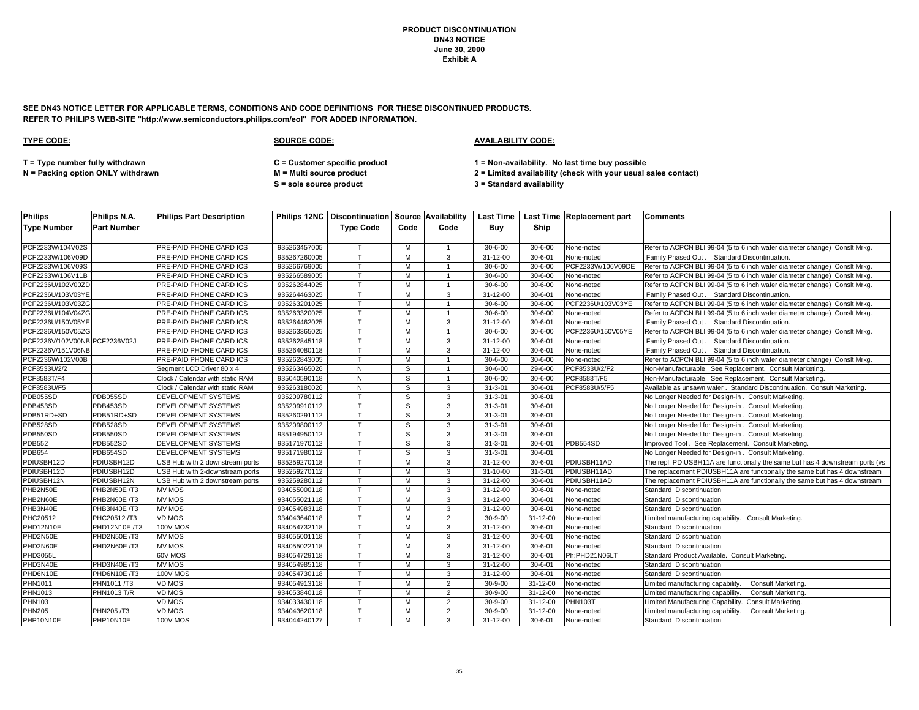**PRODUCT DISCONTINUATION**
**DN43 NOTICE**
**June 30, 2000**
**Exhibit A**

**SEE DN43 NOTICE LETTER FOR APPLICABLE TERMS, CONDITIONS AND CODE DEFINITIONS FOR THESE DISCONTINUED PRODUCTS.**
**REFER TO PHILIPS WEB-SITE "http://www.semiconductors.philips.com/eol" FOR ADDED INFORMATION.**

**TYPE CODE:**

**T = Type number fully withdrawn**
**N = Packing option ONLY withdrawn**

**SOURCE CODE:**

**C = Customer specific product**
**M = Multi source product**
**S = sole source product**

**AVAILABILITY CODE:**

**1 = Non-availability. No last time buy possible**
**2 = Limited availability (check with your usual sales contact)**
**3 = Standard availability**

| Philips Type Number | Philips N.A. Part Number | Philips Part Description | Philips 12NC | Discontinuation Type Code | Source Code | Availability Code | Last Time Buy | Last Time Ship | Replacement part | Comments |
|---|---|---|---|---|---|---|---|---|---|---|
| PCF2233W/104V02S | | PRE-PAID PHONE CARD ICS | 935263457005 | T | M | 1 | 30-6-00 | 30-6-00 | None-noted | Refer to ACPCN BLI 99-04 (5 to 6 inch wafer diameter change) Conslt Mrkg. |
| PCF2233W/106V09D | | PRE-PAID PHONE CARD ICS | 935267260005 | T | M | 3 | 31-12-00 | 30-6-01 | None-noted | Family Phased Out . Standard Discontinuation. |
| PCF2233W/106V09S | | PRE-PAID PHONE CARD ICS | 935266769005 | T | M | 1 | 30-6-00 | 30-6-00 | PCF2233W/106V09DE | Refer to ACPCN BLI 99-04 (5 to 6 inch wafer diameter change) Conslt Mrkg. |
| PCF2233W/106V11B | | PRE-PAID PHONE CARD ICS | 935266589005 | T | M | 1 | 30-6-00 | 30-6-00 | None-noted | Refer to ACPCN BLI 99-04 (5 to 6 inch wafer diameter change) Conslt Mrkg. |
| PCF2236U/102V00ZD | | PRE-PAID PHONE CARD ICS | 935262844025 | T | M | 1 | 30-6-00 | 30-6-00 | None-noted | Refer to ACPCN BLI 99-04 (5 to 6 inch wafer diameter change) Conslt Mrkg. |
| PCF2236U/103V03YE | | PRE-PAID PHONE CARD ICS | 935264463025 | T | M | 3 | 31-12-00 | 30-6-01 | None-noted | Family Phased Out . Standard Discontinuation. |
| PCF2236U/103V03ZG | | PRE-PAID PHONE CARD ICS | 935263201025 | T | M | 1 | 30-6-00 | 30-6-00 | PCF2236U/103V03YE | Refer to ACPCN BLI 99-04 (5 to 6 inch wafer diameter change) Conslt Mrkg. |
| PCF2236U/104V04ZG | | PRE-PAID PHONE CARD ICS | 935263320025 | T | M | 1 | 30-6-00 | 30-6-00 | None-noted | Refer to ACPCN BLI 99-04 (5 to 6 inch wafer diameter change) Conslt Mrkg. |
| PCF2236U/150V05YE | | PRE-PAID PHONE CARD ICS | 935264462025 | T | M | 3 | 31-12-00 | 30-6-01 | None-noted | Family Phased Out . Standard Discontinuation. |
| PCF2236U/150V05ZG | | PRE-PAID PHONE CARD ICS | 935263365025 | T | M | 1 | 30-6-00 | 30-6-00 | PCF2236U/150V05YE | Refer to ACPCN BLI 99-04 (5 to 6 inch wafer diameter change) Conslt Mrkg. |
| PCF2236V/102V00NB | PCF2236V02J | PRE-PAID PHONE CARD ICS | 935262845118 | T | M | 3 | 31-12-00 | 30-6-01 | None-noted | Family Phased Out . Standard Discontinuation. |
| PCF2236V/151V06NB | | PRE-PAID PHONE CARD ICS | 935264080118 | T | M | 3 | 31-12-00 | 30-6-01 | None-noted | Family Phased Out . Standard Discontinuation. |
| PCF2236W/102V00B | | PRE-PAID PHONE CARD ICS | 935262843005 | T | M | 1 | 30-6-00 | 30-6-00 | None-noted | Refer to ACPCN BLI 99-04 (5 to 6 inch wafer diameter change) Conslt Mrkg. |
| PCF8533U/2/2 | | Segment LCD Driver 80 x 4 | 935263465026 | N | S | 1 | 30-6-00 | 29-6-00 | PCF8533U/2/F2 | Non-Manufacturable. See Replacement. Consult Marketing. |
| PCF8583T/F4 | | Clock / Calendar with static RAM | 935040590118 | N | S | 1 | 30-6-00 | 30-6-00 | PCF8583T/F5 | Non-Manufacturable. See Replacement. Consult Marketing. |
| PCF8583U/F5 | | Clock / Calendar with static RAM | 935263180026 | N | S | 3 | 31-3-01 | 30-6-01 | PCF8583U/5/F5 | Available as unsawn wafer . Standard Discontinuation. Consult Marketing. |
| PDB055SD | PDB055SD | DEVELOPMENT SYSTEMS | 935209780112 | T | S | 3 | 31-3-01 | 30-6-01 | | No Longer Needed for Design-in . Consult Marketing. |
| PDB453SD | PDB453SD | DEVELOPMENT SYSTEMS | 935209910112 | T | S | 3 | 31-3-01 | 30-6-01 | | No Longer Needed for Design-in . Consult Marketing. |
| PDB51RD+SD | PDB51RD+SD | DEVELOPMENT SYSTEMS | 935260291112 | T | S | 3 | 31-3-01 | 30-6-01 | | No Longer Needed for Design-in . Consult Marketing. |
| PDB528SD | PDB528SD | DEVELOPMENT SYSTEMS | 935209800112 | T | S | 3 | 31-3-01 | 30-6-01 | | No Longer Needed for Design-in . Consult Marketing. |
| PDB550SD | PDB550SD | DEVELOPMENT SYSTEMS | 935194950112 | T | S | 3 | 31-3-01 | 30-6-01 | | No Longer Needed for Design-in . Consult Marketing. |
| PDB552 | PDB552SD | DEVELOPMENT SYSTEMS | 935171970112 | T | S | 3 | 31-3-01 | 30-6-01 | PDB554SD | Improved Tool . See Replacement. Consult Marketing. |
| PDB654 | PDB654SD | DEVELOPMENT SYSTEMS | 935171980112 | T | S | 3 | 31-3-01 | 30-6-01 | | No Longer Needed for Design-in . Consult Marketing. |
| PDIUSBH12D | PDIUSBH12D | USB Hub with 2 downstream ports | 935259270118 | T | M | 3 | 31-12-00 | 30-6-01 | PDIUSBH11AD, | The repl. PDIUSBH11A are functionally the same but has 4 downstream ports (vs |
| PDIUSBH12D | PDIUSBH12D | USB Hub with 2-downstream ports | 935259270112 | T | M | 3 | 31-10-00 | 31-3-01 | PDIUSBH11AD, | The replacement PDIUSBH11A are functionally the same but has 4 downstream |
| PDIUSBH12N | PDIUSBH12N | USB Hub with 2 downstream ports | 935259280112 | T | M | 3 | 31-12-00 | 30-6-01 | PDIUSBH11AD, | The replacement PDIUSBH11A are functionally the same but has 4 downstream |
| PHB2N50E | PHB2N50E /T3 | MV MOS | 934055000118 | T | M | 3 | 31-12-00 | 30-6-01 | None-noted | Standard Discontinuation |
| PHB2N60E | PHB2N60E /T3 | MV MOS | 934055021118 | T | M | 3 | 31-12-00 | 30-6-01 | None-noted | Standard Discontinuation |
| PHB3N40E | PHB3N40E /T3 | MV MOS | 934054983118 | T | M | 3 | 31-12-00 | 30-6-01 | None-noted | Standard Discontinuation |
| PHC20512 | PHC20512 /T3 | VD MOS | 934043640118 | T | M | 2 | 30-9-00 | 31-12-00 | None-noted | Limited manufacturing capability. Consult Marketing. |
| PHD12N10E | PHD12N10E /T3 | 100V MOS | 934054732118 | T | M | 3 | 31-12-00 | 30-6-01 | None-noted | Standard Discontinuation |
| PHD2N50E | PHD2N50E /T3 | MV MOS | 934055001118 | T | M | 3 | 31-12-00 | 30-6-01 | None-noted | Standard Discontinuation |
| PHD2N60E | PHD2N60E /T3 | MV MOS | 934055022118 | T | M | 3 | 31-12-00 | 30-6-01 | None-noted | Standard Discontinuation |
| PHD3055L | | 60V MOS | 934054729118 | T | M | 3 | 31-12-00 | 30-6-01 | Ph:PHD21N06LT | Standard Product Available. Consult Marketing. |
| PHD3N40E | PHD3N40E /T3 | MV MOS | 934054985118 | T | M | 3 | 31-12-00 | 30-6-01 | None-noted | Standard Discontinuation |
| PHD6N10E | PHD6N10E /T3 | 100V MOS | 934054730118 | T | M | 3 | 31-12-00 | 30-6-01 | None-noted | Standard Discontinuation |
| PHN1011 | PHN1011 /T3 | VD MOS | 934054913118 | T | M | 2 | 30-9-00 | 31-12-00 | None-noted | Limited manufacturing capability. Consult Marketing. |
| PHN1013 | PHN1013 T/R | VD MOS | 934053840118 | T | M | 2 | 30-9-00 | 31-12-00 | None-noted | Limited manufacturing capability. Consult Marketing. |
| PHN103 | | VD MOS | 934033430118 | T | M | 2 | 30-9-00 | 31-12-00 | PHN103T | Limited Manufacturing Capability. Consult Marketing. |
| PHN205 | PHN205 /T3 | VD MOS | 934043620118 | T | M | 2 | 30-9-00 | 31-12-00 | None-noted | Limited manufacturing capability. Consult Marketing. |
| PHP10N10E | PHP10N10E | 100V MOS | 934044240127 | T | M | 3 | 31-12-00 | 30-6-01 | None-noted | Standard Discontinuation |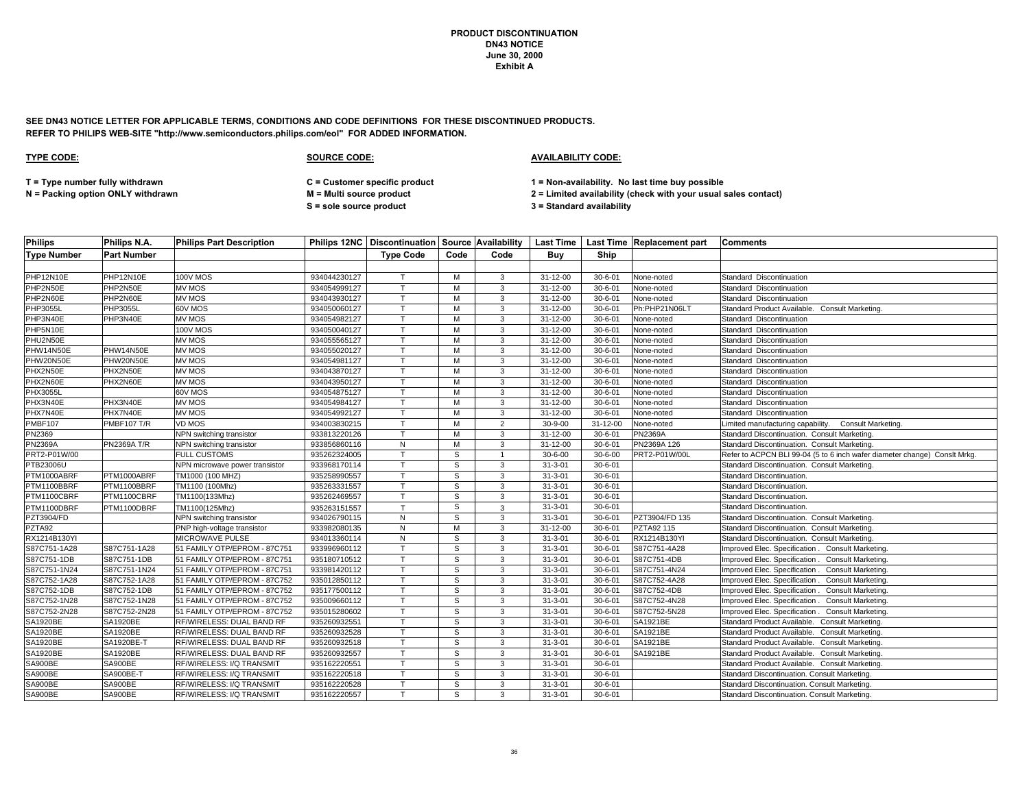**PRODUCT DISCONTINUATION**
**DN43 NOTICE**
**June 30, 2000**
**Exhibit A**

**SEE DN43 NOTICE LETTER FOR APPLICABLE TERMS, CONDITIONS AND CODE DEFINITIONS FOR THESE DISCONTINUED PRODUCTS.**
**REFER TO PHILIPS WEB-SITE "http://www.semiconductors.philips.com/eol" FOR ADDED INFORMATION.**

**TYPE CODE:**

**T = Type number fully withdrawn**
**N = Packing option ONLY withdrawn**

**SOURCE CODE:**

**C = Customer specific product**
**M = Multi source product**
**S = sole source product**

**AVAILABILITY CODE:**

**1 = Non-availability. No last time buy possible**
**2 = Limited availability (check with your usual sales contact)**
**3 = Standard availability**

| Philips Type Number | Philips N.A. Part Number | Philips Part Description | Philips 12NC | Discontinuation Type Code | Source Code | Availability Code | Last Time Buy | Last Time Ship | Replacement part | Comments |
|---|---|---|---|---|---|---|---|---|---|---|
| | | | | | | | | | | |
| PHP12N10E | PHP12N10E | 100V MOS | 934044230127 | T | M | 3 | 31-12-00 | 30-6-01 | None-noted | Standard Discontinuation |
| PHP2N50E | PHP2N50E | MV MOS | 934054999127 | T | M | 3 | 31-12-00 | 30-6-01 | None-noted | Standard Discontinuation |
| PHP2N60E | PHP2N60E | MV MOS | 934043930127 | T | M | 3 | 31-12-00 | 30-6-01 | None-noted | Standard Discontinuation |
| PHP3055L | PHP3055L | 60V MOS | 934050060127 | T | M | 3 | 31-12-00 | 30-6-01 | Ph:PHP21N06LT | Standard Product Available. Consult Marketing. |
| PHP3N40E | PHP3N40E | MV MOS | 934054982127 | T | M | 3 | 31-12-00 | 30-6-01 | None-noted | Standard Discontinuation |
| PHP5N10E | | 100V MOS | 934050040127 | T | M | 3 | 31-12-00 | 30-6-01 | None-noted | Standard Discontinuation |
| PHU2N50E | | MV MOS | 934055565127 | T | M | 3 | 31-12-00 | 30-6-01 | None-noted | Standard Discontinuation |
| PHW14N50E | PHW14N50E | MV MOS | 934055020127 | T | M | 3 | 31-12-00 | 30-6-01 | None-noted | Standard Discontinuation |
| PHW20N50E | PHW20N50E | MV MOS | 934054981127 | T | M | 3 | 31-12-00 | 30-6-01 | None-noted | Standard Discontinuation |
| PHX2N50E | PHX2N50E | MV MOS | 934043870127 | T | M | 3 | 31-12-00 | 30-6-01 | None-noted | Standard Discontinuation |
| PHX2N60E | PHX2N60E | MV MOS | 934043950127 | T | M | 3 | 31-12-00 | 30-6-01 | None-noted | Standard Discontinuation |
| PHX3055L | | 60V MOS | 934054875127 | T | M | 3 | 31-12-00 | 30-6-01 | None-noted | Standard Discontinuation |
| PHX3N40E | PHX3N40E | MV MOS | 934054984127 | T | M | 3 | 31-12-00 | 30-6-01 | None-noted | Standard Discontinuation |
| PHX7N40E | PHX7N40E | MV MOS | 934054992127 | T | M | 3 | 31-12-00 | 30-6-01 | None-noted | Standard Discontinuation |
| PMBF107 | PMBF107 T/R | VD MOS | 934003830215 | T | M | 2 | 30-9-00 | 31-12-00 | None-noted | Limited manufacturing capability. Consult Marketing. |
| PN2369 | | NPN switching transistor | 933813220126 | T | M | 3 | 31-12-00 | 30-6-01 | PN2369A | Standard Discontinuation. Consult Marketing. |
| PN2369A | PN2369A T/R | NPN switching transistor | 933856860116 | N | M | 3 | 31-12-00 | 30-6-01 | PN2369A 126 | Standard Discontinuation. Consult Marketing. |
| PRT2-P01W/00 | | FULL CUSTOMS | 935262324005 | T | S | 1 | 30-6-00 | 30-6-00 | PRT2-P01W/00L | Refer to ACPCN BLI 99-04 (5 to 6 inch wafer diameter change) Conslt Mrkg. |
| PTB23006U | | NPN microwave power transistor | 933968170114 | T | S | 3 | 31-3-01 | 30-6-01 | | Standard Discontinuation. Consult Marketing. |
| PTM1000ABRF | PTM1000ABRF | TM1000 (100 MHZ) | 935258990557 | T | S | 3 | 31-3-01 | 30-6-01 | | Standard Discontinuation. |
| PTM1100BBRF | PTM1100BBRF | TM1100 (100Mhz) | 935263331557 | T | S | 3 | 31-3-01 | 30-6-01 | | Standard Discontinuation. |
| PTM1100CBRF | PTM1100CBRF | TM1100(133Mhz) | 935262469557 | T | S | 3 | 31-3-01 | 30-6-01 | | Standard Discontinuation. |
| PTM1100DBRF | PTM1100DBRF | TM1100(125Mhz) | 935263151557 | T | S | 3 | 31-3-01 | 30-6-01 | | Standard Discontinuation. |
| PZT3904/FD | | NPN switching transistor | 934026790115 | N | S | 3 | 31-3-01 | 30-6-01 | PZT3904/FD 135 | Standard Discontinuation. Consult Marketing. |
| PZTA92 | | PNP high-voltage transistor | 933982080135 | N | M | 3 | 31-12-00 | 30-6-01 | PZTA92 115 | Standard Discontinuation. Consult Marketing. |
| RX1214B130YI | | MICROWAVE PULSE | 934013360114 | N | S | 3 | 31-3-01 | 30-6-01 | RX1214B130YI | Standard Discontinuation. Consult Marketing. |
| S87C751-1A28 | S87C751-1A28 | 51 FAMILY OTP/EPROM - 87C751 | 933996960112 | T | S | 3 | 31-3-01 | 30-6-01 | S87C751-4A28 | Improved Elec. Specification . Consult Marketing. |
| S87C751-1DB | S87C751-1DB | 51 FAMILY OTP/EPROM - 87C751 | 935180710512 | T | S | 3 | 31-3-01 | 30-6-01 | S87C751-4DB | Improved Elec. Specification . Consult Marketing. |
| S87C751-1N24 | S87C751-1N24 | 51 FAMILY OTP/EPROM - 87C751 | 933981420112 | T | S | 3 | 31-3-01 | 30-6-01 | S87C751-4N24 | Improved Elec. Specification . Consult Marketing. |
| S87C752-1A28 | S87C752-1A28 | 51 FAMILY OTP/EPROM - 87C752 | 935012850112 | T | S | 3 | 31-3-01 | 30-6-01 | S87C752-4A28 | Improved Elec. Specification . Consult Marketing. |
| S87C752-1DB | S87C752-1DB | 51 FAMILY OTP/EPROM - 87C752 | 935177500112 | T | S | 3 | 31-3-01 | 30-6-01 | S87C752-4DB | Improved Elec. Specification . Consult Marketing. |
| S87C752-1N28 | S87C752-1N28 | 51 FAMILY OTP/EPROM - 87C752 | 935009660112 | T | S | 3 | 31-3-01 | 30-6-01 | S87C752-4N28 | Improved Elec. Specification . Consult Marketing. |
| S87C752-2N28 | S87C752-2N28 | 51 FAMILY OTP/EPROM - 87C752 | 935015280602 | T | S | 3 | 31-3-01 | 30-6-01 | S87C752-5N28 | Improved Elec. Specification . Consult Marketing. |
| SA1920BE | SA1920BE | RF/WIRELESS: DUAL BAND RF | 935260932551 | T | S | 3 | 31-3-01 | 30-6-01 | SA1921BE | Standard Product Available. Consult Marketing. |
| SA1920BE | SA1920BE | RF/WIRELESS: DUAL BAND RF | 935260932528 | T | S | 3 | 31-3-01 | 30-6-01 | SA1921BE | Standard Product Available. Consult Marketing. |
| SA1920BE | SA1920BE-T | RF/WIRELESS: DUAL BAND RF | 935260932518 | T | S | 3 | 31-3-01 | 30-6-01 | SA1921BE | Standard Product Available. Consult Marketing. |
| SA1920BE | SA1920BE | RF/WIRELESS: DUAL BAND RF | 935260932557 | T | S | 3 | 31-3-01 | 30-6-01 | SA1921BE | Standard Product Available. Consult Marketing. |
| SA900BE | SA900BE | RF/WIRELESS: I/Q TRANSMIT | 935162220551 | T | S | 3 | 31-3-01 | 30-6-01 | | Standard Product Available. Consult Marketing. |
| SA900BE | SA900BE-T | RF/WIRELESS: I/Q TRANSMIT | 935162220518 | T | S | 3 | 31-3-01 | 30-6-01 | | Standard Discontinuation. Consult Marketing. |
| SA900BE | SA900BE | RF/WIRELESS: I/Q TRANSMIT | 935162220528 | T | S | 3 | 31-3-01 | 30-6-01 | | Standard Discontinuation. Consult Marketing. |
| SA900BE | SA900BE | RF/WIRELESS: I/Q TRANSMIT | 935162220557 | T | S | 3 | 31-3-01 | 30-6-01 | | Standard Discontinuation. Consult Marketing. |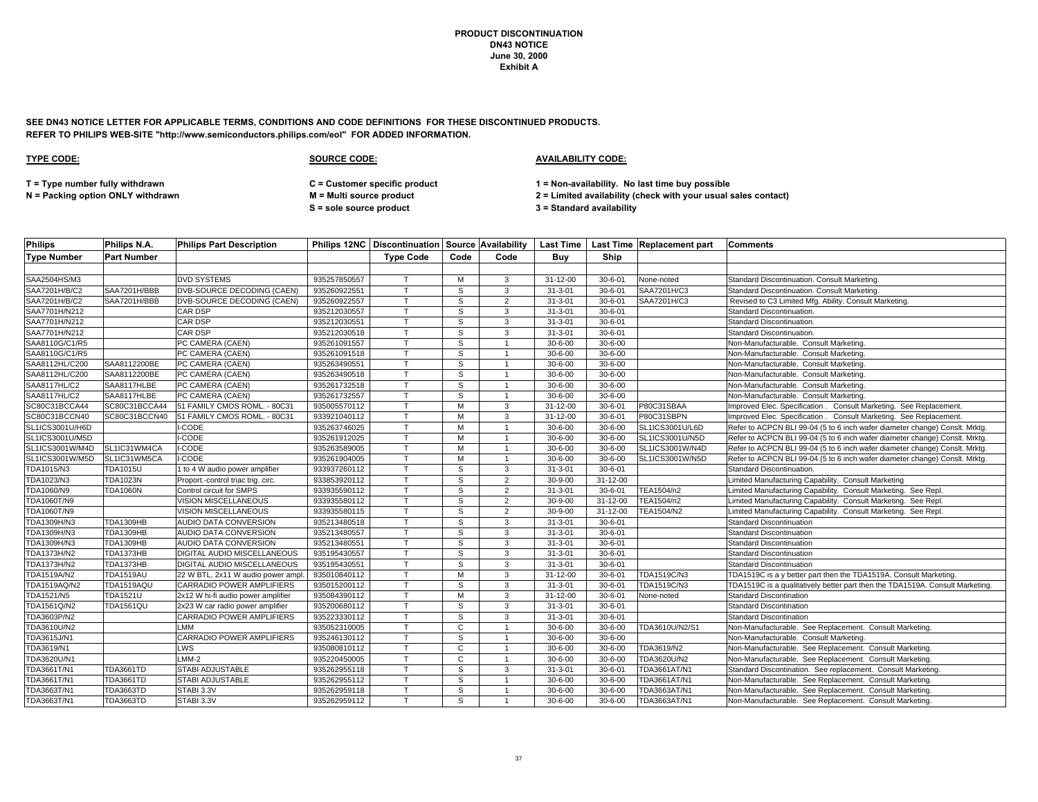**PRODUCT DISCONTINUATION**
**DN43 NOTICE**
**June 30, 2000**
**Exhibit A**

**SEE DN43 NOTICE LETTER FOR APPLICABLE TERMS, CONDITIONS AND CODE DEFINITIONS FOR THESE DISCONTINUED PRODUCTS.**
**REFER TO PHILIPS WEB-SITE "http://www.semiconductors.philips.com/eol" FOR ADDED INFORMATION.**

**TYPE CODE:**

**T = Type number fully withdrawn**
**N = Packing option ONLY withdrawn**

**SOURCE CODE:**

**C = Customer specific product**
**M = Multi source product**
**S = sole source product**

**AVAILABILITY CODE:**

**1 = Non-availability. No last time buy possible**
**2 = Limited availability (check with your usual sales contact)**
**3 = Standard availability**

| Philips | Philips N.A. | Philips Part Description | Philips 12NC | Discontinuation | Source | Availability | Last Time | Last Time | Replacement part | Comments |
|---|---|---|---|---|---|---|---|---|---|---|
| Type Number | Part Number | | | Type Code | Code | Code | Buy | Ship | | |
| SAA2504HS/M3 | | DVD SYSTEMS | 935257850557 | T | M | 3 | 31-12-00 | 30-6-01 | None-noted | Standard Discontinuation. Consult Marketing. |
| SAA7201H/B/C2 | SAA7201H/BBB | DVB-SOURCE DECODING (CAEN) | 935260922551 | T | S | 3 | 31-3-01 | 30-6-01 | SAA7201H/C3 | Standard Discontinuation. Consult Marketing. |
| SAA7201H/B/C2 | SAA7201H/BBB | DVB-SOURCE DECODING (CAEN) | 935260922557 | T | S | 2 | 31-3-01 | 30-6-01 | SAA7201H/C3 | Revised to C3 Limited Mfg. Ability. Consult Marketing. |
| SAA7701H/N212 | | CAR DSP | 935212030557 | T | S | 3 | 31-3-01 | 30-6-01 | | Standard Discontinuation. |
| SAA7701H/N212 | | CAR DSP | 935212030551 | T | S | 3 | 31-3-01 | 30-6-01 | | Standard Discontinuation. |
| SAA7701H/N212 | | CAR DSP | 935212030518 | T | S | 3 | 31-3-01 | 30-6-01 | | Standard Discontinuation. |
| SAA8110G/C1/R5 | | PC CAMERA (CAEN) | 935261091557 | T | S | 1 | 30-6-00 | 30-6-00 | | Non-Manufacturable. Consult Marketing. |
| SAA8110G/C1/R5 | | PC CAMERA (CAEN) | 935261091518 | T | S | 1 | 30-6-00 | 30-6-00 | | Non-Manufacturable. Consult Marketing. |
| SAA8112HL/C200 | SAA8112200BE | PC CAMERA (CAEN) | 935263490551 | T | S | 1 | 30-6-00 | 30-6-00 | | Non-Manufacturable. Consult Marketing. |
| SAA8112HL/C200 | SAA8112200BE | PC CAMERA (CAEN) | 935263490518 | T | S | 1 | 30-6-00 | 30-6-00 | | Non-Manufacturable. Consult Marketing. |
| SAA8117HL/C2 | SAA8117HLBE | PC CAMERA (CAEN) | 935261732518 | T | S | 1 | 30-6-00 | 30-6-00 | | Non-Manufacturable. Consult Marketing. |
| SAA8117HL/C2 | SAA8117HLBE | PC CAMERA (CAEN) | 935261732557 | T | S | 1 | 30-6-00 | 30-6-00 | | Non-Manufacturable. Consult Marketing. |
| SC80C31BCCA44 | SC80C31BCCA44 | 51 FAMILY CMOS ROML. - 80C31 | 935005570112 | T | M | 3 | 31-12-00 | 30-6-01 | P80C31SBAA | Improved Elec. Specification . Consult Marketing. See Replacement. |
| SC80C31BCCN40 | SC80C31BCCN40 | 51 FAMILY CMOS ROML. - 80C31 | 933921040112 | T | M | 3 | 31-12-00 | 30-6-01 | P80C31SBPN | Improved Elec. Specification . Consult Marketing. See Replacement. |
| SL1ICS3001U/H6D | | I-CODE | 935263746025 | T | M | 1 | 30-6-00 | 30-6-00 | SL1ICS3001U/L6D | Refer to ACPCN BLI 99-04 (5 to 6 inch wafer diameter change) Conslt. Mrktg. |
| SL1ICS3001U/M5D | | I-CODE | 935261912025 | T | M | 1 | 30-6-00 | 30-6-00 | SL1ICS3001U/N5D | Refer to ACPCN BLI 99-04 (5 to 6 inch wafer diameter change) Conslt. Mrktg. |
| SL1ICS3001W/M4D | SL1IC31WM4CA | I-CODE | 935263589005 | T | M | 1 | 30-6-00 | 30-6-00 | SL1ICS3001W/N4D | Refer to ACPCN BLI 99-04 (5 to 6 inch wafer diameter change) Conslt. Mrktg. |
| SL1ICS3001W/M5D | SL1IC31WM5CA | I-CODE | 935261904005 | T | M | 1 | 30-6-00 | 30-6-00 | SL1ICS3001W/N5D | Refer to ACPCN BLI 99-04 (5 to 6 inch wafer diameter change) Conslt. Mrktg. |
| TDA1015/N3 | TDA1015U | 1 to 4 W audio power amplifier | 933937260112 | T | S | 3 | 31-3-01 | 30-6-01 | | Standard Discontinuation. |
| TDA1023/N3 | TDA1023N | Proport.-control triac trig. circ. | 933853920112 | T | S | 2 | 30-9-00 | 31-12-00 | | Limited Manufacturing Capability. Consult Marketing |
| TDA1060/N9 | TDA1060N | Control circuit for SMPS | 933935590112 | T | S | 2 | 31-3-01 | 30-6-01 | TEA1504/n2 | Limited Manufacturing Capability. Consult Marketing. See Repl. |
| TDA1060T/N9 | | VISION MISCELLANEOUS | 933935580112 | T | S | 2 | 30-9-00 | 31-12-00 | TEA1504/n2 | Limited Manufacturing Capability. Consult Marketing. See Repl. |
| TDA1060T/N9 | | VISION MISCELLANEOUS | 933935580115 | T | S | 2 | 30-9-00 | 31-12-00 | TEA1504/N2 | Limited Manufacturing Capability. Consult Marketing. See Repl. |
| TDA1309H/N3 | TDA1309HB | AUDIO DATA CONVERSION | 935213480518 | T | S | 3 | 31-3-01 | 30-6-01 | | Standard Discontinuation |
| TDA1309H/N3 | TDA1309HB | AUDIO DATA CONVERSION | 935213480557 | T | S | 3 | 31-3-01 | 30-6-01 | | Standard Discontinuation |
| TDA1309H/N3 | TDA1309HB | AUDIO DATA CONVERSION | 935213480551 | T | S | 3 | 31-3-01 | 30-6-01 | | Standard Discontinuation |
| TDA1373H/N2 | TDA1373HB | DIGITAL AUDIO MISCELLANEOUS | 935195430557 | T | S | 3 | 31-3-01 | 30-6-01 | | Standard Discontinuation |
| TDA1373H/N2 | TDA1373HB | DIGITAL AUDIO MISCELLANEOUS | 935195430551 | T | S | 3 | 31-3-01 | 30-6-01 | | Standard Discontinuation |
| TDA1519A/N2 | TDA1519AU | 22 W BTL, 2x11 W audio power ampl. | 935010840112 | T | M | 3 | 31-12-00 | 30-6-01 | TDA1519C/N3 | TDA1519C is a y better part then the TDA1519A. Consult Marketing. |
| TDA1519AQ/N2 | TDA1519AQU | CARRADIO POWER AMPLIFIERS | 935015200112 | T | S | 3 | 31-3-01 | 30-6-01 | TDA1519C/N3 | TDA1519C is a qualitatively better part then the TDA1519A. Consult Marketing. |
| TDA1521/N5 | TDA1521U | 2x12 W hi-fi audio power amplifier | 935084390112 | T | M | 3 | 31-12-00 | 30-6-01 | None-noted | Standard Discontination |
| TDA1561Q/N2 | TDA1561QU | 2x23 W car radio power amplifier | 935200680112 | T | S | 3 | 31-3-01 | 30-6-01 | | Standard Discontination |
| TDA3603P/N2 | | CARRADIO POWER AMPLIFIERS | 935223330112 | T | S | 3 | 31-3-01 | 30-6-01 | | Standard Discontination |
| TDA3610U/N2 | | LMM | 935052310005 | T | C | 1 | 30-6-00 | 30-6-00 | TDA3610U/N2/S1 | Non-Manufacturable. See Replacement. Consult Marketing. |
| TDA3615J/N1 | | CARRADIO POWER AMPLIFIERS | 935246130112 | T | S | 1 | 30-6-00 | 30-6-00 | | Non-Manufacturable. Consult Marketing. |
| TDA3619/N1 | | LWS | 935080810112 | T | C | 1 | 30-6-00 | 30-6-00 | TDA3619/N2 | Non-Manufacturable. See Replacement. Consult Marketing. |
| TDA3620U/N1 | | LMM-2 | 935220450005 | T | C | 1 | 30-6-00 | 30-6-00 | TDA3620U/N2 | Non-Manufacturable. See Replacement. Consult Marketing. |
| TDA3661T/N1 | TDA3661TD | STABI ADJUSTABLE | 935262955118 | T | S | 3 | 31-3-01 | 30-6-01 | TDA3661AT/N1 | Standard Discontination. See replacement. Consult Marketing. |
| TDA3661T/N1 | TDA3661TD | STABI ADJUSTABLE | 935262955112 | T | S | 1 | 30-6-00 | 30-6-00 | TDA3661AT/N1 | Non-Manufacturable. See Replacement. Consult Marketing. |
| TDA3663T/N1 | TDA3663TD | STABI 3.3V | 935262959118 | T | S | 1 | 30-6-00 | 30-6-00 | TDA3663AT/N1 | Non-Manufacturable. See Replacement. Consult Marketing. |
| TDA3663T/N1 | TDA3663TD | STABI 3.3V | 935262959112 | T | S | 1 | 30-6-00 | 30-6-00 | TDA3663AT/N1 | Non-Manufacturable. See Replacement. Consult Marketing. |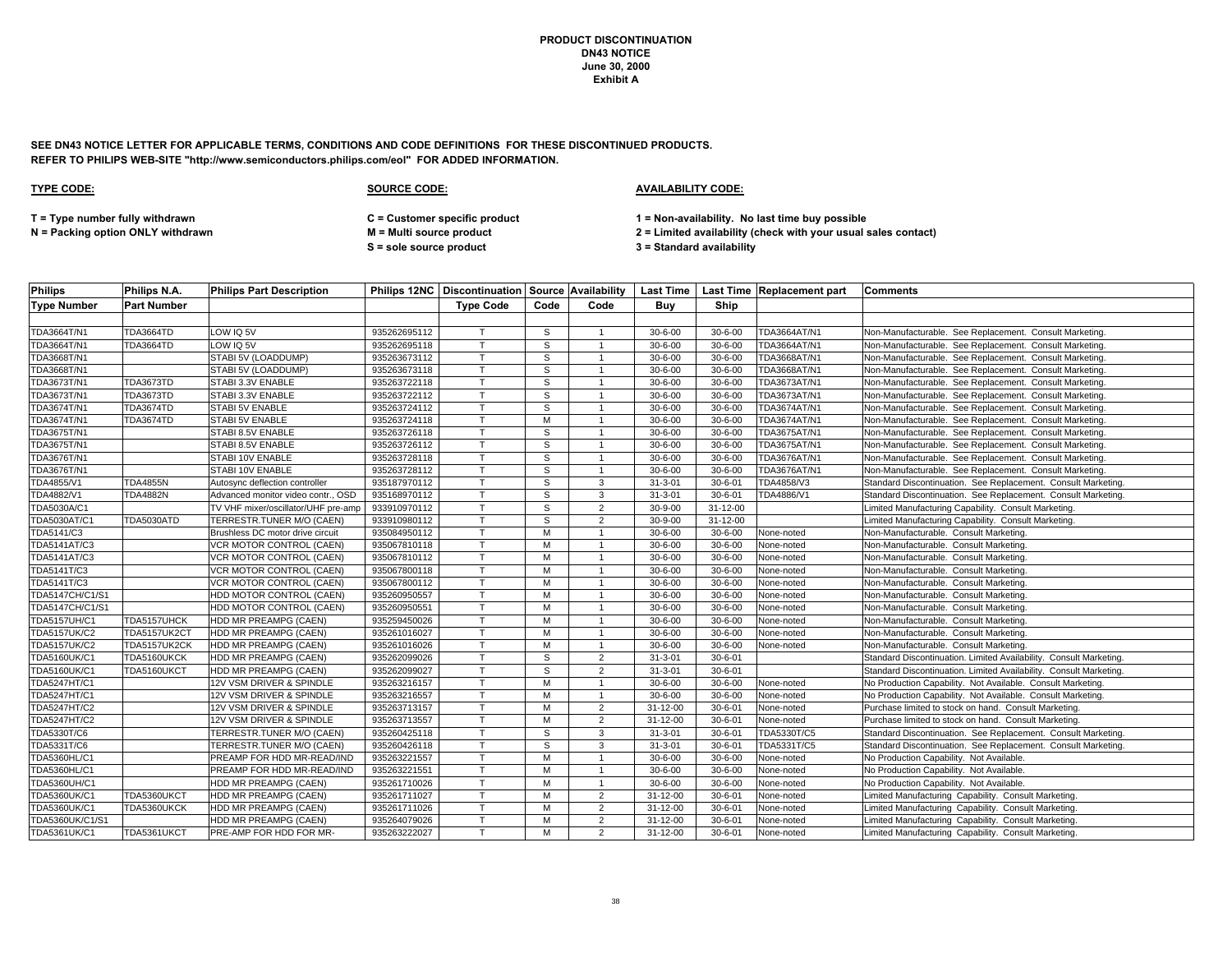**PRODUCT DISCONTINUATION**
**DN43 NOTICE**
**June 30, 2000**
**Exhibit A**

**SEE DN43 NOTICE LETTER FOR APPLICABLE TERMS, CONDITIONS AND CODE DEFINITIONS FOR THESE DISCONTINUED PRODUCTS.**
**REFER TO PHILIPS WEB-SITE "http://www.semiconductors.philips.com/eol" FOR ADDED INFORMATION.**

**TYPE CODE:**

**T = Type number fully withdrawn**
**N = Packing option ONLY withdrawn**

**SOURCE CODE:**

**C = Customer specific product**
**M = Multi source product**
**S = sole source product**

**AVAILABILITY CODE:**

**1 = Non-availability. No last time buy possible**
**2 = Limited availability (check with your usual sales contact)**
**3 = Standard availability**

| Philips Type Number | Philips N.A. Part Number | Philips Part Description | Philips 12NC | Discontinuation Type Code | Source Code | Availability Code | Last Time Buy | Last Time Ship | Replacement part | Comments |
|---|---|---|---|---|---|---|---|---|---|---|
| TDA3664T/N1 | TDA3664TD | LOW IQ 5V | 935262695112 | T | S | 1 | 30-6-00 | 30-6-00 | TDA3664AT/N1 | Non-Manufacturable. See Replacement. Consult Marketing. |
| TDA3664T/N1 | TDA3664TD | LOW IQ 5V | 935262695118 | T | S | 1 | 30-6-00 | 30-6-00 | TDA3664AT/N1 | Non-Manufacturable. See Replacement. Consult Marketing. |
| TDA3668T/N1 | | STABI 5V (LOADDUMP) | 935263673112 | T | S | 1 | 30-6-00 | 30-6-00 | TDA3668AT/N1 | Non-Manufacturable. See Replacement. Consult Marketing. |
| TDA3668T/N1 | | STABI 5V (LOADDUMP) | 935263673118 | T | S | 1 | 30-6-00 | 30-6-00 | TDA3668AT/N1 | Non-Manufacturable. See Replacement. Consult Marketing. |
| TDA3673T/N1 | TDA3673TD | STABI 3.3V ENABLE | 935263722118 | T | S | 1 | 30-6-00 | 30-6-00 | TDA3673AT/N1 | Non-Manufacturable. See Replacement. Consult Marketing. |
| TDA3673T/N1 | TDA3673TD | STABI 3.3V ENABLE | 935263722112 | T | S | 1 | 30-6-00 | 30-6-00 | TDA3673AT/N1 | Non-Manufacturable. See Replacement. Consult Marketing. |
| TDA3674T/N1 | TDA3674TD | STABI 5V ENABLE | 935263724112 | T | S | 1 | 30-6-00 | 30-6-00 | TDA3674AT/N1 | Non-Manufacturable. See Replacement. Consult Marketing. |
| TDA3674T/N1 | TDA3674TD | STABI 5V ENABLE | 935263724118 | T | M | 1 | 30-6-00 | 30-6-00 | TDA3674AT/N1 | Non-Manufacturable. See Replacement. Consult Marketing. |
| TDA3675T/N1 | | STABI 8.5V ENABLE | 935263726118 | T | S | 1 | 30-6-00 | 30-6-00 | TDA3675AT/N1 | Non-Manufacturable. See Replacement. Consult Marketing. |
| TDA3675T/N1 | | STABI 8.5V ENABLE | 935263726112 | T | S | 1 | 30-6-00 | 30-6-00 | TDA3675AT/N1 | Non-Manufacturable. See Replacement. Consult Marketing. |
| TDA3676T/N1 | | STABI 10V ENABLE | 935263728118 | T | S | 1 | 30-6-00 | 30-6-00 | TDA3676AT/N1 | Non-Manufacturable. See Replacement. Consult Marketing. |
| TDA3676T/N1 | | STABI 10V ENABLE | 935263728112 | T | S | 1 | 30-6-00 | 30-6-00 | TDA3676AT/N1 | Non-Manufacturable. See Replacement. Consult Marketing. |
| TDA4855/V1 | TDA4855N | Autosync deflection controller | 935187970112 | T | S | 3 | 31-3-01 | 30-6-01 | TDA4858/V3 | Standard Discontinuation. See Replacement. Consult Marketing. |
| TDA4882/V1 | TDA4882N | Advanced monitor video contr., OSD | 935168970112 | T | S | 3 | 31-3-01 | 30-6-01 | TDA4886/V1 | Standard Discontinuation. See Replacement. Consult Marketing. |
| TDA5030A/C1 | | TV VHF mixer/oscillator/UHF pre-amp | 933910970112 | T | S | 2 | 30-9-00 | 31-12-00 | | Limited Manufacturing Capability. Consult Marketing. |
| TDA5030AT/C1 | TDA5030ATD | TERRESTR.TUNER M/O (CAEN) | 933910980112 | T | S | 2 | 30-9-00 | 31-12-00 | | Limited Manufacturing Capability. Consult Marketing. |
| TDA5141/C3 | | Brushless DC motor drive circuit | 935084950112 | T | M | 1 | 30-6-00 | 30-6-00 | None-noted | Non-Manufacturable. Consult Marketing. |
| TDA5141AT/C3 | | VCR MOTOR CONTROL (CAEN) | 935067810118 | T | M | 1 | 30-6-00 | 30-6-00 | None-noted | Non-Manufacturable. Consult Marketing. |
| TDA5141AT/C3 | | VCR MOTOR CONTROL (CAEN) | 935067810112 | T | M | 1 | 30-6-00 | 30-6-00 | None-noted | Non-Manufacturable. Consult Marketing. |
| TDA5141T/C3 | | VCR MOTOR CONTROL (CAEN) | 935067800118 | T | M | 1 | 30-6-00 | 30-6-00 | None-noted | Non-Manufacturable. Consult Marketing. |
| TDA5141T/C3 | | VCR MOTOR CONTROL (CAEN) | 935067800112 | T | M | 1 | 30-6-00 | 30-6-00 | None-noted | Non-Manufacturable. Consult Marketing. |
| TDA5147CH/C1/S1 | | HDD MOTOR CONTROL (CAEN) | 935260950557 | T | M | 1 | 30-6-00 | 30-6-00 | None-noted | Non-Manufacturable. Consult Marketing. |
| TDA5147CH/C1/S1 | | HDD MOTOR CONTROL (CAEN) | 935260950551 | T | M | 1 | 30-6-00 | 30-6-00 | None-noted | Non-Manufacturable. Consult Marketing. |
| TDA5157UH/C1 | TDA5157UHCK | HDD MR PREAMPG (CAEN) | 935259450026 | T | M | 1 | 30-6-00 | 30-6-00 | None-noted | Non-Manufacturable. Consult Marketing. |
| TDA5157UK/C2 | TDA5157UK2CT | HDD MR PREAMPG (CAEN) | 935261016027 | T | M | 1 | 30-6-00 | 30-6-00 | None-noted | Non-Manufacturable. Consult Marketing. |
| TDA5157UK/C2 | TDA5157UK2CK | HDD MR PREAMPG (CAEN) | 935261016026 | T | M | 1 | 30-6-00 | 30-6-00 | None-noted | Non-Manufacturable. Consult Marketing. |
| TDA5160UK/C1 | TDA5160UKCK | HDD MR PREAMPG (CAEN) | 935262099026 | T | S | 2 | 31-3-01 | 30-6-01 | | Standard Discontinuation. Limited Availability. Consult Marketing. |
| TDA5160UK/C1 | TDA5160UKCT | HDD MR PREAMPG (CAEN) | 935262099027 | T | S | 2 | 31-3-01 | 30-6-01 | | Standard Discontinuation. Limited Availability. Consult Marketing. |
| TDA5247HT/C1 | | 12V VSM DRIVER & SPINDLE | 935263216157 | T | M | 1 | 30-6-00 | 30-6-00 | None-noted | No Production Capability. Not Available. Consult Marketing. |
| TDA5247HT/C1 | | 12V VSM DRIVER & SPINDLE | 935263216557 | T | M | 1 | 30-6-00 | 30-6-00 | None-noted | No Production Capability. Not Available. Consult Marketing. |
| TDA5247HT/C2 | | 12V VSM DRIVER & SPINDLE | 935263713157 | T | M | 2 | 31-12-00 | 30-6-01 | None-noted | Purchase limited to stock on hand. Consult Marketing. |
| TDA5247HT/C2 | | 12V VSM DRIVER & SPINDLE | 935263713557 | T | M | 2 | 31-12-00 | 30-6-01 | None-noted | Purchase limited to stock on hand. Consult Marketing. |
| TDA5330T/C6 | | TERRESTR.TUNER M/O (CAEN) | 935260425118 | T | S | 3 | 31-3-01 | 30-6-01 | TDA5330T/C5 | Standard Discontinuation. See Replacement. Consult Marketing. |
| TDA5331T/C6 | | TERRESTR.TUNER M/O (CAEN) | 935260426118 | T | S | 3 | 31-3-01 | 30-6-01 | TDA5331T/C5 | Standard Discontinuation. See Replacement. Consult Marketing. |
| TDA5360HL/C1 | | PREAMP FOR HDD MR-READ/IND | 935263221557 | T | M | 1 | 30-6-00 | 30-6-00 | None-noted | No Production Capability. Not Available. |
| TDA5360HL/C1 | | PREAMP FOR HDD MR-READ/IND | 935263221551 | T | M | 1 | 30-6-00 | 30-6-00 | None-noted | No Production Capability. Not Available. |
| TDA5360UH/C1 | | HDD MR PREAMPG (CAEN) | 935261710026 | T | M | 1 | 30-6-00 | 30-6-00 | None-noted | No Production Capability. Not Available. |
| TDA5360UK/C1 | TDA5360UKCT | HDD MR PREAMPG (CAEN) | 935261711027 | T | M | 2 | 31-12-00 | 30-6-01 | None-noted | Limited Manufacturing Capability. Consult Marketing. |
| TDA5360UK/C1 | TDA5360UKCK | HDD MR PREAMPG (CAEN) | 935261711026 | T | M | 2 | 31-12-00 | 30-6-01 | None-noted | Limited Manufacturing Capability. Consult Marketing. |
| TDA5360UK/C1/S1 | | HDD MR PREAMPG (CAEN) | 935264079026 | T | M | 2 | 31-12-00 | 30-6-01 | None-noted | Limited Manufacturing Capability. Consult Marketing. |
| TDA5361UK/C1 | TDA5361UKCT | PRE-AMP FOR HDD FOR MR- | 935263222027 | T | M | 2 | 31-12-00 | 30-6-01 | None-noted | Limited Manufacturing Capability. Consult Marketing. |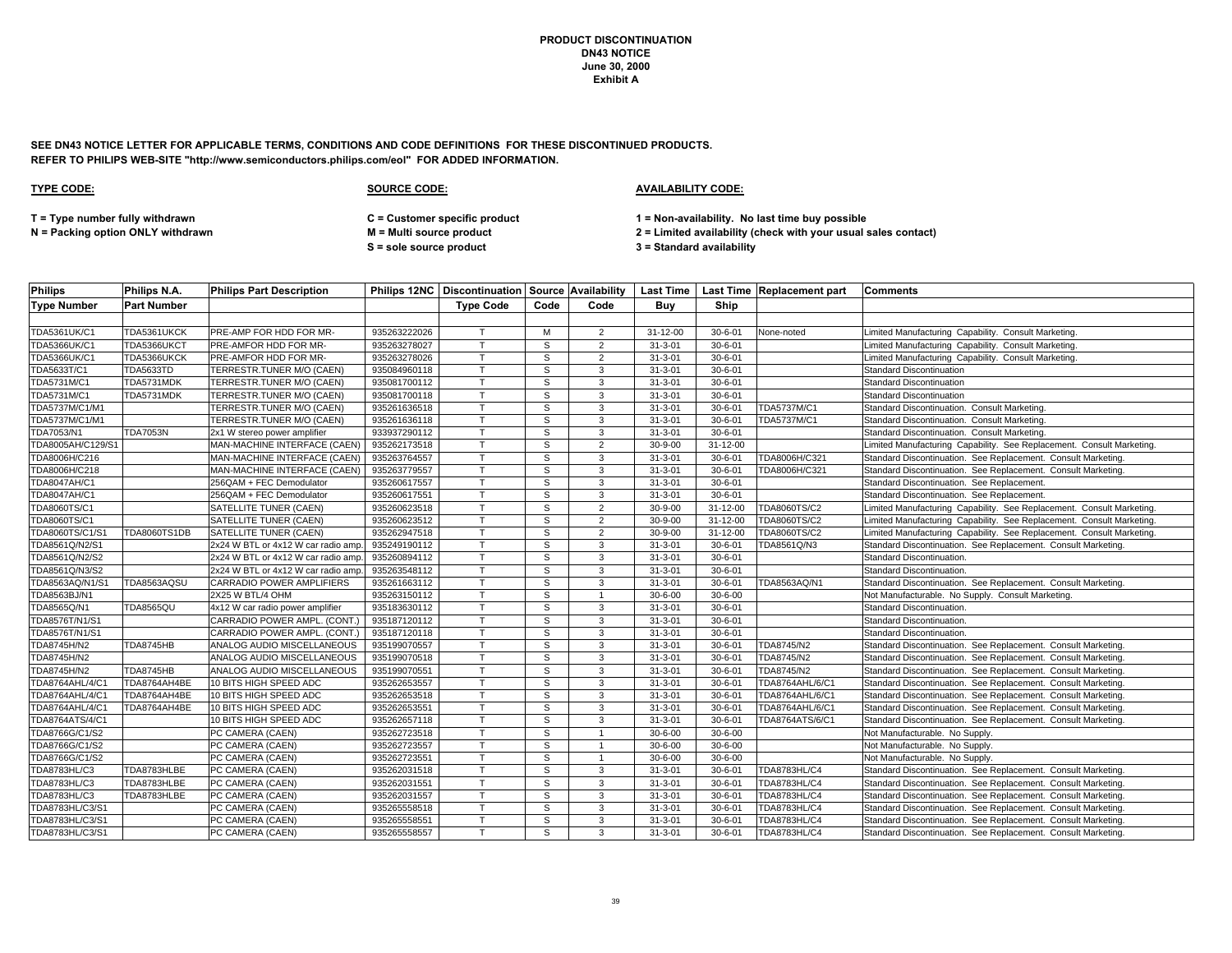**PRODUCT DISCONTINUATION**
**DN43 NOTICE**
**June 30, 2000**
**Exhibit A**

**SEE DN43 NOTICE LETTER FOR APPLICABLE TERMS, CONDITIONS AND CODE DEFINITIONS FOR THESE DISCONTINUED PRODUCTS.**
**REFER TO PHILIPS WEB-SITE "http://www.semiconductors.philips.com/eol" FOR ADDED INFORMATION.**

**TYPE CODE:**

**T = Type number fully withdrawn**
**N = Packing option ONLY withdrawn**

**SOURCE CODE:**

**C = Customer specific product**
**M = Multi source product**
**S = sole source product**

**AVAILABILITY CODE:**

**1 = Non-availability. No last time buy possible**
**2 = Limited availability (check with your usual sales contact)**
**3 = Standard availability**

| Philips Type Number | Philips N.A. Part Number | Philips Part Description | Philips 12NC | Discontinuation Type Code | Source Code | Availability Code | Last Time Buy | Last Time Ship | Replacement part | Comments |
|---|---|---|---|---|---|---|---|---|---|---|
| TDA5361UK/C1 | TDA5361UKCK | PRE-AMP FOR HDD FOR MR- | 935263222026 | T | M | 2 | 31-12-00 | 30-6-01 | None-noted | Limited Manufacturing Capability. Consult Marketing. |
| TDA5366UK/C1 | TDA5366UKCT | PRE-AMFOR HDD FOR MR- | 935263278027 | T | S | 2 | 31-3-01 | 30-6-01 | | Limited Manufacturing Capability. Consult Marketing. |
| TDA5366UK/C1 | TDA5366UKCK | PRE-AMFOR HDD FOR MR- | 935263278026 | T | S | 2 | 31-3-01 | 30-6-01 | | Limited Manufacturing Capability. Consult Marketing. |
| TDA5633T/C1 | TDA5633TD | TERRESTR.TUNER M/O (CAEN) | 935084960118 | T | S | 3 | 31-3-01 | 30-6-01 | | Standard Discontinuation |
| TDA5731M/C1 | TDA5731MDK | TERRESTR.TUNER M/O (CAEN) | 935081700112 | T | S | 3 | 31-3-01 | 30-6-01 | | Standard Discontinuation |
| TDA5731M/C1 | TDA5731MDK | TERRESTR.TUNER M/O (CAEN) | 935081700118 | T | S | 3 | 31-3-01 | 30-6-01 | | Standard Discontinuation |
| TDA5737M/C1/M1 | | TERRESTR.TUNER M/O (CAEN) | 935261636518 | T | S | 3 | 31-3-01 | 30-6-01 | TDA5737M/C1 | Standard Discontinuation. Consult Marketing. |
| TDA5737M/C1/M1 | | TERRESTR.TUNER M/O (CAEN) | 935261636118 | T | S | 3 | 31-3-01 | 30-6-01 | TDA5737M/C1 | Standard Discontinuation. Consult Marketing. |
| TDA7053/N1 | TDA7053N | 2x1 W stereo power amplifier | 933937290112 | T | S | 3 | 31-3-01 | 30-6-01 | | Standard Discontinuation. Consult Marketing. |
| TDA8005AH/C129/S1 | | MAN-MACHINE INTERFACE (CAEN) | 935262173518 | T | S | 2 | 30-9-00 | 31-12-00 | | Limited Manufacturing Capability. See Replacement. Consult Marketing. |
| TDA8006H/C216 | | MAN-MACHINE INTERFACE (CAEN) | 935263764557 | T | S | 3 | 31-3-01 | 30-6-01 | TDA8006H/C321 | Standard Discontinuation. See Replacement. Consult Marketing. |
| TDA8006H/C218 | | MAN-MACHINE INTERFACE (CAEN) | 935263779557 | T | S | 3 | 31-3-01 | 30-6-01 | TDA8006H/C321 | Standard Discontinuation. See Replacement. Consult Marketing. |
| TDA8047AH/C1 | | 256QAM + FEC Demodulator | 935260617557 | T | S | 3 | 31-3-01 | 30-6-01 | | Standard Discontinuation. See Replacement. |
| TDA8047AH/C1 | | 256QAM + FEC Demodulator | 935260617551 | T | S | 3 | 31-3-01 | 30-6-01 | | Standard Discontinuation. See Replacement. |
| TDA8060TS/C1 | | SATELLITE TUNER (CAEN) | 935260623518 | T | S | 2 | 30-9-00 | 31-12-00 | TDA8060TS/C2 | Limited Manufacturing Capability. See Replacement. Consult Marketing. |
| TDA8060TS/C1 | | SATELLITE TUNER (CAEN) | 935260623512 | T | S | 2 | 30-9-00 | 31-12-00 | TDA8060TS/C2 | Limited Manufacturing Capability. See Replacement. Consult Marketing. |
| TDA8060TS/C1/S1 | TDA8060TS1DB | SATELLITE TUNER (CAEN) | 935262947518 | T | S | 2 | 30-9-00 | 31-12-00 | TDA8060TS/C2 | Limited Manufacturing Capability. See Replacement. Consult Marketing. |
| TDA8561Q/N2/S1 | | 2x24 W BTL or 4x12 W car radio amp. | 935249190112 | T | S | 3 | 31-3-01 | 30-6-01 | TDA8561Q/N3 | Standard Discontinuation. See Replacement. Consult Marketing. |
| TDA8561Q/N2/S2 | | 2x24 W BTL or 4x12 W car radio amp. | 935260894112 | T | S | 3 | 31-3-01 | 30-6-01 | | Standard Discontinuation. |
| TDA8561Q/N3/S2 | | 2x24 W BTL or 4x12 W car radio amp. | 935263548112 | T | S | 3 | 31-3-01 | 30-6-01 | | Standard Discontinuation. |
| TDA8563AQ/N1/S1 | TDA8563AQSU | CARRADIO POWER AMPLIFIERS | 935261663112 | T | S | 3 | 31-3-01 | 30-6-01 | TDA8563AQ/N1 | Standard Discontinuation. See Replacement. Consult Marketing. |
| TDA8563BJ/N1 | | 2X25 W BTL/4 OHM | 935263150112 | T | S | 1 | 30-6-00 | 30-6-00 | | Not Manufacturable. No Supply. Consult Marketing. |
| TDA8565Q/N1 | TDA8565QU | 4x12 W car radio power amplifier | 935183630112 | T | S | 3 | 31-3-01 | 30-6-01 | | Standard Discontinuation. |
| TDA8576T/N1/S1 | | CARRADIO POWER AMPL. (CONT.) | 935187120112 | T | S | 3 | 31-3-01 | 30-6-01 | | Standard Discontinuation. |
| TDA8576T/N1/S1 | | CARRADIO POWER AMPL. (CONT.) | 935187120118 | T | S | 3 | 31-3-01 | 30-6-01 | | Standard Discontinuation. |
| TDA8745H/N2 | TDA8745HB | ANALOG AUDIO MISCELLANEOUS | 935199070557 | T | S | 3 | 31-3-01 | 30-6-01 | TDA8745/N2 | Standard Discontinuation. See Replacement. Consult Marketing. |
| TDA8745H/N2 | | ANALOG AUDIO MISCELLANEOUS | 935199070518 | T | S | 3 | 31-3-01 | 30-6-01 | TDA8745/N2 | Standard Discontinuation. See Replacement. Consult Marketing. |
| TDA8745H/N2 | TDA8745HB | ANALOG AUDIO MISCELLANEOUS | 935199070551 | T | S | 3 | 31-3-01 | 30-6-01 | TDA8745/N2 | Standard Discontinuation. See Replacement. Consult Marketing. |
| TDA8764AHL/4/C1 | TDA8764AH4BE | 10 BITS HIGH SPEED ADC | 935262653557 | T | S | 3 | 31-3-01 | 30-6-01 | TDA8764AHL/6/C1 | Standard Discontinuation. See Replacement. Consult Marketing. |
| TDA8764AHL/4/C1 | TDA8764AH4BE | 10 BITS HIGH SPEED ADC | 935262653518 | T | S | 3 | 31-3-01 | 30-6-01 | TDA8764AHL/6/C1 | Standard Discontinuation. See Replacement. Consult Marketing. |
| TDA8764AHL/4/C1 | TDA8764AH4BE | 10 BITS HIGH SPEED ADC | 935262653551 | T | S | 3 | 31-3-01 | 30-6-01 | TDA8764AHL/6/C1 | Standard Discontinuation. See Replacement. Consult Marketing. |
| TDA8764ATS/4/C1 | | 10 BITS HIGH SPEED ADC | 935262657118 | T | S | 3 | 31-3-01 | 30-6-01 | TDA8764ATS/6/C1 | Standard Discontinuation. See Replacement. Consult Marketing. |
| TDA8766G/C1/S2 | | PC CAMERA (CAEN) | 935262723518 | T | S | 1 | 30-6-00 | 30-6-00 | | Not Manufacturable. No Supply. |
| TDA8766G/C1/S2 | | PC CAMERA (CAEN) | 935262723557 | T | S | 1 | 30-6-00 | 30-6-00 | | Not Manufacturable. No Supply. |
| TDA8766G/C1/S2 | | PC CAMERA (CAEN) | 935262723551 | T | S | 1 | 30-6-00 | 30-6-00 | | Not Manufacturable. No Supply. |
| TDA8783HL/C3 | TDA8783HLBE | PC CAMERA (CAEN) | 935262031518 | T | S | 3 | 31-3-01 | 30-6-01 | TDA8783HL/C4 | Standard Discontinuation. See Replacement. Consult Marketing. |
| TDA8783HL/C3 | TDA8783HLBE | PC CAMERA (CAEN) | 935262031551 | T | S | 3 | 31-3-01 | 30-6-01 | TDA8783HL/C4 | Standard Discontinuation. See Replacement. Consult Marketing. |
| TDA8783HL/C3 | TDA8783HLBE | PC CAMERA (CAEN) | 935262031557 | T | S | 3 | 31-3-01 | 30-6-01 | TDA8783HL/C4 | Standard Discontinuation. See Replacement. Consult Marketing. |
| TDA8783HL/C3/S1 | | PC CAMERA (CAEN) | 935265558518 | T | S | 3 | 31-3-01 | 30-6-01 | TDA8783HL/C4 | Standard Discontinuation. See Replacement. Consult Marketing. |
| TDA8783HL/C3/S1 | | PC CAMERA (CAEN) | 935265558551 | T | S | 3 | 31-3-01 | 30-6-01 | TDA8783HL/C4 | Standard Discontinuation. See Replacement. Consult Marketing. |
| TDA8783HL/C3/S1 | | PC CAMERA (CAEN) | 935265558557 | T | S | 3 | 31-3-01 | 30-6-01 | TDA8783HL/C4 | Standard Discontinuation. See Replacement. Consult Marketing. |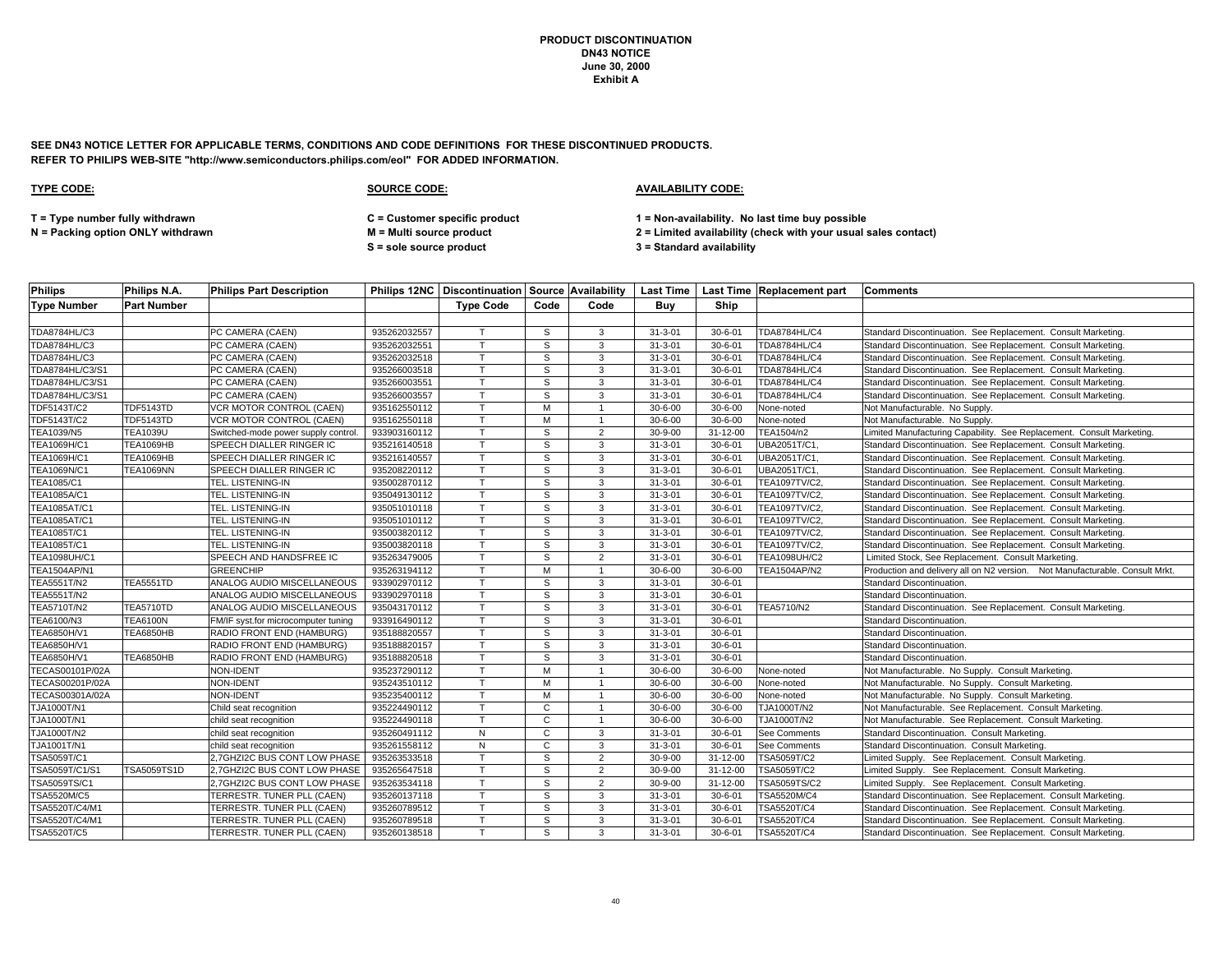**PRODUCT DISCONTINUATION**
**DN43 NOTICE**
**June 30, 2000**
**Exhibit A**

**SEE DN43 NOTICE LETTER FOR APPLICABLE TERMS, CONDITIONS AND CODE DEFINITIONS FOR THESE DISCONTINUED PRODUCTS.**
**REFER TO PHILIPS WEB-SITE "http://www.semiconductors.philips.com/eol" FOR ADDED INFORMATION.**

**TYPE CODE:**

**T = Type number fully withdrawn**
**N = Packing option ONLY withdrawn**

**SOURCE CODE:**

**C = Customer specific product**
**M = Multi source product**
**S = sole source product**

**AVAILABILITY CODE:**

**1 = Non-availability. No last time buy possible**
**2 = Limited availability (check with your usual sales contact)**
**3 = Standard availability**

| Philips | Philips N.A. | Philips Part Description | Philips 12NC | Discontinuation | Source | Availability | Last Time | Last Time | Replacement part | Comments |
|---|---|---|---|---|---|---|---|---|---|---|
| Type Number | Part Number | | | Type Code | Code | Code | Buy | Ship | | |
| TDA8784HL/C3 | | PC CAMERA (CAEN) | 935262032557 | T | S | 3 | 31-3-01 | 30-6-01 | TDA8784HL/C4 | Standard Discontinuation. See Replacement. Consult Marketing. |
| TDA8784HL/C3 | | PC CAMERA (CAEN) | 935262032551 | T | S | 3 | 31-3-01 | 30-6-01 | TDA8784HL/C4 | Standard Discontinuation. See Replacement. Consult Marketing. |
| TDA8784HL/C3 | | PC CAMERA (CAEN) | 935262032518 | T | S | 3 | 31-3-01 | 30-6-01 | TDA8784HL/C4 | Standard Discontinuation. See Replacement. Consult Marketing. |
| TDA8784HL/C3/S1 | | PC CAMERA (CAEN) | 935266003518 | T | S | 3 | 31-3-01 | 30-6-01 | TDA8784HL/C4 | Standard Discontinuation. See Replacement. Consult Marketing. |
| TDA8784HL/C3/S1 | | PC CAMERA (CAEN) | 935266003551 | T | S | 3 | 31-3-01 | 30-6-01 | TDA8784HL/C4 | Standard Discontinuation. See Replacement. Consult Marketing. |
| TDA8784HL/C3/S1 | | PC CAMERA (CAEN) | 935266003557 | T | S | 3 | 31-3-01 | 30-6-01 | TDA8784HL/C4 | Standard Discontinuation. See Replacement. Consult Marketing. |
| TDF5143T/C2 | TDF5143TD | VCR MOTOR CONTROL (CAEN) | 935162550112 | T | M | 1 | 30-6-00 | 30-6-00 | None-noted | Not Manufacturable. No Supply. |
| TDF5143T/C2 | TDF5143TD | VCR MOTOR CONTROL (CAEN) | 935162550118 | T | M | 1 | 30-6-00 | 30-6-00 | None-noted | Not Manufacturable. No Supply. |
| TEA1039/N5 | TEA1039U | Switched-mode power supply control. | 933903160112 | T | S | 2 | 30-9-00 | 31-12-00 | TEA1504/n2 | Limited Manufacturing Capability. See Replacement. Consult Marketing. |
| TEA1069H/C1 | TEA1069HB | SPEECH DIALLER RINGER IC | 935216140518 | T | S | 3 | 31-3-01 | 30-6-01 | UBA2051T/C1, | Standard Discontinuation. See Replacement. Consult Marketing. |
| TEA1069H/C1 | TEA1069HB | SPEECH DIALLER RINGER IC | 935216140557 | T | S | 3 | 31-3-01 | 30-6-01 | UBA2051T/C1, | Standard Discontinuation. See Replacement. Consult Marketing. |
| TEA1069N/C1 | TEA1069NN | SPEECH DIALLER RINGER IC | 935208220112 | T | S | 3 | 31-3-01 | 30-6-01 | UBA2051T/C1, | Standard Discontinuation. See Replacement. Consult Marketing. |
| TEA1085/C1 | | TEL. LISTENING-IN | 935002870112 | T | S | 3 | 31-3-01 | 30-6-01 | TEA1097TV/C2, | Standard Discontinuation. See Replacement. Consult Marketing. |
| TEA1085A/C1 | | TEL. LISTENING-IN | 935049130112 | T | S | 3 | 31-3-01 | 30-6-01 | TEA1097TV/C2, | Standard Discontinuation. See Replacement. Consult Marketing. |
| TEA1085AT/C1 | | TEL. LISTENING-IN | 935051010118 | T | S | 3 | 31-3-01 | 30-6-01 | TEA1097TV/C2, | Standard Discontinuation. See Replacement. Consult Marketing. |
| TEA1085AT/C1 | | TEL. LISTENING-IN | 935051010112 | T | S | 3 | 31-3-01 | 30-6-01 | TEA1097TV/C2, | Standard Discontinuation. See Replacement. Consult Marketing. |
| TEA1085T/C1 | | TEL. LISTENING-IN | 935003820112 | T | S | 3 | 31-3-01 | 30-6-01 | TEA1097TV/C2, | Standard Discontinuation. See Replacement. Consult Marketing. |
| TEA1085T/C1 | | TEL. LISTENING-IN | 935003820118 | T | S | 3 | 31-3-01 | 30-6-01 | TEA1097TV/C2, | Standard Discontinuation. See Replacement. Consult Marketing. |
| TEA1098UH/C1 | | SPEECH AND HANDSFREE IC | 935263479005 | T | S | 2 | 31-3-01 | 30-6-01 | TEA1098UH/C2 | Limited Stock, See Replacement. Consult Marketing. |
| TEA1504AP/N1 | | GREENCHIP | 935263194112 | T | M | 1 | 30-6-00 | 30-6-00 | TEA1504AP/N2 | Production and delivery all on N2 version. Not Manufacturable. Consult Mrkt. |
| TEA5551T/N2 | TEA5551TD | ANALOG AUDIO MISCELLANEOUS | 933902970112 | T | S | 3 | 31-3-01 | 30-6-01 | | Standard Discontinuation. |
| TEA5551T/N2 | | ANALOG AUDIO MISCELLANEOUS | 933902970118 | T | S | 3 | 31-3-01 | 30-6-01 | | Standard Discontinuation. |
| TEA5710T/N2 | TEA5710TD | ANALOG AUDIO MISCELLANEOUS | 935043170112 | T | S | 3 | 31-3-01 | 30-6-01 | TEA5710/N2 | Standard Discontinuation. See Replacement. Consult Marketing. |
| TEA6100/N3 | TEA6100N | FM/IF syst.for microcomputer tuning | 933916490112 | T | S | 3 | 31-3-01 | 30-6-01 | | Standard Discontinuation. |
| TEA6850H/V1 | TEA6850HB | RADIO FRONT END (HAMBURG) | 935188820557 | T | S | 3 | 31-3-01 | 30-6-01 | | Standard Discontinuation. |
| TEA6850H/V1 | | RADIO FRONT END (HAMBURG) | 935188820157 | T | S | 3 | 31-3-01 | 30-6-01 | | Standard Discontinuation. |
| TEA6850H/V1 | TEA6850HB | RADIO FRONT END (HAMBURG) | 935188820518 | T | S | 3 | 31-3-01 | 30-6-01 | | Standard Discontinuation. |
| TECAS00101P/02A | | NON-IDENT | 935237290112 | T | M | 1 | 30-6-00 | 30-6-00 | None-noted | Not Manufacturable. No Supply. Consult Marketing. |
| TECAS00201P/02A | | NON-IDENT | 935243510112 | T | M | 1 | 30-6-00 | 30-6-00 | None-noted | Not Manufacturable. No Supply. Consult Marketing. |
| TECAS00301A/02A | | NON-IDENT | 935235400112 | T | M | 1 | 30-6-00 | 30-6-00 | None-noted | Not Manufacturable. No Supply. Consult Marketing. |
| TJA1000T/N1 | | Child seat recognition | 935224490112 | T | C | 1 | 30-6-00 | 30-6-00 | TJA1000T/N2 | Not Manufacturable. See Replacement. Consult Marketing. |
| TJA1000T/N1 | | child seat recognition | 935224490118 | T | C | 1 | 30-6-00 | 30-6-00 | TJA1000T/N2 | Not Manufacturable. See Replacement. Consult Marketing. |
| TJA1000T/N2 | | child seat recognition | 935260491112 | N | C | 3 | 31-3-01 | 30-6-01 | See Comments | Standard Discontinuation. Consult Marketing. |
| TJA1001T/N1 | | child seat recognition | 935261558112 | N | C | 3 | 31-3-01 | 30-6-01 | See Comments | Standard Discontinuation. Consult Marketing. |
| TSA5059T/C1 | | 2,7GHZI2C BUS CONT LOW PHASE | 935263533518 | T | S | 2 | 30-9-00 | 31-12-00 | TSA5059T/C2 | Limited Supply. See Replacement. Consult Marketing. |
| TSA5059T/C1/S1 | TSA5059TS1D | 2,7GHZI2C BUS CONT LOW PHASE | 935265647518 | T | S | 2 | 30-9-00 | 31-12-00 | TSA5059T/C2 | Limited Supply. See Replacement. Consult Marketing. |
| TSA5059TS/C1 | | 2,7GHZI2C BUS CONT LOW PHASE | 935263534118 | T | S | 2 | 30-9-00 | 31-12-00 | TSA5059TS/C2 | Limited Supply. See Replacement. Consult Marketing. |
| TSA5520M/C5 | | TERRESTR. TUNER PLL (CAEN) | 935260137118 | T | S | 3 | 31-3-01 | 30-6-01 | TSA5520M/C4 | Standard Discontinuation. See Replacement. Consult Marketing. |
| TSA5520T/C4/M1 | | TERRESTR. TUNER PLL (CAEN) | 935260789512 | T | S | 3 | 31-3-01 | 30-6-01 | TSA5520T/C4 | Standard Discontinuation. See Replacement. Consult Marketing. |
| TSA5520T/C4/M1 | | TERRESTR. TUNER PLL (CAEN) | 935260789518 | T | S | 3 | 31-3-01 | 30-6-01 | TSA5520T/C4 | Standard Discontinuation. See Replacement. Consult Marketing. |
| TSA5520T/C5 | | TERRESTR. TUNER PLL (CAEN) | 935260138518 | T | S | 3 | 31-3-01 | 30-6-01 | TSA5520T/C4 | Standard Discontinuation. See Replacement. Consult Marketing. |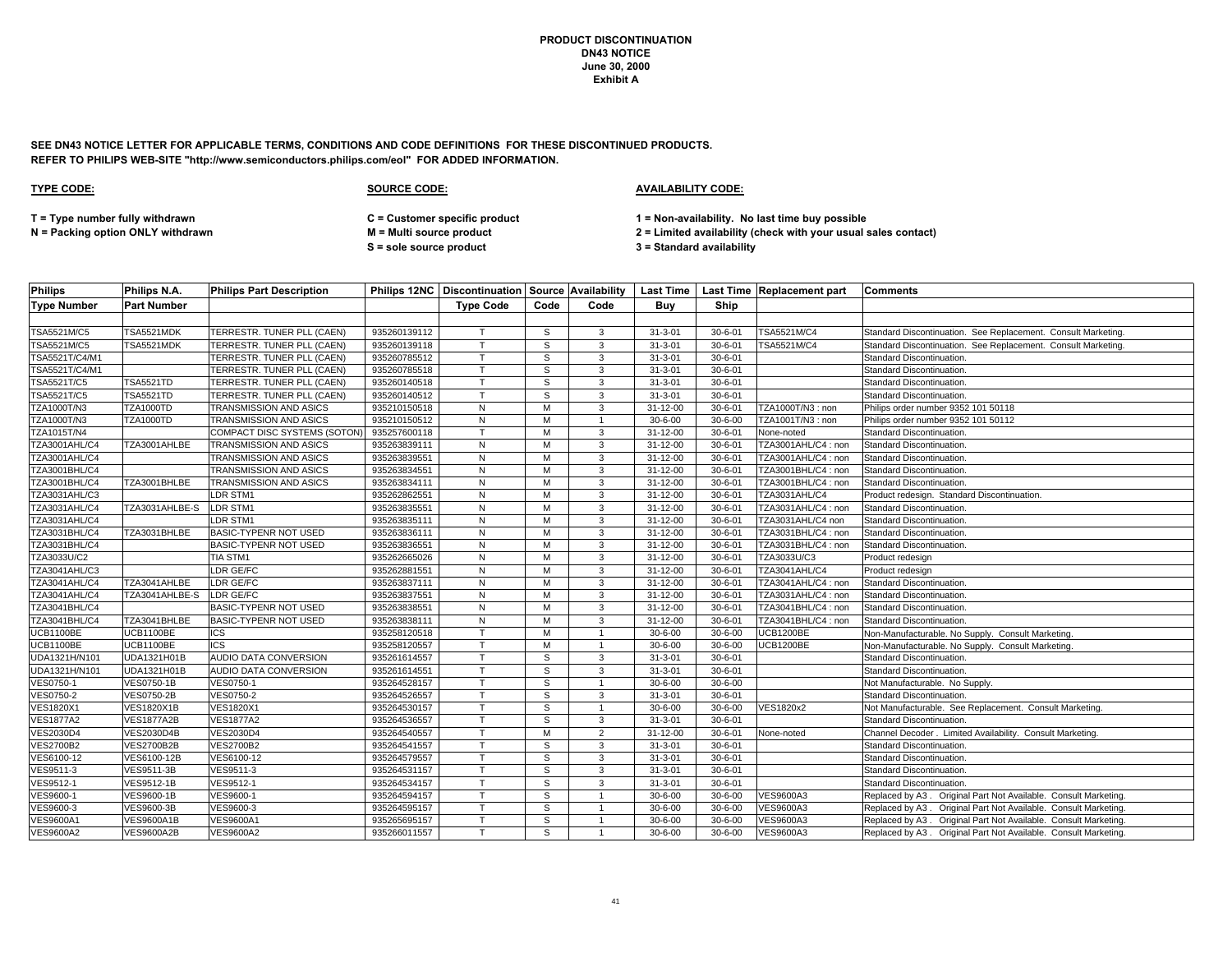**PRODUCT DISCONTINUATION**
**DN43 NOTICE**
**June 30, 2000**
**Exhibit A**

**SEE DN43 NOTICE LETTER FOR APPLICABLE TERMS, CONDITIONS AND CODE DEFINITIONS FOR THESE DISCONTINUED PRODUCTS.**
**REFER TO PHILIPS WEB-SITE "http://www.semiconductors.philips.com/eol" FOR ADDED INFORMATION.**

**TYPE CODE:**

**T = Type number fully withdrawn**
**N = Packing option ONLY withdrawn**

**SOURCE CODE:**

**C = Customer specific product**
**M = Multi source product**
**S = sole source product**

**AVAILABILITY CODE:**

**1 = Non-availability. No last time buy possible**
**2 = Limited availability (check with your usual sales contact)**
**3 = Standard availability**

| Philips Type Number | Philips N.A. Part Number | Philips Part Description | Philips 12NC | Discontinuation Type Code | Source Code | Availability Code | Last Time Buy | Last Time Ship | Replacement part | Comments |
|---|---|---|---|---|---|---|---|---|---|---|
| TSA5521M/C5 | TSA5521MDK | TERRESTR. TUNER PLL (CAEN) | 935260139112 | T | S | 3 | 31-3-01 | 30-6-01 | TSA5521M/C4 | Standard Discontinuation. See Replacement. Consult Marketing. |
| TSA5521M/C5 | TSA5521MDK | TERRESTR. TUNER PLL (CAEN) | 935260139118 | T | S | 3 | 31-3-01 | 30-6-01 | TSA5521M/C4 | Standard Discontinuation. See Replacement. Consult Marketing. |
| TSA5521T/C4/M1 | | TERRESTR. TUNER PLL (CAEN) | 935260785512 | T | S | 3 | 31-3-01 | 30-6-01 | | Standard Discontinuation. |
| TSA5521T/C4/M1 | | TERRESTR. TUNER PLL (CAEN) | 935260785518 | T | S | 3 | 31-3-01 | 30-6-01 | | Standard Discontinuation. |
| TSA5521T/C5 | TSA5521TD | TERRESTR. TUNER PLL (CAEN) | 935260140518 | T | S | 3 | 31-3-01 | 30-6-01 | | Standard Discontinuation. |
| TSA5521T/C5 | TSA5521TD | TERRESTR. TUNER PLL (CAEN) | 935260140512 | T | S | 3 | 31-3-01 | 30-6-01 | | Standard Discontinuation. |
| TZA1000T/N3 | TZA1000TD | TRANSMISSION AND ASICS | 935210150518 | N | M | 3 | 31-12-00 | 30-6-01 | TZA1000T/N3 : non | Philips order number 9352 101 50118 |
| TZA1000T/N3 | TZA1000TD | TRANSMISSION AND ASICS | 935210150512 | N | M | 1 | 30-6-00 | 30-6-00 | TZA1001T/N3 : non | Philips order number 9352 101 50112 |
| TZA1015T/N4 | | COMPACT DISC SYSTEMS (SOTON) | 935257600118 | T | M | 3 | 31-12-00 | 30-6-01 | None-noted | Standard Discontinuation. |
| TZA3001AHL/C4 | TZA3001AHLBE | TRANSMISSION AND ASICS | 935263839111 | N | M | 3 | 31-12-00 | 30-6-01 | TZA3001AHL/C4 : non | Standard Discontinuation. |
| TZA3001AHL/C4 | | TRANSMISSION AND ASICS | 935263839551 | N | M | 3 | 31-12-00 | 30-6-01 | TZA3001AHL/C4 : non | Standard Discontinuation. |
| TZA3001BHL/C4 | | TRANSMISSION AND ASICS | 935263834551 | N | M | 3 | 31-12-00 | 30-6-01 | TZA3001BHL/C4 : non | Standard Discontinuation. |
| TZA3001BHL/C4 | TZA3001BHLBE | TRANSMISSION AND ASICS | 935263834111 | N | M | 3 | 31-12-00 | 30-6-01 | TZA3001BHL/C4 : non | Standard Discontinuation. |
| TZA3031AHL/C3 | | LDR STM1 | 935262862551 | N | M | 3 | 31-12-00 | 30-6-01 | TZA3031AHL/C4 | Product redesign. Standard Discontinuation. |
| TZA3031AHL/C4 | TZA3031AHLBE-S | LDR STM1 | 935263835551 | N | M | 3 | 31-12-00 | 30-6-01 | TZA3031AHL/C4 : non | Standard Discontinuation. |
| TZA3031AHL/C4 | | LDR STM1 | 935263835111 | N | M | 3 | 31-12-00 | 30-6-01 | TZA3031AHL/C4 non | Standard Discontinuation. |
| TZA3031BHL/C4 | TZA3031BHLBE | BASIC-TYPENR NOT USED | 935263836111 | N | M | 3 | 31-12-00 | 30-6-01 | TZA3031BHL/C4 : non | Standard Discontinuation. |
| TZA3031BHL/C4 | | BASIC-TYPENR NOT USED | 935263836551 | N | M | 3 | 31-12-00 | 30-6-01 | TZA3031BHL/C4 : non | Standard Discontinuation. |
| TZA3033U/C2 | | TIA STM1 | 935262665026 | N | M | 3 | 31-12-00 | 30-6-01 | TZA3033U/C3 | Product redesign |
| TZA3041AHL/C3 | | LDR GE/FC | 935262881551 | N | M | 3 | 31-12-00 | 30-6-01 | TZA3041AHL/C4 | Product redesign |
| TZA3041AHL/C4 | TZA3041AHLBE | LDR GE/FC | 935263837111 | N | M | 3 | 31-12-00 | 30-6-01 | TZA3041AHL/C4 : non | Standard Discontinuation. |
| TZA3041AHL/C4 | TZA3041AHLBE-S | LDR GE/FC | 935263837551 | N | M | 3 | 31-12-00 | 30-6-01 | TZA3031AHL/C4 : non | Standard Discontinuation. |
| TZA3041BHL/C4 | | BASIC-TYPENR NOT USED | 935263838551 | N | M | 3 | 31-12-00 | 30-6-01 | TZA3041BHL/C4 : non | Standard Discontinuation. |
| TZA3041BHL/C4 | TZA3041BHLBE | BASIC-TYPENR NOT USED | 935263838111 | N | M | 3 | 31-12-00 | 30-6-01 | TZA3041BHL/C4 : non | Standard Discontinuation. |
| UCB1100BE | UCB1100BE | ICS | 935258120518 | T | M | 1 | 30-6-00 | 30-6-00 | UCB1200BE | Non-Manufacturable. No Supply. Consult Marketing. |
| UCB1100BE | UCB1100BE | ICS | 935258120557 | T | M | 1 | 30-6-00 | 30-6-00 | UCB1200BE | Non-Manufacturable. No Supply. Consult Marketing. |
| UDA1321H/N101 | UDA1321H01B | AUDIO DATA CONVERSION | 935261614557 | T | S | 3 | 31-3-01 | 30-6-01 | | Standard Discontinuation. |
| UDA1321H/N101 | UDA1321H01B | AUDIO DATA CONVERSION | 935261614551 | T | S | 3 | 31-3-01 | 30-6-01 | | Standard Discontinuation. |
| VES0750-1 | VES0750-1B | VES0750-1 | 935264528157 | T | S | 1 | 30-6-00 | 30-6-00 | | Not Manufacturable. No Supply. |
| VES0750-2 | VES0750-2B | VES0750-2 | 935264526557 | T | S | 3 | 31-3-01 | 30-6-01 | | Standard Discontinuation. |
| VES1820X1 | VES1820X1B | VES1820X1 | 935264530157 | T | S | 1 | 30-6-00 | 30-6-00 | VES1820x2 | Not Manufacturable. See Replacement. Consult Marketing. |
| VES1877A2 | VES1877A2B | VES1877A2 | 935264536557 | T | S | 3 | 31-3-01 | 30-6-01 | | Standard Discontinuation. |
| VES2030D4 | VES2030D4B | VES2030D4 | 935264540557 | T | M | 2 | 31-12-00 | 30-6-01 | None-noted | Channel Decoder . Limited Availability. Consult Marketing. |
| VES2700B2 | VES2700B2B | VES2700B2 | 935264541557 | T | S | 3 | 31-3-01 | 30-6-01 | | Standard Discontinuation. |
| VES6100-12 | VES6100-12B | VES6100-12 | 935264579557 | T | S | 3 | 31-3-01 | 30-6-01 | | Standard Discontinuation. |
| VES9511-3 | VES9511-3B | VES9511-3 | 935264531157 | T | S | 3 | 31-3-01 | 30-6-01 | | Standard Discontinuation. |
| VES9512-1 | VES9512-1B | VES9512-1 | 935264534157 | T | S | 3 | 31-3-01 | 30-6-01 | | Standard Discontinuation. |
| VES9600-1 | VES9600-1B | VES9600-1 | 935264594157 | T | S | 1 | 30-6-00 | 30-6-00 | VES9600A3 | Replaced by A3 . Original Part Not Available. Consult Marketing. |
| VES9600-3 | VES9600-3B | VES9600-3 | 935264595157 | T | S | 1 | 30-6-00 | 30-6-00 | VES9600A3 | Replaced by A3 . Original Part Not Available. Consult Marketing. |
| VES9600A1 | VES9600A1B | VES9600A1 | 935265695157 | T | S | 1 | 30-6-00 | 30-6-00 | VES9600A3 | Replaced by A3 . Original Part Not Available. Consult Marketing. |
| VES9600A2 | VES9600A2B | VES9600A2 | 935266011557 | T | S | 1 | 30-6-00 | 30-6-00 | VES9600A3 | Replaced by A3 . Original Part Not Available. Consult Marketing. |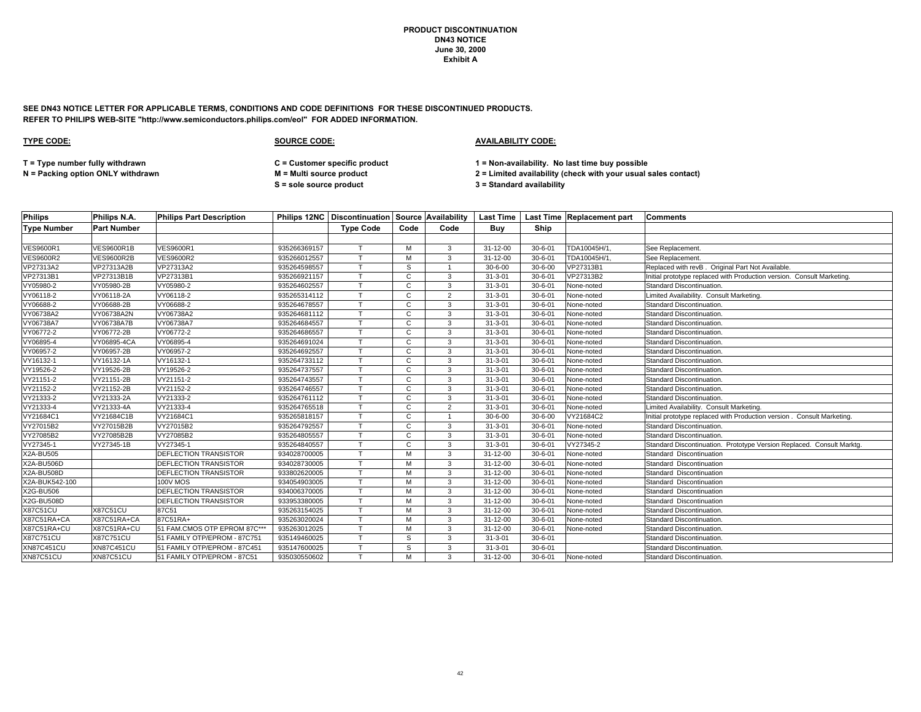**PRODUCT DISCONTINUATION**
**DN43 NOTICE**
**June 30, 2000**
**Exhibit A**

**SEE DN43 NOTICE LETTER FOR APPLICABLE TERMS, CONDITIONS AND CODE DEFINITIONS FOR THESE DISCONTINUED PRODUCTS.**
**REFER TO PHILIPS WEB-SITE "http://www.semiconductors.philips.com/eol" FOR ADDED INFORMATION.**

**TYPE CODE:**

**T = Type number fully withdrawn**
**N = Packing option ONLY withdrawn**

**SOURCE CODE:**

**C = Customer specific product**
**M = Multi source product**
**S = sole source product**

**AVAILABILITY CODE:**

**1 = Non-availability. No last time buy possible**
**2 = Limited availability (check with your usual sales contact)**
**3 = Standard availability**

| Philips Type Number | Philips N.A. Part Number | Philips Part Description | Philips 12NC | Discontinuation Type Code | Source Code | Availability Code | Last Time Buy | Last Time Ship | Replacement part | Comments |
|---|---|---|---|---|---|---|---|---|---|---|
| VES9600R1 | VES9600R1B | VES9600R1 | 935266369157 | T | M | 3 | 31-12-00 | 30-6-01 | TDA10045H/1, | See Replacement. |
| VES9600R2 | VES9600R2B | VES9600R2 | 935266012557 | T | M | 3 | 31-12-00 | 30-6-01 | TDA10045H/1, | See Replacement. |
| VP27313A2 | VP27313A2B | VP27313A2 | 935264598557 | T | S | 1 | 30-6-00 | 30-6-00 | VP27313B1 | Replaced with revB . Original Part Not Available. |
| VP27313B1 | VP27313B1B | VP27313B1 | 935266921157 | T | C | 3 | 31-3-01 | 30-6-01 | VP27313B2 | Initial prototype replaced with Production version. Consult Marketing. |
| VY05980-2 | VY05980-2B | VY05980-2 | 935264602557 | T | C | 3 | 31-3-01 | 30-6-01 | None-noted | Standard Discontinuation. |
| VY06118-2 | VY06118-2A | VY06118-2 | 935265314112 | T | C | 2 | 31-3-01 | 30-6-01 | None-noted | Limited Availability. Consult Marketing. |
| VY06688-2 | VY06688-2B | VY06688-2 | 935264678557 | T | C | 3 | 31-3-01 | 30-6-01 | None-noted | Standard Discontinuation. |
| VY06738A2 | VY06738A2N | VY06738A2 | 935264681112 | T | C | 3 | 31-3-01 | 30-6-01 | None-noted | Standard Discontinuation. |
| VY06738A7 | VY06738A7B | VY06738A7 | 935264684557 | T | C | 3 | 31-3-01 | 30-6-01 | None-noted | Standard Discontinuation. |
| VY06772-2 | VY06772-2B | VY06772-2 | 935264686557 | T | C | 3 | 31-3-01 | 30-6-01 | None-noted | Standard Discontinuation. |
| VY06895-4 | VY06895-4CA | VY06895-4 | 935264691024 | T | C | 3 | 31-3-01 | 30-6-01 | None-noted | Standard Discontinuation. |
| VY06957-2 | VY06957-2B | VY06957-2 | 935264692557 | T | C | 3 | 31-3-01 | 30-6-01 | None-noted | Standard Discontinuation. |
| VY16132-1 | VY16132-1A | VY16132-1 | 935264733112 | T | C | 3 | 31-3-01 | 30-6-01 | None-noted | Standard Discontinuation. |
| VY19526-2 | VY19526-2B | VY19526-2 | 935264737557 | T | C | 3 | 31-3-01 | 30-6-01 | None-noted | Standard Discontinuation. |
| VY21151-2 | VY21151-2B | VY21151-2 | 935264743557 | T | C | 3 | 31-3-01 | 30-6-01 | None-noted | Standard Discontinuation. |
| VY21152-2 | VY21152-2B | VY21152-2 | 935264746557 | T | C | 3 | 31-3-01 | 30-6-01 | None-noted | Standard Discontinuation. |
| VY21333-2 | VY21333-2A | VY21333-2 | 935264761112 | T | C | 3 | 31-3-01 | 30-6-01 | None-noted | Standard Discontinuation. |
| VY21333-4 | VY21333-4A | VY21333-4 | 935264765518 | T | C | 2 | 31-3-01 | 30-6-01 | None-noted | Limited Availability. Consult Marketing. |
| VY21684C1 | VY21684C1B | VY21684C1 | 935265818157 | T | C | 1 | 30-6-00 | 30-6-00 | VY21684C2 | Initial prototype replaced with Production version . Consult Marketing. |
| VY27015B2 | VY27015B2B | VY27015B2 | 935264792557 | T | C | 3 | 31-3-01 | 30-6-01 | None-noted | Standard Discontinuation. |
| VY27085B2 | VY27085B2B | VY27085B2 | 935264805557 | T | C | 3 | 31-3-01 | 30-6-01 | None-noted | Standard Discontinuation. |
| VY27345-1 | VY27345-1B | VY27345-1 | 935264840557 | T | C | 3 | 31-3-01 | 30-6-01 | VY27345-2 | Standard Discontinuation. Prototype Version Replaced. Consult Marktg. |
| X2A-BU505 | | DEFLECTION TRANSISTOR | 934028700005 | T | M | 3 | 31-12-00 | 30-6-01 | None-noted | Standard Discontinuation |
| X2A-BU506D | | DEFLECTION TRANSISTOR | 934028730005 | T | M | 3 | 31-12-00 | 30-6-01 | None-noted | Standard Discontinuation |
| X2A-BU508D | | DEFLECTION TRANSISTOR | 933802620005 | T | M | 3 | 31-12-00 | 30-6-01 | None-noted | Standard Discontinuation |
| X2A-BUK542-100 | | 100V MOS | 934054903005 | T | M | 3 | 31-12-00 | 30-6-01 | None-noted | Standard Discontinuation |
| X2G-BU506 | | DEFLECTION TRANSISTOR | 934006370005 | T | M | 3 | 31-12-00 | 30-6-01 | None-noted | Standard Discontinuation |
| X2G-BU508D | | DEFLECTION TRANSISTOR | 933953380005 | T | M | 3 | 31-12-00 | 30-6-01 | None-noted | Standard Discontinuation |
| X87C51CU | X87C51CU | 87C51 | 935263154025 | T | M | 3 | 31-12-00 | 30-6-01 | None-noted | Standard Discontinuation. |
| X87C51RA+CA | X87C51RA+CA | 87C51RA+ | 935263020024 | T | M | 3 | 31-12-00 | 30-6-01 | None-noted | Standard Discontinuation. |
| X87C51RA+CU | X87C51RA+CU | 51 FAM.CMOS OTP EPROM 87C*** | 935263012025 | T | M | 3 | 31-12-00 | 30-6-01 | None-noted | Standard Discontinuation. |
| X87C751CU | X87C751CU | 51 FAMILY OTP/EPROM - 87C751 | 935149460025 | T | S | 3 | 31-3-01 | 30-6-01 | | Standard Discontinuation. |
| XN87C451CU | XN87C451CU | 51 FAMILY OTP/EPROM - 87C451 | 935147600025 | T | S | 3 | 31-3-01 | 30-6-01 | | Standard Discontinuation. |
| XN87C51CU | XN87C51CU | 51 FAMILY OTP/EPROM - 87C51 | 935030550602 | T | M | 3 | 31-12-00 | 30-6-01 | None-noted | Standard Discontinuation. |